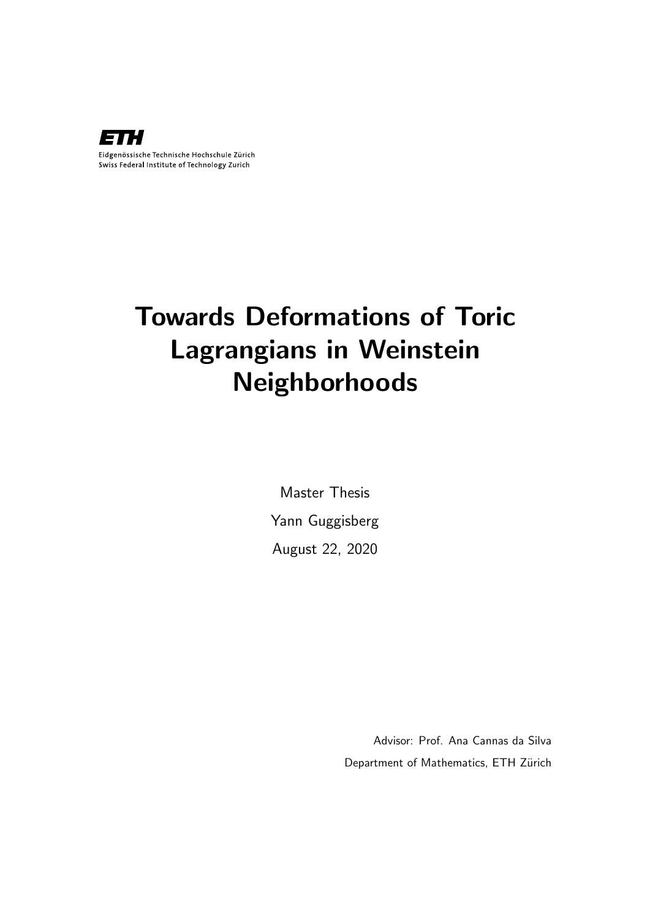ETH

Eidgenössische Technische Hochschule Zürich
Swiss Federal Institute of Technology Zurich

# Towards Deformations of Toric Lagrangians in Weinstein Neighborhoods

Master Thesis

Yann Guggisberg

August 22, 2020

Advisor: Prof. Ana Cannas da Silva

Department of Mathematics, ETH Zürich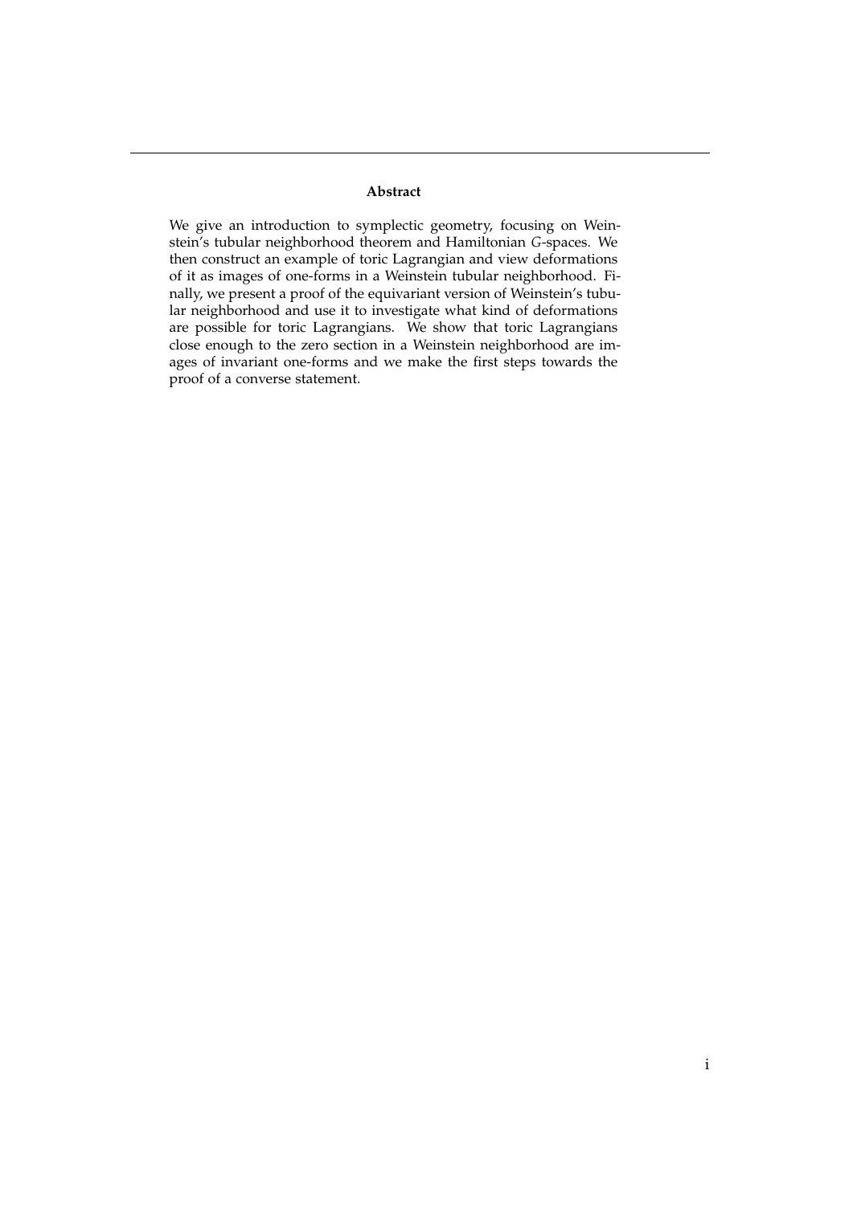## Abstract

We give an introduction to symplectic geometry, focusing on Weinstein's tubular neighborhood theorem and Hamiltonian $G$-spaces. We then construct an example of toric Lagrangian and view deformations of it as images of one-forms in a Weinstein tubular neighborhood. Finally, we present a proof of the equivariant version of Weinstein's tubular neighborhood and use it to investigate what kind of deformations are possible for toric Lagrangians. We show that toric Lagrangians close enough to the zero section in a Weinstein neighborhood are images of invariant one-forms and we make the first steps towards the proof of a converse statement.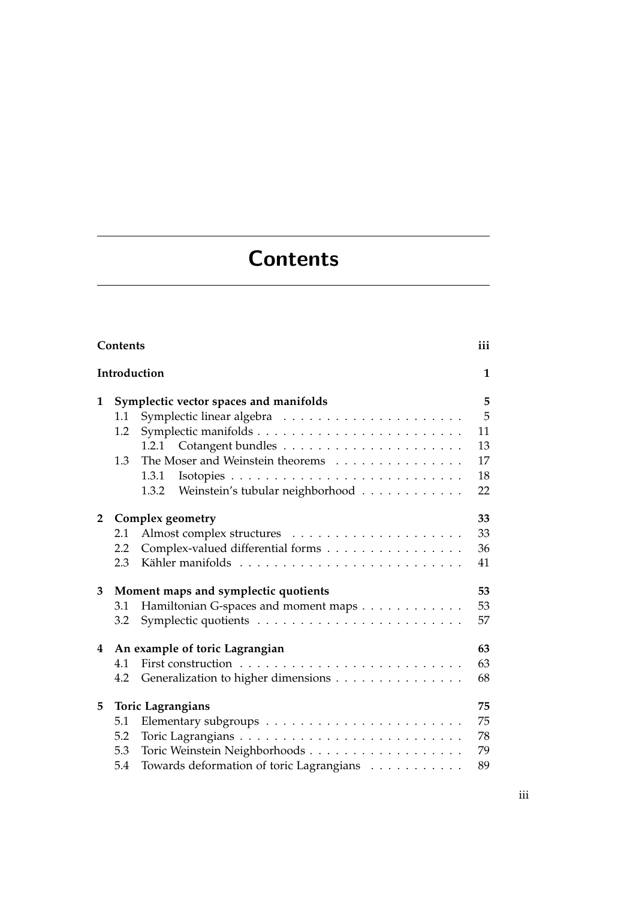# Contents

**Contents** iii

**Introduction** 1

**1 Symplectic vector spaces and manifolds** 5

- 1.1 Symplectic linear algebra 5
- 1.2 Symplectic manifolds 11
  - 1.2.1 Cotangent bundles 13
- 1.3 The Moser and Weinstein theorems 17
  - 1.3.1 Isotopies 18
  - 1.3.2 Weinstein's tubular neighborhood 22

**2 Complex geometry** 33

- 2.1 Almost complex structures 33
- 2.2 Complex-valued differential forms 36
- 2.3 Kähler manifolds 41

**3 Moment maps and symplectic quotients** 53

- 3.1 Hamiltonian G-spaces and moment maps 53
- 3.2 Symplectic quotients 57

**4 An example of toric Lagrangian** 63

- 4.1 First construction 63
- 4.2 Generalization to higher dimensions 68

**5 Toric Lagrangians** 75

- 5.1 Elementary subgroups 75
- 5.2 Toric Lagrangians 78
- 5.3 Toric Weinstein Neighborhoods 79
- 5.4 Towards deformation of toric Lagrangians 89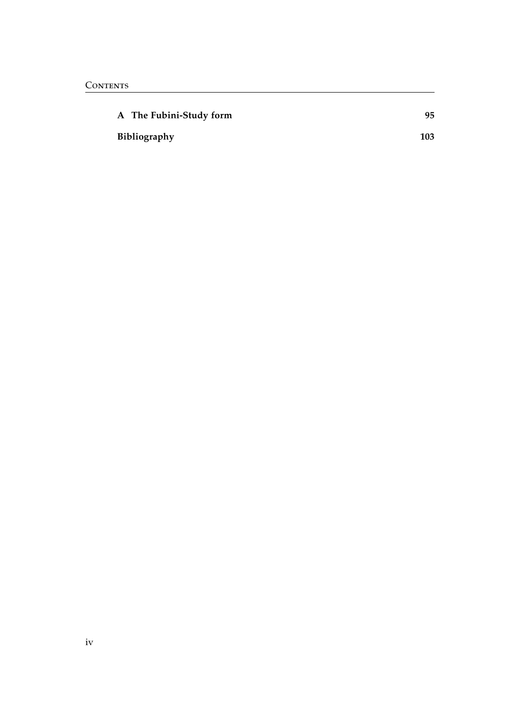**A The Fubini-Study form** 95

**Bibliography** 103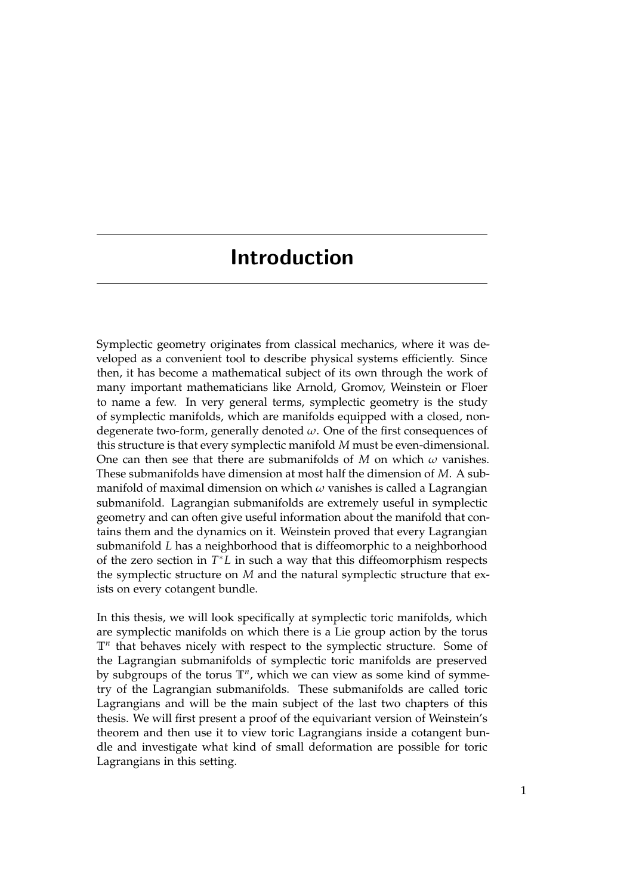# Introduction

Symplectic geometry originates from classical mechanics, where it was developed as a convenient tool to describe physical systems efficiently. Since then, it has become a mathematical subject of its own through the work of many important mathematicians like Arnold, Gromov, Weinstein or Floer to name a few. In very general terms, symplectic geometry is the study of symplectic manifolds, which are manifolds equipped with a closed, non-degenerate two-form, generally denoted $\omega$. One of the first consequences of this structure is that every symplectic manifold $M$ must be even-dimensional. One can then see that there are submanifolds of $M$ on which $\omega$ vanishes. These submanifolds have dimension at most half the dimension of $M$. A submanifold of maximal dimension on which $\omega$ vanishes is called a Lagrangian submanifold. Lagrangian submanifolds are extremely useful in symplectic geometry and can often give useful information about the manifold that contains them and the dynamics on it. Weinstein proved that every Lagrangian submanifold $L$ has a neighborhood that is diffeomorphic to a neighborhood of the zero section in $T^*L$ in such a way that this diffeomorphism respects the symplectic structure on $M$ and the natural symplectic structure that exists on every cotangent bundle.

In this thesis, we will look specifically at symplectic toric manifolds, which are symplectic manifolds on which there is a Lie group action by the torus $\mathbb{T}^n$ that behaves nicely with respect to the symplectic structure. Some of the Lagrangian submanifolds of symplectic toric manifolds are preserved by subgroups of the torus $\mathbb{T}^n$, which we can view as some kind of symmetry of the Lagrangian submanifolds. These submanifolds are called toric Lagrangians and will be the main subject of the last two chapters of this thesis. We will first present a proof of the equivariant version of Weinstein's theorem and then use it to view toric Lagrangians inside a cotangent bundle and investigate what kind of small deformation are possible for toric Lagrangians in this setting.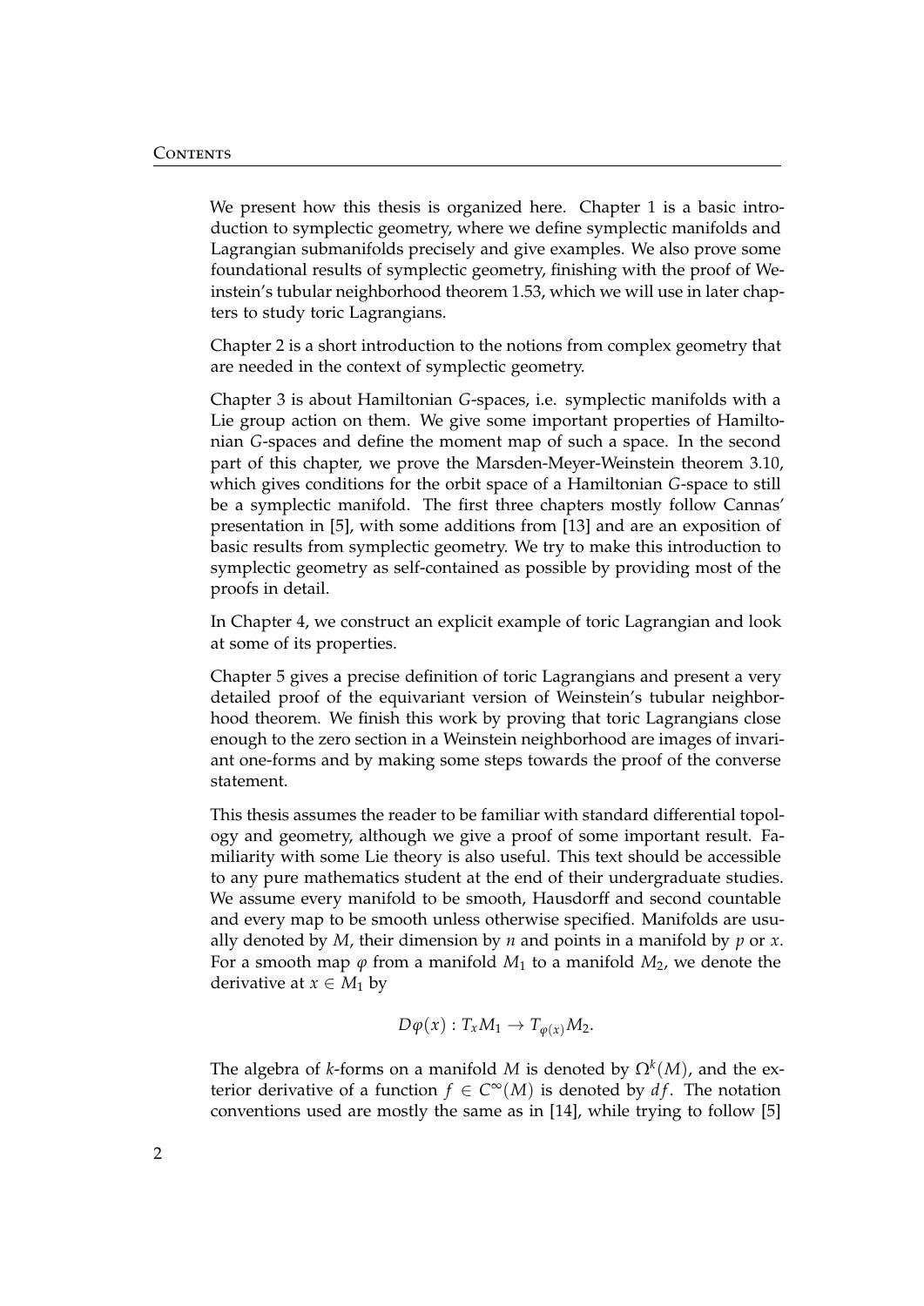We present how this thesis is organized here. Chapter 1 is a basic introduction to symplectic geometry, where we define symplectic manifolds and Lagrangian submanifolds precisely and give examples. We also prove some foundational results of symplectic geometry, finishing with the proof of Weinstein's tubular neighborhood theorem 1.53, which we will use in later chapters to study toric Lagrangians.

Chapter 2 is a short introduction to the notions from complex geometry that are needed in the context of symplectic geometry.

Chapter 3 is about Hamiltonian $G$-spaces, i.e. symplectic manifolds with a Lie group action on them. We give some important properties of Hamiltonian $G$-spaces and define the moment map of such a space. In the second part of this chapter, we prove the Marsden-Meyer-Weinstein theorem 3.10, which gives conditions for the orbit space of a Hamiltonian $G$-space to still be a symplectic manifold. The first three chapters mostly follow Cannas' presentation in [5], with some additions from [13] and are an exposition of basic results from symplectic geometry. We try to make this introduction to symplectic geometry as self-contained as possible by providing most of the proofs in detail.

In Chapter 4, we construct an explicit example of toric Lagrangian and look at some of its properties.

Chapter 5 gives a precise definition of toric Lagrangians and present a very detailed proof of the equivariant version of Weinstein's tubular neighborhood theorem. We finish this work by proving that toric Lagrangians close enough to the zero section in a Weinstein neighborhood are images of invariant one-forms and by making some steps towards the proof of the converse statement.

This thesis assumes the reader to be familiar with standard differential topology and geometry, although we give a proof of some important result. Familiarity with some Lie theory is also useful. This text should be accessible to any pure mathematics student at the end of their undergraduate studies. We assume every manifold to be smooth, Hausdorff and second countable and every map to be smooth unless otherwise specified. Manifolds are usually denoted by $M$, their dimension by $n$ and points in a manifold by $p$ or $x$. For a smooth map $\varphi$ from a manifold $M_1$ to a manifold $M_2$, we denote the derivative at $x \in M_1$ by

$$D\varphi(x) : T_x M_1 \to T_{\varphi(x)} M_2.$$

The algebra of $k$-forms on a manifold $M$ is denoted by $\Omega^k(M)$, and the exterior derivative of a function $f \in C^\infty(M)$ is denoted by $df$. The notation conventions used are mostly the same as in [14], while trying to follow [5]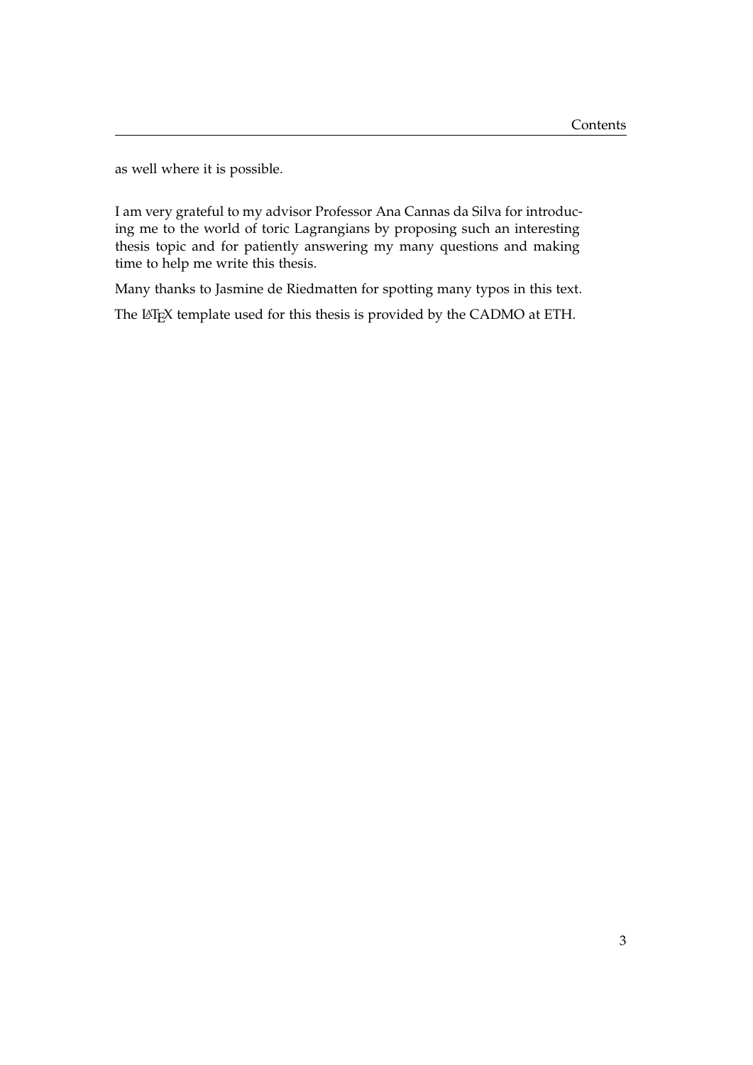as well where it is possible.

I am very grateful to my advisor Professor Ana Cannas da Silva for introducing me to the world of toric Lagrangians by proposing such an interesting thesis topic and for patiently answering my many questions and making time to help me write this thesis.

Many thanks to Jasmine de Riedmatten for spotting many typos in this text.

The LaTeX template used for this thesis is provided by the CADMO at ETH.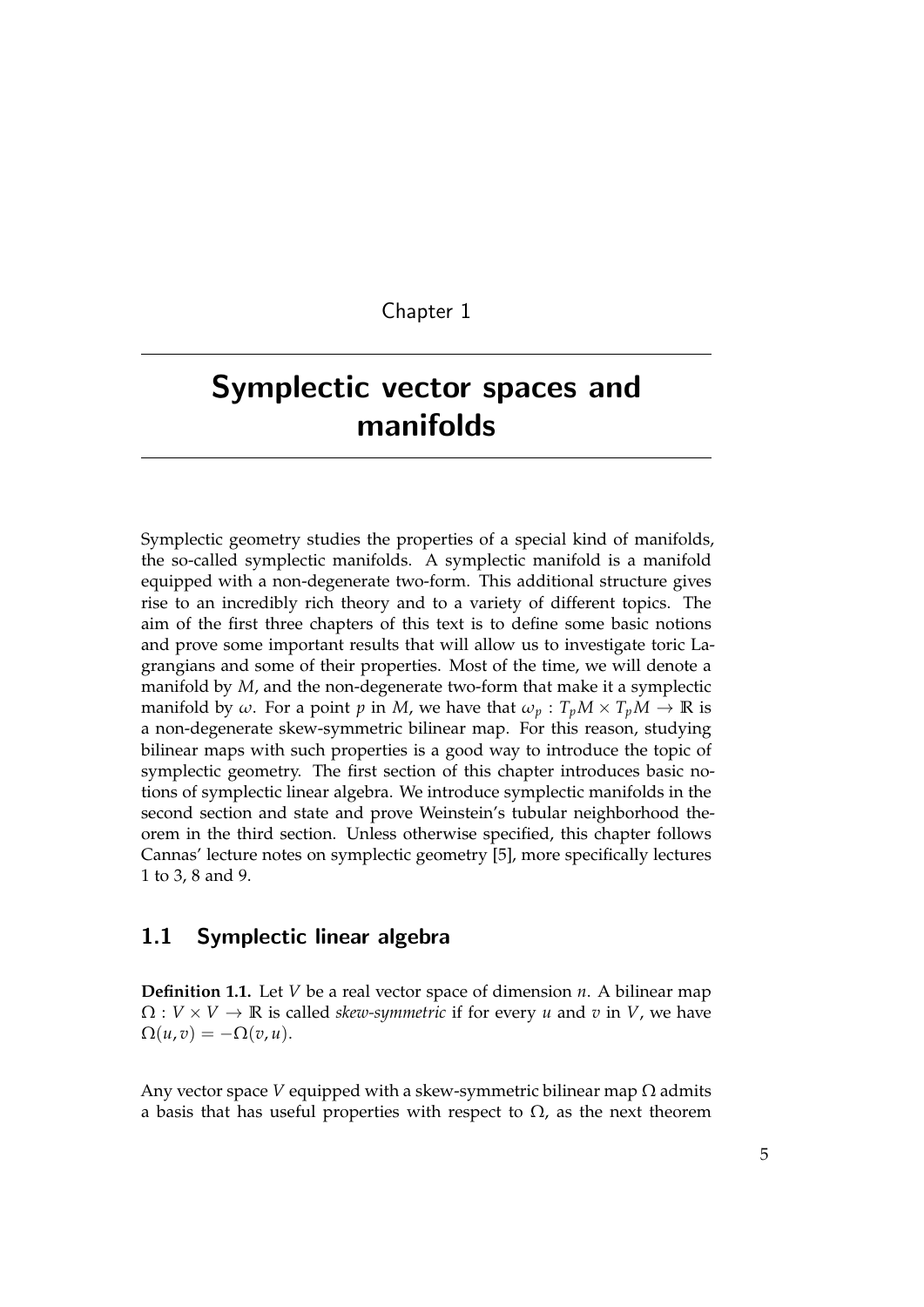Chapter 1

# Symplectic vector spaces and manifolds

Symplectic geometry studies the properties of a special kind of manifolds, the so-called symplectic manifolds. A symplectic manifold is a manifold equipped with a non-degenerate two-form. This additional structure gives rise to an incredibly rich theory and to a variety of different topics. The aim of the first three chapters of this text is to define some basic notions and prove some important results that will allow us to investigate toric Lagrangians and some of their properties. Most of the time, we will denote a manifold by $M$, and the non-degenerate two-form that make it a symplectic manifold by $\omega$. For a point $p$ in $M$, we have that $\omega_p : T_pM \times T_pM \to \mathbb{R}$ is a non-degenerate skew-symmetric bilinear map. For this reason, studying bilinear maps with such properties is a good way to introduce the topic of symplectic geometry. The first section of this chapter introduces basic notions of symplectic linear algebra. We introduce symplectic manifolds in the second section and state and prove Weinstein's tubular neighborhood theorem in the third section. Unless otherwise specified, this chapter follows Cannas' lecture notes on symplectic geometry [5], more specifically lectures 1 to 3, 8 and 9.

## 1.1 Symplectic linear algebra

**Definition 1.1.** Let $V$ be a real vector space of dimension $n$. A bilinear map $\Omega : V \times V \to \mathbb{R}$ is called *skew-symmetric* if for every $u$ and $v$ in $V$, we have $\Omega(u, v) = -\Omega(v, u)$.

Any vector space $V$ equipped with a skew-symmetric bilinear map $\Omega$ admits a basis that has useful properties with respect to $\Omega$, as the next theorem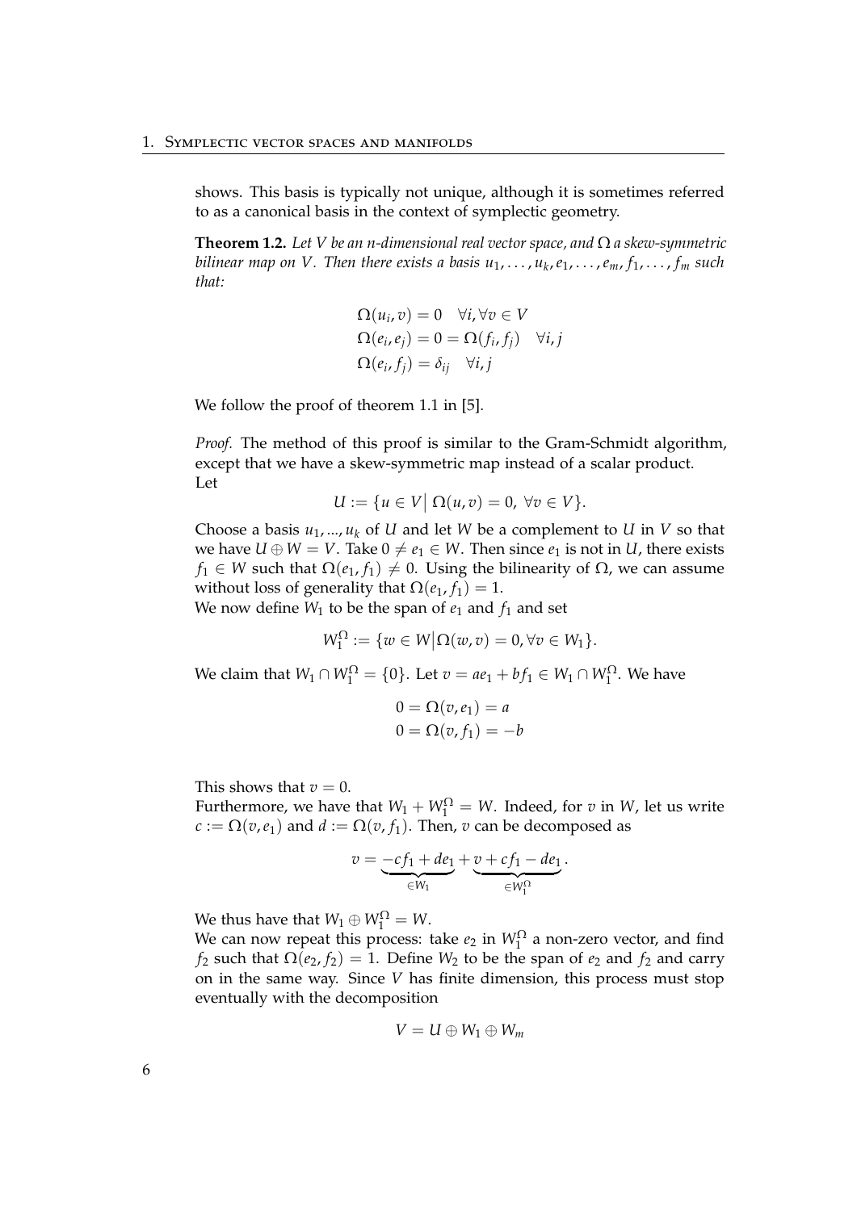shows. This basis is typically not unique, although it is sometimes referred to as a canonical basis in the context of symplectic geometry.

**Theorem 1.2.** *Let $V$ be an $n$-dimensional real vector space, and $\Omega$ a skew-symmetric bilinear map on $V$. Then there exists a basis $u_1, \ldots, u_k, e_1, \ldots, e_m, f_1, \ldots, f_m$ such that:*

$$\Omega(u_i, v) = 0 \quad \forall i, \forall v \in V$$
$$\Omega(e_i, e_j) = 0 = \Omega(f_i, f_j) \quad \forall i, j$$
$$\Omega(e_i, f_j) = \delta_{ij} \quad \forall i, j$$

We follow the proof of theorem 1.1 in [5].

*Proof.* The method of this proof is similar to the Gram-Schmidt algorithm, except that we have a skew-symmetric map instead of a scalar product.
Let

$$U := \{u \in V \big| \, \Omega(u, v) = 0, \; \forall v \in V\}.$$

Choose a basis $u_1, ..., u_k$ of $U$ and let $W$ be a complement to $U$ in $V$ so that we have $U \oplus W = V$. Take $0 \neq e_1 \in W$. Then since $e_1$ is not in $U$, there exists $f_1 \in W$ such that $\Omega(e_1, f_1) \neq 0$. Using the bilinearity of $\Omega$, we can assume without loss of generality that $\Omega(e_1, f_1) = 1$.
We now define $W_1$ to be the span of $e_1$ and $f_1$ and set

$$W_1^\Omega := \{w \in W \big| \Omega(w, v) = 0, \forall v \in W_1\}.$$

We claim that $W_1 \cap W_1^\Omega = \{0\}$. Let $v = ae_1 + bf_1 \in W_1 \cap W_1^\Omega$. We have

$$0 = \Omega(v, e_1) = a$$
$$0 = \Omega(v, f_1) = -b$$

This shows that $v = 0$.
Furthermore, we have that $W_1 + W_1^\Omega = W$. Indeed, for $v$ in $W$, let us write $c := \Omega(v, e_1)$ and $d := \Omega(v, f_1)$. Then, $v$ can be decomposed as

$$v = \underbrace{-cf_1 + de_1}_{\in W_1} + \underbrace{v + cf_1 - de_1}_{\in W_1^\Omega}.$$

We thus have that $W_1 \oplus W_1^\Omega = W$.
We can now repeat this process: take $e_2$ in $W_1^\Omega$ a non-zero vector, and find $f_2$ such that $\Omega(e_2, f_2) = 1$. Define $W_2$ to be the span of $e_2$ and $f_2$ and carry on in the same way. Since $V$ has finite dimension, this process must stop eventually with the decomposition

$$V = U \oplus W_1 \oplus W_m$$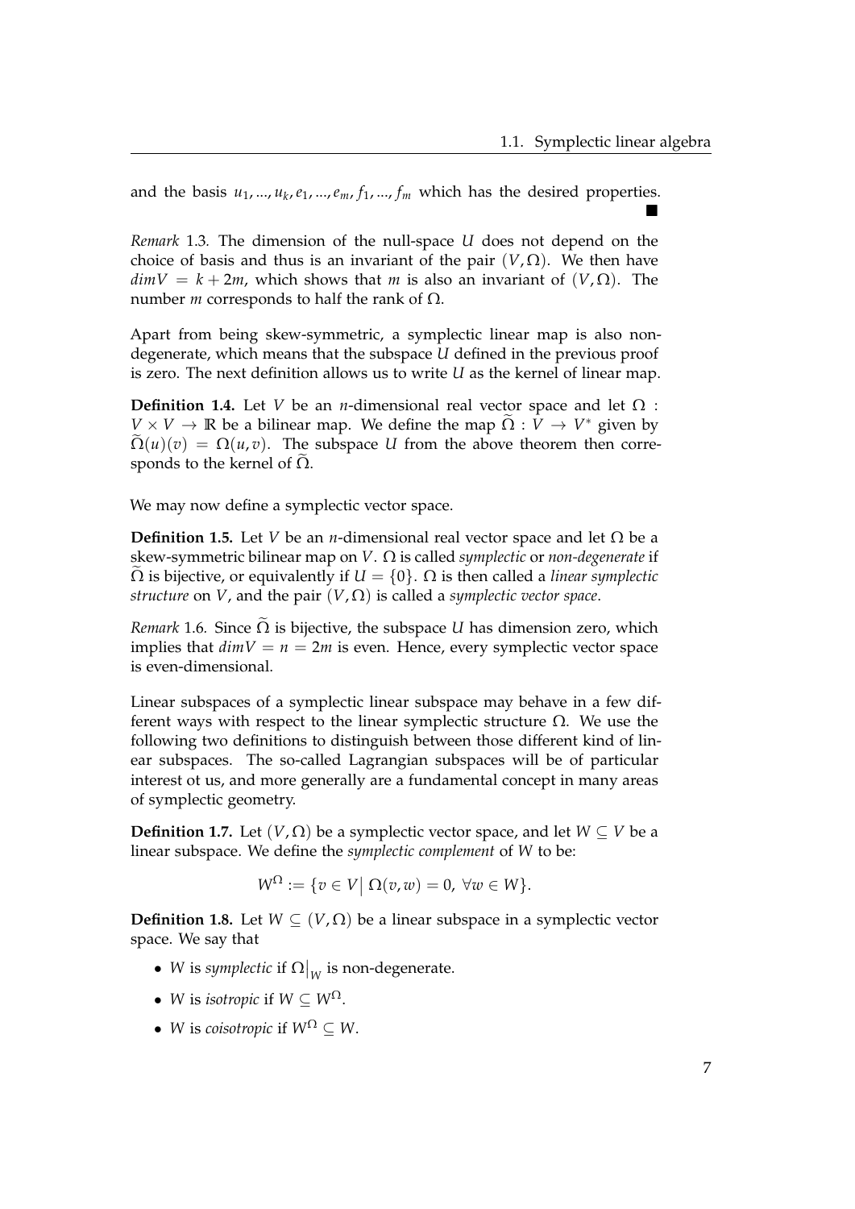and the basis $u_1, ..., u_k, e_1, ..., e_m, f_1, ..., f_m$ which has the desired properties. ∎

*Remark* 1.3. The dimension of the null-space $U$ does not depend on the choice of basis and thus is an invariant of the pair $(V, \Omega)$. We then have $dim V = k + 2m$, which shows that $m$ is also an invariant of $(V, \Omega)$. The number $m$ corresponds to half the rank of $\Omega$.

Apart from being skew-symmetric, a symplectic linear map is also non-degenerate, which means that the subspace $U$ defined in the previous proof is zero. The next definition allows us to write $U$ as the kernel of linear map.

**Definition 1.4.** Let $V$ be an $n$-dimensional real vector space and let $\Omega : V \times V \to \mathbb{R}$ be a bilinear map. We define the map $\widetilde{\Omega} : V \to V^*$ given by $\widetilde{\Omega}(u)(v) = \Omega(u, v)$. The subspace $U$ from the above theorem then corresponds to the kernel of $\widetilde{\Omega}$.

We may now define a symplectic vector space.

**Definition 1.5.** Let $V$ be an $n$-dimensional real vector space and let $\Omega$ be a skew-symmetric bilinear map on $V$. $\Omega$ is called *symplectic* or *non-degenerate* if $\widetilde{\Omega}$ is bijective, or equivalently if $U = \{0\}$. $\Omega$ is then called a *linear symplectic structure* on $V$, and the pair $(V, \Omega)$ is called a *symplectic vector space*.

*Remark* 1.6. Since $\widetilde{\Omega}$ is bijective, the subspace $U$ has dimension zero, which implies that $dim V = n = 2m$ is even. Hence, every symplectic vector space is even-dimensional.

Linear subspaces of a symplectic linear subspace may behave in a few different ways with respect to the linear symplectic structure $\Omega$. We use the following two definitions to distinguish between those different kind of linear subspaces. The so-called Lagrangian subspaces will be of particular interest ot us, and more generally are a fundamental concept in many areas of symplectic geometry.

**Definition 1.7.** Let $(V, \Omega)$ be a symplectic vector space, and let $W \subseteq V$ be a linear subspace. We define the *symplectic complement* of $W$ to be:

$$W^{\Omega} := \{v \in V \,|\, \Omega(v, w) = 0, \ \forall w \in W\}.$$

**Definition 1.8.** Let $W \subseteq (V, \Omega)$ be a linear subspace in a symplectic vector space. We say that

- $W$ is *symplectic* if $\Omega|_W$ is non-degenerate.
- $W$ is *isotropic* if $W \subseteq W^{\Omega}$.
- $W$ is *coisotropic* if $W^{\Omega} \subseteq W$.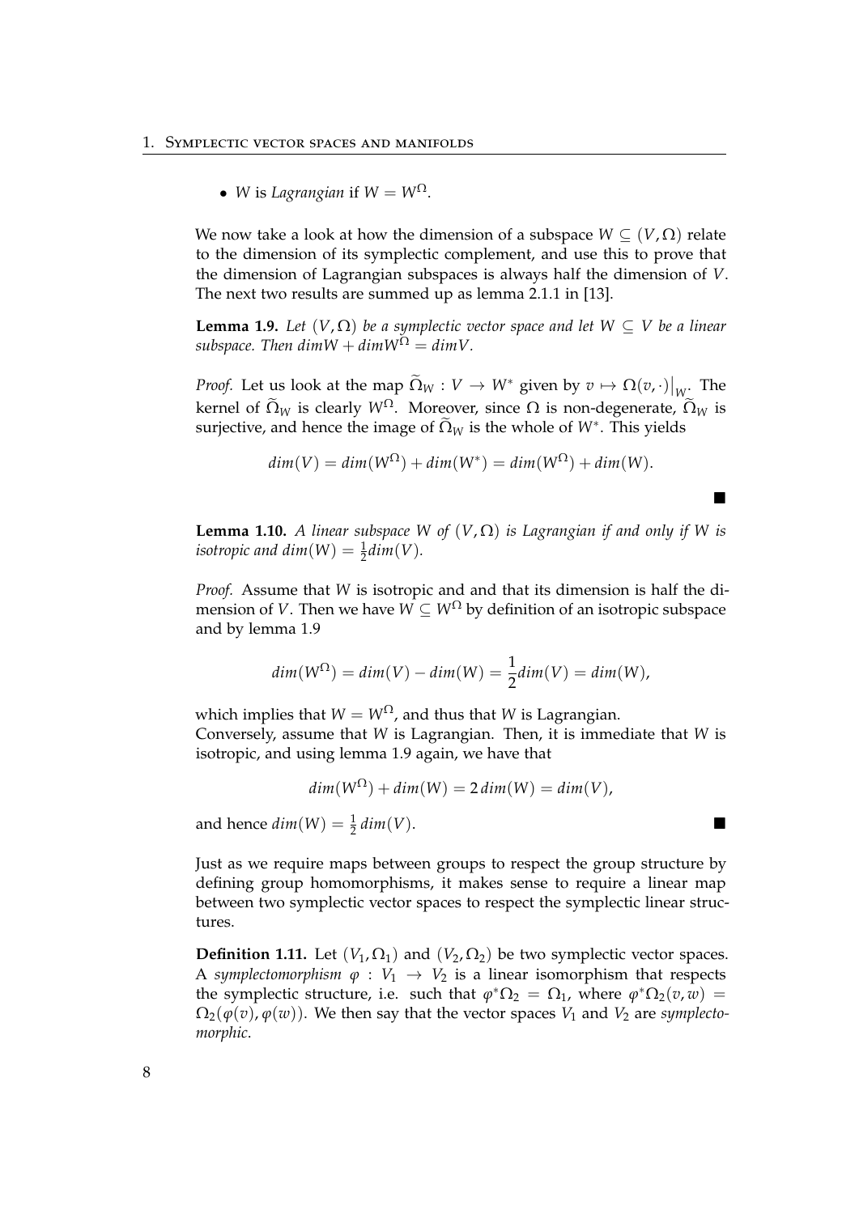- $W$ is *Lagrangian* if $W = W^{\Omega}$.

We now take a look at how the dimension of a subspace $W \subseteq (V, \Omega)$ relate to the dimension of its symplectic complement, and use this to prove that the dimension of Lagrangian subspaces is always half the dimension of $V$. The next two results are summed up as lemma 2.1.1 in [13].

**Lemma 1.9.** *Let $(V, \Omega)$ be a symplectic vector space and let $W \subseteq V$ be a linear subspace. Then $dim W + dim W^{\Omega} = dim V$.*

*Proof.* Let us look at the map $\widetilde{\Omega}_W : V \to W^*$ given by $v \mapsto \Omega(v, \cdot)\big|_W$. The kernel of $\widetilde{\Omega}_W$ is clearly $W^{\Omega}$. Moreover, since $\Omega$ is non-degenerate, $\widetilde{\Omega}_W$ is surjective, and hence the image of $\widetilde{\Omega}_W$ is the whole of $W^*$. This yields

$$dim(V) = dim(W^{\Omega}) + dim(W^*) = dim(W^{\Omega}) + dim(W).$$

■

**Lemma 1.10.** *A linear subspace $W$ of $(V, \Omega)$ is Lagrangian if and only if $W$ is isotropic and $dim(W) = \frac{1}{2} dim(V)$.*

*Proof.* Assume that $W$ is isotropic and and that its dimension is half the dimension of $V$. Then we have $W \subseteq W^{\Omega}$ by definition of an isotropic subspace and by lemma 1.9

$$dim(W^{\Omega}) = dim(V) - dim(W) = \frac{1}{2} dim(V) = dim(W),$$

which implies that $W = W^{\Omega}$, and thus that $W$ is Lagrangian.
Conversely, assume that $W$ is Lagrangian. Then, it is immediate that $W$ is isotropic, and using lemma 1.9 again, we have that

$$dim(W^{\Omega}) + dim(W) = 2\, dim(W) = dim(V),$$

and hence $dim(W) = \frac{1}{2}\, dim(V)$. ■

Just as we require maps between groups to respect the group structure by defining group homomorphisms, it makes sense to require a linear map between two symplectic vector spaces to respect the symplectic linear structures.

**Definition 1.11.** Let $(V_1, \Omega_1)$ and $(V_2, \Omega_2)$ be two symplectic vector spaces. A *symplectomorphism* $\varphi : V_1 \to V_2$ is a linear isomorphism that respects the symplectic structure, i.e. such that $\varphi^*\Omega_2 = \Omega_1$, where $\varphi^*\Omega_2(v, w) = \Omega_2(\varphi(v), \varphi(w))$. We then say that the vector spaces $V_1$ and $V_2$ are *symplectomorphic*.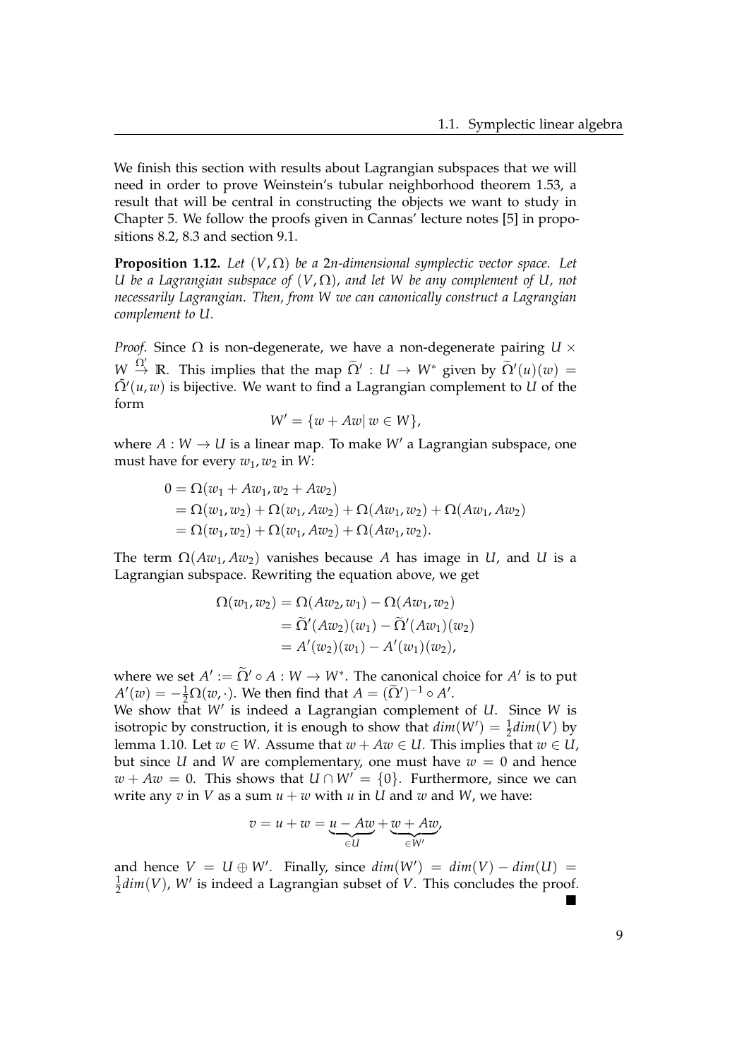We finish this section with results about Lagrangian subspaces that we will need in order to prove Weinstein's tubular neighborhood theorem 1.53, a result that will be central in constructing the objects we want to study in Chapter 5. We follow the proofs given in Cannas' lecture notes [5] in propositions 8.2, 8.3 and section 9.1.

**Proposition 1.12.** *Let $(V, \Omega)$ be a $2n$-dimensional symplectic vector space. Let $U$ be a Lagrangian subspace of $(V, \Omega)$, and let $W$ be any complement of $U$, not necessarily Lagrangian. Then, from $W$ we can canonically construct a Lagrangian complement to $U$.*

*Proof.* Since $\Omega$ is non-degenerate, we have a non-degenerate pairing $U \times W \overset{\Omega'}{\to} \mathbb{R}$. This implies that the map $\widetilde{\Omega}' : U \to W^*$ given by $\widetilde{\Omega}'(u)(w) = \tilde{\Omega}'(u, w)$ is bijective. We want to find a Lagrangian complement to $U$ of the form

$$W' = \{w + Aw |\, w \in W\},$$

where $A : W \to U$ is a linear map. To make $W'$ a Lagrangian subspace, one must have for every $w_1, w_2$ in $W$:

$$\begin{aligned}
0 &= \Omega(w_1 + Aw_1, w_2 + Aw_2) \\
&= \Omega(w_1, w_2) + \Omega(w_1, Aw_2) + \Omega(Aw_1, w_2) + \Omega(Aw_1, Aw_2) \\
&= \Omega(w_1, w_2) + \Omega(w_1, Aw_2) + \Omega(Aw_1, w_2).
\end{aligned}$$

The term $\Omega(Aw_1, Aw_2)$ vanishes because $A$ has image in $U$, and $U$ is a Lagrangian subspace. Rewriting the equation above, we get

$$\begin{aligned}
\Omega(w_1, w_2) &= \Omega(Aw_2, w_1) - \Omega(Aw_1, w_2) \\
&= \widetilde{\Omega}'(Aw_2)(w_1) - \widetilde{\Omega}'(Aw_1)(w_2) \\
&= A'(w_2)(w_1) - A'(w_1)(w_2),
\end{aligned}$$

where we set $A' := \widetilde{\Omega}' \circ A : W \to W^*$. The canonical choice for $A'$ is to put $A'(w) = -\frac{1}{2}\Omega(w, \cdot)$. We then find that $A = (\widetilde{\Omega}')^{-1} \circ A'$.

We show that $W'$ is indeed a Lagrangian complement of $U$. Since $W$ is isotropic by construction, it is enough to show that $dim(W') = \frac{1}{2}dim(V)$ by lemma 1.10. Let $w \in W$. Assume that $w + Aw \in U$. This implies that $w \in U$, but since $U$ and $W$ are complementary, one must have $w = 0$ and hence $w + Aw = 0$. This shows that $U \cap W' = \{0\}$. Furthermore, since we can write any $v$ in $V$ as a sum $u + w$ with $u$ in $U$ and $w$ and $W$, we have:

$$v = u + w = \underbrace{u - Aw}_{\in U} + \underbrace{w + Aw}_{\in W'},$$

and hence $V = U \oplus W'$. Finally, since $dim(W') = dim(V) - dim(U) = \frac{1}{2}dim(V)$, $W'$ is indeed a Lagrangian subset of $V$. This concludes the proof. ∎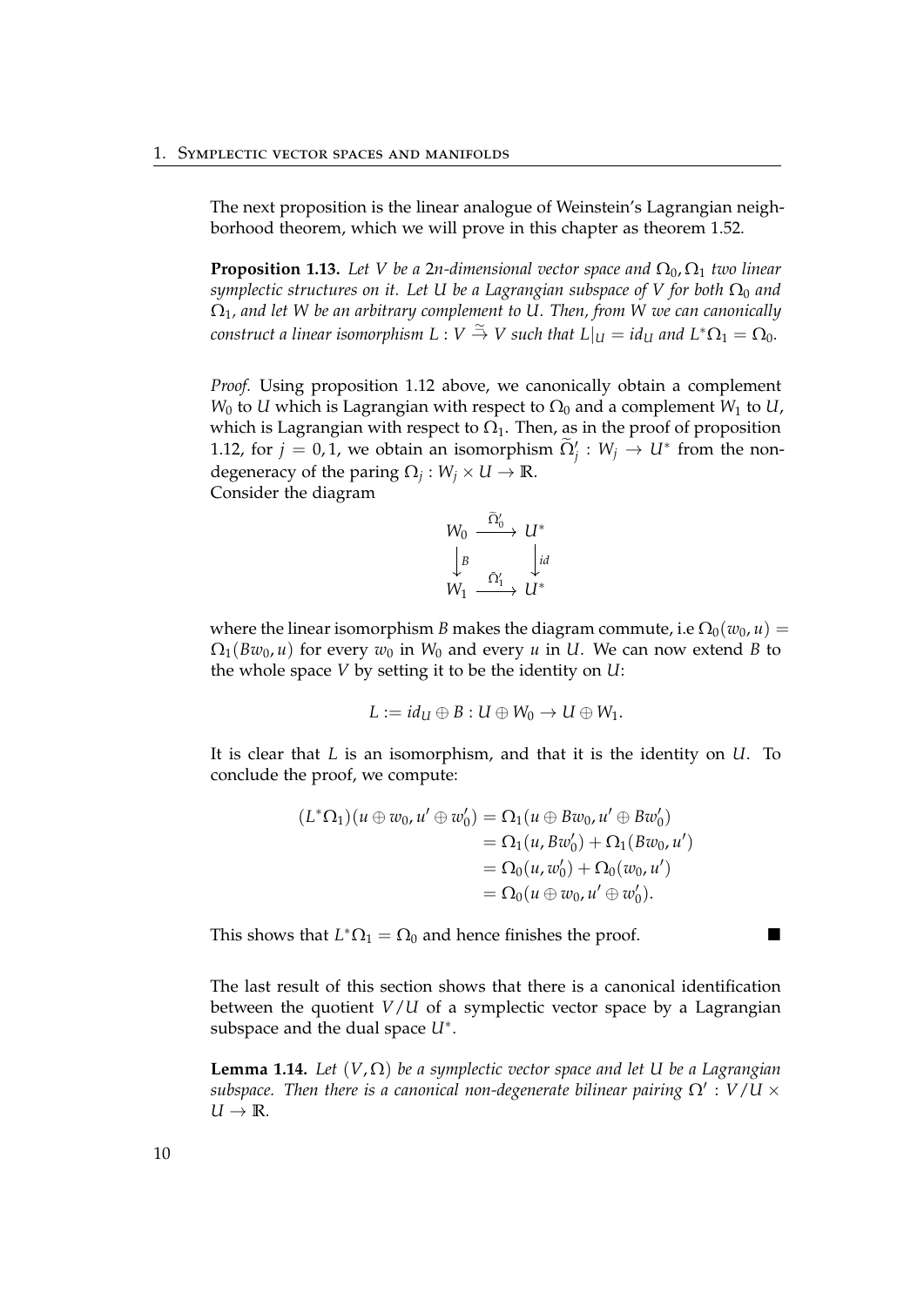The next proposition is the linear analogue of Weinstein's Lagrangian neighborhood theorem, which we will prove in this chapter as theorem 1.52.

**Proposition 1.13.** *Let $V$ be a $2n$-dimensional vector space and $\Omega_0, \Omega_1$ two linear symplectic structures on it. Let $U$ be a Lagrangian subspace of $V$ for both $\Omega_0$ and $\Omega_1$, and let $W$ be an arbitrary complement to $U$. Then, from $W$ we can canonically construct a linear isomorphism $L : V \xrightarrow{\cong} V$ such that $L|_U = id_U$ and $L^*\Omega_1 = \Omega_0$.*

*Proof.* Using proposition 1.12 above, we canonically obtain a complement $W_0$ to $U$ which is Lagrangian with respect to $\Omega_0$ and a complement $W_1$ to $U$, which is Lagrangian with respect to $\Omega_1$. Then, as in the proof of proposition 1.12, for $j = 0, 1$, we obtain an isomorphism $\widetilde{\Omega}'_j : W_j \to U^*$ from the nondegeneracy of the paring $\Omega_j : W_j \times U \to \mathbb{R}$.
Consider the diagram

$$\begin{array}{ccc} W_0 & \xrightarrow{\widetilde{\Omega}'_0} & U^* \\ \downarrow B & & \downarrow id \\ W_1 & \xrightarrow{\widetilde{\Omega}'_1} & U^* \end{array}$$

where the linear isomorphism $B$ makes the diagram commute, i.e $\Omega_0(w_0, u) = \Omega_1(Bw_0, u)$ for every $w_0$ in $W_0$ and every $u$ in $U$. We can now extend $B$ to the whole space $V$ by setting it to be the identity on $U$:

$$L := id_U \oplus B : U \oplus W_0 \to U \oplus W_1.$$

It is clear that $L$ is an isomorphism, and that it is the identity on $U$. To conclude the proof, we compute:

$$\begin{aligned}
(L^*\Omega_1)(u \oplus w_0, u' \oplus w'_0) &= \Omega_1(u \oplus Bw_0, u' \oplus Bw'_0) \\
&= \Omega_1(u, Bw'_0) + \Omega_1(Bw_0, u') \\
&= \Omega_0(u, w'_0) + \Omega_0(w_0, u') \\
&= \Omega_0(u \oplus w_0, u' \oplus w'_0).
\end{aligned}$$

This shows that $L^*\Omega_1 = \Omega_0$ and hence finishes the proof. ∎

The last result of this section shows that there is a canonical identification between the quotient $V/U$ of a symplectic vector space by a Lagrangian subspace and the dual space $U^*$.

**Lemma 1.14.** *Let $(V, \Omega)$ be a symplectic vector space and let $U$ be a Lagrangian subspace. Then there is a canonical non-degenerate bilinear pairing $\Omega' : V/U \times U \to \mathbb{R}$.*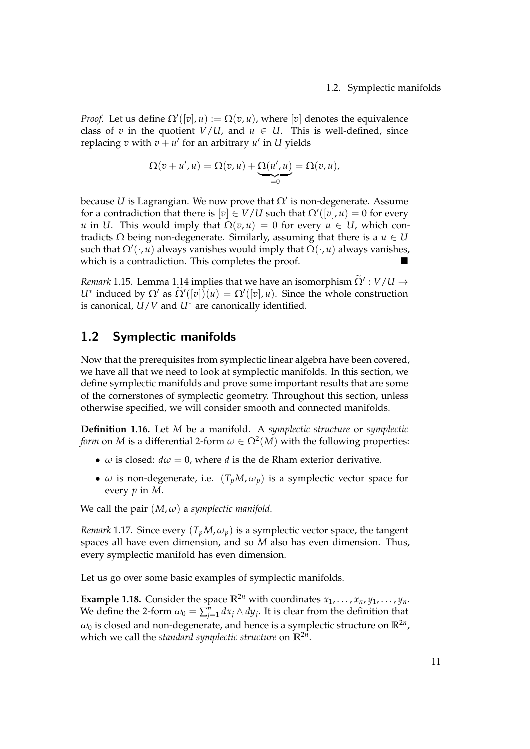*Proof.* Let us define $\Omega'([v], u) := \Omega(v, u)$, where $[v]$ denotes the equivalence class of $v$ in the quotient $V/U$, and $u \in U$. This is well-defined, since replacing $v$ with $v + u'$ for an arbitrary $u'$ in $U$ yields

$$\Omega(v + u', u) = \Omega(v, u) + \underbrace{\Omega(u', u)}_{=0} = \Omega(v, u),$$

because $U$ is Lagrangian. We now prove that $\Omega'$ is non-degenerate. Assume for a contradiction that there is $[v] \in V/U$ such that $\Omega'([v], u) = 0$ for every $u$ in $U$. This would imply that $\Omega(v, u) = 0$ for every $u \in U$, which contradicts $\Omega$ being non-degenerate. Similarly, assuming that there is a $u \in U$ such that $\Omega'(\cdot, u)$ always vanishes would imply that $\Omega(\cdot, u)$ always vanishes, which is a contradiction. This completes the proof. ∎

*Remark* 1.15. Lemma 1.14 implies that we have an isomorphism $\widetilde{\Omega}' : V/U \to U^*$ induced by $\Omega'$ as $\widetilde{\Omega}'([v])(u) = \Omega'([v], u)$. Since the whole construction is canonical, $U/V$ and $U^*$ are canonically identified.

## 1.2 Symplectic manifolds

Now that the prerequisites from symplectic linear algebra have been covered, we have all that we need to look at symplectic manifolds. In this section, we define symplectic manifolds and prove some important results that are some of the cornerstones of symplectic geometry. Throughout this section, unless otherwise specified, we will consider smooth and connected manifolds.

**Definition 1.16.** Let $M$ be a manifold. A *symplectic structure* or *symplectic form* on $M$ is a differential 2-form $\omega \in \Omega^2(M)$ with the following properties:

- $\omega$ is closed: $d\omega = 0$, where $d$ is the de Rham exterior derivative.
- $\omega$ is non-degenerate, i.e. $(T_pM, \omega_p)$ is a symplectic vector space for every $p$ in $M$.

We call the pair $(M, \omega)$ a *symplectic manifold*.

*Remark* 1.17. Since every $(T_pM, \omega_p)$ is a symplectic vector space, the tangent spaces all have even dimension, and so $M$ also has even dimension. Thus, every symplectic manifold has even dimension.

Let us go over some basic examples of symplectic manifolds.

**Example 1.18.** Consider the space $\mathbb{R}^{2n}$ with coordinates $x_1, \ldots, x_n, y_1, \ldots, y_n$. We define the 2-form $\omega_0 = \sum_{j=1}^{n} dx_j \wedge dy_j$. It is clear from the definition that $\omega_0$ is closed and non-degenerate, and hence is a symplectic structure on $\mathbb{R}^{2n}$, which we call the *standard symplectic structure* on $\mathbb{R}^{2n}$.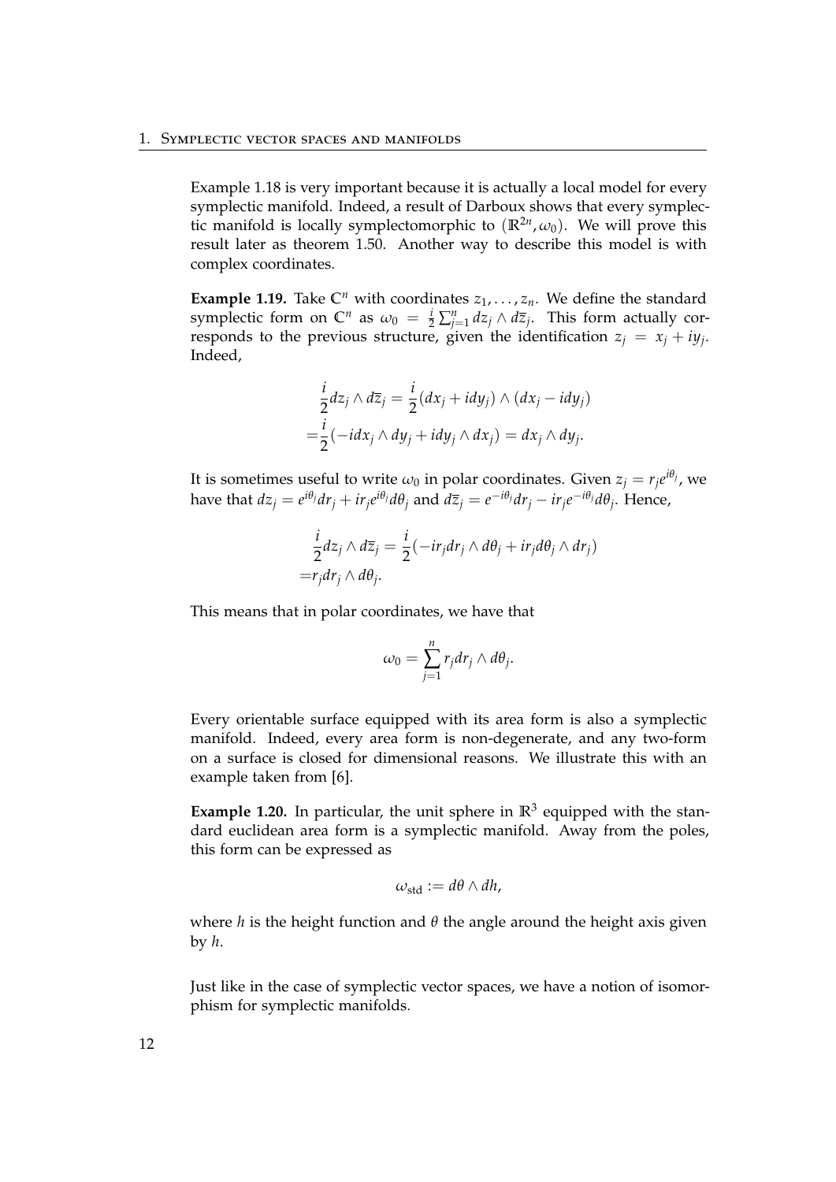Example 1.18 is very important because it is actually a local model for every symplectic manifold. Indeed, a result of Darboux shows that every symplectic manifold is locally symplectomorphic to $(\mathbb{R}^{2n}, \omega_0)$. We will prove this result later as theorem 1.50. Another way to describe this model is with complex coordinates.

**Example 1.19.** Take $\mathbb{C}^n$ with coordinates $z_1, \ldots, z_n$. We define the standard symplectic form on $\mathbb{C}^n$ as $\omega_0 = \frac{i}{2}\sum_{j=1}^n dz_j \wedge d\overline{z}_j$. This form actually corresponds to the previous structure, given the identification $z_j = x_j + iy_j$. Indeed,

$$
\begin{aligned}
&\frac{i}{2} dz_j \wedge d\overline{z}_j = \frac{i}{2}(dx_j + idy_j) \wedge (dx_j - idy_j) \\
=&\frac{i}{2}(-idx_j \wedge dy_j + idy_j \wedge dx_j) = dx_j \wedge dy_j.
\end{aligned}
$$

It is sometimes useful to write $\omega_0$ in polar coordinates. Given $z_j = r_j e^{i\theta_j}$, we have that $dz_j = e^{i\theta_j} dr_j + ir_j e^{i\theta_j} d\theta_j$ and $d\overline{z}_j = e^{-i\theta_j} dr_j - ir_j e^{-i\theta_j} d\theta_j$. Hence,

$$
\begin{aligned}
&\frac{i}{2} dz_j \wedge d\overline{z}_j = \frac{i}{2}(-ir_j dr_j \wedge d\theta_j + ir_j d\theta_j \wedge dr_j) \\
=&r_j dr_j \wedge d\theta_j.
\end{aligned}
$$

This means that in polar coordinates, we have that

$$
\omega_0 = \sum_{j=1}^n r_j dr_j \wedge d\theta_j.
$$

Every orientable surface equipped with its area form is also a symplectic manifold. Indeed, every area form is non-degenerate, and any two-form on a surface is closed for dimensional reasons. We illustrate this with an example taken from [6].

**Example 1.20.** In particular, the unit sphere in $\mathbb{R}^3$ equipped with the standard euclidean area form is a symplectic manifold. Away from the poles, this form can be expressed as

$$
\omega_{\text{std}} := d\theta \wedge dh,
$$

where $h$ is the height function and $\theta$ the angle around the height axis given by $h$.

Just like in the case of symplectic vector spaces, we have a notion of isomorphism for symplectic manifolds.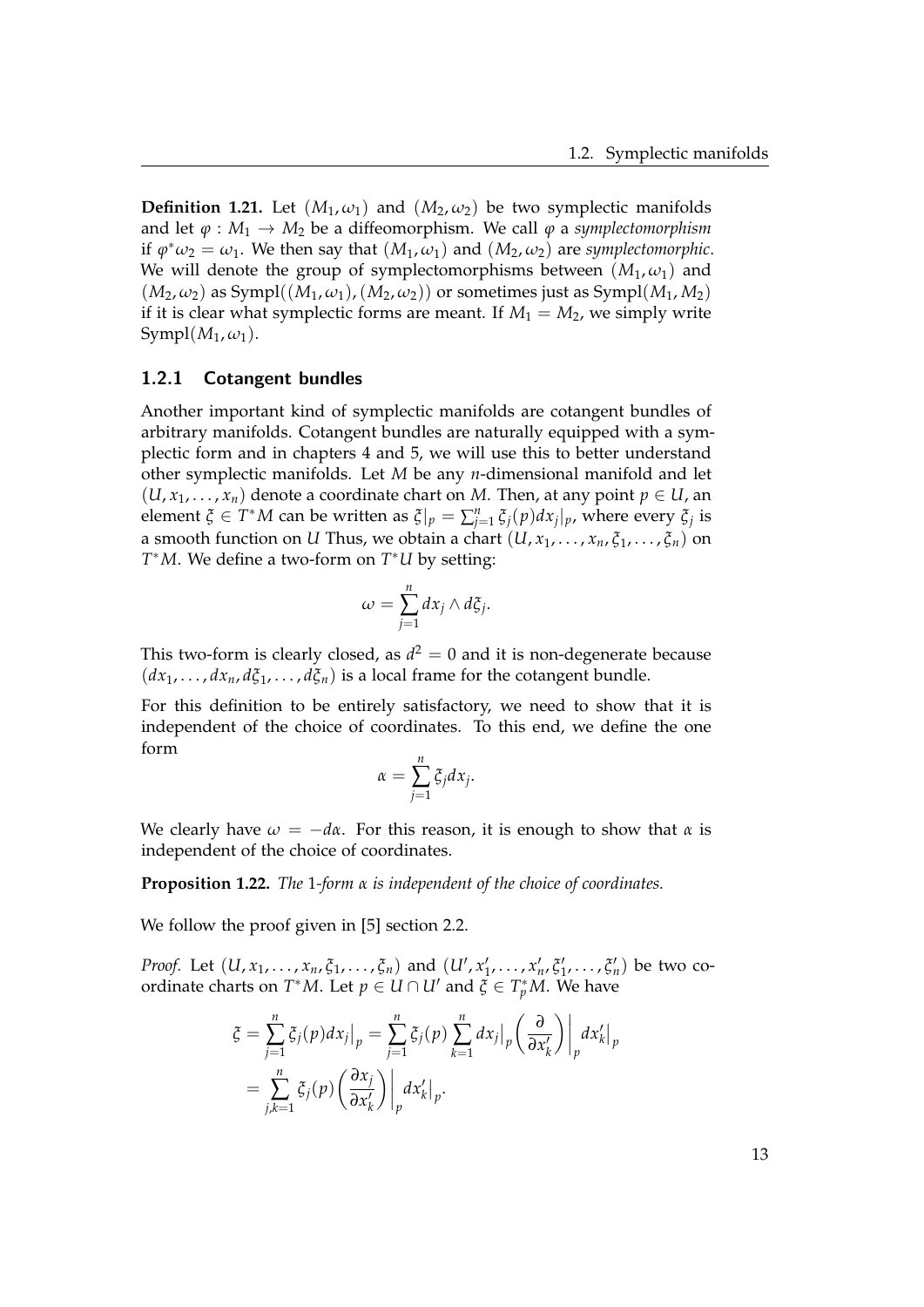**Definition 1.21.** Let $(M_1, \omega_1)$ and $(M_2, \omega_2)$ be two symplectic manifolds and let $\varphi : M_1 \to M_2$ be a diffeomorphism. We call $\varphi$ a *symplectomorphism* if $\varphi^*\omega_2 = \omega_1$. We then say that $(M_1, \omega_1)$ and $(M_2, \omega_2)$ are *symplectomorphic*. We will denote the group of symplectomorphisms between $(M_1, \omega_1)$ and $(M_2, \omega_2)$ as $\text{Sympl}((M_1, \omega_1), (M_2, \omega_2))$ or sometimes just as $\text{Sympl}(M_1, M_2)$ if it is clear what symplectic forms are meant. If $M_1 = M_2$, we simply write $\text{Sympl}(M_1, \omega_1)$.

### 1.2.1 Cotangent bundles

Another important kind of symplectic manifolds are cotangent bundles of arbitrary manifolds. Cotangent bundles are naturally equipped with a symplectic form and in chapters 4 and 5, we will use this to better understand other symplectic manifolds. Let $M$ be any $n$-dimensional manifold and let $(U, x_1, \ldots, x_n)$ denote a coordinate chart on $M$. Then, at any point $p \in U$, an element $\xi \in T^*M$ can be written as $\xi|_p = \sum_{j=1}^n \xi_j(p) dx_j|_p$, where every $\xi_j$ is a smooth function on $U$ Thus, we obtain a chart $(U, x_1, \ldots, x_n, \xi_1, \ldots, \xi_n)$ on $T^*M$. We define a two-form on $T^*U$ by setting:

$$\omega = \sum_{j=1}^{n} dx_j \wedge d\xi_j.$$

This two-form is clearly closed, as $d^2 = 0$ and it is non-degenerate because $(dx_1, \ldots, dx_n, d\xi_1, \ldots, d\xi_n)$ is a local frame for the cotangent bundle.

For this definition to be entirely satisfactory, we need to show that it is independent of the choice of coordinates. To this end, we define the one form

$$\alpha = \sum_{j=1}^{n} \xi_j dx_j.$$

We clearly have $\omega = -d\alpha$. For this reason, it is enough to show that $\alpha$ is independent of the choice of coordinates.

**Proposition 1.22.** *The 1-form $\alpha$ is independent of the choice of coordinates.*

We follow the proof given in [5] section 2.2.

*Proof.* Let $(U, x_1, \ldots, x_n, \xi_1, \ldots, \xi_n)$ and $(U', x'_1, \ldots, x'_n, \xi'_1, \ldots, \xi'_n)$ be two coordinate charts on $T^*M$. Let $p \in U \cap U'$ and $\xi \in T^*_pM$. We have

$$\begin{aligned}
\xi &= \sum_{j=1}^{n} \xi_j(p) dx_j\big|_p = \sum_{j=1}^{n} \xi_j(p) \sum_{k=1}^{n} dx_j\big|_p \left( \frac{\partial}{\partial x'_k} \right)\bigg|_p dx'_k\big|_p \\
&= \sum_{j,k=1}^{n} \xi_j(p) \left( \frac{\partial x_j}{\partial x'_k} \right)\bigg|_p dx'_k\big|_p.
\end{aligned}$$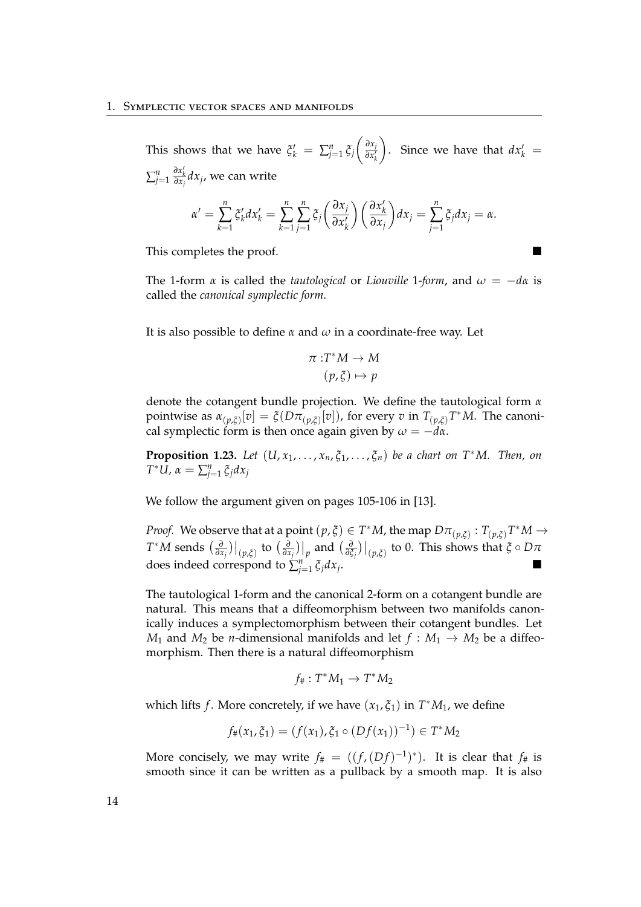This shows that we have $\xi'_k = \sum_{j=1}^n \xi_j \left(\frac{\partial x_j}{\partial x'_k}\right)$. Since we have that $dx'_k = \sum_{j=1}^n \frac{\partial x'_k}{\partial x_j} dx_j$, we can write

$$\alpha' = \sum_{k=1}^n \xi'_k dx'_k = \sum_{k=1}^n \sum_{j=1}^n \xi_j \left(\frac{\partial x_j}{\partial x'_k}\right)\left(\frac{\partial x'_k}{\partial x_j}\right) dx_j = \sum_{j=1}^n \xi_j dx_j = \alpha.$$

This completes the proof. ■

The 1-form $\alpha$ is called the *tautological* or *Liouville 1-form*, and $\omega = -d\alpha$ is called the *canonical symplectic form*.

It is also possible to define $\alpha$ and $\omega$ in a coordinate-free way. Let

$$\begin{aligned} \pi : & T^*M \to M \\ & (p, \xi) \mapsto p \end{aligned}$$

denote the cotangent bundle projection. We define the tautological form $\alpha$ pointwise as $\alpha_{(p,\xi)}[v] = \xi(D\pi_{(p,\xi)}[v])$, for every $v$ in $T_{(p,\xi)}T^*M$. The canonical symplectic form is then once again given by $\omega = -d\alpha$.

**Proposition 1.23.** *Let $(U, x_1, \ldots, x_n, \xi_1, \ldots, \xi_n)$ be a chart on $T^*M$. Then, on $T^*U$, $\alpha = \sum_{j=1}^n \xi_j dx_j$*

We follow the argument given on pages 105-106 in [13].

*Proof.* We observe that at a point $(p, \xi) \in T^*M$, the map $D\pi_{(p,\xi)} : T_{(p,\xi)}T^*M \to T^*M$ sends $\left(\frac{\partial}{\partial x_j}\right)\big|_{(p,\xi)}$ to $\left(\frac{\partial}{\partial x_j}\right)\big|_p$ and $\left(\frac{\partial}{\partial \xi_j}\right)\big|_{(p,\xi)}$ to 0. This shows that $\xi \circ D\pi$ does indeed correspond to $\sum_{j=1}^n \xi_j dx_j$. ■

The tautological 1-form and the canonical 2-form on a cotangent bundle are natural. This means that a diffeomorphism between two manifolds canonically induces a symplectomorphism between their cotangent bundles. Let $M_1$ and $M_2$ be $n$-dimensional manifolds and let $f : M_1 \to M_2$ be a diffeomorphism. Then there is a natural diffeomorphism

$$f_\# : T^*M_1 \to T^*M_2$$

which lifts $f$. More concretely, if we have $(x_1, \xi_1)$ in $T^*M_1$, we define

$$f_\#(x_1, \xi_1) = (f(x_1), \xi_1 \circ (Df(x_1))^{-1}) \in T^*M_2$$

More concisely, we may write $f_\# = ((f, (Df)^{-1})^*)$. It is clear that $f_\#$ is smooth since it can be written as a pullback by a smooth map. It is also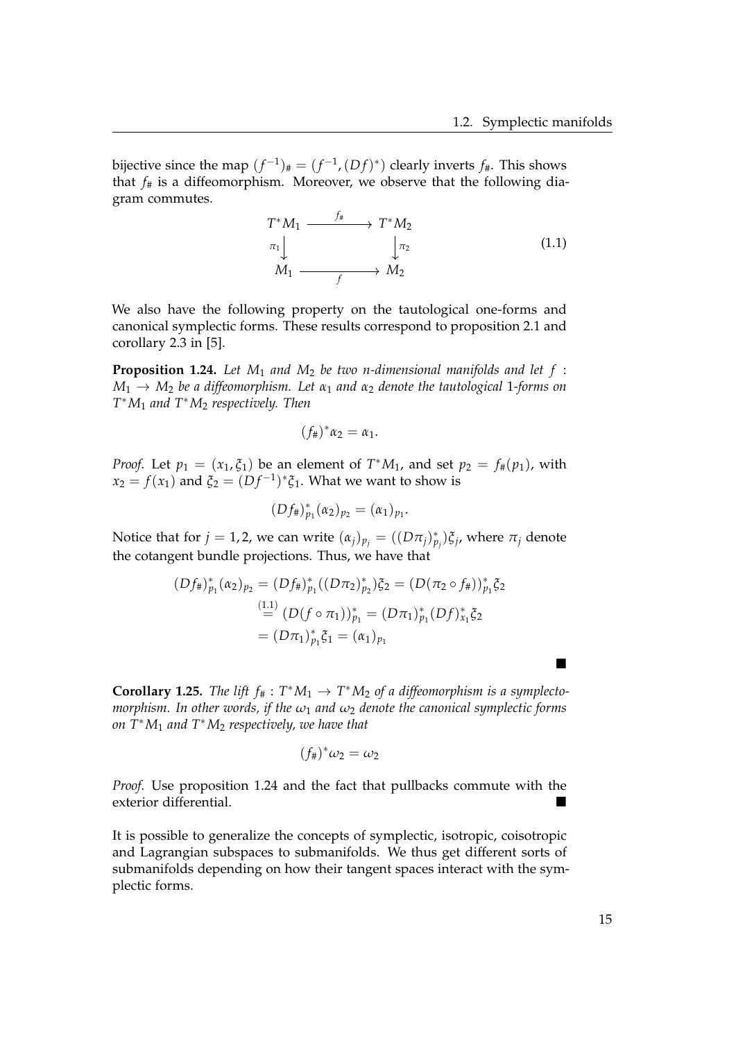bijective since the map $(f^{-1})_\# = (f^{-1}, (Df)^*)$ clearly inverts $f_\#$. This shows that $f_\#$ is a diffeomorphism. Moreover, we observe that the following diagram commutes.

$$\begin{array}{ccc} T^*M_1 & \xrightarrow{f_\#} & T^*M_2 \\ \pi_1 \downarrow & & \downarrow \pi_2 \\ M_1 & \xrightarrow[f]{} & M_2 \end{array} \tag{1.1}$$

We also have the following property on the tautological one-forms and canonical symplectic forms. These results correspond to proposition 2.1 and corollary 2.3 in [5].

**Proposition 1.24.** *Let $M_1$ and $M_2$ be two $n$-dimensional manifolds and let $f : M_1 \to M_2$ be a diffeomorphism. Let $\alpha_1$ and $\alpha_2$ denote the tautological 1-forms on $T^*M_1$ and $T^*M_2$ respectively. Then*

$$(f_\#)^*\alpha_2 = \alpha_1.$$

*Proof.* Let $p_1 = (x_1, \xi_1)$ be an element of $T^*M_1$, and set $p_2 = f_\#(p_1)$, with $x_2 = f(x_1)$ and $\xi_2 = (Df^{-1})^*\xi_1$. What we want to show is

$$(Df_\#)^*_{p_1}(\alpha_2)_{p_2} = (\alpha_1)_{p_1}.$$

Notice that for $j = 1, 2$, we can write $(\alpha_j)_{p_j} = ((D\pi_j)^*_{p_j})\xi_j$, where $\pi_j$ denote the cotangent bundle projections. Thus, we have that

$$\begin{aligned}
(Df_\#)^*_{p_1}(\alpha_2)_{p_2} &= (Df_\#)^*_{p_1}((D\pi_2)^*_{p_2})\xi_2 = (D(\pi_2 \circ f_\#))^*_{p_1}\xi_2 \\
&\overset{(1.1)}{=} (D(f \circ \pi_1))^*_{p_1} = (D\pi_1)^*_{p_1}(Df)^*_{x_1}\xi_2 \\
&= (D\pi_1)^*_{p_1}\xi_1 = (\alpha_1)_{p_1}
\end{aligned}$$

■

**Corollary 1.25.** *The lift $f_\# : T^*M_1 \to T^*M_2$ of a diffeomorphism is a symplectomorphism. In other words, if the $\omega_1$ and $\omega_2$ denote the canonical symplectic forms on $T^*M_1$ and $T^*M_2$ respectively, we have that*

$$(f_\#)^*\omega_2 = \omega_2$$

*Proof.* Use proposition 1.24 and the fact that pullbacks commute with the exterior differential. ■

It is possible to generalize the concepts of symplectic, isotropic, coisotropic and Lagrangian subspaces to submanifolds. We thus get different sorts of submanifolds depending on how their tangent spaces interact with the symplectic forms.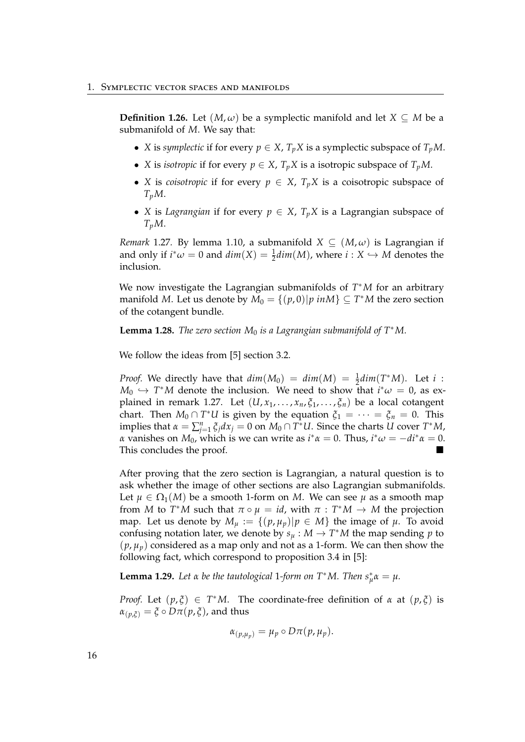**Definition 1.26.** Let $(M, \omega)$ be a symplectic manifold and let $X \subseteq M$ be a submanifold of $M$. We say that:

- $X$ is *symplectic* if for every $p \in X$, $T_pX$ is a symplectic subspace of $T_pM$.
- $X$ is *isotropic* if for every $p \in X$, $T_pX$ is a isotropic subspace of $T_pM$.
- $X$ is *coisotropic* if for every $p \in X$, $T_pX$ is a coisotropic subspace of $T_pM$.
- $X$ is *Lagrangian* if for every $p \in X$, $T_pX$ is a Lagrangian subspace of $T_pM$.

*Remark* 1.27. By lemma 1.10, a submanifold $X \subseteq (M, \omega)$ is Lagrangian if and only if $i^*\omega = 0$ and $dim(X) = \frac{1}{2}dim(M)$, where $i : X \hookrightarrow M$ denotes the inclusion.

We now investigate the Lagrangian submanifolds of $T^*M$ for an arbitrary manifold $M$. Let us denote by $M_0 = \{(p, 0) | p \; inM\} \subseteq T^*M$ the zero section of the cotangent bundle.

**Lemma 1.28.** *The zero section $M_0$ is a Lagrangian submanifold of $T^*M$.*

We follow the ideas from [5] section 3.2.

*Proof.* We directly have that $dim(M_0) = dim(M) = \frac{1}{2}dim(T^*M)$. Let $i : M_0 \hookrightarrow T^*M$ denote the inclusion. We need to show that $i^*\omega = 0$, as explained in remark 1.27. Let $(U, x_1, \dots, x_n, \xi_1, \dots, \xi_n)$ be a local cotangent chart. Then $M_0 \cap T^*U$ is given by the equation $\xi_1 = \dots = \xi_n = 0$. This implies that $\alpha = \sum_{j=1}^{n} \xi_j dx_j = 0$ on $M_0 \cap T^*U$. Since the charts $U$ cover $T^*M$, $\alpha$ vanishes on $M_0$, which is we can write as $i^*\alpha = 0$. Thus, $i^*\omega = -di^*\alpha = 0$. This concludes the proof. ∎

After proving that the zero section is Lagrangian, a natural question is to ask whether the image of other sections are also Lagrangian submanifolds. Let $\mu \in \Omega_1(M)$ be a smooth 1-form on $M$. We can see $\mu$ as a smooth map from $M$ to $T^*M$ such that $\pi \circ \mu = id$, with $\pi : T^*M \to M$ the projection map. Let us denote by $M_\mu := \{(p, \mu_p) | p \in M\}$ the image of $\mu$. To avoid confusing notation later, we denote by $s_\mu : M \to T^*M$ the map sending $p$ to $(p, \mu_p)$ considered as a map only and not as a 1-form. We can then show the following fact, which correspond to proposition 3.4 in [5]:

**Lemma 1.29.** *Let $\alpha$ be the tautological 1-form on $T^*M$. Then $s_\mu^*\alpha = \mu$.*

*Proof.* Let $(p, \xi) \in T^*M$. The coordinate-free definition of $\alpha$ at $(p, \xi)$ is $\alpha_{(p,\xi)} = \xi \circ D\pi(p, \xi)$, and thus

$$\alpha_{(p,\mu_p)} = \mu_p \circ D\pi(p, \mu_p).$$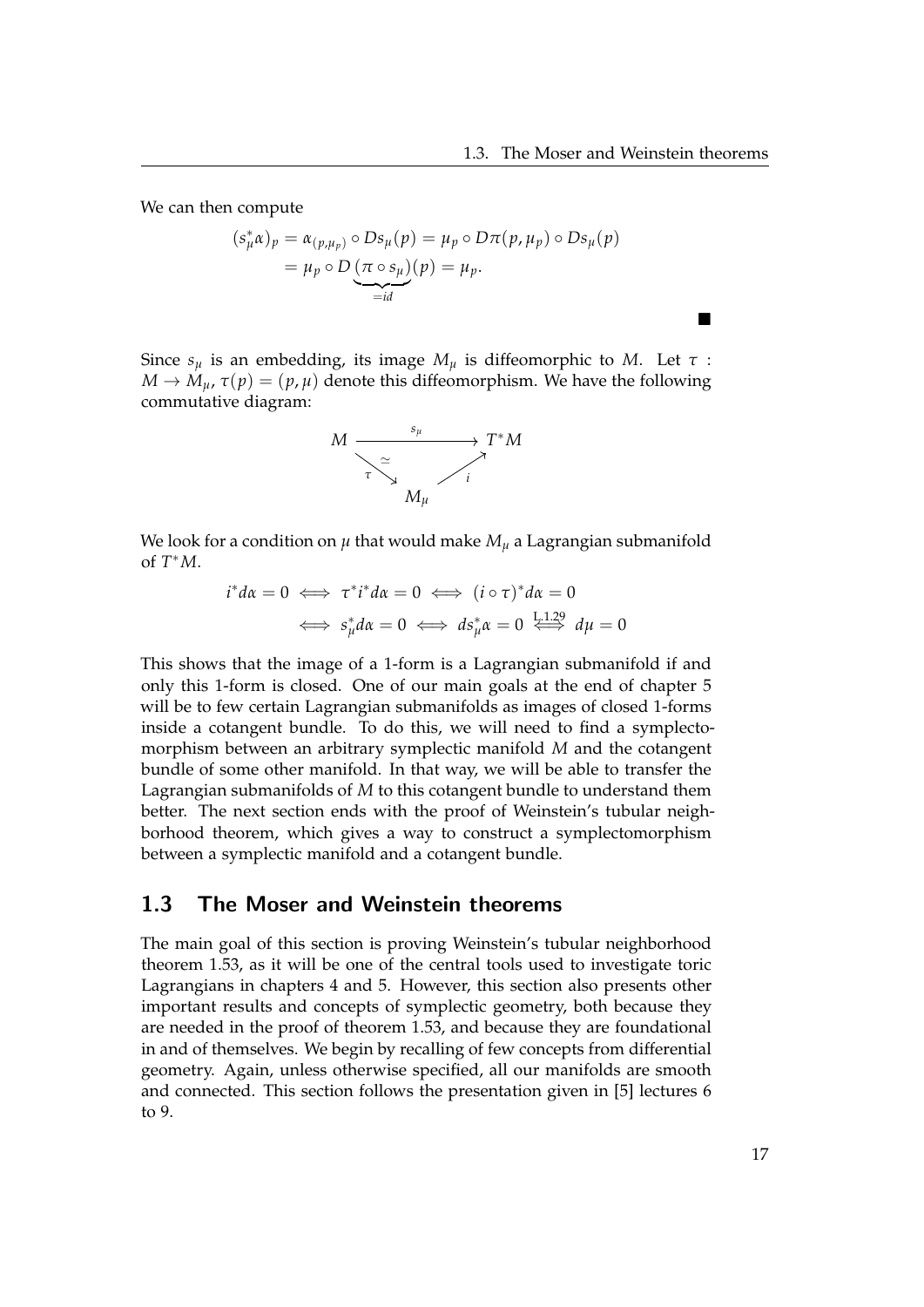We can then compute

$$
\begin{aligned}
(s_\mu^* \alpha)_p &= \alpha_{(p,\mu_p)} \circ Ds_\mu(p) = \mu_p \circ D\pi(p,\mu_p) \circ Ds_\mu(p) \\
&= \mu_p \circ D\underbrace{(\pi \circ s_\mu)}_{=id}(p) = \mu_p.
\end{aligned}
$$

■

Since $s_\mu$ is an embedding, its image $M_\mu$ is diffeomorphic to $M$. Let $\tau : M \to M_\mu$, $\tau(p) = (p, \mu)$ denote this diffeomorphism. We have the following commutative diagram:

$$
\begin{array}{ccc}
M & \xrightarrow{\quad s_\mu \quad} & T^*M \\
& {\scriptstyle \tau}\searrow^{\simeq} \quad \nearrow{\scriptstyle i} & \\
& M_\mu &
\end{array}
$$

We look for a condition on $\mu$ that would make $M_\mu$ a Lagrangian submanifold of $T^*M$.

$$
\begin{aligned}
i^* d\alpha = 0 \iff \tau^* i^* d\alpha = 0 \iff (i \circ \tau)^* d\alpha = 0 \\
\iff s_\mu^* d\alpha = 0 \iff d s_\mu^* \alpha = 0 \overset{\text{L.1.29}}{\iff} d\mu = 0
\end{aligned}
$$

This shows that the image of a 1-form is a Lagrangian submanifold if and only this 1-form is closed. One of our main goals at the end of chapter 5 will be to few certain Lagrangian submanifolds as images of closed 1-forms inside a cotangent bundle. To do this, we will need to find a symplectomorphism between an arbitrary symplectic manifold $M$ and the cotangent bundle of some other manifold. In that way, we will be able to transfer the Lagrangian submanifolds of $M$ to this cotangent bundle to understand them better. The next section ends with the proof of Weinstein's tubular neighborhood theorem, which gives a way to construct a symplectomorphism between a symplectic manifold and a cotangent bundle.

## 1.3 The Moser and Weinstein theorems

The main goal of this section is proving Weinstein's tubular neighborhood theorem 1.53, as it will be one of the central tools used to investigate toric Lagrangians in chapters 4 and 5. However, this section also presents other important results and concepts of symplectic geometry, both because they are needed in the proof of theorem 1.53, and because they are foundational in and of themselves. We begin by recalling of few concepts from differential geometry. Again, unless otherwise specified, all our manifolds are smooth and connected. This section follows the presentation given in [5] lectures 6 to 9.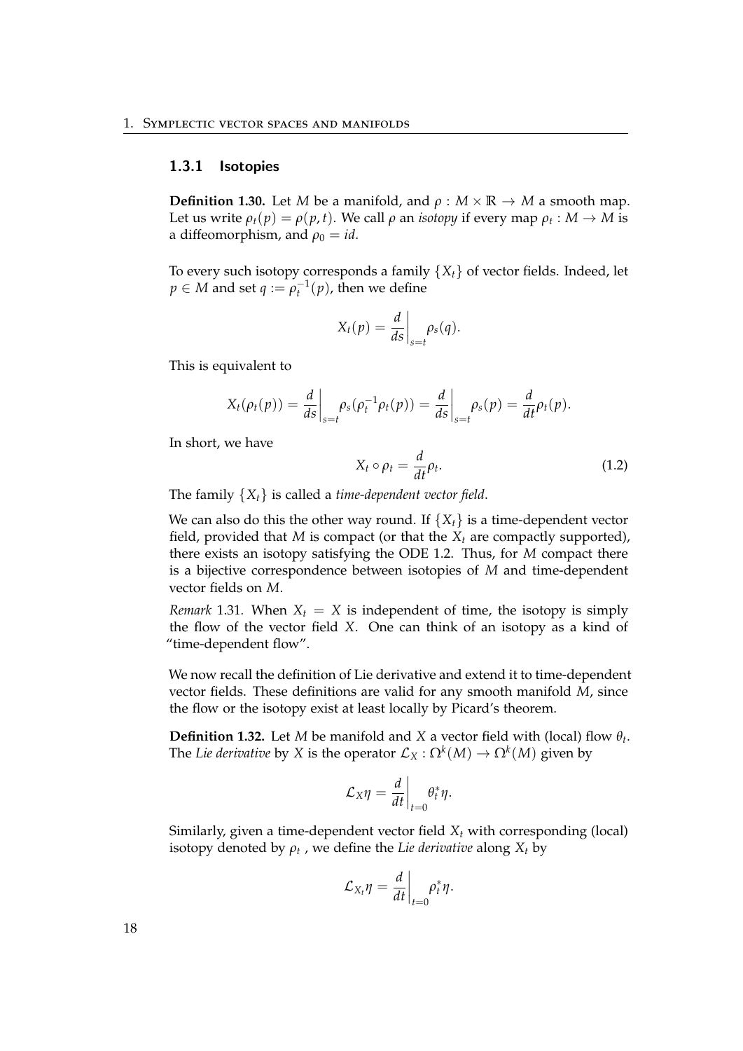### 1.3.1 Isotopies

**Definition 1.30.** Let $M$ be a manifold, and $\rho : M \times \mathbb{R} \to M$ a smooth map. Let us write $\rho_t(p) = \rho(p,t)$. We call $\rho$ an *isotopy* if every map $\rho_t : M \to M$ is a diffeomorphism, and $\rho_0 = id$.

To every such isotopy corresponds a family $\{X_t\}$ of vector fields. Indeed, let $p \in M$ and set $q := \rho_t^{-1}(p)$, then we define

$$X_t(p) = \left.\frac{d}{ds}\right|_{s=t} \rho_s(q).$$

This is equivalent to

$$X_t(\rho_t(p)) = \left.\frac{d}{ds}\right|_{s=t} \rho_s(\rho_t^{-1}\rho_t(p)) = \left.\frac{d}{ds}\right|_{s=t} \rho_s(p) = \frac{d}{dt}\rho_t(p).$$

In short, we have

$$X_t \circ \rho_t = \frac{d}{dt}\rho_t. \tag{1.2}$$

The family $\{X_t\}$ is called a *time-dependent vector field*.

We can also do this the other way round. If $\{X_t\}$ is a time-dependent vector field, provided that $M$ is compact (or that the $X_t$ are compactly supported), there exists an isotopy satisfying the ODE 1.2. Thus, for $M$ compact there is a bijective correspondence between isotopies of $M$ and time-dependent vector fields on $M$.

*Remark* 1.31. When $X_t = X$ is independent of time, the isotopy is simply the flow of the vector field $X$. One can think of an isotopy as a kind of "time-dependent flow".

We now recall the definition of Lie derivative and extend it to time-dependent vector fields. These definitions are valid for any smooth manifold $M$, since the flow or the isotopy exist at least locally by Picard's theorem.

**Definition 1.32.** Let $M$ be manifold and $X$ a vector field with (local) flow $\theta_t$. The *Lie derivative* by $X$ is the operator $\mathcal{L}_X : \Omega^k(M) \to \Omega^k(M)$ given by

$$\mathcal{L}_X \eta = \left.\frac{d}{dt}\right|_{t=0} \theta_t^* \eta.$$

Similarly, given a time-dependent vector field $X_t$ with corresponding (local) isotopy denoted by $\rho_t$ , we define the *Lie derivative* along $X_t$ by

$$\mathcal{L}_{X_t} \eta = \left.\frac{d}{dt}\right|_{t=0} \rho_t^* \eta.$$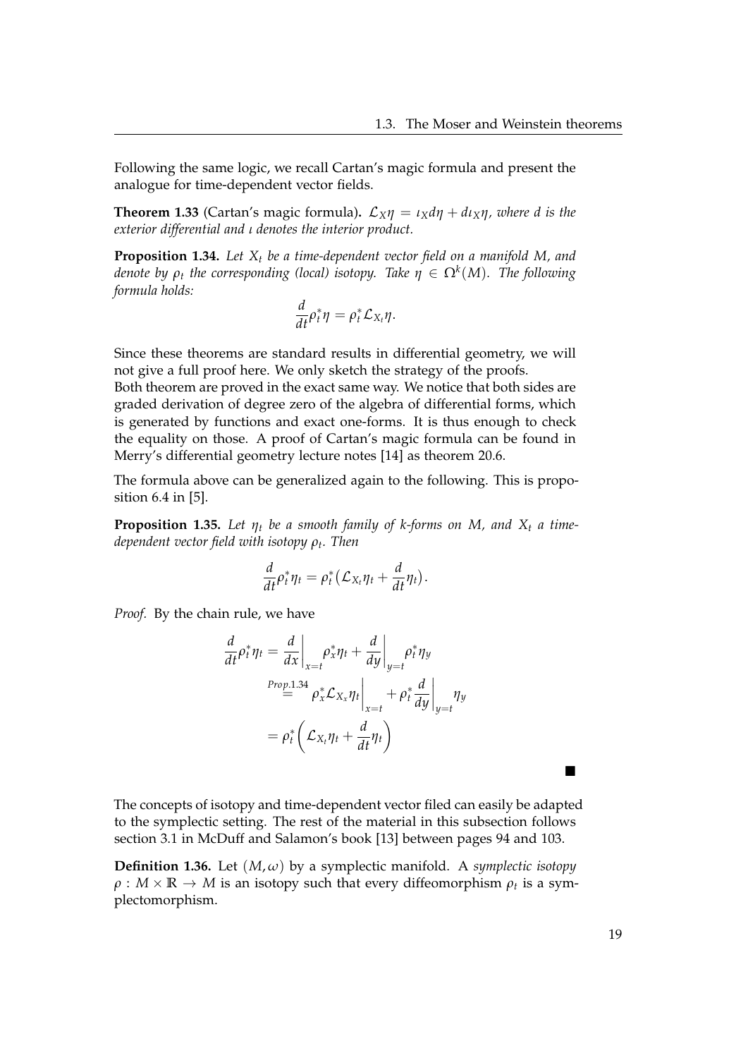Following the same logic, we recall Cartan's magic formula and present the analogue for time-dependent vector fields.

**Theorem 1.33** (Cartan's magic formula)**.** *$\mathcal{L}_X\eta = \iota_X d\eta + d\iota_X\eta$, where $d$ is the exterior differential and $\iota$ denotes the interior product.*

**Proposition 1.34.** *Let $X_t$ be a time-dependent vector field on a manifold $M$, and denote by $\rho_t$ the corresponding (local) isotopy. Take $\eta \in \Omega^k(M)$. The following formula holds:*

$$\frac{d}{dt}\rho_t^*\eta = \rho_t^*\mathcal{L}_{X_t}\eta.$$

Since these theorems are standard results in differential geometry, we will not give a full proof here. We only sketch the strategy of the proofs.
Both theorem are proved in the exact same way. We notice that both sides are graded derivation of degree zero of the algebra of differential forms, which is generated by functions and exact one-forms. It is thus enough to check the equality on those. A proof of Cartan's magic formula can be found in Merry's differential geometry lecture notes [14] as theorem 20.6.

The formula above can be generalized again to the following. This is proposition 6.4 in [5].

**Proposition 1.35.** *Let $\eta_t$ be a smooth family of k-forms on $M$, and $X_t$ a time-dependent vector field with isotopy $\rho_t$. Then*

$$\frac{d}{dt}\rho_t^*\eta_t = \rho_t^*\big(\mathcal{L}_{X_t}\eta_t + \frac{d}{dt}\eta_t\big).$$

*Proof.* By the chain rule, we have

$$\begin{aligned}
\frac{d}{dt}\rho_t^*\eta_t &= \frac{d}{dx}\bigg|_{x=t}\rho_x^*\eta_t + \frac{d}{dy}\bigg|_{y=t}\rho_t^*\eta_y \\
&\overset{Prop.1.34}{=} \rho_x^*\mathcal{L}_{X_x}\eta_t\bigg|_{x=t} + \rho_t^*\frac{d}{dy}\bigg|_{y=t}\eta_y \\
&= \rho_t^*\left(\mathcal{L}_{X_t}\eta_t + \frac{d}{dt}\eta_t\right)
\end{aligned}$$

■

The concepts of isotopy and time-dependent vector filed can easily be adapted to the symplectic setting. The rest of the material in this subsection follows section 3.1 in McDuff and Salamon's book [13] between pages 94 and 103.

**Definition 1.36.** Let $(M, \omega)$ by a symplectic manifold. A *symplectic isotopy* $\rho : M \times \mathbb{R} \to M$ is an isotopy such that every diffeomorphism $\rho_t$ is a symplectomorphism.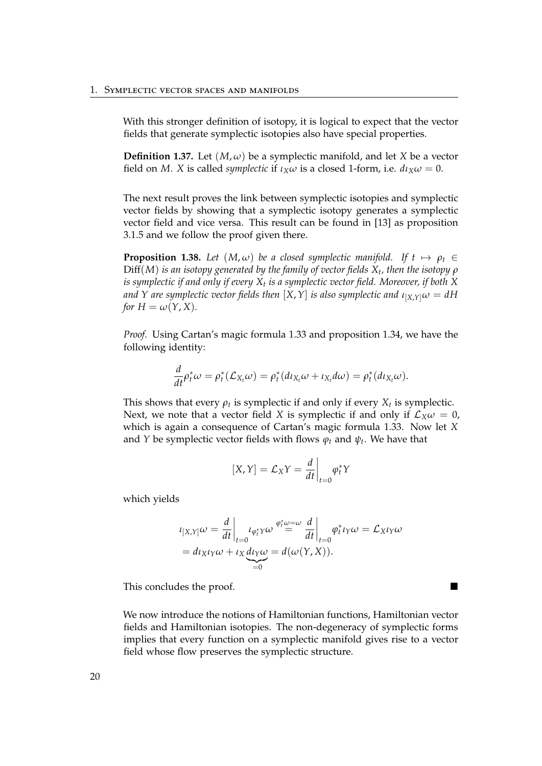With this stronger definition of isotopy, it is logical to expect that the vector fields that generate symplectic isotopies also have special properties.

**Definition 1.37.** Let $(M, \omega)$ be a symplectic manifold, and let $X$ be a vector field on $M$. $X$ is called *symplectic* if $\iota_X \omega$ is a closed 1-form, i.e. $d\iota_X \omega = 0$.

The next result proves the link between symplectic isotopies and symplectic vector fields by showing that a symplectic isotopy generates a symplectic vector field and vice versa. This result can be found in [13] as proposition 3.1.5 and we follow the proof given there.

**Proposition 1.38.** *Let $(M, \omega)$ be a closed symplectic manifold. If $t \mapsto \rho_t \in \operatorname{Diff}(M)$ is an isotopy generated by the family of vector fields $X_t$, then the isotopy $\rho$ is symplectic if and only if every $X_t$ is a symplectic vector field. Moreover, if both $X$ and $Y$ are symplectic vector fields then $[X, Y]$ is also symplectic and $\iota_{[X,Y]}\omega = dH$ for $H = \omega(Y, X)$.*

*Proof.* Using Cartan's magic formula 1.33 and proposition 1.34, we have the following identity:

$$\frac{d}{dt}\rho_t^* \omega = \rho_t^*(\mathcal{L}_{X_t}\omega) = \rho_t^*(d\iota_{X_t}\omega + \iota_{X_t} d\omega) = \rho_t^*(d\iota_{X_t}\omega).$$

This shows that every $\rho_t$ is symplectic if and only if every $X_t$ is symplectic. Next, we note that a vector field $X$ is symplectic if and only if $\mathcal{L}_X \omega = 0$, which is again a consequence of Cartan's magic formula 1.33. Now let $X$ and $Y$ be symplectic vector fields with flows $\varphi_t$ and $\psi_t$. We have that

$$[X, Y] = \mathcal{L}_X Y = \left.\frac{d}{dt}\right|_{t=0} \varphi_t^* Y$$

which yields

$$\begin{aligned}
\iota_{[X,Y]}\omega &= \left.\frac{d}{dt}\right|_{t=0} \iota_{\varphi_t^* Y}\omega \overset{\varphi_t^*\omega = \omega}{=} \left.\frac{d}{dt}\right|_{t=0} \varphi_t^* \iota_Y \omega = \mathcal{L}_X \iota_Y \omega \\
&= d\iota_X \iota_Y \omega + \iota_X \underbrace{d\iota_Y \omega}_{=0} = d(\omega(Y, X)).
\end{aligned}$$

This concludes the proof. ∎

We now introduce the notions of Hamiltonian functions, Hamiltonian vector fields and Hamiltonian isotopies. The non-degeneracy of symplectic forms implies that every function on a symplectic manifold gives rise to a vector field whose flow preserves the symplectic structure.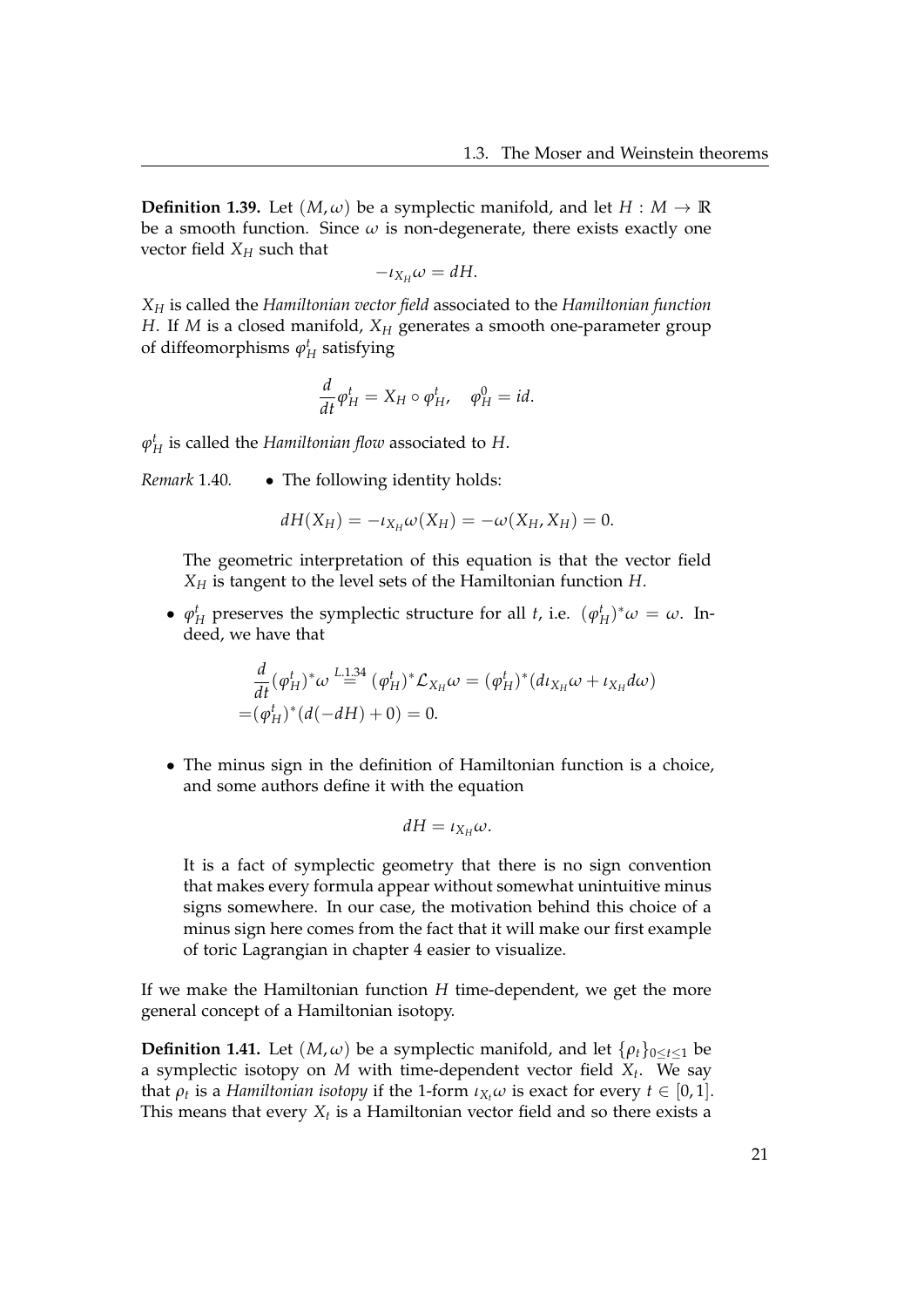**Definition 1.39.** Let $(M, \omega)$ be a symplectic manifold, and let $H : M \to \mathbb{R}$ be a smooth function. Since $\omega$ is non-degenerate, there exists exactly one vector field $X_H$ such that

$$-\iota_{X_H}\omega = dH.$$

$X_H$ is called the *Hamiltonian vector field* associated to the *Hamiltonian function* $H$. If $M$ is a closed manifold, $X_H$ generates a smooth one-parameter group of diffeomorphisms $\varphi_H^t$ satisfying

$$\frac{d}{dt}\varphi_H^t = X_H \circ \varphi_H^t, \quad \varphi_H^0 = id.$$

$\varphi_H^t$ is called the *Hamiltonian flow* associated to $H$.

*Remark* 1.40.

- The following identity holds:

  $$dH(X_H) = -\iota_{X_H}\omega(X_H) = -\omega(X_H, X_H) = 0.$$

  The geometric interpretation of this equation is that the vector field $X_H$ is tangent to the level sets of the Hamiltonian function $H$.

- $\varphi_H^t$ preserves the symplectic structure for all $t$, i.e. $(\varphi_H^t)^*\omega = \omega$. Indeed, we have that

  $$\begin{aligned}&\frac{d}{dt}(\varphi_H^t)^*\omega \overset{L.1.34}{=} (\varphi_H^t)^*\mathcal{L}_{X_H}\omega = (\varphi_H^t)^*(d\iota_{X_H}\omega + \iota_{X_H}d\omega) \\ =&(\varphi_H^t)^*(d(-dH) + 0) = 0.\end{aligned}$$

- The minus sign in the definition of Hamiltonian function is a choice, and some authors define it with the equation

  $$dH = \iota_{X_H}\omega.$$

  It is a fact of symplectic geometry that there is no sign convention that makes every formula appear without somewhat unintuitive minus signs somewhere. In our case, the motivation behind this choice of a minus sign here comes from the fact that it will make our first example of toric Lagrangian in chapter 4 easier to visualize.

If we make the Hamiltonian function $H$ time-dependent, we get the more general concept of a Hamiltonian isotopy.

**Definition 1.41.** Let $(M, \omega)$ be a symplectic manifold, and let $\{\rho_t\}_{0 \leq t \leq 1}$ be a symplectic isotopy on $M$ with time-dependent vector field $X_t$. We say that $\rho_t$ is a *Hamiltonian isotopy* if the 1-form $\iota_{X_t}\omega$ is exact for every $t \in [0, 1]$. This means that every $X_t$ is a Hamiltonian vector field and so there exists a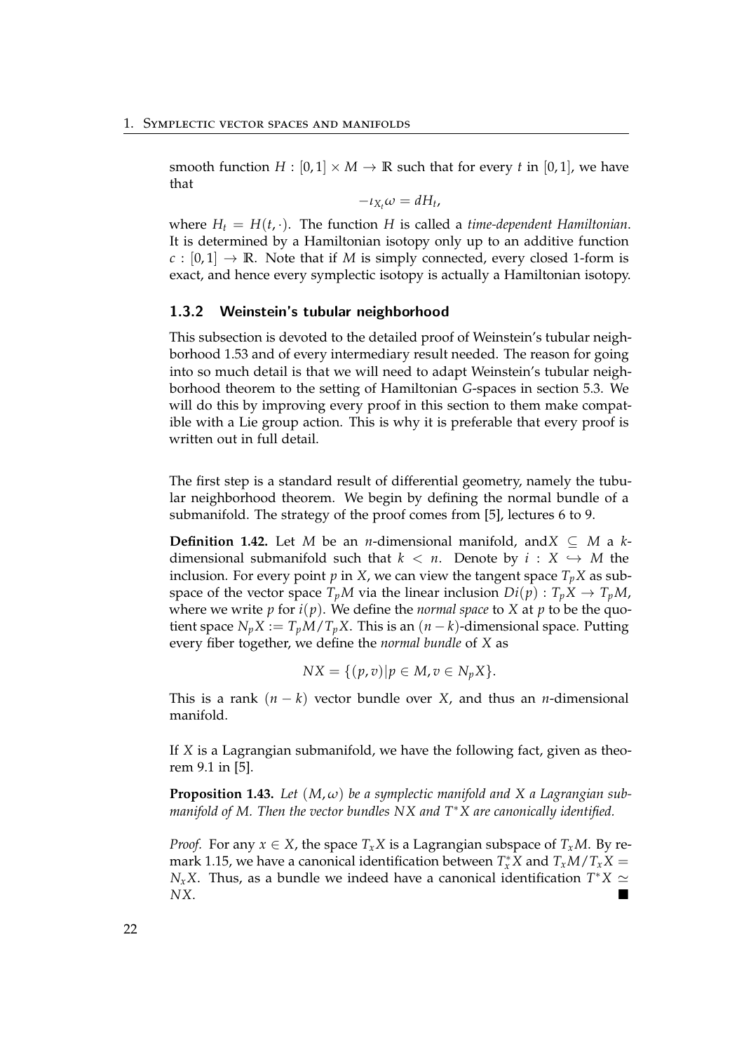smooth function $H : [0,1] \times M \to \mathbb{R}$ such that for every $t$ in $[0,1]$, we have that

$$-\iota_{X_t}\omega = dH_t,$$

where $H_t = H(t, \cdot)$. The function $H$ is called a *time-dependent Hamiltonian*. It is determined by a Hamiltonian isotopy only up to an additive function $c : [0,1] \to \mathbb{R}$. Note that if $M$ is simply connected, every closed 1-form is exact, and hence every symplectic isotopy is actually a Hamiltonian isotopy.

### 1.3.2 Weinstein's tubular neighborhood

This subsection is devoted to the detailed proof of Weinstein's tubular neighborhood 1.53 and of every intermediary result needed. The reason for going into so much detail is that we will need to adapt Weinstein's tubular neighborhood theorem to the setting of Hamiltonian $G$-spaces in section 5.3. We will do this by improving every proof in this section to them make compatible with a Lie group action. This is why it is preferable that every proof is written out in full detail.

The first step is a standard result of differential geometry, namely the tubular neighborhood theorem. We begin by defining the normal bundle of a submanifold. The strategy of the proof comes from [5], lectures 6 to 9.

**Definition 1.42.** Let $M$ be an $n$-dimensional manifold, and$X \subseteq M$ a $k$-dimensional submanifold such that $k < n$. Denote by $i : X \hookrightarrow M$ the inclusion. For every point $p$ in $X$, we can view the tangent space $T_pX$ as subspace of the vector space $T_pM$ via the linear inclusion $Di(p) : T_pX \to T_pM$, where we write $p$ for $i(p)$. We define the *normal space* to $X$ at $p$ to be the quotient space $N_pX := T_pM/T_pX$. This is an $(n-k)$-dimensional space. Putting every fiber together, we define the *normal bundle* of $X$ as

$$NX = \{(p,v) | p \in M, v \in N_pX\}.$$

This is a rank $(n-k)$ vector bundle over $X$, and thus an $n$-dimensional manifold.

If $X$ is a Lagrangian submanifold, we have the following fact, given as theorem 9.1 in [5].

**Proposition 1.43.** *Let $(M, \omega)$ be a symplectic manifold and $X$ a Lagrangian submanifold of $M$. Then the vector bundles $NX$ and $T^*X$ are canonically identified.*

*Proof.* For any $x \in X$, the space $T_xX$ is a Lagrangian subspace of $T_xM$. By remark 1.15, we have a canonical identification between $T^*_xX$ and $T_xM/T_xX = N_xX$. Thus, as a bundle we indeed have a canonical identification $T^*X \simeq NX$. ∎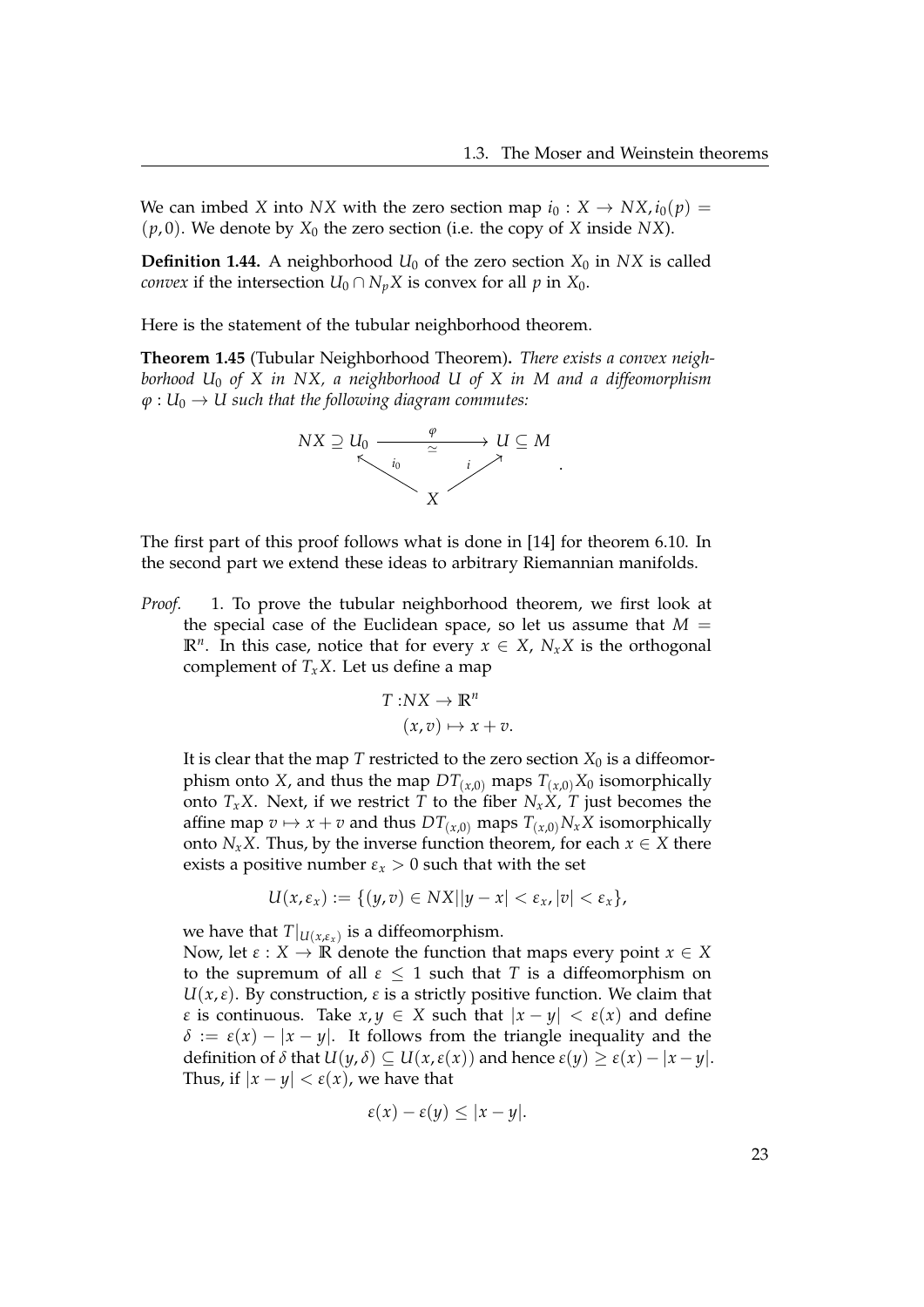We can imbed $X$ into $NX$ with the zero section map $i_0 : X \to NX, i_0(p) = (p, 0)$. We denote by $X_0$ the zero section (i.e. the copy of $X$ inside $NX$).

**Definition 1.44.** A neighborhood $U_0$ of the zero section $X_0$ in $NX$ is called *convex* if the intersection $U_0 \cap N_p X$ is convex for all $p$ in $X_0$.

Here is the statement of the tubular neighborhood theorem.

**Theorem 1.45** (Tubular Neighborhood Theorem)**.** *There exists a convex neighborhood $U_0$ of $X$ in $NX$, a neighborhood $U$ of $X$ in $M$ and a diffeomorphism $\varphi : U_0 \to U$ such that the following diagram commutes:*

$$\begin{array}{ccc} NX \supseteq U_0 & \xrightarrow[\simeq]{\varphi} & U \subseteq M \\ & {\scriptstyle i_0} \nwarrow \quad \nearrow {\scriptstyle i} & \\ & X & \end{array} .$$

The first part of this proof follows what is done in [14] for theorem 6.10. In the second part we extend these ideas to arbitrary Riemannian manifolds.

*Proof.* 1. To prove the tubular neighborhood theorem, we first look at the special case of the Euclidean space, so let us assume that $M = \mathbb{R}^n$. In this case, notice that for every $x \in X$, $N_x X$ is the orthogonal complement of $T_x X$. Let us define a map

$$\begin{aligned} T : &NX \to \mathbb{R}^n \\ &(x, v) \mapsto x + v. \end{aligned}$$

It is clear that the map $T$ restricted to the zero section $X_0$ is a diffeomorphism onto $X$, and thus the map $DT_{(x,0)}$ maps $T_{(x,0)} X_0$ isomorphically onto $T_x X$. Next, if we restrict $T$ to the fiber $N_x X$, $T$ just becomes the affine map $v \mapsto x + v$ and thus $DT_{(x,0)}$ maps $T_{(x,0)} N_x X$ isomorphically onto $N_x X$. Thus, by the inverse function theorem, for each $x \in X$ there exists a positive number $\varepsilon_x > 0$ such that with the set

$$U(x, \varepsilon_x) := \{(y, v) \in NX | |y - x| < \varepsilon_x, |v| < \varepsilon_x\},$$

we have that $T|_{U(x,\varepsilon_x)}$ is a diffeomorphism.

Now, let $\varepsilon : X \to \mathbb{R}$ denote the function that maps every point $x \in X$ to the supremum of all $\varepsilon \leq 1$ such that $T$ is a diffeomorphism on $U(x, \varepsilon)$. By construction, $\varepsilon$ is a strictly positive function. We claim that $\varepsilon$ is continuous. Take $x, y \in X$ such that $|x - y| < \varepsilon(x)$ and define $\delta := \varepsilon(x) - |x - y|$. It follows from the triangle inequality and the definition of $\delta$ that $U(y, \delta) \subseteq U(x, \varepsilon(x))$ and hence $\varepsilon(y) \geq \varepsilon(x) - |x - y|$. Thus, if $|x - y| < \varepsilon(x)$, we have that

$$\varepsilon(x) - \varepsilon(y) \leq |x - y|.$$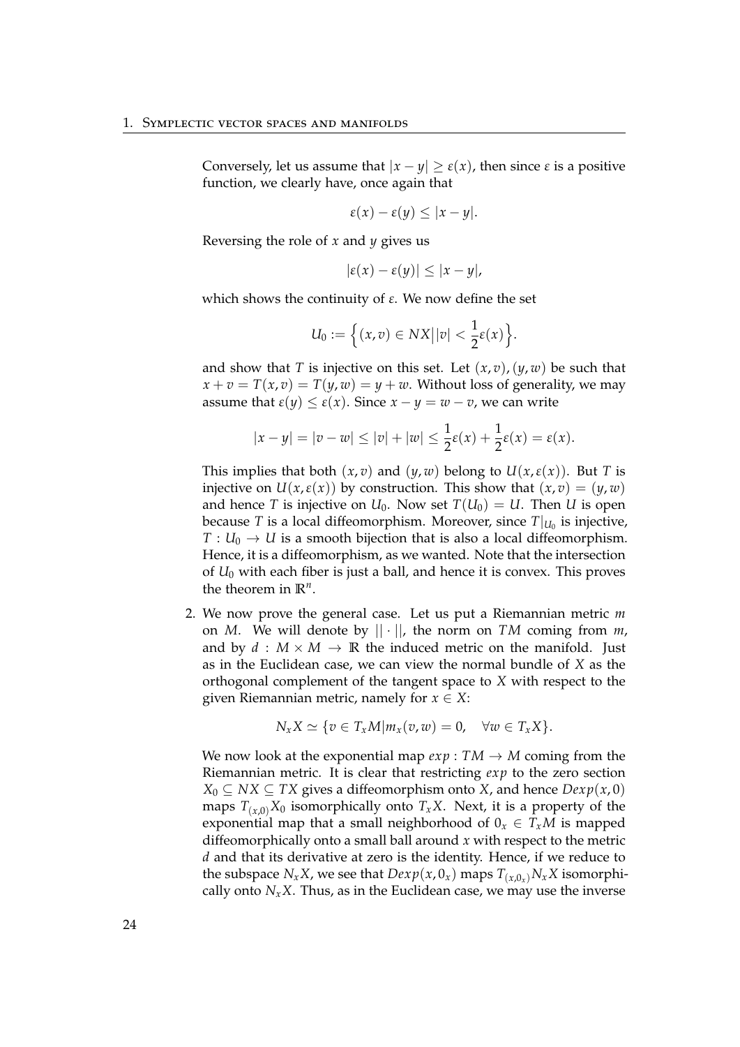Conversely, let us assume that $|x - y| \geq \varepsilon(x)$, then since $\varepsilon$ is a positive function, we clearly have, once again that

$$\varepsilon(x) - \varepsilon(y) \leq |x - y|.$$

Reversing the role of $x$ and $y$ gives us

$$|\varepsilon(x) - \varepsilon(y)| \leq |x - y|,$$

which shows the continuity of $\varepsilon$. We now define the set

$$U_0 := \Big\{(x, v) \in NX \big| |v| < \frac{1}{2}\varepsilon(x)\Big\}.$$

and show that $T$ is injective on this set. Let $(x, v), (y, w)$ be such that $x + v = T(x, v) = T(y, w) = y + w$. Without loss of generality, we may assume that $\varepsilon(y) \leq \varepsilon(x)$. Since $x - y = w - v$, we can write

$$|x - y| = |v - w| \leq |v| + |w| \leq \frac{1}{2}\varepsilon(x) + \frac{1}{2}\varepsilon(x) = \varepsilon(x).$$

This implies that both $(x, v)$ and $(y, w)$ belong to $U(x, \varepsilon(x))$. But $T$ is injective on $U(x, \varepsilon(x))$ by construction. This show that $(x, v) = (y, w)$ and hence $T$ is injective on $U_0$. Now set $T(U_0) = U$. Then $U$ is open because $T$ is a local diffeomorphism. Moreover, since $T|_{U_0}$ is injective, $T : U_0 \to U$ is a smooth bijection that is also a local diffeomorphism. Hence, it is a diffeomorphism, as we wanted. Note that the intersection of $U_0$ with each fiber is just a ball, and hence it is convex. This proves the theorem in $\mathbb{R}^n$.

2. We now prove the general case. Let us put a Riemannian metric $m$ on $M$. We will denote by $|| \cdot ||$, the norm on $TM$ coming from $m$, and by $d : M \times M \to \mathbb{R}$ the induced metric on the manifold. Just as in the Euclidean case, we can view the normal bundle of $X$ as the orthogonal complement of the tangent space to $X$ with respect to the given Riemannian metric, namely for $x \in X$:

$$N_x X \simeq \{v \in T_x M | m_x(v, w) = 0, \quad \forall w \in T_x X\}.$$

We now look at the exponential map $exp : TM \to M$ coming from the Riemannian metric. It is clear that restricting $exp$ to the zero section $X_0 \subseteq NX \subseteq TX$ gives a diffeomorphism onto $X$, and hence $Dexp(x, 0)$ maps $T_{(x,0)}X_0$ isomorphically onto $T_x X$. Next, it is a property of the exponential map that a small neighborhood of $0_x \in T_x M$ is mapped diffeomorphically onto a small ball around $x$ with respect to the metric $d$ and that its derivative at zero is the identity. Hence, if we reduce to the subspace $N_x X$, we see that $Dexp(x, 0_x)$ maps $T_{(x,0_x)}N_x X$ isomorphically onto $N_x X$. Thus, as in the Euclidean case, we may use the inverse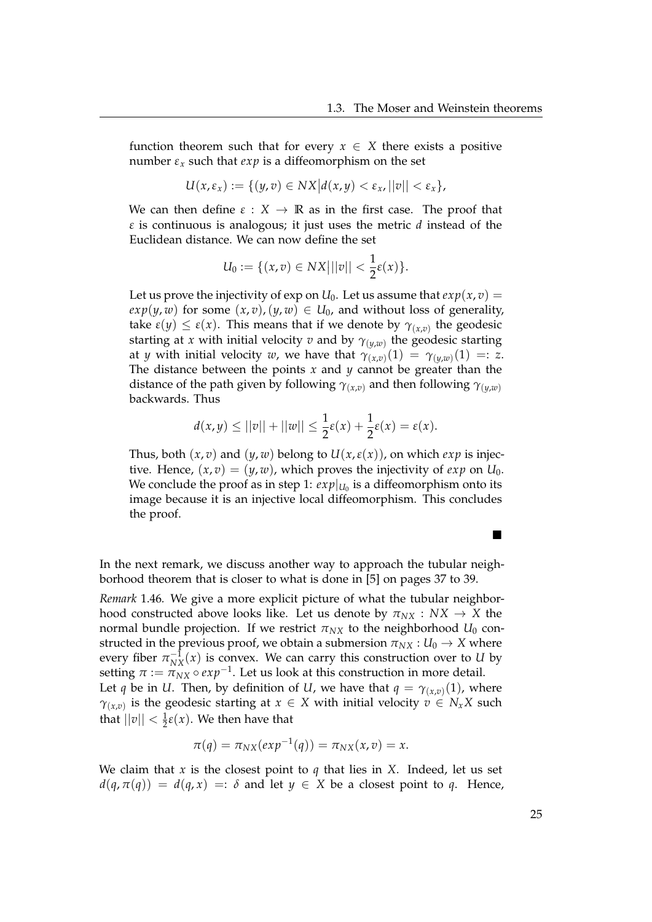function theorem such that for every $x \in X$ there exists a positive number $\varepsilon_x$ such that $exp$ is a diffeomorphism on the set

$$U(x, \varepsilon_x) := \{(y, v) \in NX \big| d(x, y) < \varepsilon_x, ||v|| < \varepsilon_x\},$$

We can then define $\varepsilon : X \to \mathbb{R}$ as in the first case. The proof that $\varepsilon$ is continuous is analogous; it just uses the metric $d$ instead of the Euclidean distance. We can now define the set

$$U_0 := \{(x, v) \in NX \big| ||v|| < \frac{1}{2}\varepsilon(x)\}.$$

Let us prove the injectivity of exp on $U_0$. Let us assume that $exp(x, v) = exp(y, w)$ for some $(x, v), (y, w) \in U_0$, and without loss of generality, take $\varepsilon(y) \leq \varepsilon(x)$. This means that if we denote by $\gamma_{(x,v)}$ the geodesic starting at $x$ with initial velocity $v$ and by $\gamma_{(y,w)}$ the geodesic starting at $y$ with initial velocity $w$, we have that $\gamma_{(x,v)}(1) = \gamma_{(y,w)}(1) =: z$. The distance between the points $x$ and $y$ cannot be greater than the distance of the path given by following $\gamma_{(x,v)}$ and then following $\gamma_{(y,w)}$ backwards. Thus

$$d(x, y) \leq ||v|| + ||w|| \leq \frac{1}{2}\varepsilon(x) + \frac{1}{2}\varepsilon(x) = \varepsilon(x).$$

Thus, both $(x, v)$ and $(y, w)$ belong to $U(x, \varepsilon(x))$, on which $exp$ is injective. Hence, $(x, v) = (y, w)$, which proves the injectivity of $exp$ on $U_0$. We conclude the proof as in step 1: $exp|_{U_0}$ is a diffeomorphism onto its image because it is an injective local diffeomorphism. This concludes the proof.

■

In the next remark, we discuss another way to approach the tubular neighborhood theorem that is closer to what is done in [5] on pages 37 to 39.

*Remark* 1.46. We give a more explicit picture of what the tubular neighborhood constructed above looks like. Let us denote by $\pi_{NX} : NX \to X$ the normal bundle projection. If we restrict $\pi_{NX}$ to the neighborhood $U_0$ constructed in the previous proof, we obtain a submersion $\pi_{NX} : U_0 \to X$ where every fiber $\pi_{NX}^{-1}(x)$ is convex. We can carry this construction over to $U$ by setting $\pi := \pi_{NX} \circ exp^{-1}$. Let us look at this construction in more detail. Let $q$ be in $U$. Then, by definition of $U$, we have that $q = \gamma_{(x,v)}(1)$, where $\gamma_{(x,v)}$ is the geodesic starting at $x \in X$ with initial velocity $v \in N_x X$ such that $||v|| < \frac{1}{2}\varepsilon(x)$. We then have that

$$\pi(q) = \pi_{NX}(exp^{-1}(q)) = \pi_{NX}(x, v) = x.$$

We claim that $x$ is the closest point to $q$ that lies in $X$. Indeed, let us set $d(q, \pi(q)) = d(q, x) =: \delta$ and let $y \in X$ be a closest point to $q$. Hence,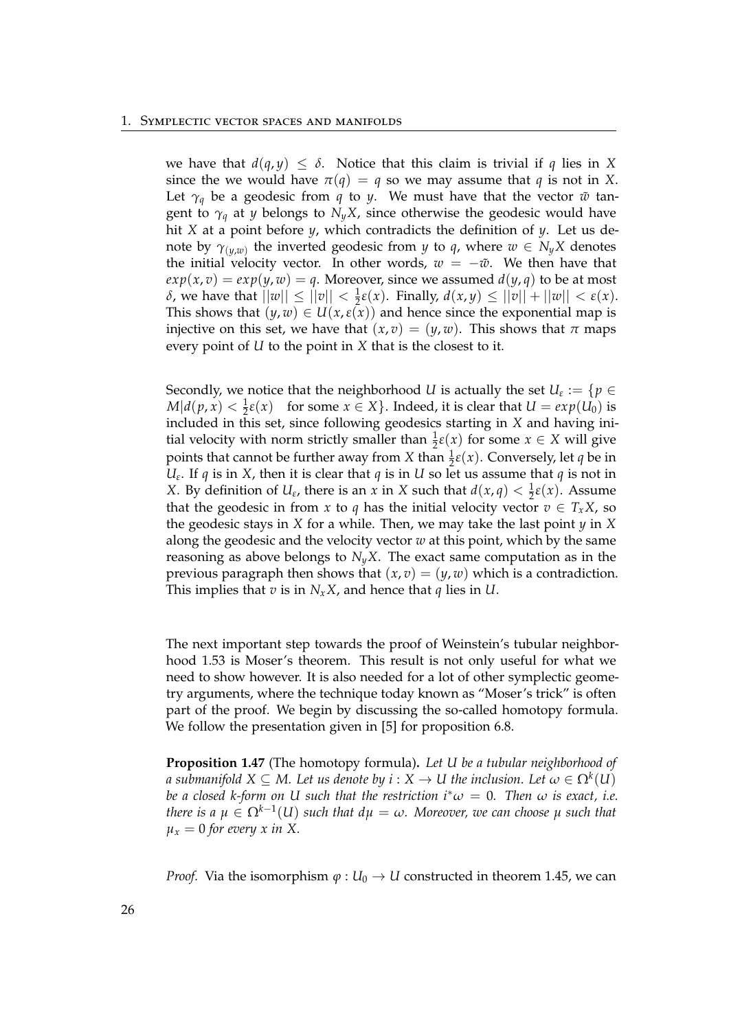we have that $d(q, y) \leq \delta$. Notice that this claim is trivial if $q$ lies in $X$ since the we would have $\pi(q) = q$ so we may assume that $q$ is not in $X$. Let $\gamma_q$ be a geodesic from $q$ to $y$. We must have that the vector $\tilde{w}$ tangent to $\gamma_q$ at $y$ belongs to $N_y X$, since otherwise the geodesic would have hit $X$ at a point before $y$, which contradicts the definition of $y$. Let us denote by $\gamma_{(y,w)}$ the inverted geodesic from $y$ to $q$, where $w \in N_y X$ denotes the initial velocity vector. In other words, $w = -\tilde{w}$. We then have that $exp(x, v) = exp(y, w) = q$. Moreover, since we assumed $d(y, q)$ to be at most $\delta$, we have that $||w|| \leq ||v|| < \frac{1}{2}\varepsilon(x)$. Finally, $d(x, y) \leq ||v|| + ||w|| < \varepsilon(x)$. This shows that $(y, w) \in U(x, \varepsilon(x))$ and hence since the exponential map is injective on this set, we have that $(x, v) = (y, w)$. This shows that $\pi$ maps every point of $U$ to the point in $X$ that is the closest to it.

Secondly, we notice that the neighborhood $U$ is actually the set $U_\varepsilon := \{p \in M | d(p, x) < \frac{1}{2}\varepsilon(x) \quad \text{for some } x \in X\}$. Indeed, it is clear that $U = exp(U_0)$ is included in this set, since following geodesics starting in $X$ and having initial velocity with norm strictly smaller than $\frac{1}{2}\varepsilon(x)$ for some $x \in X$ will give points that cannot be further away from $X$ than $\frac{1}{2}\varepsilon(x)$. Conversely, let $q$ be in $U_\varepsilon$. If $q$ is in $X$, then it is clear that $q$ is in $U$ so let us assume that $q$ is not in $X$. By definition of $U_\varepsilon$, there is an $x$ in $X$ such that $d(x, q) < \frac{1}{2}\varepsilon(x)$. Assume that the geodesic in from $x$ to $q$ has the initial velocity vector $v \in T_x X$, so the geodesic stays in $X$ for a while. Then, we may take the last point $y$ in $X$ along the geodesic and the velocity vector $w$ at this point, which by the same reasoning as above belongs to $N_y X$. The exact same computation as in the previous paragraph then shows that $(x, v) = (y, w)$ which is a contradiction. This implies that $v$ is in $N_x X$, and hence that $q$ lies in $U$.

The next important step towards the proof of Weinstein's tubular neighborhood 1.53 is Moser's theorem. This result is not only useful for what we need to show however. It is also needed for a lot of other symplectic geometry arguments, where the technique today known as "Moser's trick" is often part of the proof. We begin by discussing the so-called homotopy formula. We follow the presentation given in [5] for proposition 6.8.

**Proposition 1.47** (The homotopy formula)**.** *Let $U$ be a tubular neighborhood of a submanifold $X \subseteq M$. Let us denote by $i : X \to U$ the inclusion. Let $\omega \in \Omega^k(U)$ be a closed k-form on $U$ such that the restriction $i^*\omega = 0$. Then $\omega$ is exact, i.e. there is a $\mu \in \Omega^{k-1}(U)$ such that $d\mu = \omega$. Moreover, we can choose $\mu$ such that $\mu_x = 0$ for every $x$ in $X$.*

*Proof.* Via the isomorphism $\varphi : U_0 \to U$ constructed in theorem 1.45, we can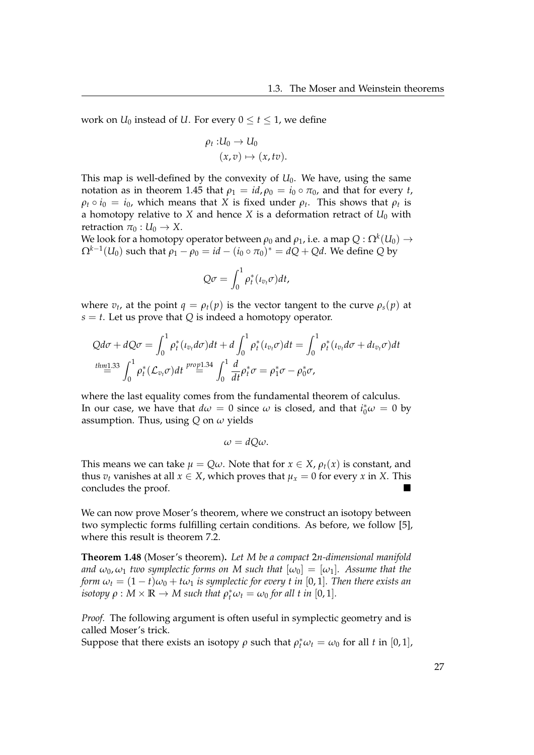work on $U_0$ instead of $U$. For every $0 \leq t \leq 1$, we define

$$\begin{aligned} \rho_t : & U_0 \to U_0 \\ & (x, v) \mapsto (x, tv). \end{aligned}$$

This map is well-defined by the convexity of $U_0$. We have, using the same notation as in theorem 1.45 that $\rho_1 = id, \rho_0 = i_0 \circ \pi_0$, and that for every $t$, $\rho_t \circ i_0 = i_0$, which means that $X$ is fixed under $\rho_t$. This shows that $\rho_t$ is a homotopy relative to $X$ and hence $X$ is a deformation retract of $U_0$ with retraction $\pi_0 : U_0 \to X$.
We look for a homotopy operator between $\rho_0$ and $\rho_1$, i.e. a map $Q : \Omega^k(U_0) \to \Omega^{k-1}(U_0)$ such that $\rho_1 - \rho_0 = id - (i_0 \circ \pi_0)^* = dQ + Qd$. We define $Q$ by

$$Q\sigma = \int_0^1 \rho_t^*(\iota_{v_t}\sigma)dt,$$

where $v_t$, at the point $q = \rho_t(p)$ is the vector tangent to the curve $\rho_s(p)$ at $s = t$. Let us prove that $Q$ is indeed a homotopy operator.

$$\begin{aligned} Qd\sigma + dQ\sigma &= \int_0^1 \rho_t^*(\iota_{v_t}d\sigma)dt + d\int_0^1 \rho_t^*(\iota_{v_t}\sigma)dt = \int_0^1 \rho_t^*(\iota_{v_t}d\sigma + d\iota_{v_t}\sigma)dt \\ &\overset{thm1.33}{=} \int_0^1 \rho_t^*(\mathcal{L}_{v_t}\sigma)dt \overset{prop1.34}{=} \int_0^1 \frac{d}{dt}\rho_t^*\sigma = \rho_1^*\sigma - \rho_0^*\sigma, \end{aligned}$$

where the last equality comes from the fundamental theorem of calculus.
In our case, we have that $d\omega = 0$ since $\omega$ is closed, and that $i_0^*\omega = 0$ by assumption. Thus, using $Q$ on $\omega$ yields

$$\omega = dQ\omega.$$

This means we can take $\mu = Q\omega$. Note that for $x \in X$, $\rho_t(x)$ is constant, and thus $v_t$ vanishes at all $x \in X$, which proves that $\mu_x = 0$ for every $x$ in $X$. This concludes the proof. ∎

We can now prove Moser's theorem, where we construct an isotopy between two symplectic forms fulfilling certain conditions. As before, we follow [5], where this result is theorem 7.2.

**Theorem 1.48** (Moser's theorem)**.** *Let $M$ be a compact $2n$-dimensional manifold and $\omega_0, \omega_1$ two symplectic forms on $M$ such that $[\omega_0] = [\omega_1]$. Assume that the form $\omega_t = (1-t)\omega_0 + t\omega_1$ is symplectic for every $t$ in $[0, 1]$. Then there exists an isotopy $\rho : M \times \mathbb{R} \to M$ such that $\rho_t^*\omega_t = \omega_0$ for all $t$ in $[0, 1]$.*

*Proof.* The following argument is often useful in symplectic geometry and is called Moser's trick.
Suppose that there exists an isotopy $\rho$ such that $\rho_t^*\omega_t = \omega_0$ for all $t$ in $[0, 1]$,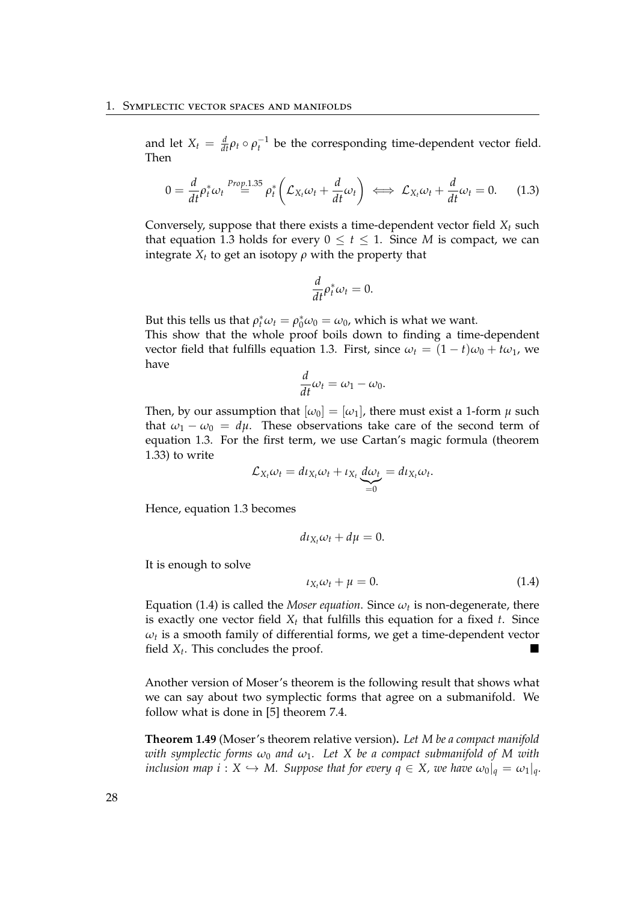and let $X_t = \frac{d}{dt}\rho_t \circ \rho_t^{-1}$ be the corresponding time-dependent vector field. Then

$$0 = \frac{d}{dt}\rho_t^* \omega_t \overset{Prop.1.35}{=} \rho_t^* \left( \mathcal{L}_{X_t}\omega_t + \frac{d}{dt}\omega_t \right) \iff \mathcal{L}_{X_t}\omega_t + \frac{d}{dt}\omega_t = 0. \tag{1.3}$$

Conversely, suppose that there exists a time-dependent vector field $X_t$ such that equation 1.3 holds for every $0 \leq t \leq 1$. Since $M$ is compact, we can integrate $X_t$ to get an isotopy $\rho$ with the property that

$$\frac{d}{dt}\rho_t^* \omega_t = 0.$$

But this tells us that $\rho_t^* \omega_t = \rho_0^* \omega_0 = \omega_0$, which is what we want.
This show that the whole proof boils down to finding a time-dependent vector field that fulfills equation 1.3. First, since $\omega_t = (1-t)\omega_0 + t\omega_1$, we have

$$\frac{d}{dt}\omega_t = \omega_1 - \omega_0.$$

Then, by our assumption that $[\omega_0] = [\omega_1]$, there must exist a 1-form $\mu$ such that $\omega_1 - \omega_0 = d\mu$. These observations take care of the second term of equation 1.3. For the first term, we use Cartan's magic formula (theorem 1.33) to write

$$\mathcal{L}_{X_t}\omega_t = d\iota_{X_t}\omega_t + \iota_{X_t} \underbrace{d\omega_t}_{=0} = d\iota_{X_t}\omega_t.$$

Hence, equation 1.3 becomes

$$d\iota_{X_t}\omega_t + d\mu = 0.$$

It is enough to solve

$$\iota_{X_t}\omega_t + \mu = 0. \tag{1.4}$$

Equation (1.4) is called the *Moser equation*. Since $\omega_t$ is non-degenerate, there is exactly one vector field $X_t$ that fulfills this equation for a fixed $t$. Since $\omega_t$ is a smooth family of differential forms, we get a time-dependent vector field $X_t$. This concludes the proof. ∎

Another version of Moser's theorem is the following result that shows what we can say about two symplectic forms that agree on a submanifold. We follow what is done in [5] theorem 7.4.

**Theorem 1.49** (Moser's theorem relative version)**.** *Let $M$ be a compact manifold with symplectic forms $\omega_0$ and $\omega_1$. Let $X$ be a compact submanifold of $M$ with inclusion map $i : X \hookrightarrow M$. Suppose that for every $q \in X$, we have $\omega_0|_q = \omega_1|_q$.*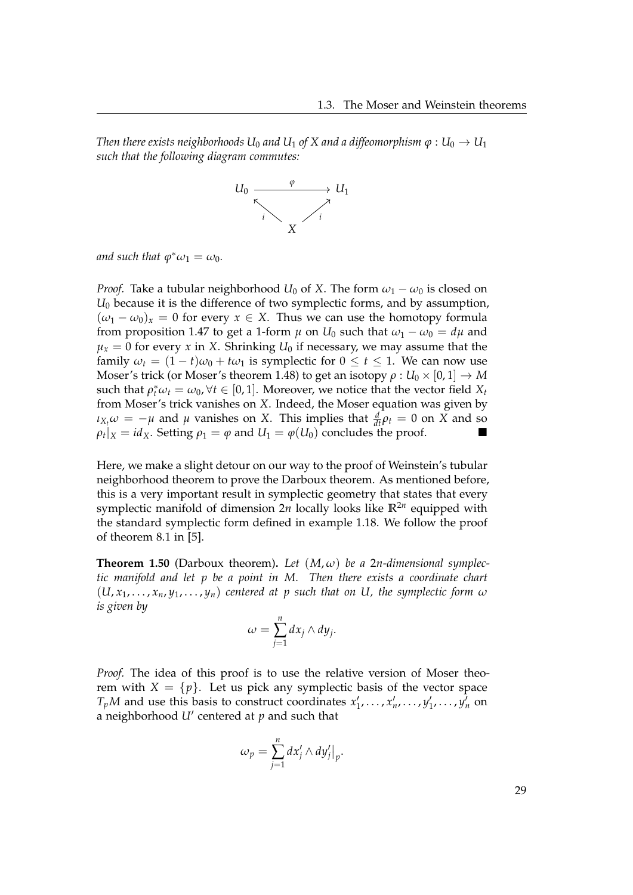*Then there exists neighborhoods $U_0$ and $U_1$ of $X$ and a diffeomorphism $\varphi : U_0 \to U_1$ such that the following diagram commutes:*

$$\begin{array}{ccc} U_0 & \xrightarrow{\quad \varphi \quad} & U_1 \\ & {}_{i}\nwarrow \quad \nearrow_{i} & \\ & X & \end{array}$$

*and such that $\varphi^*\omega_1 = \omega_0$.*

*Proof.* Take a tubular neighborhood $U_0$ of $X$. The form $\omega_1 - \omega_0$ is closed on $U_0$ because it is the difference of two symplectic forms, and by assumption, $(\omega_1 - \omega_0)_x = 0$ for every $x \in X$. Thus we can use the homotopy formula from proposition 1.47 to get a 1-form $\mu$ on $U_0$ such that $\omega_1 - \omega_0 = d\mu$ and $\mu_x = 0$ for every $x$ in $X$. Shrinking $U_0$ if necessary, we may assume that the family $\omega_t = (1-t)\omega_0 + t\omega_1$ is symplectic for $0 \le t \le 1$. We can now use Moser's trick (or Moser's theorem 1.48) to get an isotopy $\rho : U_0 \times [0,1] \to M$ such that $\rho_t^*\omega_t = \omega_0, \forall t \in [0,1]$. Moreover, we notice that the vector field $X_t$ from Moser's trick vanishes on $X$. Indeed, the Moser equation was given by $\iota_{X_t}\omega = -\mu$ and $\mu$ vanishes on $X$. This implies that $\frac{d}{dt}\rho_t = 0$ on $X$ and so $\rho_t|_X = id_X$. Setting $\rho_1 = \varphi$ and $U_1 = \varphi(U_0)$ concludes the proof. ■

Here, we make a slight detour on our way to the proof of Weinstein's tubular neighborhood theorem to prove the Darboux theorem. As mentioned before, this is a very important result in symplectic geometry that states that every symplectic manifold of dimension $2n$ locally looks like $\mathbb{R}^{2n}$ equipped with the standard symplectic form defined in example 1.18. We follow the proof of theorem 8.1 in [5].

**Theorem 1.50** (Darboux theorem)**.** *Let $(M, \omega)$ be a $2n$-dimensional symplectic manifold and let $p$ be a point in $M$. Then there exists a coordinate chart $(U, x_1, \dots, x_n, y_1, \dots, y_n)$ centered at $p$ such that on $U$, the symplectic form $\omega$ is given by*

$$\omega = \sum_{j=1}^{n} dx_j \wedge dy_j.$$

*Proof.* The idea of this proof is to use the relative version of Moser theorem with $X = \{p\}$. Let us pick any symplectic basis of the vector space $T_pM$ and use this basis to construct coordinates $x_1', \dots, x_n', \dots, y_1', \dots, y_n'$ on a neighborhood $U'$ centered at $p$ and such that

$$\omega_p = \sum_{j=1}^{n} dx_j' \wedge dy_j'\big|_p.$$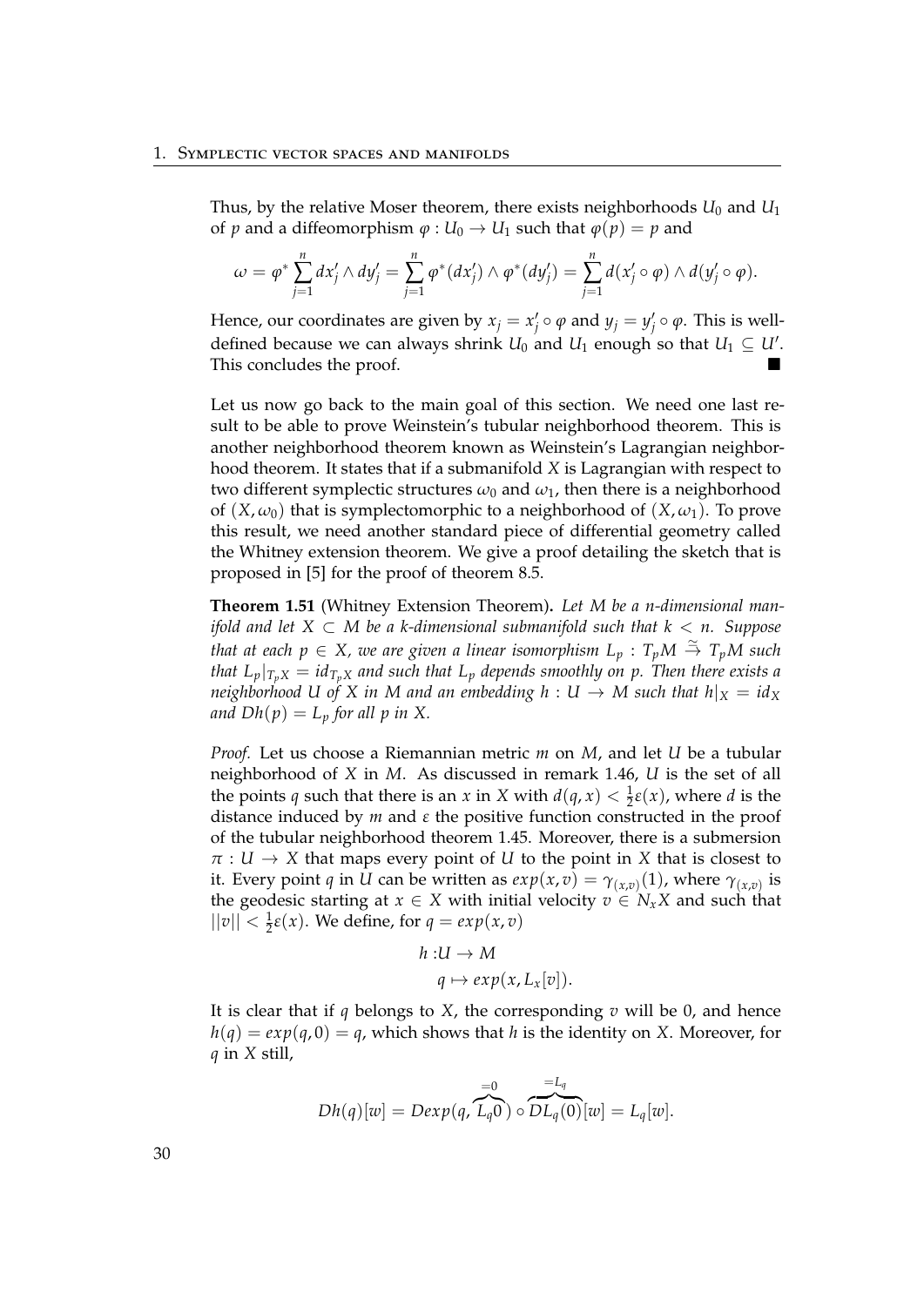Thus, by the relative Moser theorem, there exists neighborhoods $U_0$ and $U_1$ of $p$ and a diffeomorphism $\varphi : U_0 \to U_1$ such that $\varphi(p) = p$ and

$$\omega = \varphi^* \sum_{j=1}^{n} dx'_j \wedge dy'_j = \sum_{j=1}^{n} \varphi^*(dx'_j) \wedge \varphi^*(dy'_j) = \sum_{j=1}^{n} d(x'_j \circ \varphi) \wedge d(y'_j \circ \varphi).$$

Hence, our coordinates are given by $x_j = x'_j \circ \varphi$ and $y_j = y'_j \circ \varphi$. This is well-defined because we can always shrink $U_0$ and $U_1$ enough so that $U_1 \subseteq U'$. This concludes the proof. ■

Let us now go back to the main goal of this section. We need one last result to be able to prove Weinstein's tubular neighborhood theorem. This is another neighborhood theorem known as Weinstein's Lagrangian neighborhood theorem. It states that if a submanifold $X$ is Lagrangian with respect to two different symplectic structures $\omega_0$ and $\omega_1$, then there is a neighborhood of $(X, \omega_0)$ that is symplectomorphic to a neighborhood of $(X, \omega_1)$. To prove this result, we need another standard piece of differential geometry called the Whitney extension theorem. We give a proof detailing the sketch that is proposed in [5] for the proof of theorem 8.5.

**Theorem 1.51** (Whitney Extension Theorem)**.** *Let $M$ be a $n$-dimensional manifold and let $X \subset M$ be a $k$-dimensional submanifold such that $k < n$. Suppose that at each $p \in X$, we are given a linear isomorphism $L_p : T_pM \xrightarrow{\simeq} T_pM$ such that $L_p|_{T_pX} = id_{T_pX}$ and such that $L_p$ depends smoothly on $p$. Then there exists a neighborhood $U$ of $X$ in $M$ and an embedding $h : U \to M$ such that $h|_X = id_X$ and $Dh(p) = L_p$ for all $p$ in $X$.*

*Proof.* Let us choose a Riemannian metric $m$ on $M$, and let $U$ be a tubular neighborhood of $X$ in $M$. As discussed in remark 1.46, $U$ is the set of all the points $q$ such that there is an $x$ in $X$ with $d(q, x) < \frac{1}{2}\varepsilon(x)$, where $d$ is the distance induced by $m$ and $\varepsilon$ the positive function constructed in the proof of the tubular neighborhood theorem 1.45. Moreover, there is a submersion $\pi : U \to X$ that maps every point of $U$ to the point in $X$ that is closest to it. Every point $q$ in $U$ can be written as $exp(x, v) = \gamma_{(x,v)}(1)$, where $\gamma_{(x,v)}$ is the geodesic starting at $x \in X$ with initial velocity $v \in N_xX$ and such that $||v|| < \frac{1}{2}\varepsilon(x)$. We define, for $q = exp(x, v)$

$$\begin{aligned} h :& U \to M \\ & q \mapsto exp(x, L_x[v]). \end{aligned}$$

It is clear that if $q$ belongs to $X$, the corresponding $v$ will be 0, and hence $h(q) = exp(q, 0) = q$, which shows that $h$ is the identity on $X$. Moreover, for $q$ in $X$ still,

$$Dh(q)[w] = Dexp(q, \overbrace{L_q 0}^{=0}) \circ \overbrace{DL_q(0)}^{=L_q}[w] = L_q[w].$$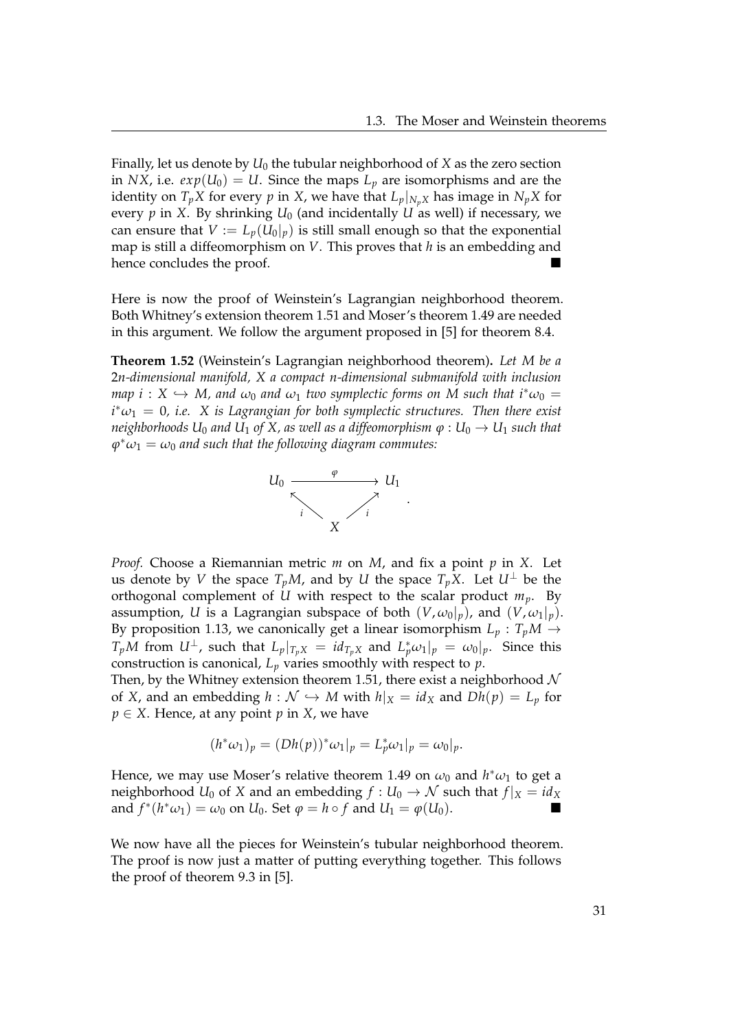Finally, let us denote by $U_0$ the tubular neighborhood of $X$ as the zero section in $NX$, i.e. $exp(U_0) = U$. Since the maps $L_p$ are isomorphisms and are the identity on $T_pX$ for every $p$ in $X$, we have that $L_p|_{N_pX}$ has image in $N_pX$ for every $p$ in $X$. By shrinking $U_0$ (and incidentally $U$ as well) if necessary, we can ensure that $V := L_p(U_0|_p)$ is still small enough so that the exponential map is still a diffeomorphism on $V$. This proves that $h$ is an embedding and hence concludes the proof. ∎

Here is now the proof of Weinstein's Lagrangian neighborhood theorem. Both Whitney's extension theorem 1.51 and Moser's theorem 1.49 are needed in this argument. We follow the argument proposed in [5] for theorem 8.4.

**Theorem 1.52** (Weinstein's Lagrangian neighborhood theorem)**.** *Let $M$ be a $2n$-dimensional manifold, $X$ a compact $n$-dimensional submanifold with inclusion map $i : X \hookrightarrow M$, and $\omega_0$ and $\omega_1$ two symplectic forms on $M$ such that $i^*\omega_0 = i^*\omega_1 = 0$, i.e. $X$ is Lagrangian for both symplectic structures. Then there exist neighborhoods $U_0$ and $U_1$ of $X$, as well as a diffeomorphism $\varphi : U_0 \to U_1$ such that $\varphi^*\omega_1 = \omega_0$ and such that the following diagram commutes:*

$$\begin{array}{ccc} U_0 & \xrightarrow{\varphi} & U_1 \\ & {}_{i}\nwarrow \quad \nearrow_{i} & \\ & X & \end{array}.$$

*Proof.* Choose a Riemannian metric $m$ on $M$, and fix a point $p$ in $X$. Let us denote by $V$ the space $T_pM$, and by $U$ the space $T_pX$. Let $U^\perp$ be the orthogonal complement of $U$ with respect to the scalar product $m_p$. By assumption, $U$ is a Lagrangian subspace of both $(V, \omega_0|_p)$, and $(V, \omega_1|_p)$. By proposition 1.13, we canonically get a linear isomorphism $L_p : T_pM \to T_pM$ from $U^\perp$, such that $L_p|_{T_pX} = id_{T_pX}$ and $L_p^*\omega_1|_p = \omega_0|_p$. Since this construction is canonical, $L_p$ varies smoothly with respect to $p$.
Then, by the Whitney extension theorem 1.51, there exist a neighborhood $\mathcal{N}$ of $X$, and an embedding $h : \mathcal{N} \hookrightarrow M$ with $h|_X = id_X$ and $Dh(p) = L_p$ for $p \in X$. Hence, at any point $p$ in $X$, we have

$$(h^*\omega_1)_p = (Dh(p))^*\omega_1|_p = L_p^*\omega_1|_p = \omega_0|_p.$$

Hence, we may use Moser's relative theorem 1.49 on $\omega_0$ and $h^*\omega_1$ to get a neighborhood $U_0$ of $X$ and an embedding $f : U_0 \to \mathcal{N}$ such that $f|_X = id_X$ and $f^*(h^*\omega_1) = \omega_0$ on $U_0$. Set $\varphi = h \circ f$ and $U_1 = \varphi(U_0)$. ∎

We now have all the pieces for Weinstein's tubular neighborhood theorem. The proof is now just a matter of putting everything together. This follows the proof of theorem 9.3 in [5].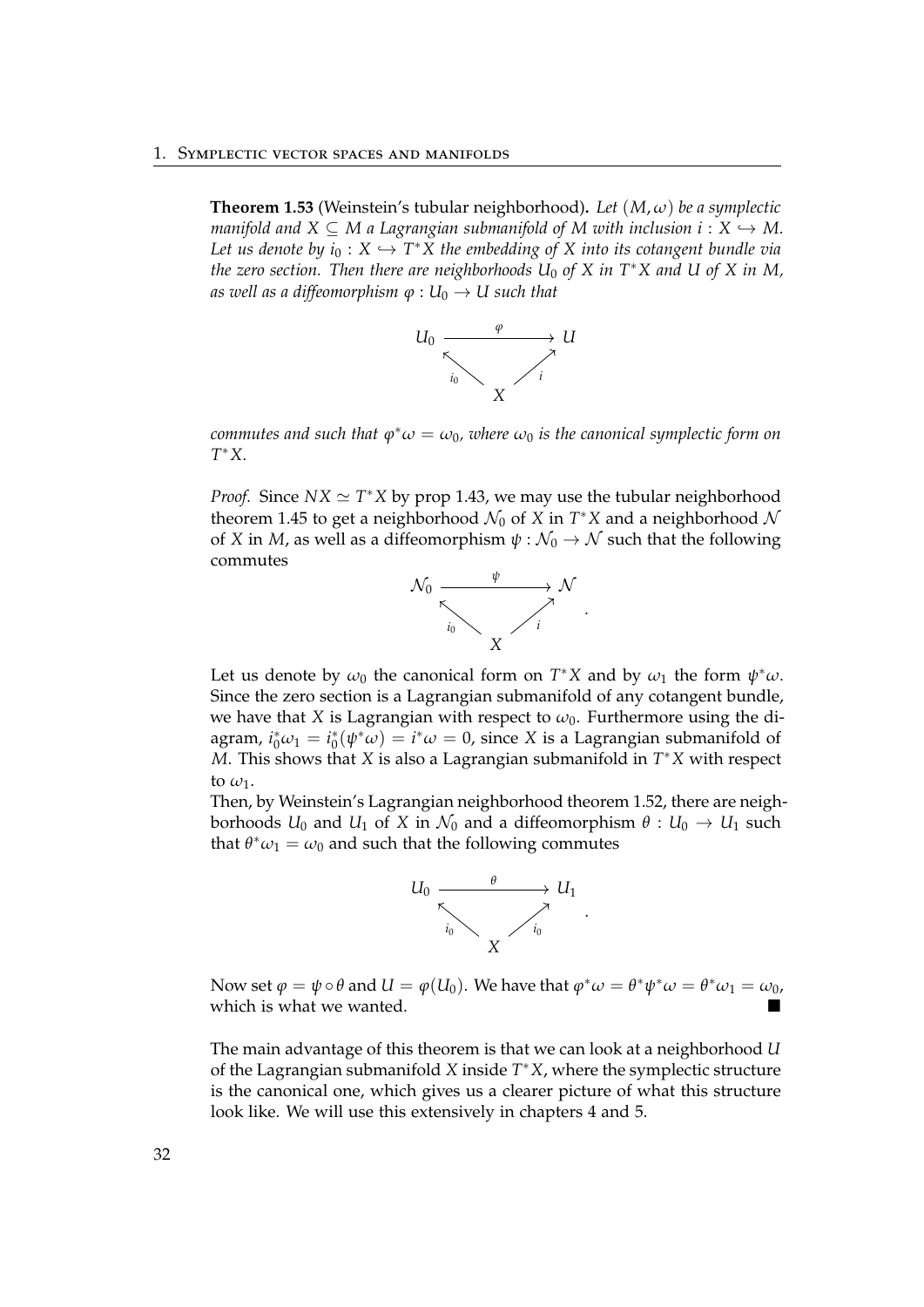**Theorem 1.53** (Weinstein's tubular neighborhood)**.** *Let $(M, \omega)$ be a symplectic manifold and $X \subseteq M$ a Lagrangian submanifold of $M$ with inclusion $i : X \hookrightarrow M$. Let us denote by $i_0 : X \hookrightarrow T^*X$ the embedding of $X$ into its cotangent bundle via the zero section. Then there are neighborhoods $U_0$ of $X$ in $T^*X$ and $U$ of $X$ in $M$, as well as a diffeomorphism $\varphi : U_0 \to U$ such that*

$$\begin{array}{ccc} U_0 & \xrightarrow{\varphi} & U \\ & {}_{i_0}\nwarrow \quad \nearrow_{i} & \\ & X & \end{array}$$

*commutes and such that $\varphi^*\omega = \omega_0$, where $\omega_0$ is the canonical symplectic form on $T^*X$.*

*Proof.* Since $NX \simeq T^*X$ by prop 1.43, we may use the tubular neighborhood theorem 1.45 to get a neighborhood $\mathcal{N}_0$ of $X$ in $T^*X$ and a neighborhood $\mathcal{N}$ of $X$ in $M$, as well as a diffeomorphism $\psi : \mathcal{N}_0 \to \mathcal{N}$ such that the following commutes

$$\begin{array}{ccc} \mathcal{N}_0 & \xrightarrow{\psi} & \mathcal{N} \\ & {}_{i_0}\nwarrow \quad \nearrow_{i} & \\ & X & \end{array}.$$

Let us denote by $\omega_0$ the canonical form on $T^*X$ and by $\omega_1$ the form $\psi^*\omega$. Since the zero section is a Lagrangian submanifold of any cotangent bundle, we have that $X$ is Lagrangian with respect to $\omega_0$. Furthermore using the diagram, $i_0^*\omega_1 = i_0^*(\psi^*\omega) = i^*\omega = 0$, since $X$ is a Lagrangian submanifold of $M$. This shows that $X$ is also a Lagrangian submanifold in $T^*X$ with respect to $\omega_1$.

Then, by Weinstein's Lagrangian neighborhood theorem 1.52, there are neighborhoods $U_0$ and $U_1$ of $X$ in $\mathcal{N}_0$ and a diffeomorphism $\theta : U_0 \to U_1$ such that $\theta^*\omega_1 = \omega_0$ and such that the following commutes

$$\begin{array}{ccc} U_0 & \xrightarrow{\theta} & U_1 \\ & {}_{i_0}\nwarrow \quad \nearrow_{i_0} & \\ & X & \end{array}.$$

Now set $\varphi = \psi \circ \theta$ and $U = \varphi(U_0)$. We have that $\varphi^*\omega = \theta^*\psi^*\omega = \theta^*\omega_1 = \omega_0$, which is what we wanted. ∎

The main advantage of this theorem is that we can look at a neighborhood $U$ of the Lagrangian submanifold $X$ inside $T^*X$, where the symplectic structure is the canonical one, which gives us a clearer picture of what this structure look like. We will use this extensively in chapters 4 and 5.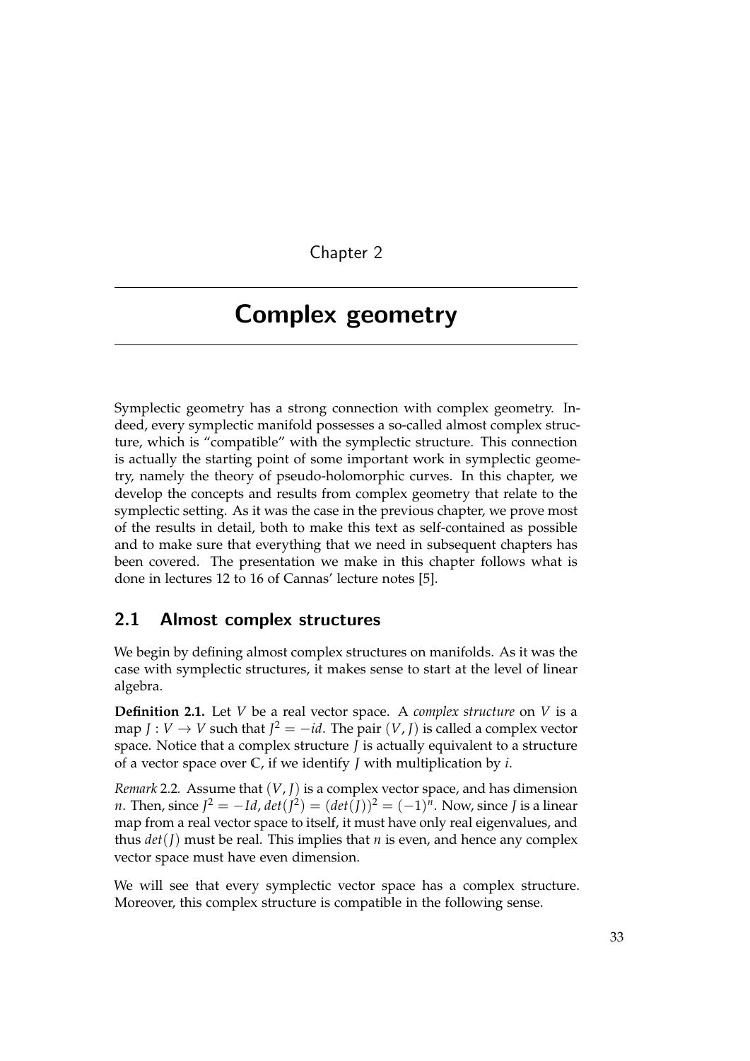# Chapter 2

# Complex geometry

Symplectic geometry has a strong connection with complex geometry. Indeed, every symplectic manifold possesses a so-called almost complex structure, which is "compatible" with the symplectic structure. This connection is actually the starting point of some important work in symplectic geometry, namely the theory of pseudo-holomorphic curves. In this chapter, we develop the concepts and results from complex geometry that relate to the symplectic setting. As it was the case in the previous chapter, we prove most of the results in detail, both to make this text as self-contained as possible and to make sure that everything that we need in subsequent chapters has been covered. The presentation we make in this chapter follows what is done in lectures 12 to 16 of Cannas' lecture notes [5].

## 2.1 Almost complex structures

We begin by defining almost complex structures on manifolds. As it was the case with symplectic structures, it makes sense to start at the level of linear algebra.

**Definition 2.1.** Let $V$ be a real vector space. A *complex structure* on $V$ is a map $J : V \to V$ such that $J^2 = -id$. The pair $(V, J)$ is called a complex vector space. Notice that a complex structure $J$ is actually equivalent to a structure of a vector space over $\mathbb{C}$, if we identify $J$ with multiplication by $i$.

*Remark* 2.2. Assume that $(V, J)$ is a complex vector space, and has dimension $n$. Then, since $J^2 = -Id$, $det(J^2) = (det(J))^2 = (-1)^n$. Now, since $J$ is a linear map from a real vector space to itself, it must have only real eigenvalues, and thus $det(J)$ must be real. This implies that $n$ is even, and hence any complex vector space must have even dimension.

We will see that every symplectic vector space has a complex structure. Moreover, this complex structure is compatible in the following sense.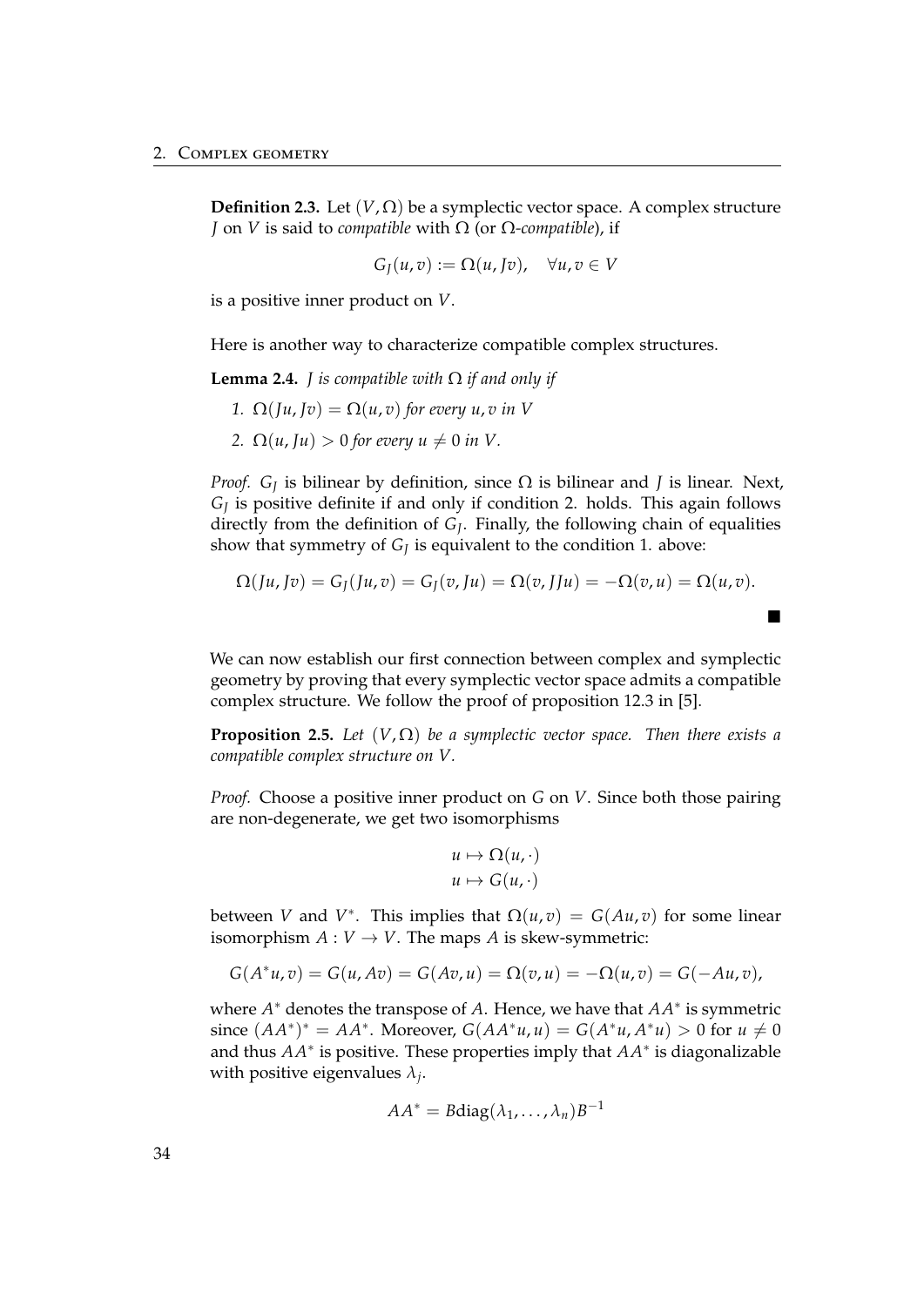**Definition 2.3.** Let $(V, \Omega)$ be a symplectic vector space. A complex structure $J$ on $V$ is said to *compatible* with $\Omega$ (or $\Omega$-*compatible*), if

$$G_J(u, v) := \Omega(u, Jv), \quad \forall u, v \in V$$

is a positive inner product on $V$.

Here is another way to characterize compatible complex structures.

**Lemma 2.4.** *$J$ is compatible with $\Omega$ if and only if*

1. *$\Omega(Ju, Jv) = \Omega(u, v)$ for every $u, v$ in $V$*
2. *$\Omega(u, Ju) > 0$ for every $u \neq 0$ in $V$.*

*Proof.* $G_J$ is bilinear by definition, since $\Omega$ is bilinear and $J$ is linear. Next, $G_J$ is positive definite if and only if condition 2. holds. This again follows directly from the definition of $G_J$. Finally, the following chain of equalities show that symmetry of $G_J$ is equivalent to the condition 1. above:

$$\Omega(Ju, Jv) = G_J(Ju, v) = G_J(v, Ju) = \Omega(v, JJu) = -\Omega(v, u) = \Omega(u, v).$$

∎

We can now establish our first connection between complex and symplectic geometry by proving that every symplectic vector space admits a compatible complex structure. We follow the proof of proposition 12.3 in [5].

**Proposition 2.5.** *Let $(V, \Omega)$ be a symplectic vector space. Then there exists a compatible complex structure on $V$.*

*Proof.* Choose a positive inner product on $G$ on $V$. Since both those pairing are non-degenerate, we get two isomorphisms

$$u \mapsto \Omega(u, \cdot)$$
$$u \mapsto G(u, \cdot)$$

between $V$ and $V^*$. This implies that $\Omega(u, v) = G(Au, v)$ for some linear isomorphism $A : V \to V$. The maps $A$ is skew-symmetric:

$$G(A^*u, v) = G(u, Av) = G(Av, u) = \Omega(v, u) = -\Omega(u, v) = G(-Au, v),$$

where $A^*$ denotes the transpose of $A$. Hence, we have that $AA^*$ is symmetric since $(AA^*)^* = AA^*$. Moreover, $G(AA^*u, u) = G(A^*u, A^*u) > 0$ for $u \neq 0$ and thus $AA^*$ is positive. These properties imply that $AA^*$ is diagonalizable with positive eigenvalues $\lambda_j$.

$$AA^* = B\text{diag}(\lambda_1, \ldots, \lambda_n)B^{-1}$$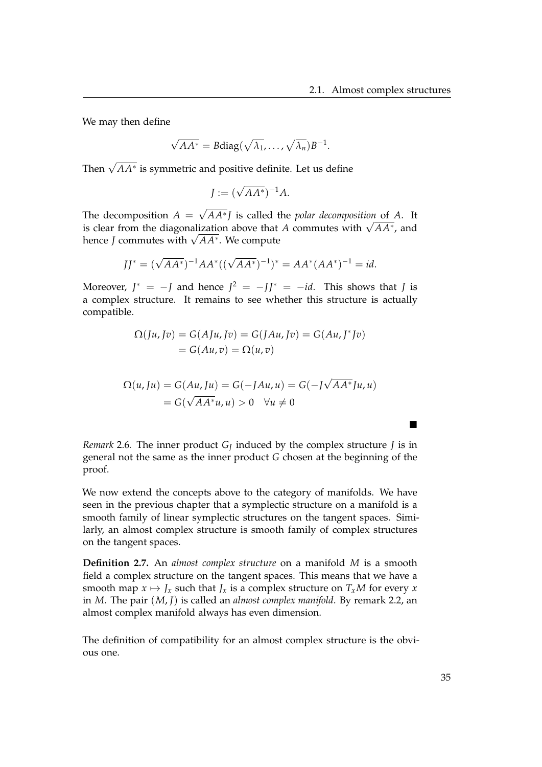We may then define

$$\sqrt{AA^*} = B\mathrm{diag}(\sqrt{\lambda_1}, \ldots, \sqrt{\lambda_n})B^{-1}.$$

Then $\sqrt{AA^*}$ is symmetric and positive definite. Let us define

$$J := (\sqrt{AA^*})^{-1}A.$$

The decomposition $A = \sqrt{AA^*}J$ is called the *polar decomposition* of $A$. It is clear from the diagonalization above that $A$ commutes with $\sqrt{AA^*}$, and hence $J$ commutes with $\sqrt{AA^*}$. We compute

$$JJ^* = (\sqrt{AA^*})^{-1}AA^*((\sqrt{AA^*})^{-1})^* = AA^*(AA^*)^{-1} = id.$$

Moreover, $J^* = -J$ and hence $J^2 = -JJ^* = -id$. This shows that $J$ is a complex structure. It remains to see whether this structure is actually compatible.

$$\begin{aligned}
\Omega(Ju, Jv) &= G(AJu, Jv) = G(JAu, Jv) = G(Au, J^*Jv) \\
&= G(Au, v) = \Omega(u, v)
\end{aligned}$$

$$\begin{aligned}
\Omega(u, Ju) &= G(Au, Ju) = G(-JAu, u) = G(-J\sqrt{AA^*}Ju, u) \\
&= G(\sqrt{AA^*}u, u) > 0 \quad \forall u \neq 0
\end{aligned}$$

■

*Remark* 2.6. The inner product $G_J$ induced by the complex structure $J$ is in general not the same as the inner product $G$ chosen at the beginning of the proof.

We now extend the concepts above to the category of manifolds. We have seen in the previous chapter that a symplectic structure on a manifold is a smooth family of linear symplectic structures on the tangent spaces. Similarly, an almost complex structure is smooth family of complex structures on the tangent spaces.

**Definition 2.7.** An *almost complex structure* on a manifold $M$ is a smooth field a complex structure on the tangent spaces. This means that we have a smooth map $x \mapsto J_x$ such that $J_x$ is a complex structure on $T_xM$ for every $x$ in $M$. The pair $(M, J)$ is called an *almost complex manifold*. By remark 2.2, an almost complex manifold always has even dimension.

The definition of compatibility for an almost complex structure is the obvious one.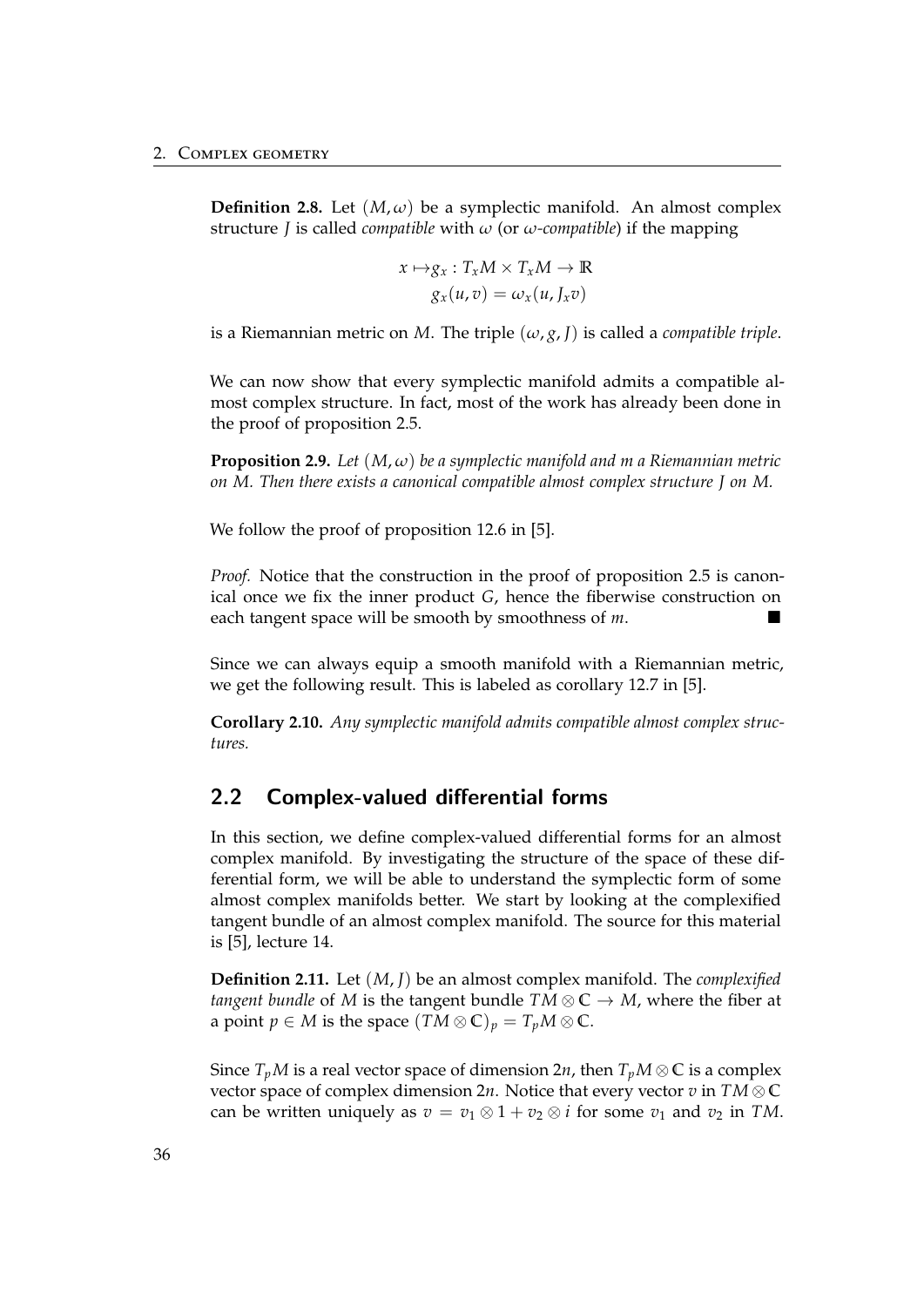**Definition 2.8.** Let $(M, \omega)$ be a symplectic manifold. An almost complex structure $J$ is called *compatible* with $\omega$ (or $\omega$*-compatible*) if the mapping

$$x \mapsto g_x : T_xM \times T_xM \to \mathbb{R}$$
$$g_x(u, v) = \omega_x(u, J_x v)$$

is a Riemannian metric on $M$. The triple $(\omega, g, J)$ is called a *compatible triple*.

We can now show that every symplectic manifold admits a compatible almost complex structure. In fact, most of the work has already been done in the proof of proposition 2.5.

**Proposition 2.9.** *Let $(M, \omega)$ be a symplectic manifold and $m$ a Riemannian metric on $M$. Then there exists a canonical compatible almost complex structure $J$ on $M$.*

We follow the proof of proposition 12.6 in [5].

*Proof.* Notice that the construction in the proof of proposition 2.5 is canonical once we fix the inner product $G$, hence the fiberwise construction on each tangent space will be smooth by smoothness of $m$. ∎

Since we can always equip a smooth manifold with a Riemannian metric, we get the following result. This is labeled as corollary 12.7 in [5].

**Corollary 2.10.** *Any symplectic manifold admits compatible almost complex structures.*

## 2.2 Complex-valued differential forms

In this section, we define complex-valued differential forms for an almost complex manifold. By investigating the structure of the space of these differential form, we will be able to understand the symplectic form of some almost complex manifolds better. We start by looking at the complexified tangent bundle of an almost complex manifold. The source for this material is [5], lecture 14.

**Definition 2.11.** Let $(M, J)$ be an almost complex manifold. The *complexified tangent bundle* of $M$ is the tangent bundle $TM \otimes \mathbb{C} \to M$, where the fiber at a point $p \in M$ is the space $(TM \otimes \mathbb{C})_p = T_pM \otimes \mathbb{C}$.

Since $T_pM$ is a real vector space of dimension $2n$, then $T_pM \otimes \mathbb{C}$ is a complex vector space of complex dimension $2n$. Notice that every vector $v$ in $TM \otimes \mathbb{C}$ can be written uniquely as $v = v_1 \otimes 1 + v_2 \otimes i$ for some $v_1$ and $v_2$ in $TM$.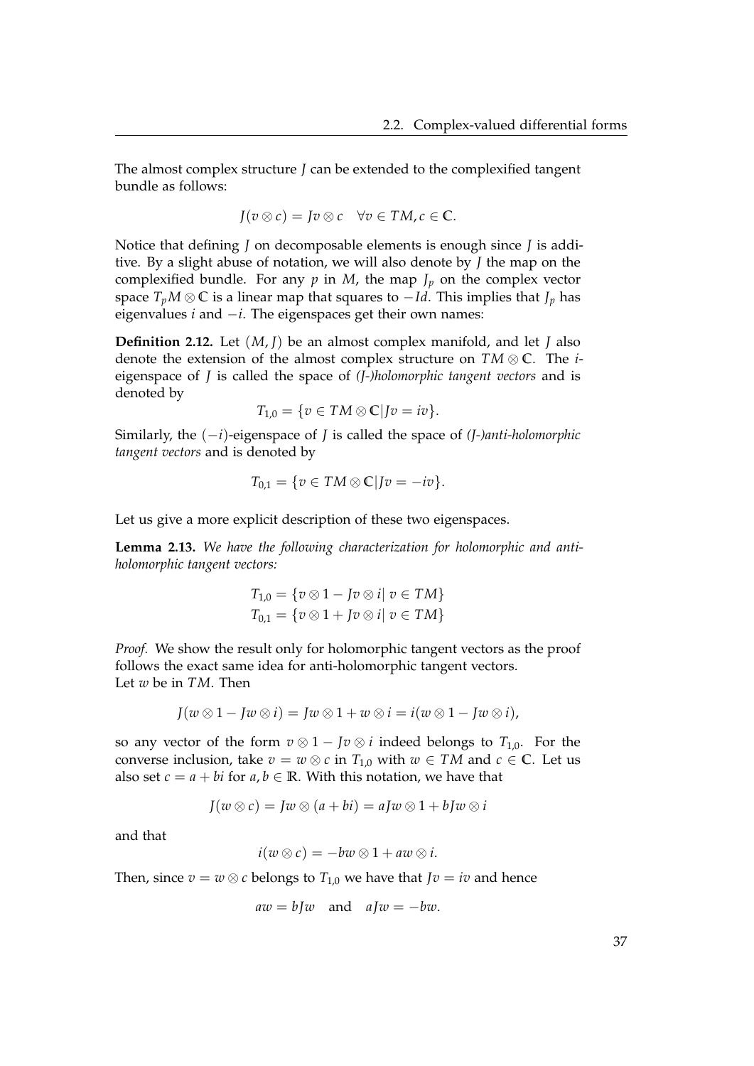The almost complex structure $J$ can be extended to the complexified tangent bundle as follows:

$$J(v \otimes c) = Jv \otimes c \quad \forall v \in TM, c \in \mathbb{C}.$$

Notice that defining $J$ on decomposable elements is enough since $J$ is additive. By a slight abuse of notation, we will also denote by $J$ the map on the complexified bundle. For any $p$ in $M$, the map $J_p$ on the complex vector space $T_pM \otimes \mathbb{C}$ is a linear map that squares to $-Id$. This implies that $J_p$ has eigenvalues $i$ and $-i$. The eigenspaces get their own names:

**Definition 2.12.** Let $(M, J)$ be an almost complex manifold, and let $J$ also denote the extension of the almost complex structure on $TM \otimes \mathbb{C}$. The $i$-eigenspace of $J$ is called the space of *(J-)holomorphic tangent vectors* and is denoted by

$$T_{1,0} = \{v \in TM \otimes \mathbb{C} | Jv = iv\}.$$

Similarly, the $(-i)$-eigenspace of $J$ is called the space of *(J-)anti-holomorphic tangent vectors* and is denoted by

$$T_{0,1} = \{v \in TM \otimes \mathbb{C} | Jv = -iv\}.$$

Let us give a more explicit description of these two eigenspaces.

**Lemma 2.13.** *We have the following characterization for holomorphic and anti-holomorphic tangent vectors:*

$$T_{1,0} = \{v \otimes 1 - Jv \otimes i | \; v \in TM\}$$
$$T_{0,1} = \{v \otimes 1 + Jv \otimes i | \; v \in TM\}$$

*Proof.* We show the result only for holomorphic tangent vectors as the proof follows the exact same idea for anti-holomorphic tangent vectors.
Let $w$ be in $TM$. Then

$$J(w \otimes 1 - Jw \otimes i) = Jw \otimes 1 + w \otimes i = i(w \otimes 1 - Jw \otimes i),$$

so any vector of the form $v \otimes 1 - Jv \otimes i$ indeed belongs to $T_{1,0}$. For the converse inclusion, take $v = w \otimes c$ in $T_{1,0}$ with $w \in TM$ and $c \in \mathbb{C}$. Let us also set $c = a + bi$ for $a, b \in \mathbb{R}$. With this notation, we have that

$$J(w \otimes c) = Jw \otimes (a + bi) = aJw \otimes 1 + bJw \otimes i$$

and that

$$i(w \otimes c) = -bw \otimes 1 + aw \otimes i.$$

Then, since $v = w \otimes c$ belongs to $T_{1,0}$ we have that $Jv = iv$ and hence

$$aw = bJw \quad \text{and} \quad aJw = -bw.$$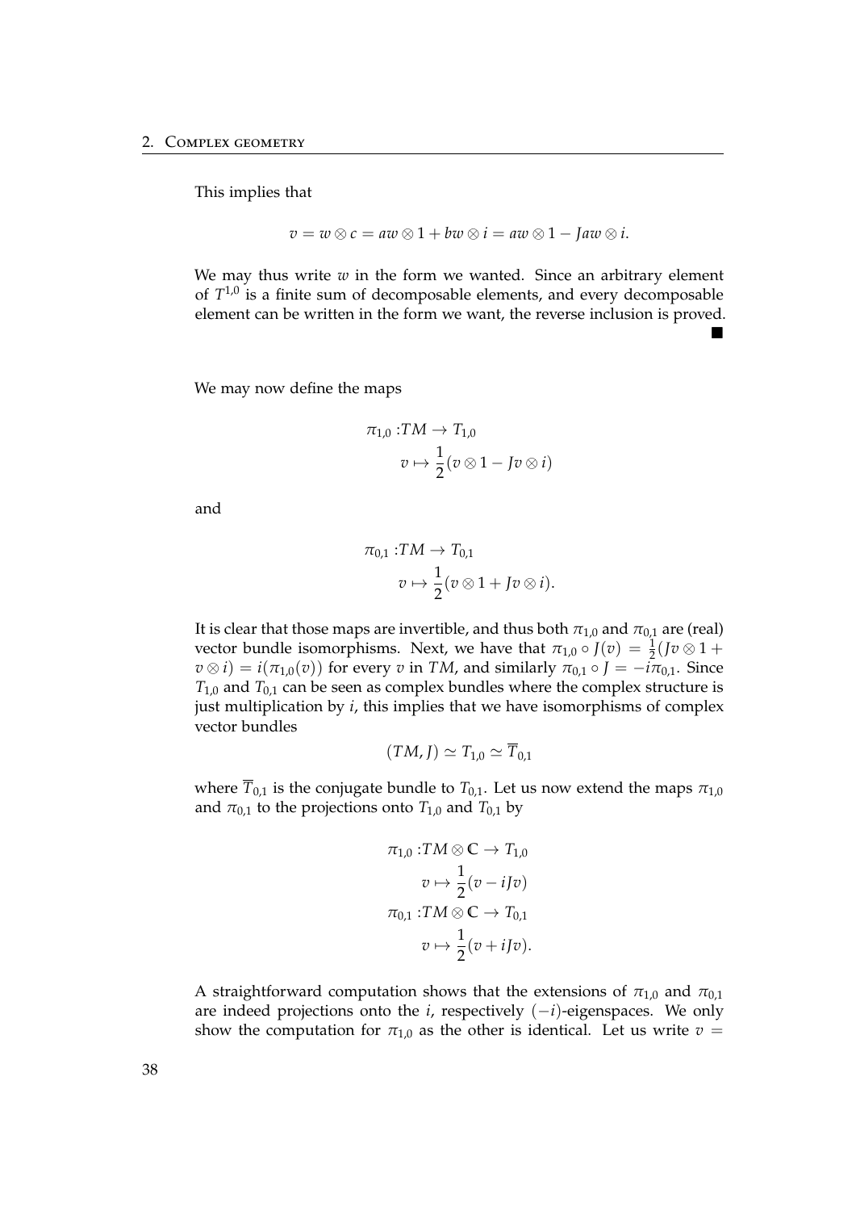This implies that

$$v = w \otimes c = aw \otimes 1 + bw \otimes i = aw \otimes 1 - Jaw \otimes i.$$

We may thus write $w$ in the form we wanted. Since an arbitrary element of $T^{1,0}$ is a finite sum of decomposable elements, and every decomposable element can be written in the form we want, the reverse inclusion is proved. ■

We may now define the maps

$$\begin{aligned} \pi_{1,0} : & TM \to T_{1,0} \\ & v \mapsto \frac{1}{2}(v \otimes 1 - Jv \otimes i) \end{aligned}$$

and

$$\begin{aligned} \pi_{0,1} : & TM \to T_{0,1} \\ & v \mapsto \frac{1}{2}(v \otimes 1 + Jv \otimes i). \end{aligned}$$

It is clear that those maps are invertible, and thus both $\pi_{1,0}$ and $\pi_{0,1}$ are (real) vector bundle isomorphisms. Next, we have that $\pi_{1,0} \circ J(v) = \frac{1}{2}(Jv \otimes 1 + v \otimes i) = i(\pi_{1,0}(v))$ for every $v$ in $TM$, and similarly $\pi_{0,1} \circ J = -i\pi_{0,1}$. Since $T_{1,0}$ and $T_{0,1}$ can be seen as complex bundles where the complex structure is just multiplication by $i$, this implies that we have isomorphisms of complex vector bundles

$$(TM, J) \simeq T_{1,0} \simeq \overline{T}_{0,1}$$

where $\overline{T}_{0,1}$ is the conjugate bundle to $T_{0,1}$. Let us now extend the maps $\pi_{1,0}$ and $\pi_{0,1}$ to the projections onto $T_{1,0}$ and $T_{0,1}$ by

$$\begin{aligned} \pi_{1,0} : & TM \otimes \mathbb{C} \to T_{1,0} \\ & v \mapsto \frac{1}{2}(v - iJv) \\ \pi_{0,1} : & TM \otimes \mathbb{C} \to T_{0,1} \\ & v \mapsto \frac{1}{2}(v + iJv). \end{aligned}$$

A straightforward computation shows that the extensions of $\pi_{1,0}$ and $\pi_{0,1}$ are indeed projections onto the $i$, respectively $(-i)$-eigenspaces. We only show the computation for $\pi_{1,0}$ as the other is identical. Let us write $v =$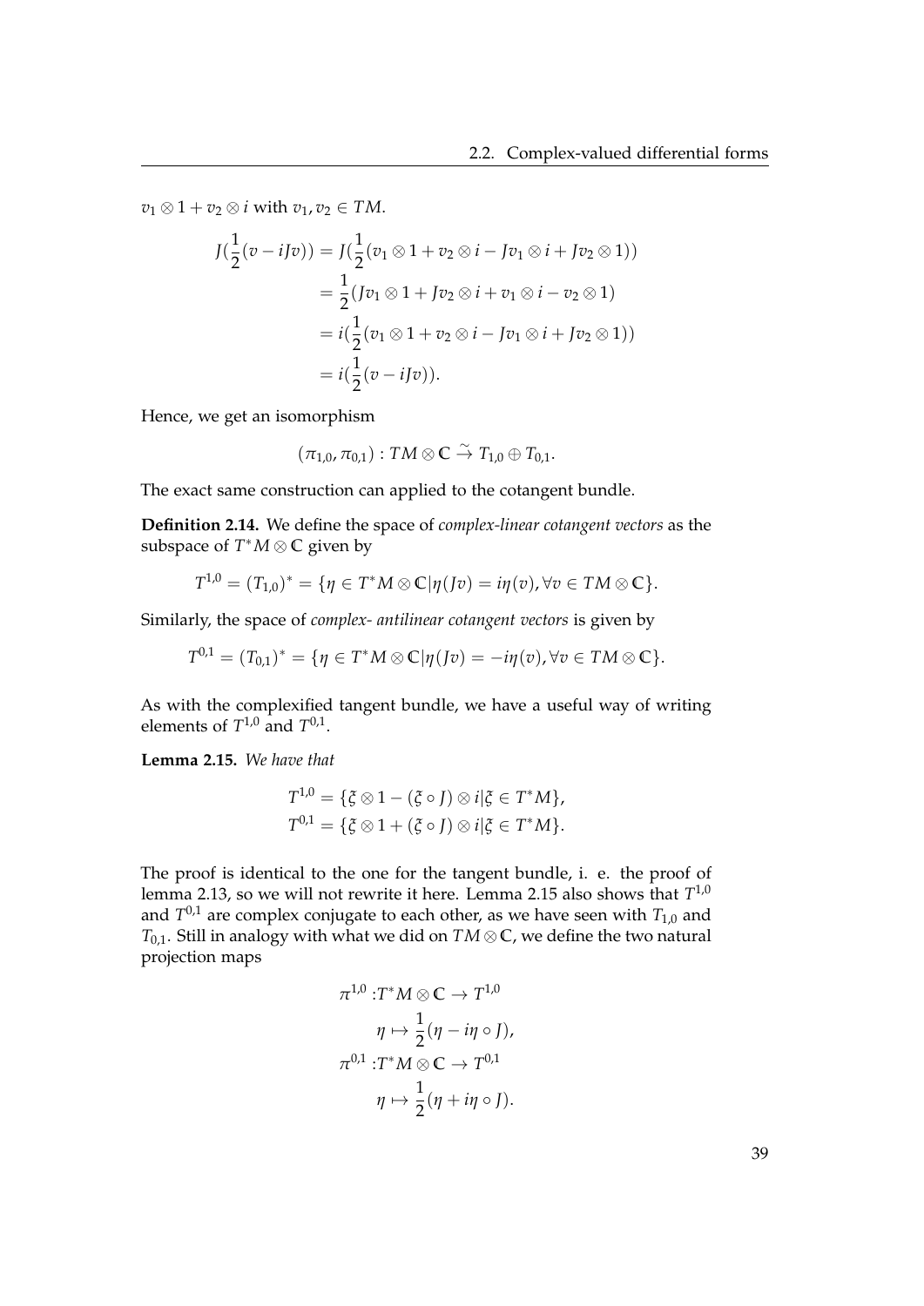$v_1 \otimes 1 + v_2 \otimes i$ with $v_1, v_2 \in TM$.

$$
\begin{aligned}
J(\frac{1}{2}(v - iJv)) &= J(\frac{1}{2}(v_1 \otimes 1 + v_2 \otimes i - Jv_1 \otimes i + Jv_2 \otimes 1)) \\
&= \frac{1}{2}(Jv_1 \otimes 1 + Jv_2 \otimes i + v_1 \otimes i - v_2 \otimes 1) \\
&= i(\frac{1}{2}(v_1 \otimes 1 + v_2 \otimes i - Jv_1 \otimes i + Jv_2 \otimes 1)) \\
&= i(\frac{1}{2}(v - iJv)).
\end{aligned}
$$

Hence, we get an isomorphism

$$
(\pi_{1,0}, \pi_{0,1}) : TM \otimes \mathbb{C} \xrightarrow{\sim} T_{1,0} \oplus T_{0,1}.
$$

The exact same construction can applied to the cotangent bundle.

**Definition 2.14.** We define the space of *complex-linear cotangent vectors* as the subspace of $T^*M \otimes \mathbb{C}$ given by

$$
T^{1,0} = (T_{1,0})^* = \{\eta \in T^*M \otimes \mathbb{C} | \eta(Jv) = i\eta(v), \forall v \in TM \otimes \mathbb{C}\}.
$$

Similarly, the space of *complex- antilinear cotangent vectors* is given by

$$
T^{0,1} = (T_{0,1})^* = \{\eta \in T^*M \otimes \mathbb{C} | \eta(Jv) = -i\eta(v), \forall v \in TM \otimes \mathbb{C}\}.
$$

As with the complexified tangent bundle, we have a useful way of writing elements of $T^{1,0}$ and $T^{0,1}$.

**Lemma 2.15.** *We have that*

$$
\begin{aligned}
T^{1,0} &= \{\xi \otimes 1 - (\xi \circ J) \otimes i | \xi \in T^*M\}, \\
T^{0,1} &= \{\xi \otimes 1 + (\xi \circ J) \otimes i | \xi \in T^*M\}.
\end{aligned}
$$

The proof is identical to the one for the tangent bundle, i. e. the proof of lemma 2.13, so we will not rewrite it here. Lemma 2.15 also shows that $T^{1,0}$ and $T^{0,1}$ are complex conjugate to each other, as we have seen with $T_{1,0}$ and $T_{0,1}$. Still in analogy with what we did on $TM \otimes \mathbb{C}$, we define the two natural projection maps

$$
\begin{aligned}
\pi^{1,0} :& T^*M \otimes \mathbb{C} \to T^{1,0} \\
& \eta \mapsto \frac{1}{2}(\eta - i\eta \circ J), \\
\pi^{0,1} :& T^*M \otimes \mathbb{C} \to T^{0,1} \\
& \eta \mapsto \frac{1}{2}(\eta + i\eta \circ J).
\end{aligned}
$$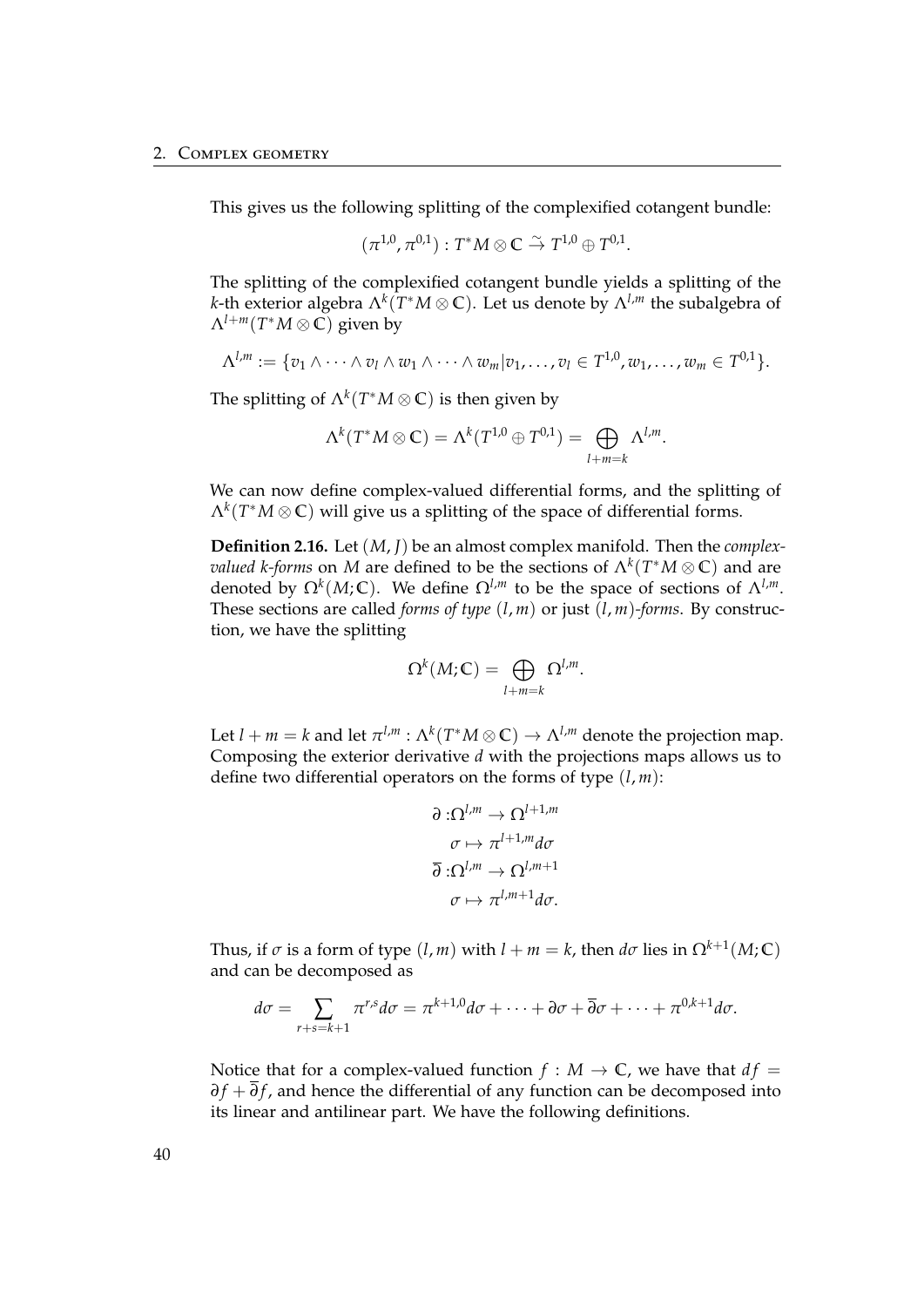This gives us the following splitting of the complexified cotangent bundle:

$$(\pi^{1,0}, \pi^{0,1}) : T^*M \otimes \mathbb{C} \xrightarrow{\sim} T^{1,0} \oplus T^{0,1}.$$

The splitting of the complexified cotangent bundle yields a splitting of the $k$-th exterior algebra $\Lambda^k(T^*M \otimes \mathbb{C})$. Let us denote by $\Lambda^{l,m}$ the subalgebra of $\Lambda^{l+m}(T^*M \otimes \mathbb{C})$ given by

$$\Lambda^{l,m} := \{v_1 \wedge \cdots \wedge v_l \wedge w_1 \wedge \cdots \wedge w_m | v_1, \ldots, v_l \in T^{1,0}, w_1, \ldots, w_m \in T^{0,1}\}.$$

The splitting of $\Lambda^k(T^*M \otimes \mathbb{C})$ is then given by

$$\Lambda^k(T^*M \otimes \mathbb{C}) = \Lambda^k(T^{1,0} \oplus T^{0,1}) = \bigoplus_{l+m=k} \Lambda^{l,m}.$$

We can now define complex-valued differential forms, and the splitting of $\Lambda^k(T^*M \otimes \mathbb{C})$ will give us a splitting of the space of differential forms.

**Definition 2.16.** Let $(M, J)$ be an almost complex manifold. Then the *complex-valued $k$-forms* on $M$ are defined to be the sections of $\Lambda^k(T^*M \otimes \mathbb{C})$ and are denoted by $\Omega^k(M; \mathbb{C})$. We define $\Omega^{l,m}$ to be the space of sections of $\Lambda^{l,m}$. These sections are called *forms of type* $(l, m)$ or just $(l, m)$*-forms*. By construction, we have the splitting

$$\Omega^k(M; \mathbb{C}) = \bigoplus_{l+m=k} \Omega^{l,m}.$$

Let $l + m = k$ and let $\pi^{l,m} : \Lambda^k(T^*M \otimes \mathbb{C}) \to \Lambda^{l,m}$ denote the projection map. Composing the exterior derivative $d$ with the projections maps allows us to define two differential operators on the forms of type $(l, m)$:

$$\begin{aligned}
\partial : &\Omega^{l,m} \to \Omega^{l+1,m} \\
&\sigma \mapsto \pi^{l+1,m} d\sigma \\
\overline{\partial} : &\Omega^{l,m} \to \Omega^{l,m+1} \\
&\sigma \mapsto \pi^{l,m+1} d\sigma.
\end{aligned}$$

Thus, if $\sigma$ is a form of type $(l, m)$ with $l + m = k$, then $d\sigma$ lies in $\Omega^{k+1}(M; \mathbb{C})$ and can be decomposed as

$$d\sigma = \sum_{r+s=k+1} \pi^{r,s} d\sigma = \pi^{k+1,0} d\sigma + \cdots + \partial\sigma + \overline{\partial}\sigma + \cdots + \pi^{0,k+1} d\sigma.$$

Notice that for a complex-valued function $f : M \to \mathbb{C}$, we have that $df = \partial f + \overline{\partial} f$, and hence the differential of any function can be decomposed into its linear and antilinear part. We have the following definitions.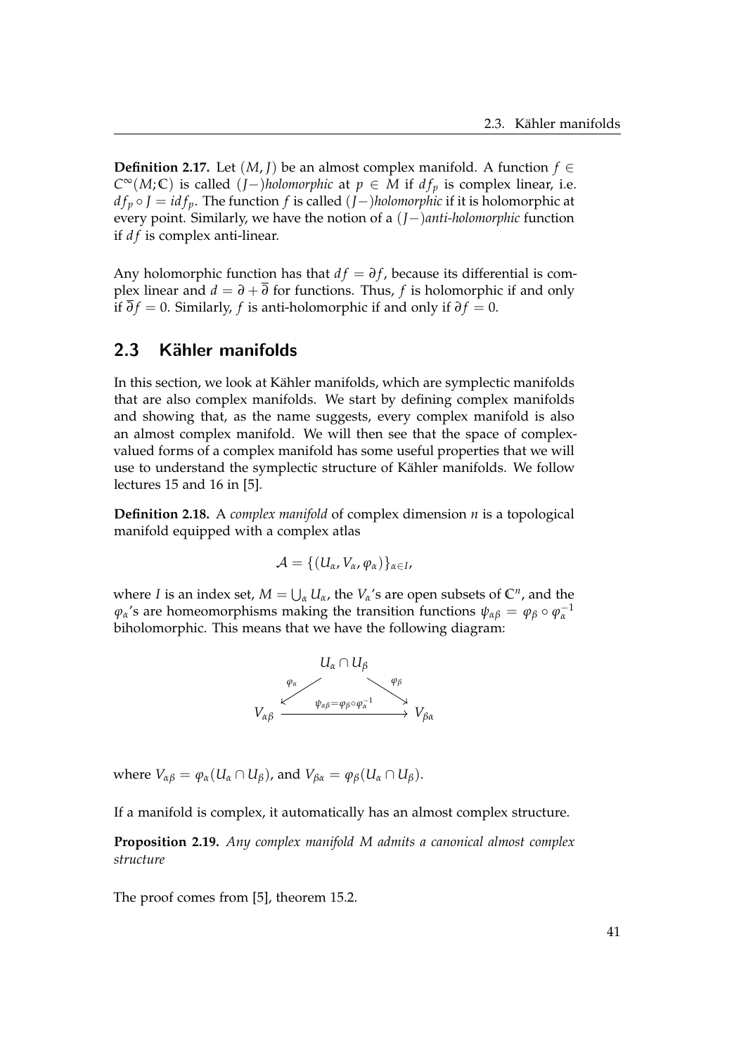**Definition 2.17.** Let $(M, J)$ be an almost complex manifold. A function $f \in C^\infty(M; \mathbb{C})$ is called $(J-)$*holomorphic* at $p \in M$ if $df_p$ is complex linear, i.e. $df_p \circ J = i df_p$. The function $f$ is called $(J-)$*holomorphic* if it is holomorphic at every point. Similarly, we have the notion of a $(J-)$*anti-holomorphic* function if $df$ is complex anti-linear.

Any holomorphic function has that $df = \partial f$, because its differential is complex linear and $d = \partial + \overline{\partial}$ for functions. Thus, $f$ is holomorphic if and only if $\overline{\partial} f = 0$. Similarly, $f$ is anti-holomorphic if and only if $\partial f = 0$.

## 2.3 Kähler manifolds

In this section, we look at Kähler manifolds, which are symplectic manifolds that are also complex manifolds. We start by defining complex manifolds and showing that, as the name suggests, every complex manifold is also an almost complex manifold. We will then see that the space of complex-valued forms of a complex manifold has some useful properties that we will use to understand the symplectic structure of Kähler manifolds. We follow lectures 15 and 16 in [5].

**Definition 2.18.** A *complex manifold* of complex dimension $n$ is a topological manifold equipped with a complex atlas

$$\mathcal{A} = \{(U_\alpha, V_\alpha, \varphi_\alpha)\}_{\alpha \in I},$$

where $I$ is an index set, $M = \bigcup_\alpha U_\alpha$, the $V_\alpha$'s are open subsets of $\mathbb{C}^n$, and the $\varphi_\alpha$'s are homeomorphisms making the transition functions $\psi_{\alpha\beta} = \varphi_\beta \circ \varphi_\alpha^{-1}$ biholomorphic. This means that we have the following diagram:

$$\begin{array}{ccc} & U_\alpha \cap U_\beta & \\ \varphi_\alpha \swarrow & & \searrow \varphi_\beta \\ V_{\alpha\beta} & \xrightarrow{\psi_{\alpha\beta} = \varphi_\beta \circ \varphi_\alpha^{-1}} & V_{\beta\alpha} \end{array}$$

where $V_{\alpha\beta} = \varphi_\alpha(U_\alpha \cap U_\beta)$, and $V_{\beta\alpha} = \varphi_\beta(U_\alpha \cap U_\beta)$.

If a manifold is complex, it automatically has an almost complex structure.

**Proposition 2.19.** *Any complex manifold M admits a canonical almost complex structure*

The proof comes from [5], theorem 15.2.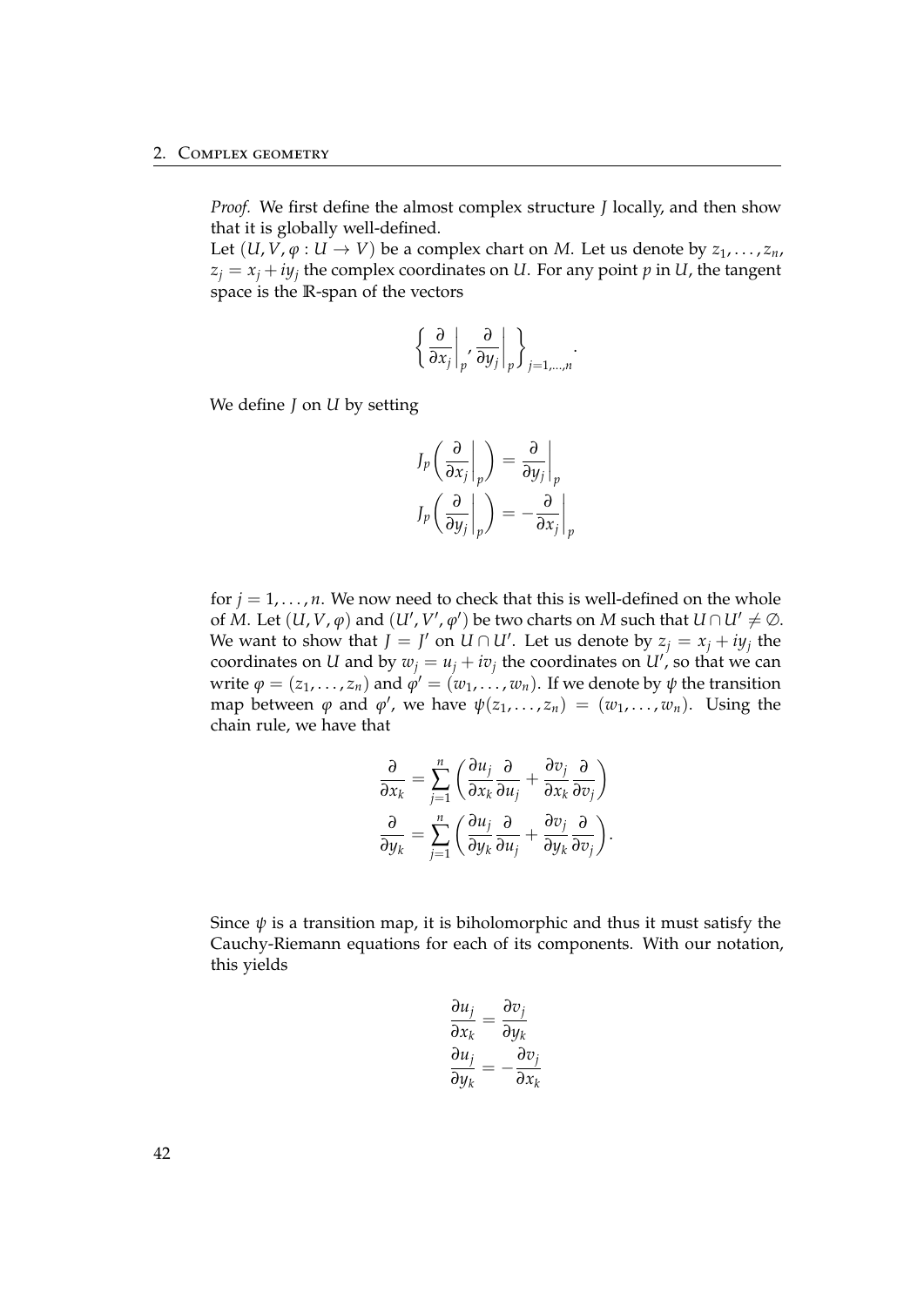*Proof.* We first define the almost complex structure $J$ locally, and then show that it is globally well-defined.

Let $(U, V, \varphi : U \to V)$ be a complex chart on $M$. Let us denote by $z_1, \dots, z_n$, $z_j = x_j + iy_j$ the complex coordinates on $U$. For any point $p$ in $U$, the tangent space is the $\mathbb{R}$-span of the vectors

$$\left\{ \left.\frac{\partial}{\partial x_j}\right|_p, \left.\frac{\partial}{\partial y_j}\right|_p \right\}_{j=1,\dots,n}.$$

We define $J$ on $U$ by setting

$$J_p\left( \left.\frac{\partial}{\partial x_j}\right|_p \right) = \left.\frac{\partial}{\partial y_j}\right|_p$$
$$J_p\left( \left.\frac{\partial}{\partial y_j}\right|_p \right) = -\left.\frac{\partial}{\partial x_j}\right|_p$$

for $j = 1, \dots, n$. We now need to check that this is well-defined on the whole of $M$. Let $(U, V, \varphi)$ and $(U', V', \varphi')$ be two charts on $M$ such that $U \cap U' \neq \emptyset$. We want to show that $J = J'$ on $U \cap U'$. Let us denote by $z_j = x_j + iy_j$ the coordinates on $U$ and by $w_j = u_j + iv_j$ the coordinates on $U'$, so that we can write $\varphi = (z_1, \dots, z_n)$ and $\varphi' = (w_1, \dots, w_n)$. If we denote by $\psi$ the transition map between $\varphi$ and $\varphi'$, we have $\psi(z_1, \dots, z_n) = (w_1, \dots, w_n)$. Using the chain rule, we have that

$$\frac{\partial}{\partial x_k} = \sum_{j=1}^{n} \left( \frac{\partial u_j}{\partial x_k} \frac{\partial}{\partial u_j} + \frac{\partial v_j}{\partial x_k} \frac{\partial}{\partial v_j} \right)$$
$$\frac{\partial}{\partial y_k} = \sum_{j=1}^{n} \left( \frac{\partial u_j}{\partial y_k} \frac{\partial}{\partial u_j} + \frac{\partial v_j}{\partial y_k} \frac{\partial}{\partial v_j} \right).$$

Since $\psi$ is a transition map, it is biholomorphic and thus it must satisfy the Cauchy-Riemann equations for each of its components. With our notation, this yields

$$\frac{\partial u_j}{\partial x_k} = \frac{\partial v_j}{\partial y_k}$$
$$\frac{\partial u_j}{\partial y_k} = -\frac{\partial v_j}{\partial x_k}$$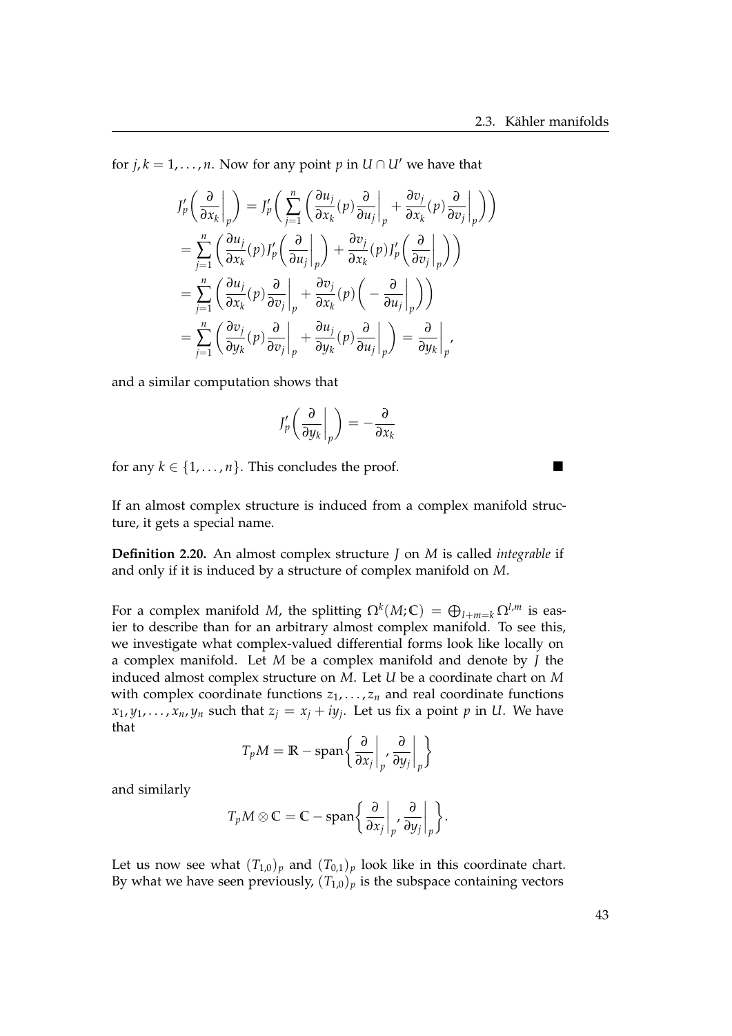for $j, k = 1, \ldots, n$. Now for any point $p$ in $U \cap U'$ we have that

$$
\begin{aligned}
J'_p\bigg(\frac{\partial}{\partial x_k}\bigg|_p\bigg) &= J'_p\bigg(\sum_{j=1}^n \bigg(\frac{\partial u_j}{\partial x_k}(p)\frac{\partial}{\partial u_j}\bigg|_p + \frac{\partial v_j}{\partial x_k}(p)\frac{\partial}{\partial v_j}\bigg|_p\bigg)\bigg) \\
&= \sum_{j=1}^n \bigg(\frac{\partial u_j}{\partial x_k}(p)J'_p\bigg(\frac{\partial}{\partial u_j}\bigg|_p\bigg) + \frac{\partial v_j}{\partial x_k}(p)J'_p\bigg(\frac{\partial}{\partial v_j}\bigg|_p\bigg)\bigg) \\
&= \sum_{j=1}^n \bigg(\frac{\partial u_j}{\partial x_k}(p)\frac{\partial}{\partial v_j}\bigg|_p + \frac{\partial v_j}{\partial x_k}(p)\bigg(-\frac{\partial}{\partial u_j}\bigg|_p\bigg)\bigg) \\
&= \sum_{j=1}^n \bigg(\frac{\partial v_j}{\partial y_k}(p)\frac{\partial}{\partial v_j}\bigg|_p + \frac{\partial u_j}{\partial y_k}(p)\frac{\partial}{\partial u_j}\bigg|_p\bigg) = \frac{\partial}{\partial y_k}\bigg|_p,
\end{aligned}
$$

and a similar computation shows that

$$
J'_p\bigg(\frac{\partial}{\partial y_k}\bigg|_p\bigg) = -\frac{\partial}{\partial x_k}
$$

for any $k \in \{1, \ldots, n\}$. This concludes the proof. ∎

If an almost complex structure is induced from a complex manifold structure, it gets a special name.

**Definition 2.20.** An almost complex structure $J$ on $M$ is called *integrable* if and only if it is induced by a structure of complex manifold on $M$.

For a complex manifold $M$, the splitting $\Omega^k(M;\mathbb{C}) = \bigoplus_{l+m=k} \Omega^{l,m}$ is easier to describe than for an arbitrary almost complex manifold. To see this, we investigate what complex-valued differential forms look like locally on a complex manifold. Let $M$ be a complex manifold and denote by $J$ the induced almost complex structure on $M$. Let $U$ be a coordinate chart on $M$ with complex coordinate functions $z_1, \ldots, z_n$ and real coordinate functions $x_1, y_1, \ldots, x_n, y_n$ such that $z_j = x_j + iy_j$. Let us fix a point $p$ in $U$. We have that

$$
T_pM = \mathbb{R} - \operatorname{span}\bigg\{\frac{\partial}{\partial x_j}\bigg|_p, \frac{\partial}{\partial y_j}\bigg|_p\bigg\}
$$

and similarly

$$
T_pM \otimes \mathbb{C} = \mathbb{C} - \operatorname{span}\bigg\{\frac{\partial}{\partial x_j}\bigg|_p, \frac{\partial}{\partial y_j}\bigg|_p\bigg\}.
$$

Let us now see what $(T_{1,0})_p$ and $(T_{0,1})_p$ look like in this coordinate chart. By what we have seen previously, $(T_{1,0})_p$ is the subspace containing vectors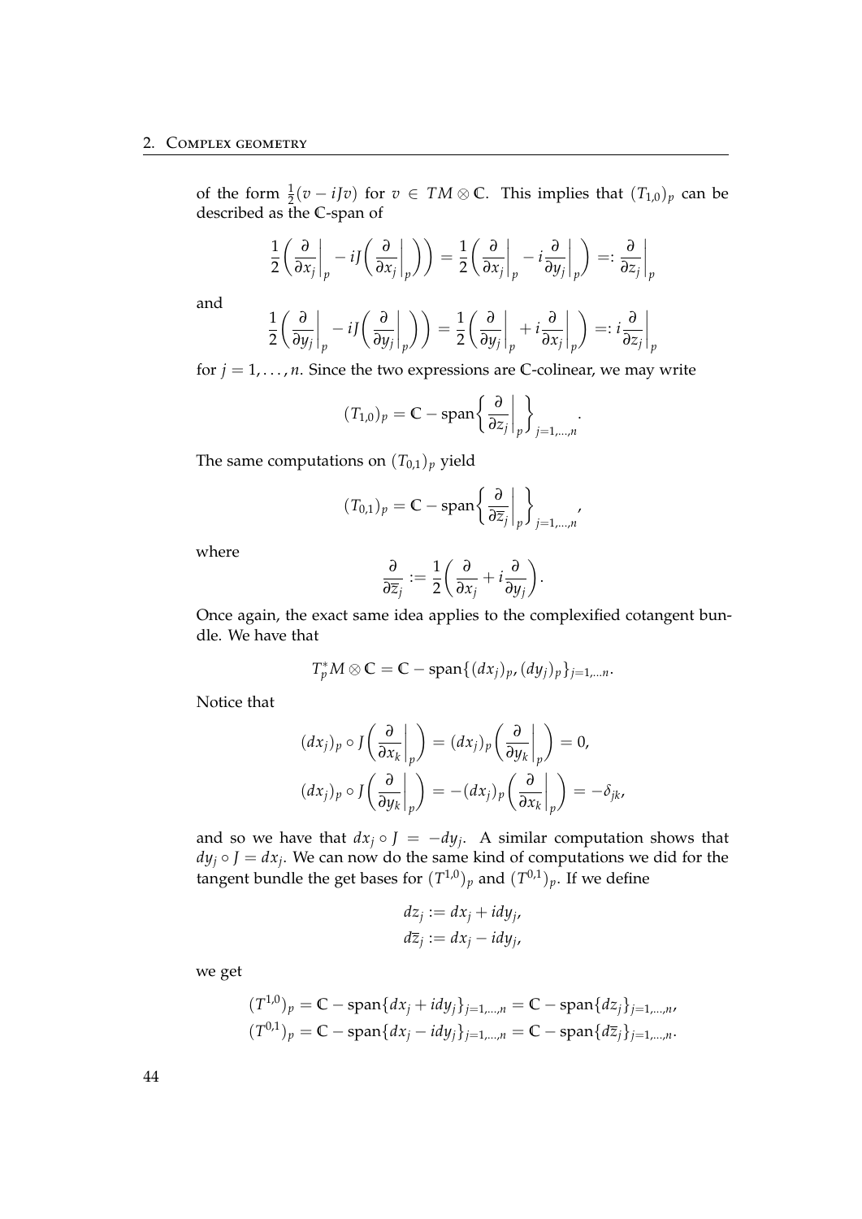of the form $\frac{1}{2}(v - iJv)$ for $v \in TM \otimes \mathbb{C}$. This implies that $(T_{1,0})_p$ can be described as the $\mathbb{C}$-span of

$$\frac{1}{2}\bigg(\frac{\partial}{\partial x_j}\bigg|_p - iJ\bigg(\frac{\partial}{\partial x_j}\bigg|_p\bigg)\bigg) = \frac{1}{2}\bigg(\frac{\partial}{\partial x_j}\bigg|_p - i\frac{\partial}{\partial y_j}\bigg|_p\bigg) =: \frac{\partial}{\partial z_j}\bigg|_p$$

and

$$\frac{1}{2}\bigg(\frac{\partial}{\partial y_j}\bigg|_p - iJ\bigg(\frac{\partial}{\partial y_j}\bigg|_p\bigg)\bigg) = \frac{1}{2}\bigg(\frac{\partial}{\partial y_j}\bigg|_p + i\frac{\partial}{\partial x_j}\bigg|_p\bigg) =: i\frac{\partial}{\partial z_j}\bigg|_p$$

for $j = 1, \ldots, n$. Since the two expressions are $\mathbb{C}$-colinear, we may write

$$(T_{1,0})_p = \mathbb{C} - \text{span}\bigg\{\frac{\partial}{\partial z_j}\bigg|_p\bigg\}_{j=1,\ldots,n}.$$

The same computations on $(T_{0,1})_p$ yield

$$(T_{0,1})_p = \mathbb{C} - \text{span}\bigg\{\frac{\partial}{\partial \overline{z}_j}\bigg|_p\bigg\}_{j=1,\ldots,n},$$

where

$$\frac{\partial}{\partial \overline{z}_j} := \frac{1}{2}\bigg(\frac{\partial}{\partial x_j} + i\frac{\partial}{\partial y_j}\bigg).$$

Once again, the exact same idea applies to the complexified cotangent bundle. We have that

$$T_p^*M \otimes \mathbb{C} = \mathbb{C} - \text{span}\{(dx_j)_p, (dy_j)_p\}_{j=1,\ldots n}.$$

Notice that

$$(dx_j)_p \circ J\bigg(\frac{\partial}{\partial x_k}\bigg|_p\bigg) = (dx_j)_p\bigg(\frac{\partial}{\partial y_k}\bigg|_p\bigg) = 0,$$
$$(dx_j)_p \circ J\bigg(\frac{\partial}{\partial y_k}\bigg|_p\bigg) = -(dx_j)_p\bigg(\frac{\partial}{\partial x_k}\bigg|_p\bigg) = -\delta_{jk},$$

and so we have that $dx_j \circ J = -dy_j$. A similar computation shows that $dy_j \circ J = dx_j$. We can now do the same kind of computations we did for the tangent bundle the get bases for $(T^{1,0})_p$ and $(T^{0,1})_p$. If we define

$$dz_j := dx_j + idy_j,$$
$$d\overline{z}_j := dx_j - idy_j,$$

we get

$$(T^{1,0})_p = \mathbb{C} - \text{span}\{dx_j + idy_j\}_{j=1,\ldots,n} = \mathbb{C} - \text{span}\{dz_j\}_{j=1,\ldots,n},$$
$$(T^{0,1})_p = \mathbb{C} - \text{span}\{dx_j - idy_j\}_{j=1,\ldots,n} = \mathbb{C} - \text{span}\{d\overline{z}_j\}_{j=1,\ldots,n}.$$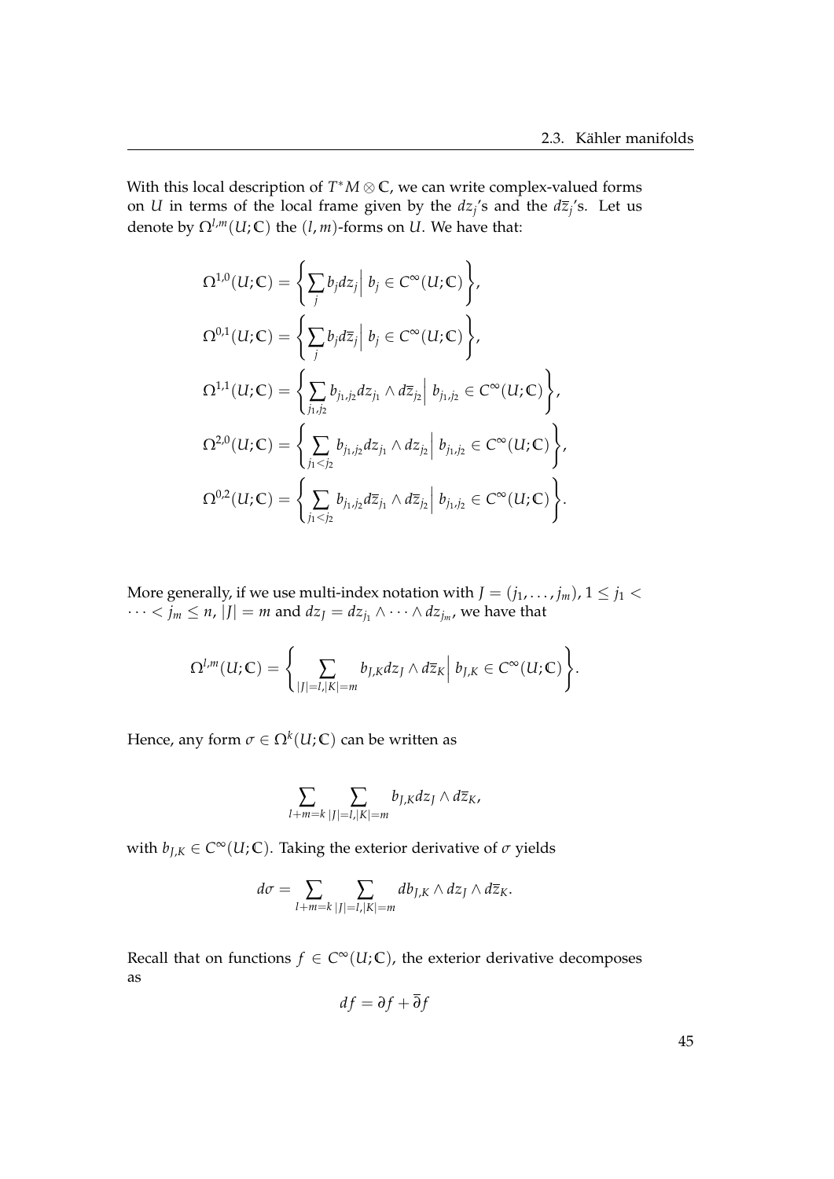With this local description of $T^*M \otimes \mathbb{C}$, we can write complex-valued forms on $U$ in terms of the local frame given by the $dz_j$'s and the $d\overline{z}_j$'s. Let us denote by $\Omega^{l,m}(U;\mathbb{C})$ the $(l,m)$-forms on $U$. We have that:

$$
\begin{aligned}
\Omega^{1,0}(U;\mathbb{C}) &= \left\{ \sum_j b_j dz_j \,\middle|\, b_j \in C^\infty(U;\mathbb{C}) \right\}, \\
\Omega^{0,1}(U;\mathbb{C}) &= \left\{ \sum_j b_j d\overline{z}_j \,\middle|\, b_j \in C^\infty(U;\mathbb{C}) \right\}, \\
\Omega^{1,1}(U;\mathbb{C}) &= \left\{ \sum_{j_1,j_2} b_{j_1,j_2} dz_{j_1} \wedge d\overline{z}_{j_2} \,\middle|\, b_{j_1,j_2} \in C^\infty(U;\mathbb{C}) \right\}, \\
\Omega^{2,0}(U;\mathbb{C}) &= \left\{ \sum_{j_1<j_2} b_{j_1,j_2} dz_{j_1} \wedge dz_{j_2} \,\middle|\, b_{j_1,j_2} \in C^\infty(U;\mathbb{C}) \right\}, \\
\Omega^{0,2}(U;\mathbb{C}) &= \left\{ \sum_{j_1<j_2} b_{j_1,j_2} d\overline{z}_{j_1} \wedge d\overline{z}_{j_2} \,\middle|\, b_{j_1,j_2} \in C^\infty(U;\mathbb{C}) \right\}.
\end{aligned}
$$

More generally, if we use multi-index notation with $J = (j_1, \dots, j_m)$, $1 \leq j_1 < \dots < j_m \leq n$, $|J| = m$ and $dz_J = dz_{j_1} \wedge \dots \wedge dz_{j_m}$, we have that

$$
\Omega^{l,m}(U;\mathbb{C}) = \left\{ \sum_{|J|=l,|K|=m} b_{J,K} dz_J \wedge d\overline{z}_K \,\middle|\, b_{J,K} \in C^\infty(U;\mathbb{C}) \right\}.
$$

Hence, any form $\sigma \in \Omega^k(U;\mathbb{C})$ can be written as

$$
\sum_{l+m=k} \sum_{|J|=l,|K|=m} b_{J,K} dz_J \wedge d\overline{z}_K,
$$

with $b_{J,K} \in C^\infty(U;\mathbb{C})$. Taking the exterior derivative of $\sigma$ yields

$$
d\sigma = \sum_{l+m=k} \sum_{|J|=l,|K|=m} db_{J,K} \wedge dz_J \wedge d\overline{z}_K.
$$

Recall that on functions $f \in C^\infty(U;\mathbb{C})$, the exterior derivative decomposes as

$$
df = \partial f + \overline{\partial} f
$$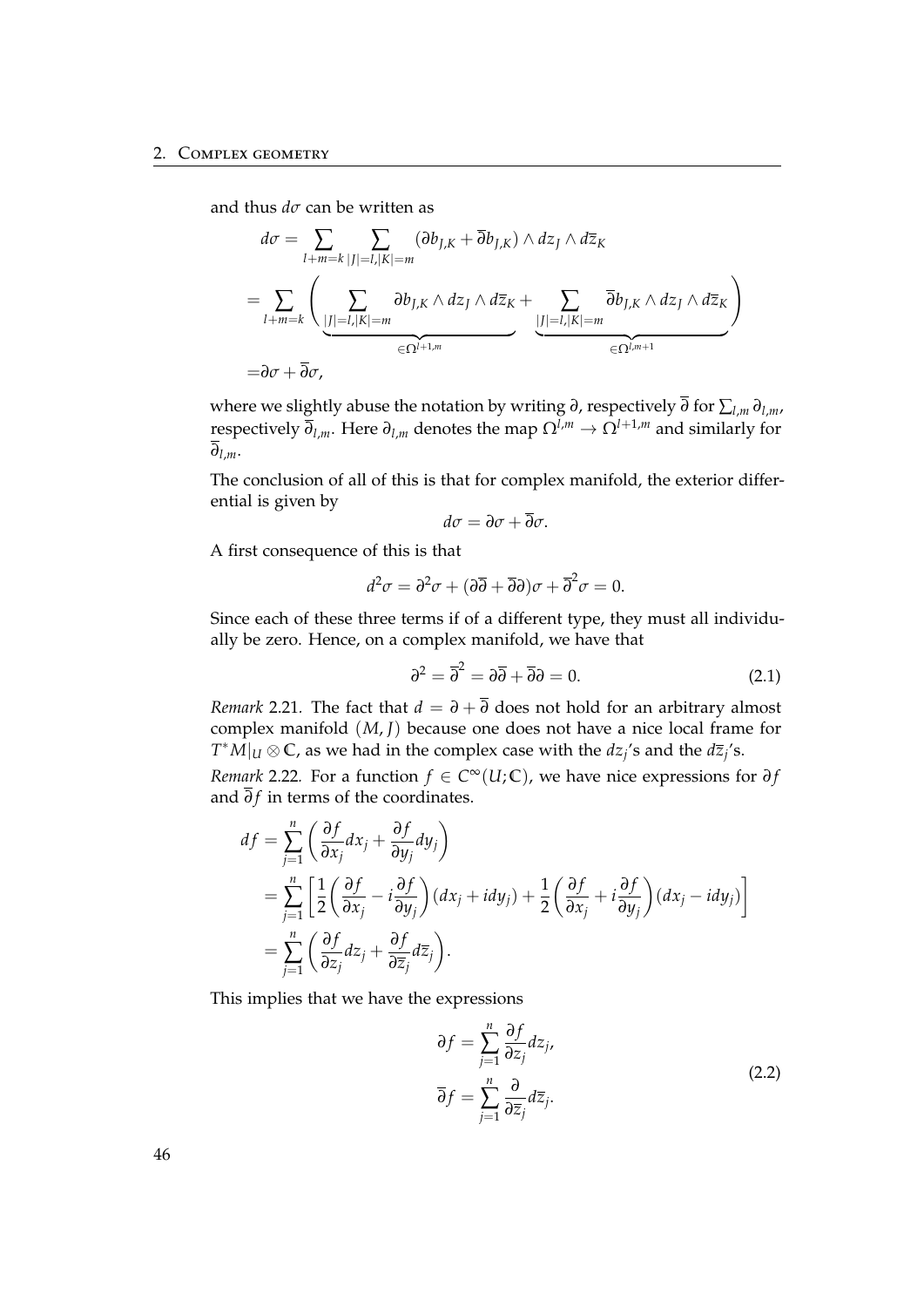and thus $d\sigma$ can be written as

$$
\begin{aligned}
d\sigma &= \sum_{l+m=k} \sum_{|J|=l,|K|=m} (\partial b_{J,K} + \overline{\partial} b_{J,K}) \wedge dz_J \wedge d\overline{z}_K \\
&= \sum_{l+m=k} \Bigg( \underbrace{\sum_{|J|=l,|K|=m} \partial b_{J,K} \wedge dz_J \wedge d\overline{z}_K}_{\in \Omega^{l+1,m}} + \underbrace{\sum_{|J|=l,|K|=m} \overline{\partial} b_{J,K} \wedge dz_J \wedge d\overline{z}_K}_{\in \Omega^{l,m+1}} \Bigg) \\
&= \partial\sigma + \overline{\partial}\sigma,
\end{aligned}
$$

where we slightly abuse the notation by writing $\partial$, respectively $\overline{\partial}$ for $\sum_{l,m} \partial_{l,m}$, respectively $\overline{\partial}_{l,m}$. Here $\partial_{l,m}$ denotes the map $\Omega^{l,m} \to \Omega^{l+1,m}$ and similarly for $\overline{\partial}_{l,m}$.

The conclusion of all of this is that for complex manifold, the exterior differential is given by

$$
d\sigma = \partial\sigma + \overline{\partial}\sigma.
$$

A first consequence of this is that

$$
d^2\sigma = \partial^2\sigma + (\partial\overline{\partial} + \overline{\partial}\partial)\sigma + \overline{\partial}^2\sigma = 0.
$$

Since each of these three terms if of a different type, they must all individually be zero. Hence, on a complex manifold, we have that

$$
\partial^2 = \overline{\partial}^2 = \partial\overline{\partial} + \overline{\partial}\partial = 0. \tag{2.1}
$$

*Remark* 2.21. The fact that $d = \partial + \overline{\partial}$ does not hold for an arbitrary almost complex manifold $(M, J)$ because one does not have a nice local frame for $T^*M|_U \otimes \mathbb{C}$, as we had in the complex case with the $dz_j$'s and the $d\overline{z}_j$'s.

*Remark* 2.22. For a function $f \in C^\infty(U; \mathbb{C})$, we have nice expressions for $\partial f$ and $\overline{\partial} f$ in terms of the coordinates.

$$
\begin{aligned}
df &= \sum_{j=1}^n \left( \frac{\partial f}{\partial x_j} dx_j + \frac{\partial f}{\partial y_j} dy_j \right) \\
&= \sum_{j=1}^n \left[ \frac{1}{2} \left( \frac{\partial f}{\partial x_j} - i \frac{\partial f}{\partial y_j} \right) (dx_j + i dy_j) + \frac{1}{2} \left( \frac{\partial f}{\partial x_j} + i \frac{\partial f}{\partial y_j} \right) (dx_j - i dy_j) \right] \\
&= \sum_{j=1}^n \left( \frac{\partial f}{\partial z_j} dz_j + \frac{\partial f}{\partial \overline{z}_j} d\overline{z}_j \right).
\end{aligned}
$$

This implies that we have the expressions

$$
\begin{aligned}
\partial f &= \sum_{j=1}^n \frac{\partial f}{\partial z_j} dz_j, \\
\overline{\partial} f &= \sum_{j=1}^n \frac{\partial}{\partial \overline{z}_j} d\overline{z}_j.
\end{aligned} \tag{2.2}
$$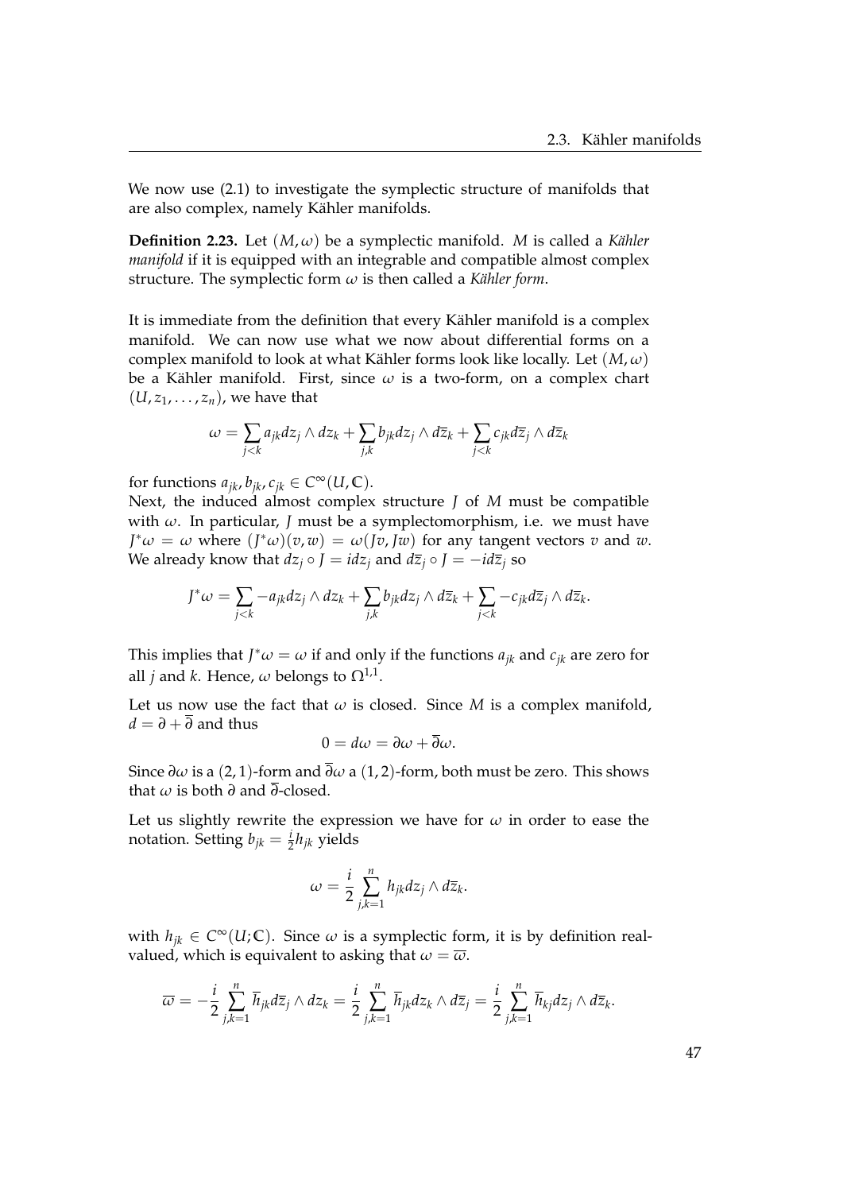We now use (2.1) to investigate the symplectic structure of manifolds that are also complex, namely Kähler manifolds.

**Definition 2.23.** Let $(M, \omega)$ be a symplectic manifold. $M$ is called a *Kähler manifold* if it is equipped with an integrable and compatible almost complex structure. The symplectic form $\omega$ is then called a *Kähler form*.

It is immediate from the definition that every Kähler manifold is a complex manifold. We can now use what we now about differential forms on a complex manifold to look at what Kähler forms look like locally. Let $(M, \omega)$ be a Kähler manifold. First, since $\omega$ is a two-form, on a complex chart $(U, z_1, \ldots, z_n)$, we have that

$$\omega = \sum_{j<k} a_{jk} dz_j \wedge dz_k + \sum_{j,k} b_{jk} dz_j \wedge d\overline{z}_k + \sum_{j<k} c_{jk} d\overline{z}_j \wedge d\overline{z}_k$$

for functions $a_{jk}, b_{jk}, c_{jk} \in C^\infty(U, \mathbb{C})$.

Next, the induced almost complex structure $J$ of $M$ must be compatible with $\omega$. In particular, $J$ must be a symplectomorphism, i.e. we must have $J^*\omega = \omega$ where $(J^*\omega)(v, w) = \omega(Jv, Jw)$ for any tangent vectors $v$ and $w$. We already know that $dz_j \circ J = i dz_j$ and $d\overline{z}_j \circ J = -i d\overline{z}_j$ so

$$J^*\omega = \sum_{j<k} -a_{jk} dz_j \wedge dz_k + \sum_{j,k} b_{jk} dz_j \wedge d\overline{z}_k + \sum_{j<k} -c_{jk} d\overline{z}_j \wedge d\overline{z}_k.$$

This implies that $J^*\omega = \omega$ if and only if the functions $a_{jk}$ and $c_{jk}$ are zero for all $j$ and $k$. Hence, $\omega$ belongs to $\Omega^{1,1}$.

Let us now use the fact that $\omega$ is closed. Since $M$ is a complex manifold, $d = \partial + \overline{\partial}$ and thus

$$0 = d\omega = \partial\omega + \overline{\partial}\omega.$$

Since $\partial\omega$ is a $(2, 1)$-form and $\overline{\partial}\omega$ a $(1, 2)$-form, both must be zero. This shows that $\omega$ is both $\partial$ and $\overline{\partial}$-closed.

Let us slightly rewrite the expression we have for $\omega$ in order to ease the notation. Setting $b_{jk} = \frac{i}{2} h_{jk}$ yields

$$\omega = \frac{i}{2} \sum_{j,k=1}^{n} h_{jk} dz_j \wedge d\overline{z}_k.$$

with $h_{jk} \in C^\infty(U; \mathbb{C})$. Since $\omega$ is a symplectic form, it is by definition real-valued, which is equivalent to asking that $\omega = \overline{\omega}$.

$$\overline{\omega} = -\frac{i}{2} \sum_{j,k=1}^{n} \overline{h}_{jk} d\overline{z}_j \wedge dz_k = \frac{i}{2} \sum_{j,k=1}^{n} \overline{h}_{jk} dz_k \wedge d\overline{z}_j = \frac{i}{2} \sum_{j,k=1}^{n} \overline{h}_{kj} dz_j \wedge d\overline{z}_k.$$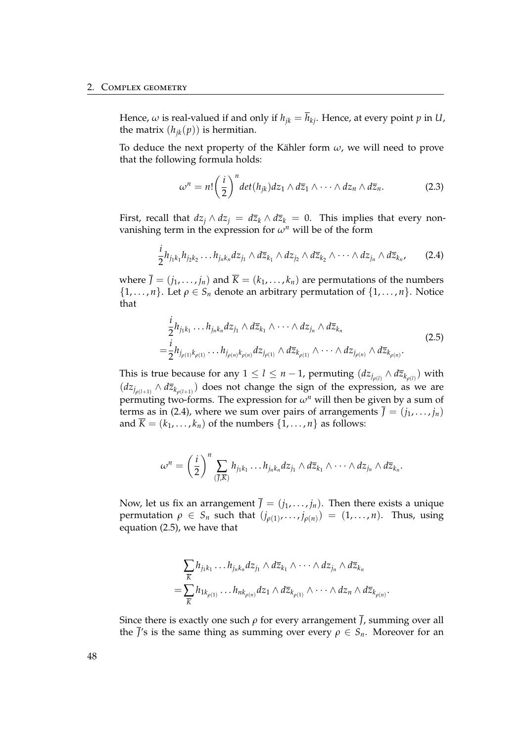Hence, $\omega$ is real-valued if and only if $h_{jk} = \overline{h}_{kj}$. Hence, at every point $p$ in $U$, the matrix $(h_{jk}(p))$ is hermitian.

To deduce the next property of the Kähler form $\omega$, we will need to prove that the following formula holds:

$$\omega^n = n!\left(\frac{i}{2}\right)^n det(h_{jk}) dz_1 \wedge d\overline{z}_1 \wedge \cdots \wedge dz_n \wedge d\overline{z}_n. \tag{2.3}$$

First, recall that $dz_j \wedge dz_j = d\overline{z}_k \wedge d\overline{z}_k = 0$. This implies that every non-vanishing term in the expression for $\omega^n$ will be of the form

$$\frac{i}{2} h_{j_1 k_1} h_{j_2 k_2} \ldots h_{j_n k_n} dz_{j_1} \wedge d\overline{z}_{k_1} \wedge dz_{j_2} \wedge d\overline{z}_{k_2} \wedge \cdots \wedge dz_{j_n} \wedge d\overline{z}_{k_n}, \tag{2.4}$$

where $\overline{J} = (j_1, \ldots, j_n)$ and $\overline{K} = (k_1, \ldots, k_n)$ are permutations of the numbers $\{1, \ldots, n\}$. Let $\rho \in S_n$ denote an arbitrary permutation of $\{1, \ldots, n\}$. Notice that

$$\begin{aligned}
&\frac{i}{2} h_{j_1 k_1} \ldots h_{j_n k_n} dz_{j_1} \wedge d\overline{z}_{k_1} \wedge \cdots \wedge dz_{j_n} \wedge d\overline{z}_{k_n} \\
=&\frac{i}{2} h_{j_{\rho(1)} k_{\rho(1)}} \ldots h_{j_{\rho(n)} k_{\rho(n)}} dz_{j_{\rho(1)}} \wedge d\overline{z}_{k_{\rho(1)}} \wedge \cdots \wedge dz_{j_{\rho(n)}} \wedge d\overline{z}_{k_{\rho(n)}}.
\end{aligned} \tag{2.5}$$

This is true because for any $1 \leq l \leq n-1$, permuting $(dz_{j_{\rho(l)}} \wedge d\overline{z}_{k_{\rho(l)}})$ with $(dz_{j_{\rho(l+1)}} \wedge d\overline{z}_{k_{\rho(l+1)}})$ does not change the sign of the expression, as we are permuting two-forms. The expression for $\omega^n$ will then be given by a sum of terms as in (2.4), where we sum over pairs of arrangements $\overline{J} = (j_1, \ldots, j_n)$ and $\overline{K} = (k_1, \ldots, k_n)$ of the numbers $\{1, \ldots, n\}$ as follows:

$$\omega^n = \left(\frac{i}{2}\right)^n \sum_{(\overline{J}, \overline{K})} h_{j_1 k_1} \ldots h_{j_n k_n} dz_{j_1} \wedge d\overline{z}_{k_1} \wedge \cdots \wedge dz_{j_n} \wedge d\overline{z}_{k_n}.$$

Now, let us fix an arrangement $\overline{J} = (j_1, \ldots, j_n)$. Then there exists a unique permutation $\rho \in S_n$ such that $(j_{\rho(1)}, \ldots, j_{\rho(n)}) = (1, \ldots, n)$. Thus, using equation (2.5), we have that

$$\begin{aligned}
&\sum_{\overline{K}} h_{j_1 k_1} \ldots h_{j_n k_n} dz_{j_1} \wedge d\overline{z}_{k_1} \wedge \cdots \wedge dz_{j_n} \wedge d\overline{z}_{k_n} \\
=&\sum_{\overline{K}} h_{1 k_{\rho(1)}} \ldots h_{n k_{\rho(n)}} dz_1 \wedge d\overline{z}_{k_{\rho(1)}} \wedge \cdots \wedge dz_n \wedge d\overline{z}_{k_{\rho(n)}}.
\end{aligned}$$

Since there is exactly one such $\rho$ for every arrangement $\overline{J}$, summing over all the $\overline{J}$'s is the same thing as summing over every $\rho \in S_n$. Moreover for an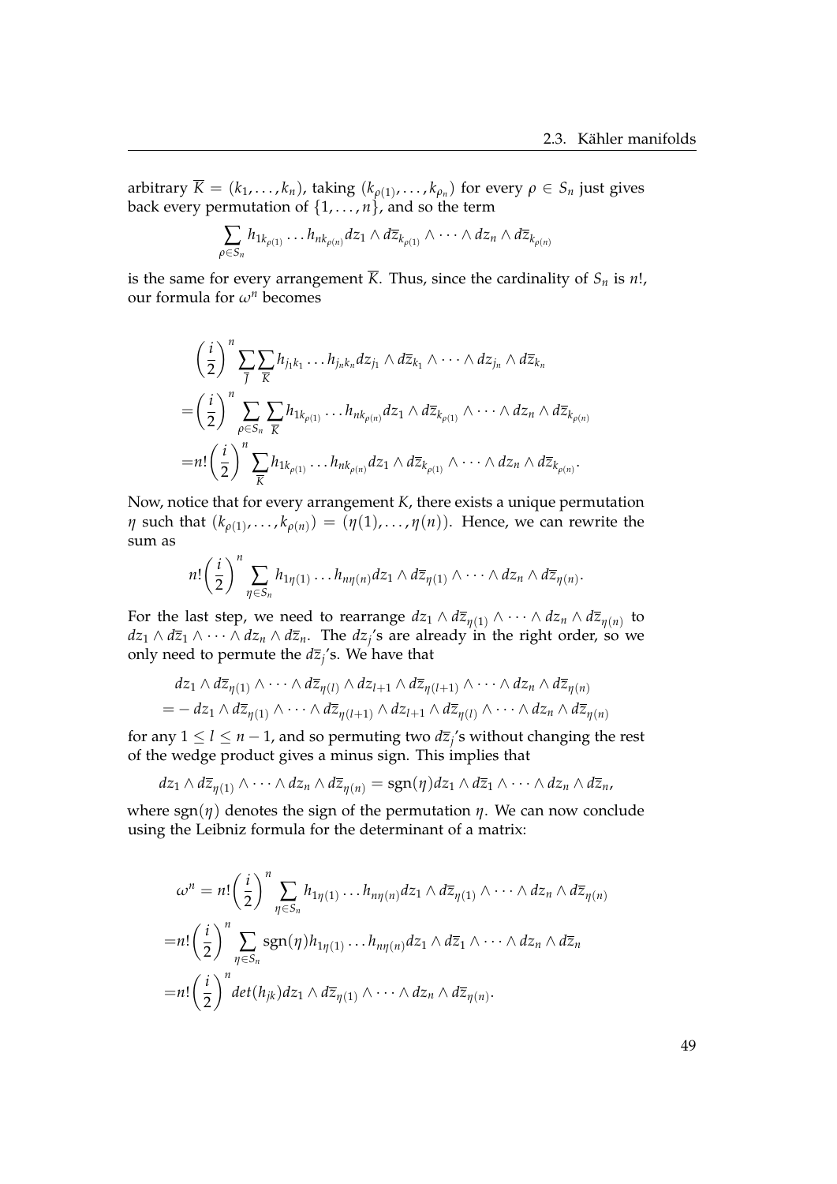arbitrary $\overline{K} = (k_1, \dots, k_n)$, taking $(k_{\rho(1)}, \dots, k_{\rho_n})$ for every $\rho \in S_n$ just gives back every permutation of $\{1, \dots, n\}$, and so the term

$$\sum_{\rho \in S_n} h_{1k_{\rho(1)}} \dots h_{nk_{\rho(n)}} dz_1 \wedge d\overline{z}_{k_{\rho(1)}} \wedge \dots \wedge dz_n \wedge d\overline{z}_{k_{\rho(n)}}$$

is the same for every arrangement $\overline{K}$. Thus, since the cardinality of $S_n$ is $n!$, our formula for $\omega^n$ becomes

$$\begin{aligned}
&\left(\frac{i}{2}\right)^n \sum_{\overline{J}} \sum_{\overline{K}} h_{j_1 k_1} \dots h_{j_n k_n} dz_{j_1} \wedge d\overline{z}_{k_1} \wedge \dots \wedge dz_{j_n} \wedge d\overline{z}_{k_n} \\
=&\left(\frac{i}{2}\right)^n \sum_{\rho \in S_n} \sum_{\overline{K}} h_{1k_{\rho(1)}} \dots h_{nk_{\rho(n)}} dz_1 \wedge d\overline{z}_{k_{\rho(1)}} \wedge \dots \wedge dz_n \wedge d\overline{z}_{k_{\rho(n)}} \\
=&n! \left(\frac{i}{2}\right)^n \sum_{\overline{K}} h_{1k_{\rho(1)}} \dots h_{nk_{\rho(n)}} dz_1 \wedge d\overline{z}_{k_{\rho(1)}} \wedge \dots \wedge dz_n \wedge d\overline{z}_{k_{\rho(n)}}.
\end{aligned}$$

Now, notice that for every arrangement $K$, there exists a unique permutation $\eta$ such that $(k_{\rho(1)}, \dots, k_{\rho(n)}) = (\eta(1), \dots, \eta(n))$. Hence, we can rewrite the sum as

$$n! \left(\frac{i}{2}\right)^n \sum_{\eta \in S_n} h_{1\eta(1)} \dots h_{n\eta(n)} dz_1 \wedge d\overline{z}_{\eta(1)} \wedge \dots \wedge dz_n \wedge d\overline{z}_{\eta(n)}.$$

For the last step, we need to rearrange $dz_1 \wedge d\overline{z}_{\eta(1)} \wedge \dots \wedge dz_n \wedge d\overline{z}_{\eta(n)}$ to $dz_1 \wedge d\overline{z}_1 \wedge \dots \wedge dz_n \wedge d\overline{z}_n$. The $dz_j$'s are already in the right order, so we only need to permute the $d\overline{z}_j$'s. We have that

$$\begin{aligned}
&dz_1 \wedge d\overline{z}_{\eta(1)} \wedge \dots \wedge d\overline{z}_{\eta(l)} \wedge dz_{l+1} \wedge d\overline{z}_{\eta(l+1)} \wedge \dots \wedge dz_n \wedge d\overline{z}_{\eta(n)} \\
=& - dz_1 \wedge d\overline{z}_{\eta(1)} \wedge \dots \wedge d\overline{z}_{\eta(l+1)} \wedge dz_{l+1} \wedge d\overline{z}_{\eta(l)} \wedge \dots \wedge dz_n \wedge d\overline{z}_{\eta(n)}
\end{aligned}$$

for any $1 \leq l \leq n-1$, and so permuting two $d\overline{z}_j$'s without changing the rest of the wedge product gives a minus sign. This implies that

$$dz_1 \wedge d\overline{z}_{\eta(1)} \wedge \dots \wedge dz_n \wedge d\overline{z}_{\eta(n)} = \operatorname{sgn}(\eta) dz_1 \wedge d\overline{z}_1 \wedge \dots \wedge dz_n \wedge d\overline{z}_n,$$

where $\operatorname{sgn}(\eta)$ denotes the sign of the permutation $\eta$. We can now conclude using the Leibniz formula for the determinant of a matrix:

$$\begin{aligned}
\omega^n =& n! \left(\frac{i}{2}\right)^n \sum_{\eta \in S_n} h_{1\eta(1)} \dots h_{n\eta(n)} dz_1 \wedge d\overline{z}_{\eta(1)} \wedge \dots \wedge dz_n \wedge d\overline{z}_{\eta(n)} \\
=& n! \left(\frac{i}{2}\right)^n \sum_{\eta \in S_n} \operatorname{sgn}(\eta) h_{1\eta(1)} \dots h_{n\eta(n)} dz_1 \wedge d\overline{z}_1 \wedge \dots \wedge dz_n \wedge d\overline{z}_n \\
=& n! \left(\frac{i}{2}\right)^n det(h_{jk}) dz_1 \wedge d\overline{z}_{\eta(1)} \wedge \dots \wedge dz_n \wedge d\overline{z}_{\eta(n)}.
\end{aligned}$$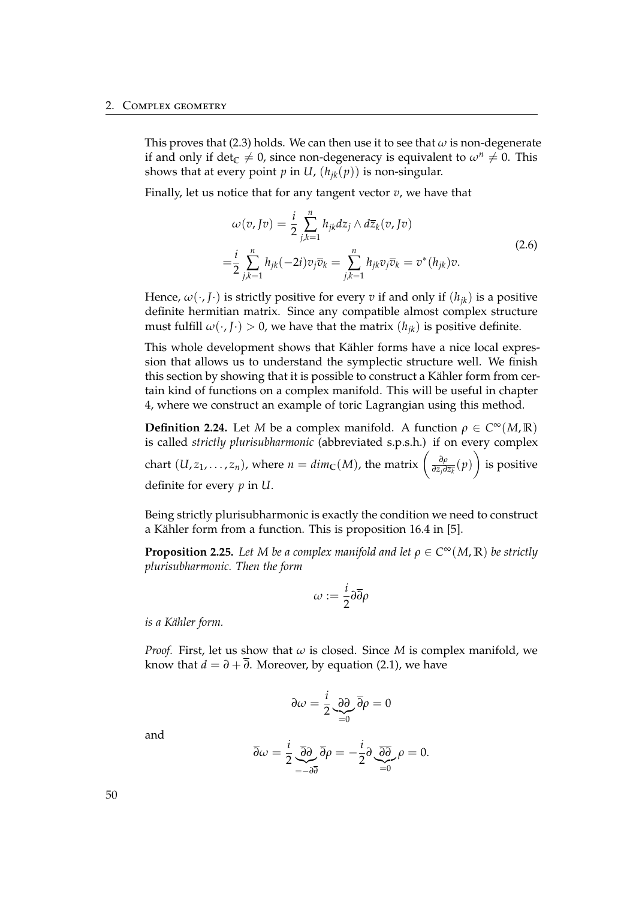This proves that (2.3) holds. We can then use it to see that $\omega$ is non-degenerate if and only if $\det_{\mathbb{C}} \neq 0$, since non-degeneracy is equivalent to $\omega^n \neq 0$. This shows that at every point $p$ in $U$, $(h_{jk}(p))$ is non-singular.

Finally, let us notice that for any tangent vector $v$, we have that

$$
\begin{aligned}
\omega(v, Jv) &= \frac{i}{2} \sum_{j,k=1}^{n} h_{jk} dz_j \wedge d\overline{z}_k(v, Jv) \\
&= \frac{i}{2} \sum_{j,k=1}^{n} h_{jk}(-2i) v_j \overline{v}_k = \sum_{j,k=1}^{n} h_{jk} v_j \overline{v}_k = v^*(h_{jk})v.
\end{aligned}
\tag{2.6}
$$

Hence, $\omega(\cdot, J\cdot)$ is strictly positive for every $v$ if and only if $(h_{jk})$ is a positive definite hermitian matrix. Since any compatible almost complex structure must fulfill $\omega(\cdot, J\cdot) > 0$, we have that the matrix $(h_{jk})$ is positive definite.

This whole development shows that Kähler forms have a nice local expression that allows us to understand the symplectic structure well. We finish this section by showing that it is possible to construct a Kähler form from certain kind of functions on a complex manifold. This will be useful in chapter 4, where we construct an example of toric Lagrangian using this method.

**Definition 2.24.** Let $M$ be a complex manifold. A function $\rho \in C^\infty(M, \mathbb{R})$ is called *strictly plurisubharmonic* (abbreviated s.p.s.h.) if on every complex chart $(U, z_1, \dots, z_n)$, where $n = dim_{\mathbb{C}}(M)$, the matrix $\left( \frac{\partial \rho}{\partial z_j \partial \overline{z_k}}(p) \right)$ is positive definite for every $p$ in $U$.

Being strictly plurisubharmonic is exactly the condition we need to construct a Kähler form from a function. This is proposition 16.4 in [5].

**Proposition 2.25.** *Let $M$ be a complex manifold and let $\rho \in C^\infty(M, \mathbb{R})$ be strictly plurisubharmonic. Then the form*

$$
\omega := \frac{i}{2} \partial \overline{\partial} \rho
$$

*is a Kähler form.*

*Proof.* First, let us show that $\omega$ is closed. Since $M$ is complex manifold, we know that $d = \partial + \overline{\partial}$. Moreover, by equation (2.1), we have

$$
\partial \omega = \frac{i}{2} \underbrace{\partial \partial}_{=0} \overline{\partial} \rho = 0
$$

and

$$
\overline{\partial} \omega = \frac{i}{2} \underbrace{\overline{\partial} \partial}_{= -\partial \overline{\partial}} \overline{\partial} \rho = -\frac{i}{2} \partial \underbrace{\overline{\partial} \overline{\partial}}_{=0} \rho = 0.
$$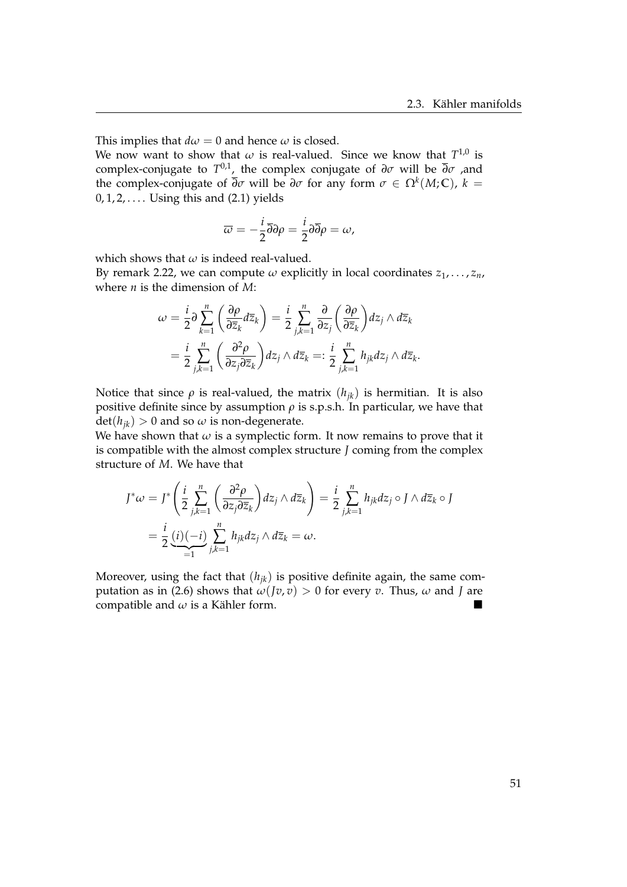This implies that $d\omega = 0$ and hence $\omega$ is closed.
We now want to show that $\omega$ is real-valued. Since we know that $T^{1,0}$ is complex-conjugate to $T^{0,1}$, the complex conjugate of $\partial\sigma$ will be $\overline{\partial}\sigma$ ,and the complex-conjugate of $\overline{\partial}\sigma$ will be $\partial\sigma$ for any form $\sigma \in \Omega^k(M; \mathbb{C})$, $k = 0, 1, 2, \ldots$. Using this and (2.1) yields

$$\overline{\omega} = -\frac{i}{2}\overline{\partial}\partial\rho = \frac{i}{2}\partial\overline{\partial}\rho = \omega,$$

which shows that $\omega$ is indeed real-valued.
By remark 2.22, we can compute $\omega$ explicitly in local coordinates $z_1, \ldots, z_n$, where $n$ is the dimension of $M$:

$$\begin{aligned}
\omega &= \frac{i}{2}\partial \sum_{k=1}^{n} \left( \frac{\partial \rho}{\partial \overline{z}_k} d\overline{z}_k \right) = \frac{i}{2} \sum_{j,k=1}^{n} \frac{\partial}{\partial z_j} \left( \frac{\partial \rho}{\partial \overline{z}_k} \right) dz_j \wedge d\overline{z}_k \\
&= \frac{i}{2} \sum_{j,k=1}^{n} \left( \frac{\partial^2 \rho}{\partial z_j \partial \overline{z}_k} \right) dz_j \wedge d\overline{z}_k =: \frac{i}{2} \sum_{j,k=1}^{n} h_{jk} dz_j \wedge d\overline{z}_k.
\end{aligned}$$

Notice that since $\rho$ is real-valued, the matrix $(h_{jk})$ is hermitian. It is also positive definite since by assumption $\rho$ is s.p.s.h. In particular, we have that $\det(h_{jk}) > 0$ and so $\omega$ is non-degenerate.
We have shown that $\omega$ is a symplectic form. It now remains to prove that it is compatible with the almost complex structure $J$ coming from the complex structure of $M$. We have that

$$\begin{aligned}
J^*\omega &= J^* \left( \frac{i}{2} \sum_{j,k=1}^{n} \left( \frac{\partial^2 \rho}{\partial z_j \partial \overline{z}_k} \right) dz_j \wedge d\overline{z}_k \right) = \frac{i}{2} \sum_{j,k=1}^{n} h_{jk} dz_j \circ J \wedge d\overline{z}_k \circ J \\
&= \frac{i}{2} \underbrace{(i)(-i)}_{=1} \sum_{j,k=1}^{n} h_{jk} dz_j \wedge d\overline{z}_k = \omega.
\end{aligned}$$

Moreover, using the fact that $(h_{jk})$ is positive definite again, the same computation as in (2.6) shows that $\omega(Jv, v) > 0$ for every $v$. Thus, $\omega$ and $J$ are compatible and $\omega$ is a Kähler form. ■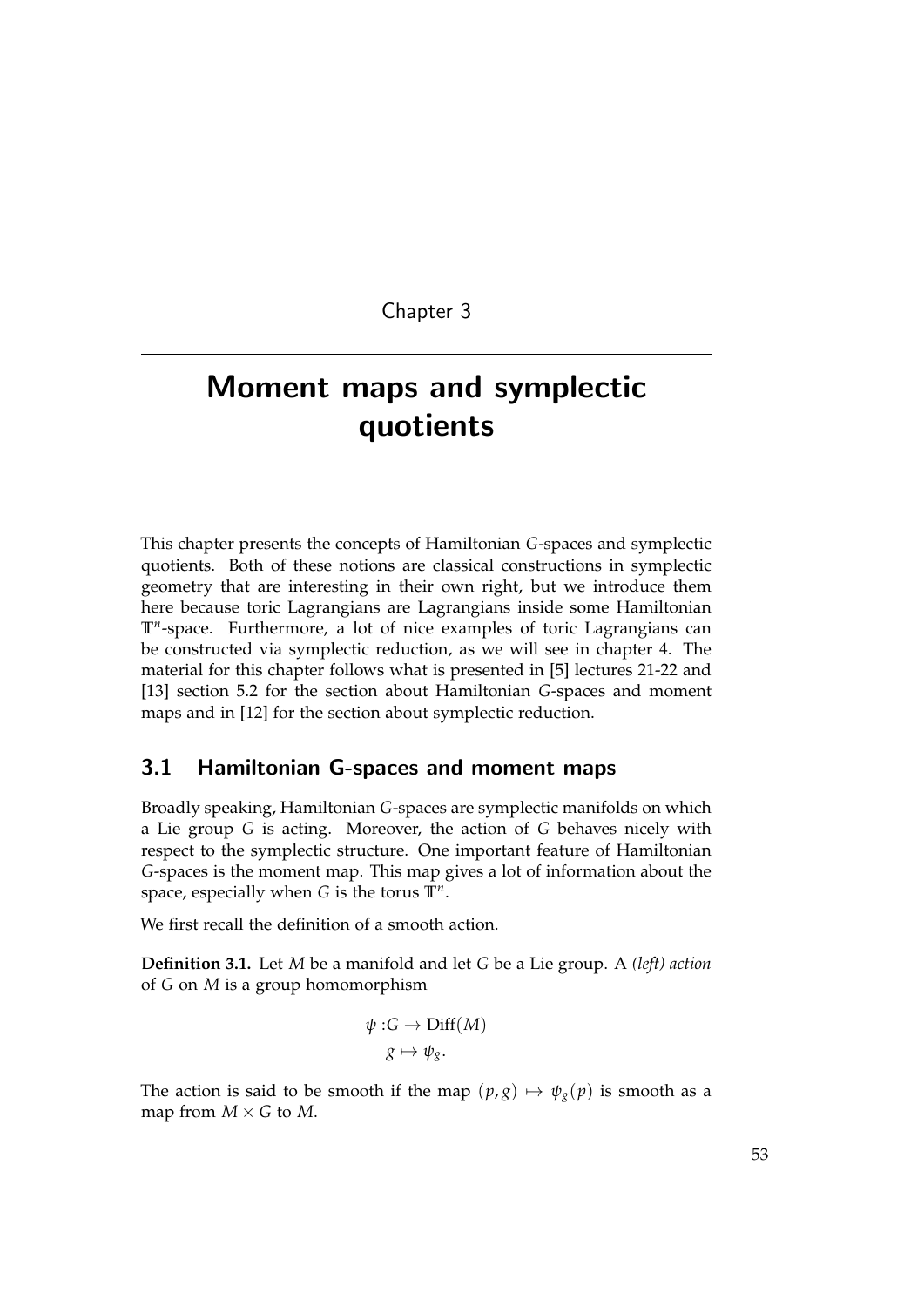Chapter 3

# Moment maps and symplectic quotients

This chapter presents the concepts of Hamiltonian $G$-spaces and symplectic quotients. Both of these notions are classical constructions in symplectic geometry that are interesting in their own right, but we introduce them here because toric Lagrangians are Lagrangians inside some Hamiltonian $\mathbb{T}^n$-space. Furthermore, a lot of nice examples of toric Lagrangians can be constructed via symplectic reduction, as we will see in chapter 4. The material for this chapter follows what is presented in [5] lectures 21-22 and [13] section 5.2 for the section about Hamiltonian $G$-spaces and moment maps and in [12] for the section about symplectic reduction.

## 3.1 Hamiltonian G-spaces and moment maps

Broadly speaking, Hamiltonian $G$-spaces are symplectic manifolds on which a Lie group $G$ is acting. Moreover, the action of $G$ behaves nicely with respect to the symplectic structure. One important feature of Hamiltonian $G$-spaces is the moment map. This map gives a lot of information about the space, especially when $G$ is the torus $\mathbb{T}^n$.

We first recall the definition of a smooth action.

**Definition 3.1.** Let $M$ be a manifold and let $G$ be a Lie group. A *(left) action* of $G$ on $M$ is a group homomorphism

$$\begin{aligned}\psi : &G \to \mathrm{Diff}(M)\\ &g \mapsto \psi_g.\end{aligned}$$

The action is said to be smooth if the map $(p, g) \mapsto \psi_g(p)$ is smooth as a map from $M \times G$ to $M$.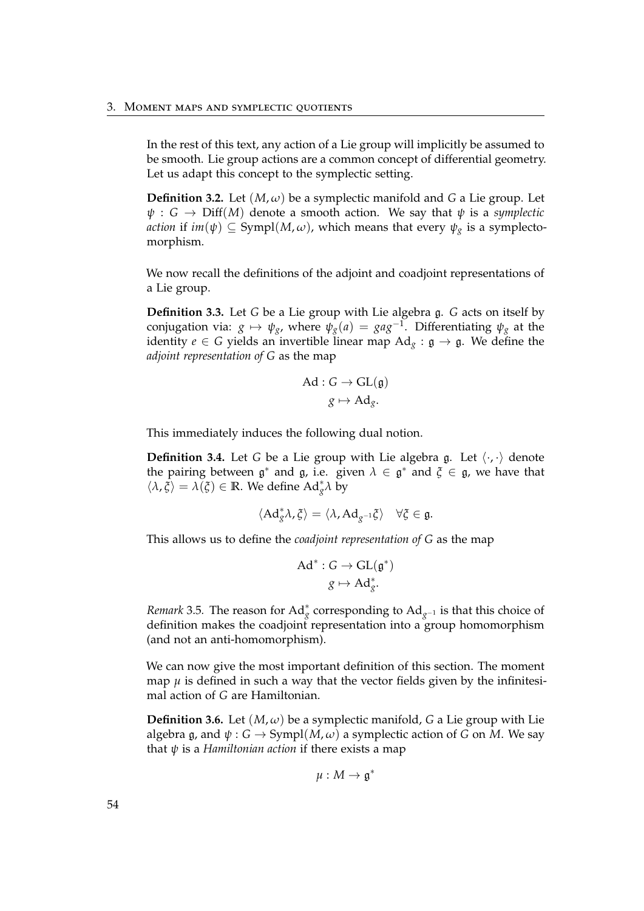In the rest of this text, any action of a Lie group will implicitly be assumed to be smooth. Lie group actions are a common concept of differential geometry. Let us adapt this concept to the symplectic setting.

**Definition 3.2.** Let $(M, \omega)$ be a symplectic manifold and $G$ a Lie group. Let $\psi : G \to \text{Diff}(M)$ denote a smooth action. We say that $\psi$ is a *symplectic action* if $im(\psi) \subseteq \text{Sympl}(M, \omega)$, which means that every $\psi_g$ is a symplectomorphism.

We now recall the definitions of the adjoint and coadjoint representations of a Lie group.

**Definition 3.3.** Let $G$ be a Lie group with Lie algebra $\mathfrak{g}$. $G$ acts on itself by conjugation via: $g \mapsto \psi_g$, where $\psi_g(a) = gag^{-1}$. Differentiating $\psi_g$ at the identity $e \in G$ yields an invertible linear map $\text{Ad}_g : \mathfrak{g} \to \mathfrak{g}$. We define the *adjoint representation of $G$* as the map

$$\begin{aligned} \text{Ad} : G &\to \text{GL}(\mathfrak{g}) \\ g &\mapsto \text{Ad}_g. \end{aligned}$$

This immediately induces the following dual notion.

**Definition 3.4.** Let $G$ be a Lie group with Lie algebra $\mathfrak{g}$. Let $\langle \cdot, \cdot \rangle$ denote the pairing between $\mathfrak{g}^*$ and $\mathfrak{g}$, i.e. given $\lambda \in \mathfrak{g}^*$ and $\xi \in \mathfrak{g}$, we have that $\langle \lambda, \xi \rangle = \lambda(\xi) \in \mathbb{R}$. We define $\text{Ad}_g^* \lambda$ by

$$\langle \text{Ad}_g^* \lambda, \xi \rangle = \langle \lambda, \text{Ad}_{g^{-1}} \xi \rangle \quad \forall \xi \in \mathfrak{g}.$$

This allows us to define the *coadjoint representation of $G$* as the map

$$\begin{aligned} \text{Ad}^* : G &\to \text{GL}(\mathfrak{g}^*) \\ g &\mapsto \text{Ad}_g^*. \end{aligned}$$

*Remark* 3.5. The reason for $\text{Ad}_g^*$ corresponding to $\text{Ad}_{g^{-1}}$ is that this choice of definition makes the coadjoint representation into a group homomorphism (and not an anti-homomorphism).

We can now give the most important definition of this section. The moment map $\mu$ is defined in such a way that the vector fields given by the infinitesimal action of $G$ are Hamiltonian.

**Definition 3.6.** Let $(M, \omega)$ be a symplectic manifold, $G$ a Lie group with Lie algebra $\mathfrak{g}$, and $\psi : G \to \text{Sympl}(M, \omega)$ a symplectic action of $G$ on $M$. We say that $\psi$ is a *Hamiltonian action* if there exists a map

$$\mu : M \to \mathfrak{g}^*$$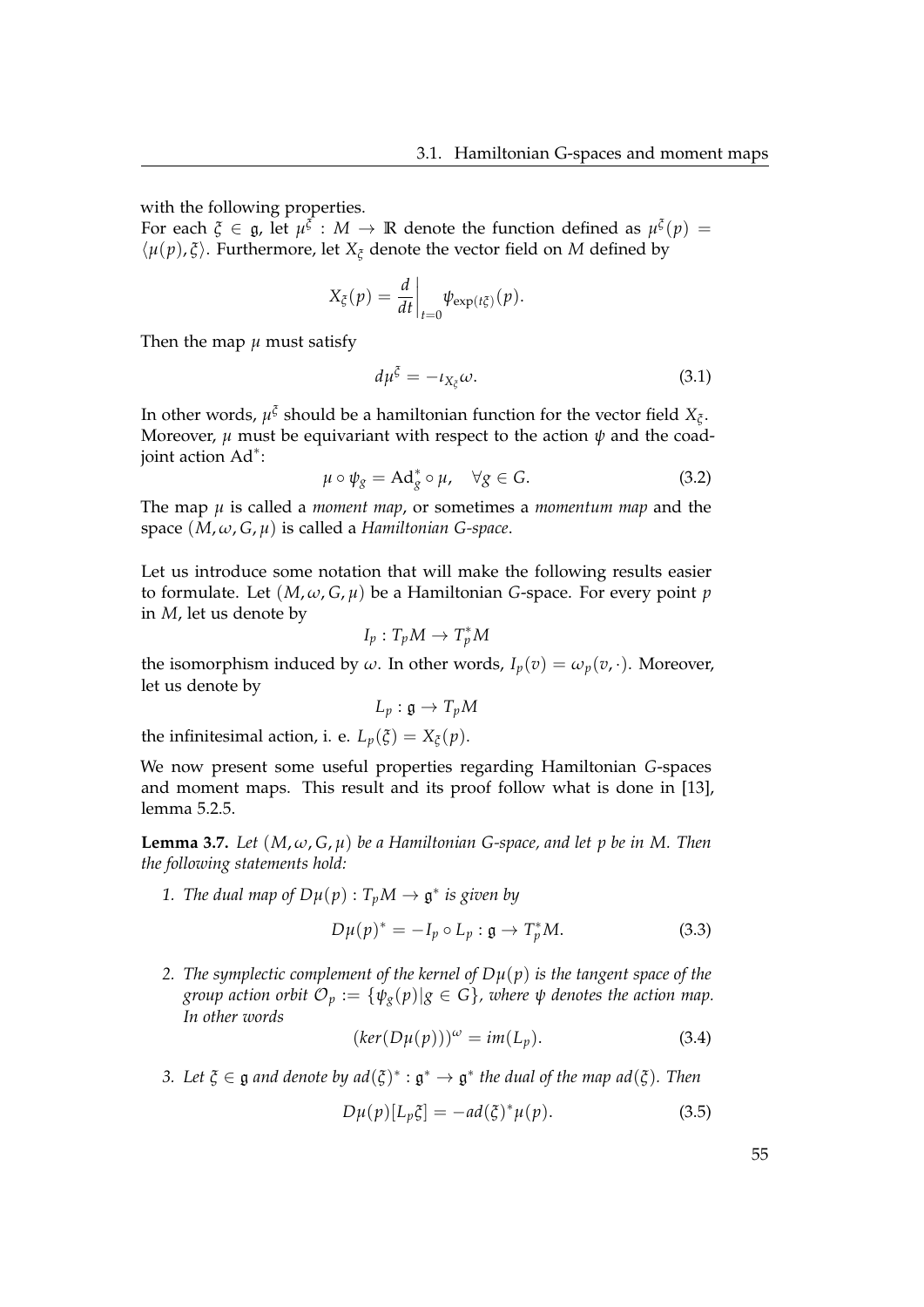with the following properties.
For each $\xi \in \mathfrak{g}$, let $\mu^\xi : M \to \mathbb{R}$ denote the function defined as $\mu^\xi(p) = \langle \mu(p), \xi \rangle$. Furthermore, let $X_\xi$ denote the vector field on $M$ defined by

$$X_\xi(p) = \frac{d}{dt}\bigg|_{t=0} \psi_{\exp(t\xi)}(p).$$

Then the map $\mu$ must satisfy

$$d\mu^\xi = -\iota_{X_\xi}\omega. \tag{3.1}$$

In other words, $\mu^\xi$ should be a hamiltonian function for the vector field $X_\xi$. Moreover, $\mu$ must be equivariant with respect to the action $\psi$ and the coadjoint action $\mathrm{Ad}^*$:

$$\mu \circ \psi_g = \mathrm{Ad}^*_g \circ \mu, \quad \forall g \in G. \tag{3.2}$$

The map $\mu$ is called a *moment map*, or sometimes a *momentum map* and the space $(M, \omega, G, \mu)$ is called a *Hamiltonian G-space*.

Let us introduce some notation that will make the following results easier to formulate. Let $(M, \omega, G, \mu)$ be a Hamiltonian $G$-space. For every point $p$ in $M$, let us denote by

$$I_p : T_pM \to T_p^*M$$

the isomorphism induced by $\omega$. In other words, $I_p(v) = \omega_p(v, \cdot)$. Moreover, let us denote by

$$L_p : \mathfrak{g} \to T_pM$$

the infinitesimal action, i. e. $L_p(\xi) = X_\xi(p)$.

We now present some useful properties regarding Hamiltonian $G$-spaces and moment maps. This result and its proof follow what is done in [13], lemma 5.2.5.

**Lemma 3.7.** *Let $(M, \omega, G, \mu)$ be a Hamiltonian G-space, and let $p$ be in $M$. Then the following statements hold:*

1. *The dual map of $D\mu(p) : T_pM \to \mathfrak{g}^*$ is given by*

$$D\mu(p)^* = -I_p \circ L_p : \mathfrak{g} \to T_p^*M. \tag{3.3}$$

2. *The symplectic complement of the kernel of $D\mu(p)$ is the tangent space of the group action orbit $\mathcal{O}_p := \{\psi_g(p) | g \in G\}$, where $\psi$ denotes the action map. In other words*

$$(ker(D\mu(p)))^\omega = im(L_p). \tag{3.4}$$

3. *Let $\xi \in \mathfrak{g}$ and denote by $ad(\xi)^* : \mathfrak{g}^* \to \mathfrak{g}^*$ the dual of the map $ad(\xi)$. Then*

$$D\mu(p)[L_p\xi] = -ad(\xi)^*\mu(p). \tag{3.5}$$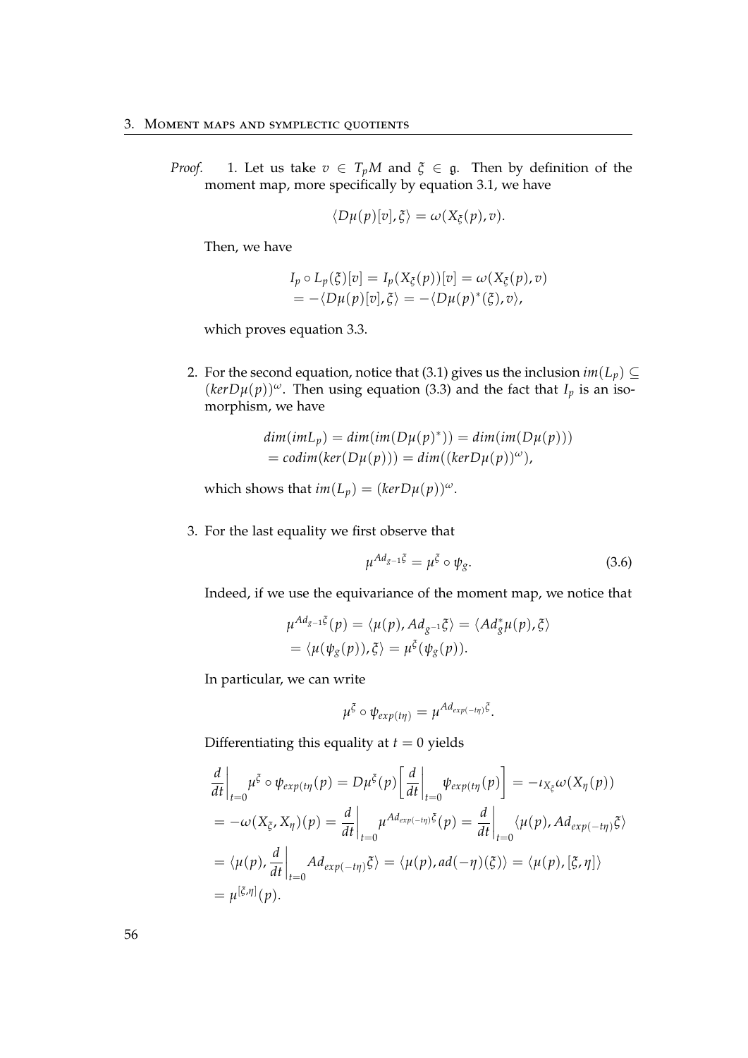*Proof.* 1. Let us take $v \in T_pM$ and $\xi \in \mathfrak{g}$. Then by definition of the moment map, more specifically by equation 3.1, we have

$$\langle D\mu(p)[v], \xi \rangle = \omega(X_\xi(p), v).$$

Then, we have

$$I_p \circ L_p(\xi)[v] = I_p(X_\xi(p))[v] = \omega(X_\xi(p), v)$$
$$= -\langle D\mu(p)[v], \xi \rangle = -\langle D\mu(p)^*(\xi), v \rangle,$$

which proves equation 3.3.

2. For the second equation, notice that (3.1) gives us the inclusion $im(L_p) \subseteq (ker D\mu(p))^\omega$. Then using equation (3.3) and the fact that $I_p$ is an isomorphism, we have

$$dim(imL_p) = dim(im(D\mu(p)^*)) = dim(im(D\mu(p)))$$
$$= codim(ker(D\mu(p))) = dim((kerD\mu(p))^\omega),$$

which shows that $im(L_p) = (kerD\mu(p))^\omega$.

3. For the last equality we first observe that

$$\mu^{Ad_{g^{-1}}\xi} = \mu^\xi \circ \psi_g. \tag{3.6}$$

Indeed, if we use the equivariance of the moment map, we notice that

$$\mu^{Ad_{g^{-1}}\xi}(p) = \langle \mu(p), Ad_{g^{-1}}\xi \rangle = \langle Ad_g^* \mu(p), \xi \rangle$$
$$= \langle \mu(\psi_g(p)), \xi \rangle = \mu^\xi(\psi_g(p)).$$

In particular, we can write

$$\mu^\xi \circ \psi_{exp(t\eta)} = \mu^{Ad_{exp(-t\eta)}\xi}.$$

Differentiating this equality at $t = 0$ yields

$$\frac{d}{dt}\bigg|_{t=0} \mu^\xi \circ \psi_{exp(t\eta)}(p) = D\mu^\xi(p)\left[\frac{d}{dt}\bigg|_{t=0} \psi_{exp(t\eta)}(p)\right] = -\iota_{X_\xi}\omega(X_\eta(p))$$
$$= -\omega(X_\xi, X_\eta)(p) = \frac{d}{dt}\bigg|_{t=0} \mu^{Ad_{exp(-t\eta)}\xi}(p) = \frac{d}{dt}\bigg|_{t=0} \langle \mu(p), Ad_{exp(-t\eta)}\xi \rangle$$
$$= \langle \mu(p), \frac{d}{dt}\bigg|_{t=0} Ad_{exp(-t\eta)}\xi \rangle = \langle \mu(p), ad(-\eta)(\xi) \rangle = \langle \mu(p), [\xi, \eta] \rangle$$
$$= \mu^{[\xi,\eta]}(p).$$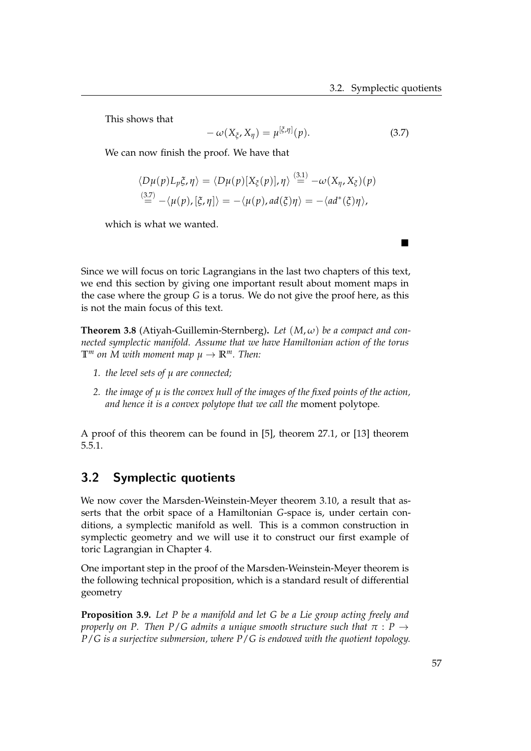This shows that

$$- \omega(X_\xi, X_\eta) = \mu^{[\xi,\eta]}(p). \tag{3.7}$$

We can now finish the proof. We have that

$$\begin{aligned}
\langle D\mu(p)L_p\xi, \eta\rangle &= \langle D\mu(p)[X_\xi(p)], \eta\rangle \overset{(3.1)}{=} -\omega(X_\eta, X_\xi)(p) \\
&\overset{(3.7)}{=} -\langle \mu(p), [\xi, \eta]\rangle = -\langle \mu(p), ad(\xi)\eta\rangle = -\langle ad^*(\xi)\eta\rangle,
\end{aligned}$$

which is what we wanted.

■

Since we will focus on toric Lagrangians in the last two chapters of this text, we end this section by giving one important result about moment maps in the case where the group $G$ is a torus. We do not give the proof here, as this is not the main focus of this text.

**Theorem 3.8** (Atiyah-Guillemin-Sternberg). *Let $(M, \omega)$ be a compact and connected symplectic manifold. Assume that we have Hamiltonian action of the torus $\mathbb{T}^m$ on $M$ with moment map $\mu \to \mathbb{R}^m$. Then:*

1. *the level sets of $\mu$ are connected;*
2. *the image of $\mu$ is the convex hull of the images of the fixed points of the action, and hence it is a convex polytope that we call the* moment polytope*.*

A proof of this theorem can be found in [5], theorem 27.1, or [13] theorem 5.5.1.

## 3.2 Symplectic quotients

We now cover the Marsden-Weinstein-Meyer theorem 3.10, a result that asserts that the orbit space of a Hamiltonian $G$-space is, under certain conditions, a symplectic manifold as well. This is a common construction in symplectic geometry and we will use it to construct our first example of toric Lagrangian in Chapter 4.

One important step in the proof of the Marsden-Weinstein-Meyer theorem is the following technical proposition, which is a standard result of differential geometry

**Proposition 3.9.** *Let $P$ be a manifold and let $G$ be a Lie group acting freely and properly on $P$. Then $P/G$ admits a unique smooth structure such that $\pi : P \to P/G$ is a surjective submersion, where $P/G$ is endowed with the quotient topology.*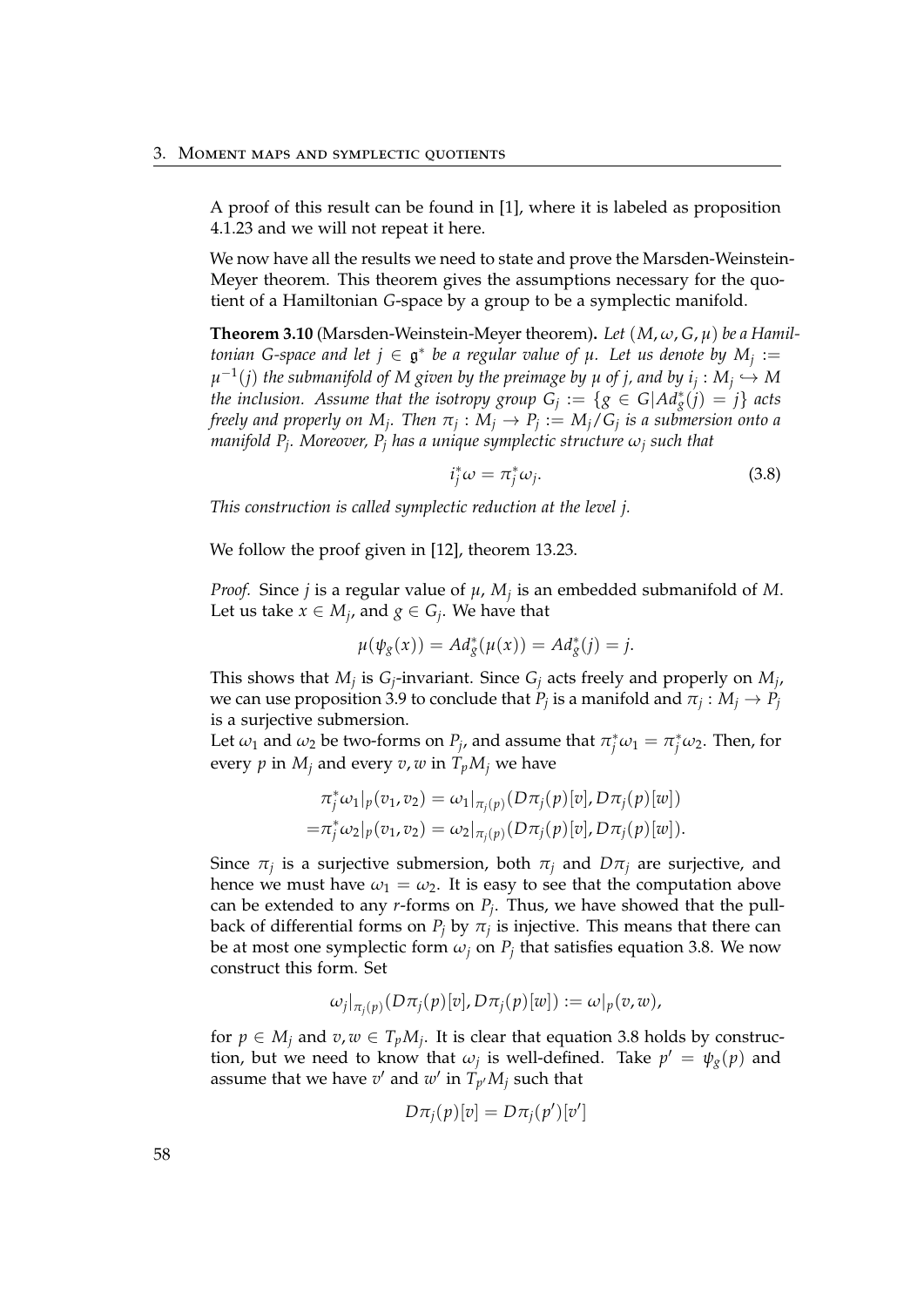A proof of this result can be found in [1], where it is labeled as proposition 4.1.23 and we will not repeat it here.

We now have all the results we need to state and prove the Marsden-Weinstein-Meyer theorem. This theorem gives the assumptions necessary for the quotient of a Hamiltonian $G$-space by a group to be a symplectic manifold.

**Theorem 3.10** (Marsden-Weinstein-Meyer theorem)**.** *Let $(M, \omega, G, \mu)$ be a Hamiltonian $G$-space and let $j \in \mathfrak{g}^*$ be a regular value of $\mu$. Let us denote by $M_j := \mu^{-1}(j)$ the submanifold of $M$ given by the preimage by $\mu$ of $j$, and by $i_j : M_j \hookrightarrow M$ the inclusion. Assume that the isotropy group $G_j := \{g \in G | Ad^*_g(j) = j\}$ acts freely and properly on $M_j$. Then $\pi_j : M_j \to P_j := M_j/G_j$ is a submersion onto a manifold $P_j$. Moreover, $P_j$ has a unique symplectic structure $\omega_j$ such that*

$$i_j^*\omega = \pi_j^*\omega_j. \tag{3.8}$$

*This construction is called symplectic reduction at the level $j$.*

We follow the proof given in [12], theorem 13.23.

*Proof.* Since $j$ is a regular value of $\mu$, $M_j$ is an embedded submanifold of $M$. Let us take $x \in M_j$, and $g \in G_j$. We have that

$$\mu(\psi_g(x)) = Ad^*_g(\mu(x)) = Ad^*_g(j) = j.$$

This shows that $M_j$ is $G_j$-invariant. Since $G_j$ acts freely and properly on $M_j$, we can use proposition 3.9 to conclude that $P_j$ is a manifold and $\pi_j : M_j \to P_j$ is a surjective submersion.

Let $\omega_1$ and $\omega_2$ be two-forms on $P_j$, and assume that $\pi_j^*\omega_1 = \pi_j^*\omega_2$. Then, for every $p$ in $M_j$ and every $v, w$ in $T_pM_j$ we have

$$\begin{aligned}
&\pi_j^*\omega_1|_p(v_1, v_2) = \omega_1|_{\pi_j(p)}(D\pi_j(p)[v], D\pi_j(p)[w]) \\
=&\pi_j^*\omega_2|_p(v_1, v_2) = \omega_2|_{\pi_j(p)}(D\pi_j(p)[v], D\pi_j(p)[w]).
\end{aligned}$$

Since $\pi_j$ is a surjective submersion, both $\pi_j$ and $D\pi_j$ are surjective, and hence we must have $\omega_1 = \omega_2$. It is easy to see that the computation above can be extended to any $r$-forms on $P_j$. Thus, we have showed that the pullback of differential forms on $P_j$ by $\pi_j$ is injective. This means that there can be at most one symplectic form $\omega_j$ on $P_j$ that satisfies equation 3.8. We now construct this form. Set

$$\omega_j|_{\pi_j(p)}(D\pi_j(p)[v], D\pi_j(p)[w]) := \omega|_p(v, w),$$

for $p \in M_j$ and $v, w \in T_pM_j$. It is clear that equation 3.8 holds by construction, but we need to know that $\omega_j$ is well-defined. Take $p' = \psi_g(p)$ and assume that we have $v'$ and $w'$ in $T_{p'}M_j$ such that

$$D\pi_j(p)[v] = D\pi_j(p')[v']$$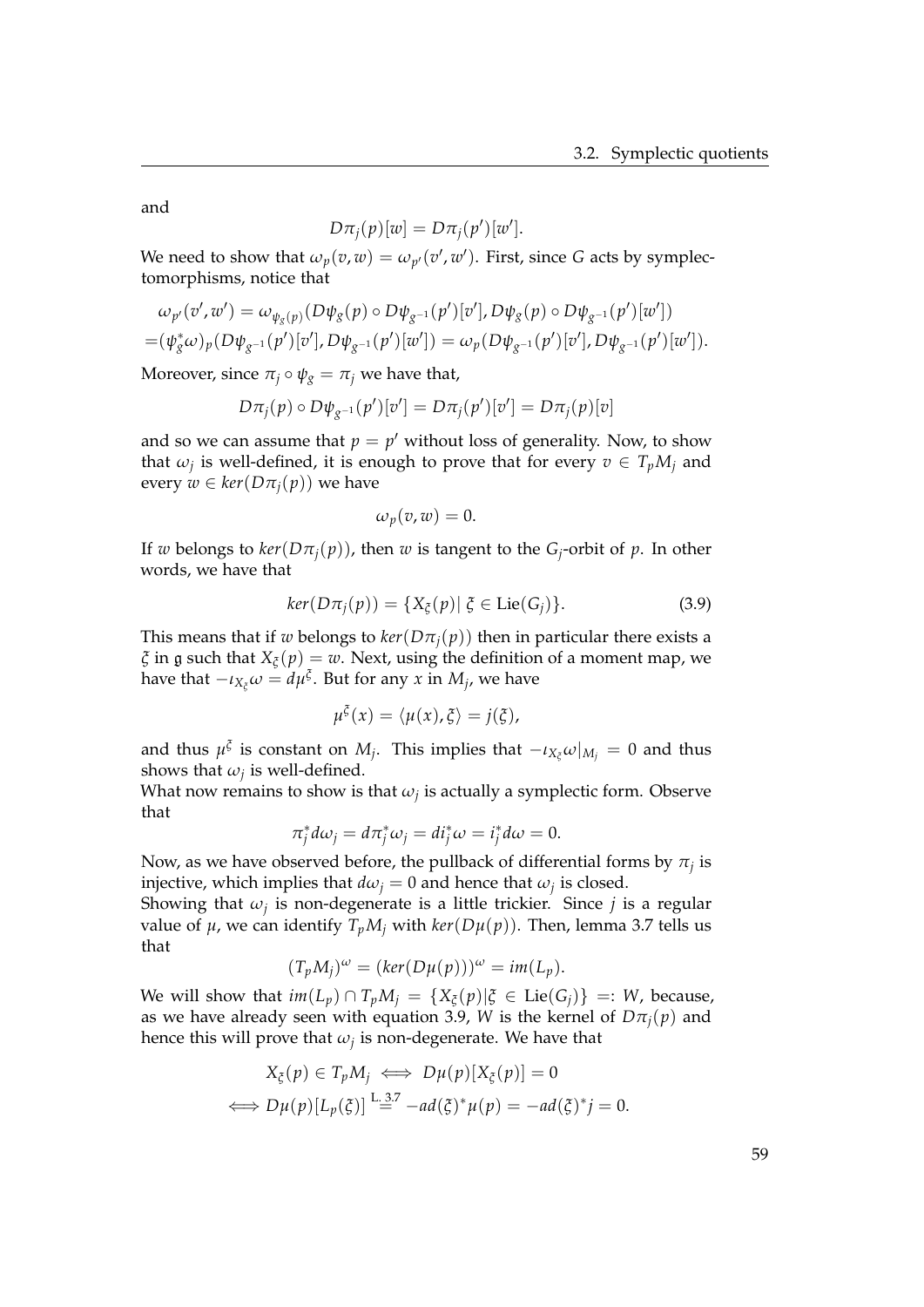and

$$D\pi_j(p)[w] = D\pi_j(p')[w'].$$

We need to show that $\omega_p(v,w) = \omega_{p'}(v',w')$. First, since $G$ acts by symplectomorphisms, notice that

$$\omega_{p'}(v',w') = \omega_{\psi_g(p)}(D\psi_g(p)\circ D\psi_{g^{-1}}(p')[v'], D\psi_g(p)\circ D\psi_{g^{-1}}(p')[w'])$$
$$=(\psi_g^*\omega)_p(D\psi_{g^{-1}}(p')[v'], D\psi_{g^{-1}}(p')[w']) = \omega_p(D\psi_{g^{-1}}(p')[v'], D\psi_{g^{-1}}(p')[w']).$$

Moreover, since $\pi_j \circ \psi_g = \pi_j$ we have that,

$$D\pi_j(p)\circ D\psi_{g^{-1}}(p')[v'] = D\pi_j(p')[v'] = D\pi_j(p)[v]$$

and so we can assume that $p = p'$ without loss of generality. Now, to show that $\omega_j$ is well-defined, it is enough to prove that for every $v \in T_pM_j$ and every $w \in ker(D\pi_j(p))$ we have

$$\omega_p(v,w) = 0.$$

If $w$ belongs to $ker(D\pi_j(p))$, then $w$ is tangent to the $G_j$-orbit of $p$. In other words, we have that

$$ker(D\pi_j(p)) = \{X_\xi(p) \mid \xi \in \mathrm{Lie}(G_j)\}. \tag{3.9}$$

This means that if $w$ belongs to $ker(D\pi_j(p))$ then in particular there exists a $\xi$ in $\mathfrak{g}$ such that $X_\xi(p) = w$. Next, using the definition of a moment map, we have that $-\iota_{X_\xi}\omega = d\mu^\xi$. But for any $x$ in $M_j$, we have

$$\mu^\xi(x) = \langle \mu(x), \xi\rangle = j(\xi),$$

and thus $\mu^\xi$ is constant on $M_j$. This implies that $-\iota_{X_\xi}\omega|_{M_j} = 0$ and thus shows that $\omega_j$ is well-defined.

What now remains to show is that $\omega_j$ is actually a symplectic form. Observe that

$$\pi_j^* d\omega_j = d\pi_j^*\omega_j = di_j^*\omega = i_j^* d\omega = 0.$$

Now, as we have observed before, the pullback of differential forms by $\pi_j$ is injective, which implies that $d\omega_j = 0$ and hence that $\omega_j$ is closed.

Showing that $\omega_j$ is non-degenerate is a little trickier. Since $j$ is a regular value of $\mu$, we can identify $T_pM_j$ with $ker(D\mu(p))$. Then, lemma 3.7 tells us that

$$(T_pM_j)^\omega = (ker(D\mu(p)))^\omega = im(L_p).$$

We will show that $im(L_p) \cap T_pM_j = \{X_\xi(p) | \xi \in \mathrm{Lie}(G_j)\} =: W$, because, as we have already seen with equation 3.9, $W$ is the kernel of $D\pi_j(p)$ and hence this will prove that $\omega_j$ is non-degenerate. We have that

$$X_\xi(p) \in T_pM_j \iff D\mu(p)[X_\xi(p)] = 0$$
$$\iff D\mu(p)[L_p(\xi)] \overset{\text{L. 3.7}}{=} -ad(\xi)^*\mu(p) = -ad(\xi)^* j = 0.$$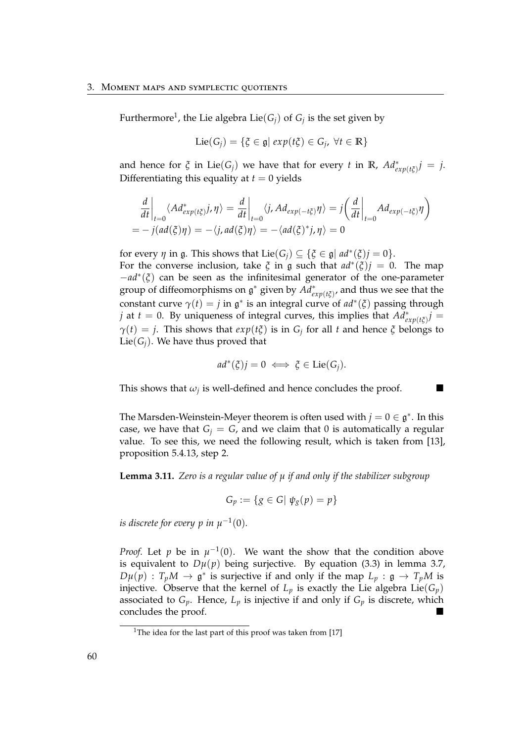Furthermore[1], the Lie algebra $\text{Lie}(G_j)$ of $G_j$ is the set given by

$$\text{Lie}(G_j) = \{\xi \in \mathfrak{g} | \; exp(t\xi) \in G_j, \; \forall t \in \mathbb{R}\}$$

and hence for $\xi$ in $\text{Lie}(G_j)$ we have that for every $t$ in $\mathbb{R}$, $Ad^*_{exp(t\xi)} j = j$. Differentiating this equality at $t = 0$ yields

$$\begin{aligned}
&\left.\frac{d}{dt}\right|_{t=0} \langle Ad^*_{exp(t\xi)} j, \eta \rangle = \left.\frac{d}{dt}\right|_{t=0} \langle j, Ad_{exp(-t\xi)} \eta \rangle = j\left( \left.\frac{d}{dt}\right|_{t=0} Ad_{exp(-t\xi)} \eta \right) \\
&= -\, j(ad(\xi)\eta) = -\langle j, ad(\xi)\eta \rangle = -\langle ad(\xi)^* j, \eta \rangle = 0
\end{aligned}$$

for every $\eta$ in $\mathfrak{g}$. This shows that $\text{Lie}(G_j) \subseteq \{\xi \in \mathfrak{g} | \; ad^*(\xi) j = 0\}$.
For the converse inclusion, take $\xi$ in $\mathfrak{g}$ such that $ad^*(\xi) j = 0$. The map $-ad^*(\xi)$ can be seen as the infinitesimal generator of the one-parameter group of diffeomorphisms on $\mathfrak{g}^*$ given by $Ad^*_{exp(t\xi)}$, and thus we see that the constant curve $\gamma(t) = j$ in $\mathfrak{g}^*$ is an integral curve of $ad^*(\xi)$ passing through $j$ at $t = 0$. By uniqueness of integral curves, this implies that $Ad^*_{exp(t\xi)} j = \gamma(t) = j$. This shows that $exp(t\xi)$ is in $G_j$ for all $t$ and hence $\xi$ belongs to $\text{Lie}(G_j)$. We have thus proved that

$$ad^*(\xi) j = 0 \iff \xi \in \text{Lie}(G_j).$$

This shows that $\omega_j$ is well-defined and hence concludes the proof. ∎

The Marsden-Weinstein-Meyer theorem is often used with $j = 0 \in \mathfrak{g}^*$. In this case, we have that $G_j = G$, and we claim that 0 is automatically a regular value. To see this, we need the following result, which is taken from [13], proposition 5.4.13, step 2.

**Lemma 3.11.** *Zero is a regular value of $\mu$ if and only if the stabilizer subgroup*

$$G_p := \{g \in G | \; \psi_g(p) = p\}$$

*is discrete for every $p$ in $\mu^{-1}(0)$.*

*Proof.* Let $p$ be in $\mu^{-1}(0)$. We want the show that the condition above is equivalent to $D\mu(p)$ being surjective. By equation (3.3) in lemma 3.7, $D\mu(p) : T_pM \to \mathfrak{g}^*$ is surjective if and only if the map $L_p : \mathfrak{g} \to T_pM$ is injective. Observe that the kernel of $L_p$ is exactly the Lie algebra $\text{Lie}(G_p)$ associated to $G_p$. Hence, $L_p$ is injective if and only if $G_p$ is discrete, which concludes the proof. ∎

[1] The idea for the last part of this proof was taken from [17]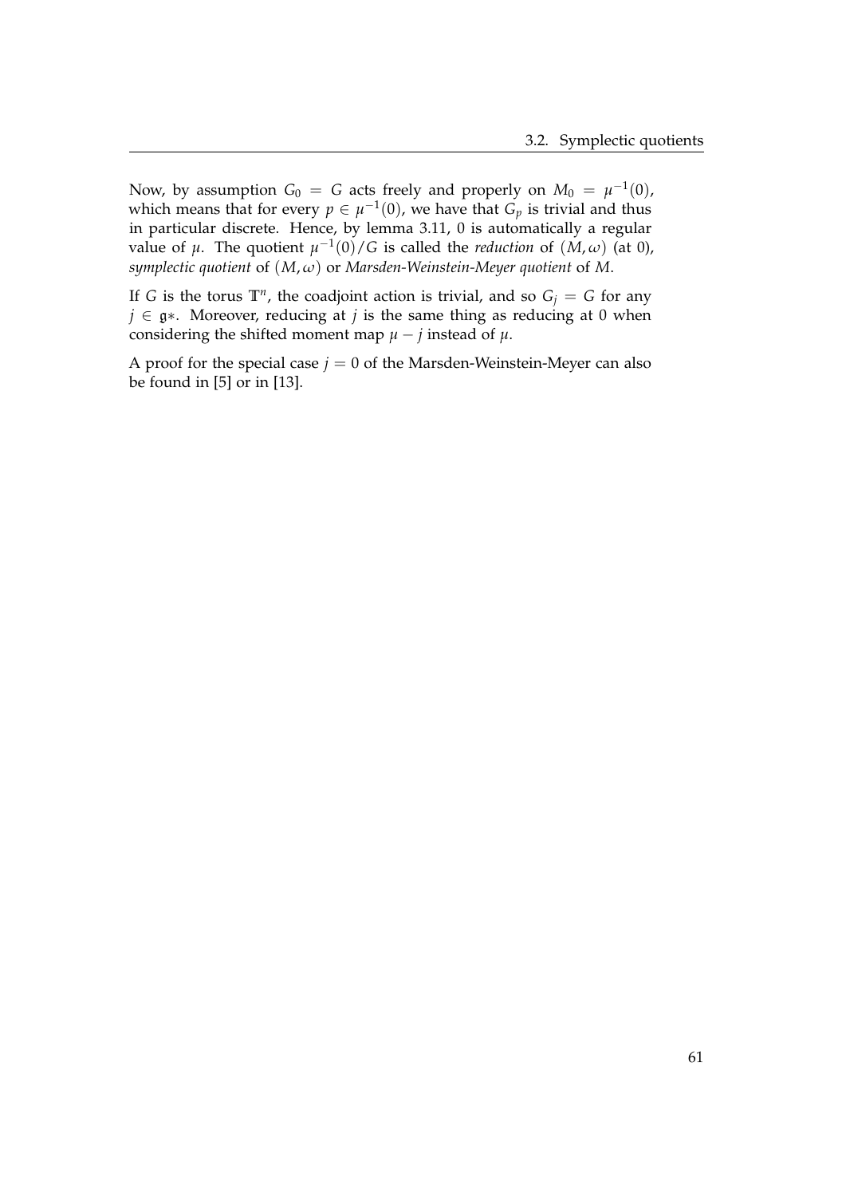Now, by assumption $G_0 = G$ acts freely and properly on $M_0 = \mu^{-1}(0)$, which means that for every $p \in \mu^{-1}(0)$, we have that $G_p$ is trivial and thus in particular discrete. Hence, by lemma 3.11, 0 is automatically a regular value of $\mu$. The quotient $\mu^{-1}(0)/G$ is called the *reduction* of $(M, \omega)$ (at 0), *symplectic quotient* of $(M, \omega)$ or *Marsden-Weinstein-Meyer quotient* of $M$.

If $G$ is the torus $\mathbb{T}^n$, the coadjoint action is trivial, and so $G_j = G$ for any $j \in \mathfrak{g}*$. Moreover, reducing at $j$ is the same thing as reducing at 0 when considering the shifted moment map $\mu - j$ instead of $\mu$.

A proof for the special case $j = 0$ of the Marsden-Weinstein-Meyer can also be found in [5] or in [13].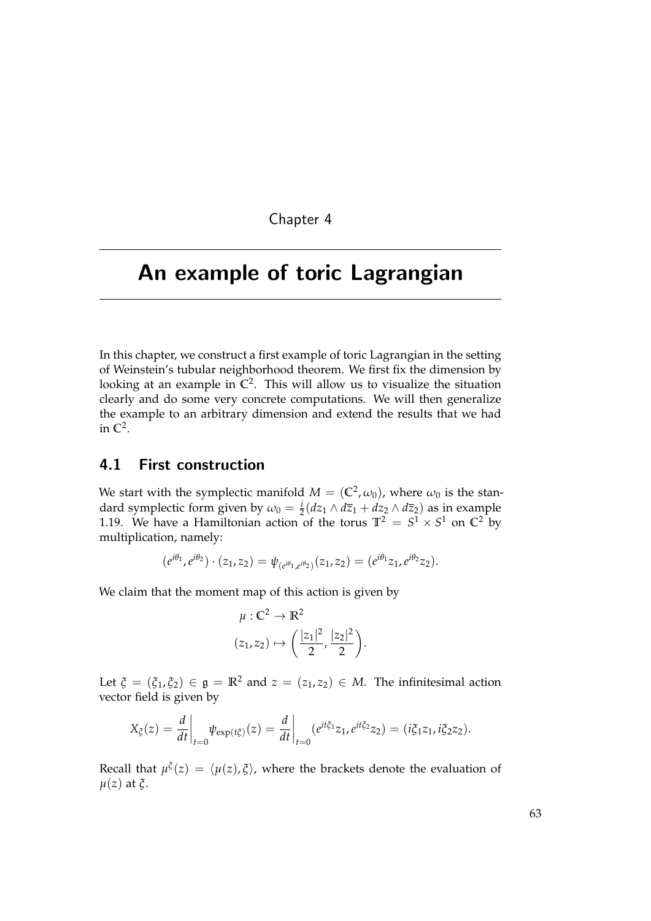Chapter 4

# An example of toric Lagrangian

In this chapter, we construct a first example of toric Lagrangian in the setting of Weinstein's tubular neighborhood theorem. We first fix the dimension by looking at an example in $\mathbb{C}^2$. This will allow us to visualize the situation clearly and do some very concrete computations. We will then generalize the example to an arbitrary dimension and extend the results that we had in $\mathbb{C}^2$.

## 4.1 First construction

We start with the symplectic manifold $M = (\mathbb{C}^2, \omega_0)$, where $\omega_0$ is the standard symplectic form given by $\omega_0 = \frac{i}{2}(dz_1 \wedge d\overline{z}_1 + dz_2 \wedge d\overline{z}_2)$ as in example 1.19. We have a Hamiltonian action of the torus $\mathbb{T}^2 = S^1 \times S^1$ on $\mathbb{C}^2$ by multiplication, namely:

$$(e^{i\theta_1}, e^{i\theta_2}) \cdot (z_1, z_2) = \psi_{(e^{i\theta_1}, e^{i\theta_2})}(z_1, z_2) = (e^{i\theta_1} z_1, e^{i\theta_2} z_2).$$

We claim that the moment map of this action is given by

$$\begin{aligned} \mu &: \mathbb{C}^2 \to \mathbb{R}^2 \\ (z_1, z_2) &\mapsto \left( \frac{|z_1|^2}{2}, \frac{|z_2|^2}{2} \right). \end{aligned}$$

Let $\xi = (\xi_1, \xi_2) \in \mathfrak{g} = \mathbb{R}^2$ and $z = (z_1, z_2) \in M$. The infinitesimal action vector field is given by

$$X_\xi(z) = \left. \frac{d}{dt} \right|_{t=0} \psi_{\exp(t\xi)}(z) = \left. \frac{d}{dt} \right|_{t=0} (e^{it\xi_1} z_1, e^{it\xi_2} z_2) = (i\xi_1 z_1, i\xi_2 z_2).$$

Recall that $\mu^\xi(z) = \langle \mu(z), \xi \rangle$, where the brackets denote the evaluation of $\mu(z)$ at $\xi$.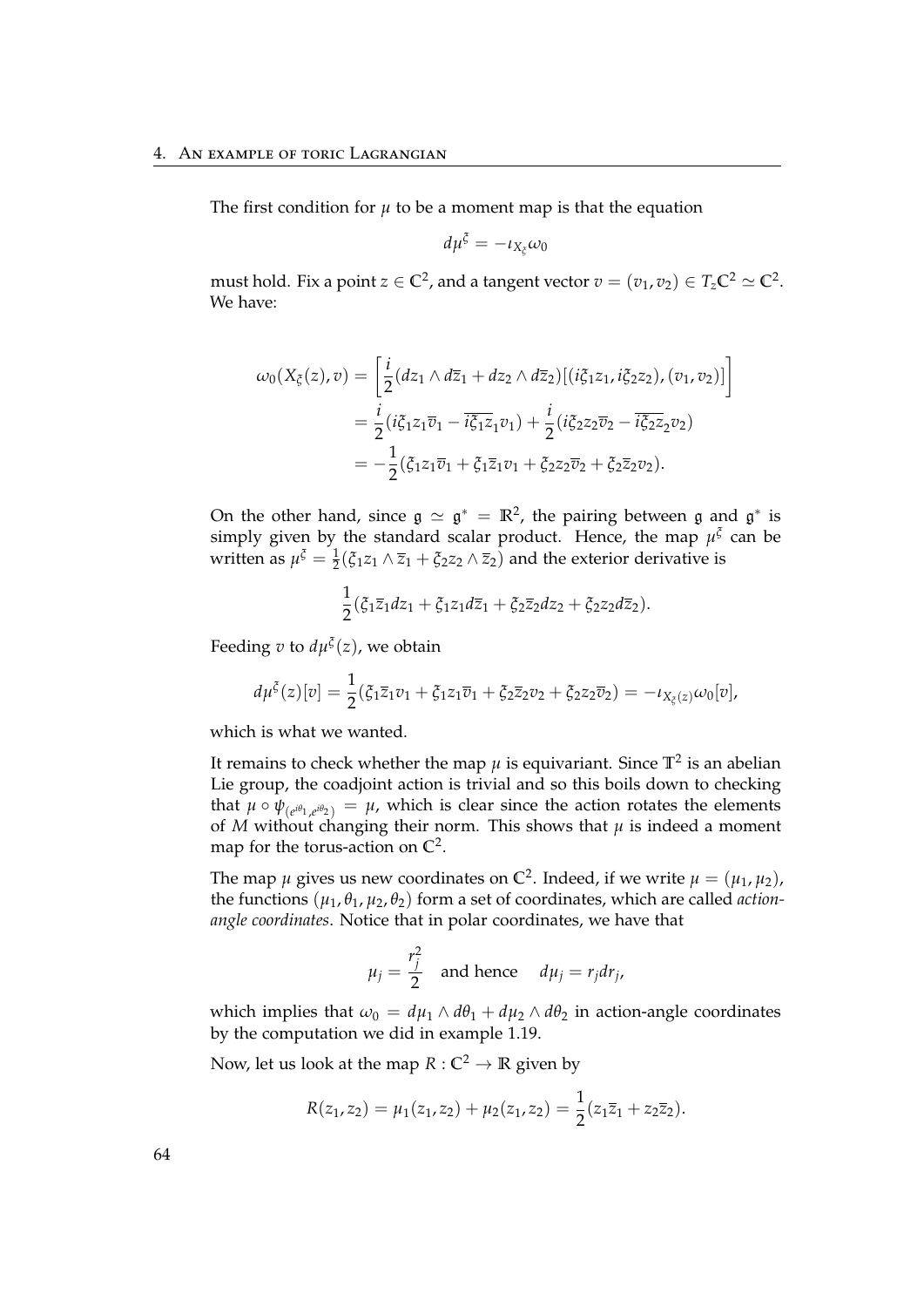The first condition for $\mu$ to be a moment map is that the equation

$$d\mu^{\xi} = -\iota_{X_{\xi}}\omega_0$$

must hold. Fix a point $z \in \mathbb{C}^2$, and a tangent vector $v = (v_1, v_2) \in T_z\mathbb{C}^2 \simeq \mathbb{C}^2$. We have:

$$\begin{aligned}
\omega_0(X_{\xi}(z), v) &= \left[\frac{i}{2}(dz_1 \wedge d\overline{z}_1 + dz_2 \wedge d\overline{z}_2)[(i\xi_1 z_1, i\xi_2 z_2), (v_1, v_2)]\right] \\
&= \frac{i}{2}(i\xi_1 z_1 \overline{v}_1 - \overline{i\xi_1 z}_1 v_1) + \frac{i}{2}(i\xi_2 z_2 \overline{v}_2 - \overline{i\xi_2 z}_2 v_2) \\
&= -\frac{1}{2}(\xi_1 z_1 \overline{v}_1 + \xi_1 \overline{z}_1 v_1 + \xi_2 z_2 \overline{v}_2 + \xi_2 \overline{z}_2 v_2).
\end{aligned}$$

On the other hand, since $\mathfrak{g} \simeq \mathfrak{g}^* = \mathbb{R}^2$, the pairing between $\mathfrak{g}$ and $\mathfrak{g}^*$ is simply given by the standard scalar product. Hence, the map $\mu^{\xi}$ can be written as $\mu^{\xi} = \frac{1}{2}(\xi_1 z_1 \wedge \overline{z}_1 + \xi_2 z_2 \wedge \overline{z}_2)$ and the exterior derivative is

$$\frac{1}{2}(\xi_1 \overline{z}_1 dz_1 + \xi_1 z_1 d\overline{z}_1 + \xi_2 \overline{z}_2 dz_2 + \xi_2 z_2 d\overline{z}_2).$$

Feeding $v$ to $d\mu^{\xi}(z)$, we obtain

$$d\mu^{\xi}(z)[v] = \frac{1}{2}(\xi_1 \overline{z}_1 v_1 + \xi_1 z_1 \overline{v}_1 + \xi_2 \overline{z}_2 v_2 + \xi_2 z_2 \overline{v}_2) = -\iota_{X_{\xi}(z)}\omega_0[v],$$

which is what we wanted.

It remains to check whether the map $\mu$ is equivariant. Since $\mathbb{T}^2$ is an abelian Lie group, the coadjoint action is trivial and so this boils down to checking that $\mu \circ \psi_{(e^{i\theta_1}, e^{i\theta_2})} = \mu$, which is clear since the action rotates the elements of $M$ without changing their norm. This shows that $\mu$ is indeed a moment map for the torus-action on $\mathbb{C}^2$.

The map $\mu$ gives us new coordinates on $\mathbb{C}^2$. Indeed, if we write $\mu = (\mu_1, \mu_2)$, the functions $(\mu_1, \theta_1, \mu_2, \theta_2)$ form a set of coordinates, which are called *action-angle coordinates*. Notice that in polar coordinates, we have that

$$\mu_j = \frac{r_j^2}{2} \quad \text{and hence} \quad d\mu_j = r_j dr_j,$$

which implies that $\omega_0 = d\mu_1 \wedge d\theta_1 + d\mu_2 \wedge d\theta_2$ in action-angle coordinates by the computation we did in example 1.19.

Now, let us look at the map $R : \mathbb{C}^2 \to \mathbb{R}$ given by

$$R(z_1, z_2) = \mu_1(z_1, z_2) + \mu_2(z_1, z_2) = \frac{1}{2}(z_1\overline{z}_1 + z_2\overline{z}_2).$$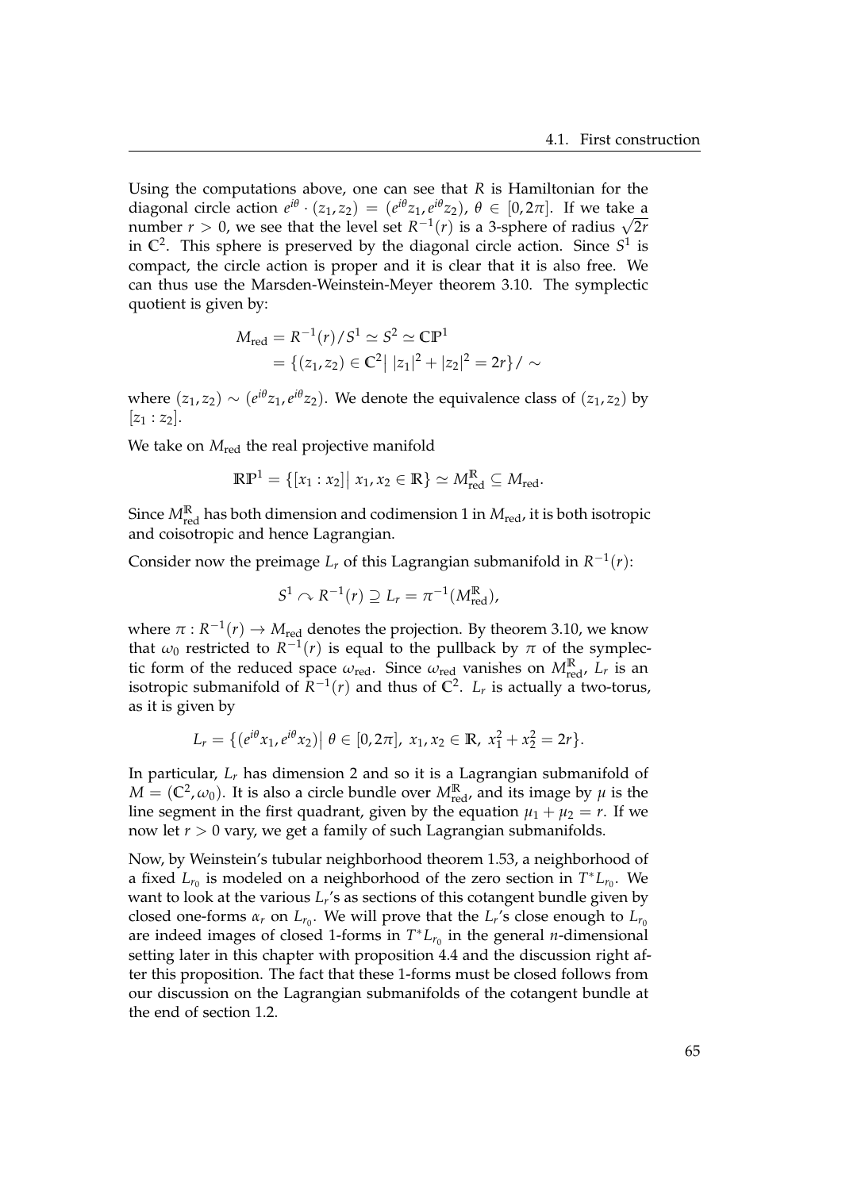Using the computations above, one can see that $R$ is Hamiltonian for the diagonal circle action $e^{i\theta} \cdot (z_1, z_2) = (e^{i\theta} z_1, e^{i\theta} z_2)$, $\theta \in [0, 2\pi]$. If we take a number $r > 0$, we see that the level set $R^{-1}(r)$ is a 3-sphere of radius $\sqrt{2r}$ in $\mathbb{C}^2$. This sphere is preserved by the diagonal circle action. Since $S^1$ is compact, the circle action is proper and it is clear that it is also free. We can thus use the Marsden-Weinstein-Meyer theorem 3.10. The symplectic quotient is given by:

$$
\begin{aligned}
M_{\text{red}} &= R^{-1}(r)/S^1 \simeq S^2 \simeq \mathbb{CP}^1 \\
&= \{(z_1, z_2) \in \mathbb{C}^2 \,|\, |z_1|^2 + |z_2|^2 = 2r\}/\sim
\end{aligned}
$$

where $(z_1, z_2) \sim (e^{i\theta} z_1, e^{i\theta} z_2)$. We denote the equivalence class of $(z_1, z_2)$ by $[z_1 : z_2]$.

We take on $M_{\text{red}}$ the real projective manifold

$$
\mathbb{RP}^1 = \{[x_1 : x_2] \,|\, x_1, x_2 \in \mathbb{R}\} \simeq M^{\mathbb{R}}_{\text{red}} \subseteq M_{\text{red}}.
$$

Since $M^{\mathbb{R}}_{\text{red}}$ has both dimension and codimension 1 in $M_{\text{red}}$, it is both isotropic and coisotropic and hence Lagrangian.

Consider now the preimage $L_r$ of this Lagrangian submanifold in $R^{-1}(r)$:

$$
S^1 \curvearrowright R^{-1}(r) \supseteq L_r = \pi^{-1}(M^{\mathbb{R}}_{\text{red}}),
$$

where $\pi : R^{-1}(r) \to M_{\text{red}}$ denotes the projection. By theorem 3.10, we know that $\omega_0$ restricted to $R^{-1}(r)$ is equal to the pullback by $\pi$ of the symplectic form of the reduced space $\omega_{\text{red}}$. Since $\omega_{\text{red}}$ vanishes on $M^{\mathbb{R}}_{\text{red}}$, $L_r$ is an isotropic submanifold of $R^{-1}(r)$ and thus of $\mathbb{C}^2$. $L_r$ is actually a two-torus, as it is given by

$$
L_r = \{(e^{i\theta} x_1, e^{i\theta} x_2) \,|\, \theta \in [0, 2\pi],\ x_1, x_2 \in \mathbb{R},\ x_1^2 + x_2^2 = 2r\}.
$$

In particular, $L_r$ has dimension 2 and so it is a Lagrangian submanifold of $M = (\mathbb{C}^2, \omega_0)$. It is also a circle bundle over $M^{\mathbb{R}}_{\text{red}}$, and its image by $\mu$ is the line segment in the first quadrant, given by the equation $\mu_1 + \mu_2 = r$. If we now let $r > 0$ vary, we get a family of such Lagrangian submanifolds.

Now, by Weinstein's tubular neighborhood theorem 1.53, a neighborhood of a fixed $L_{r_0}$ is modeled on a neighborhood of the zero section in $T^*L_{r_0}$. We want to look at the various $L_r$'s as sections of this cotangent bundle given by closed one-forms $\alpha_r$ on $L_{r_0}$. We will prove that the $L_r$'s close enough to $L_{r_0}$ are indeed images of closed 1-forms in $T^*L_{r_0}$ in the general $n$-dimensional setting later in this chapter with proposition 4.4 and the discussion right after this proposition. The fact that these 1-forms must be closed follows from our discussion on the Lagrangian submanifolds of the cotangent bundle at the end of section 1.2.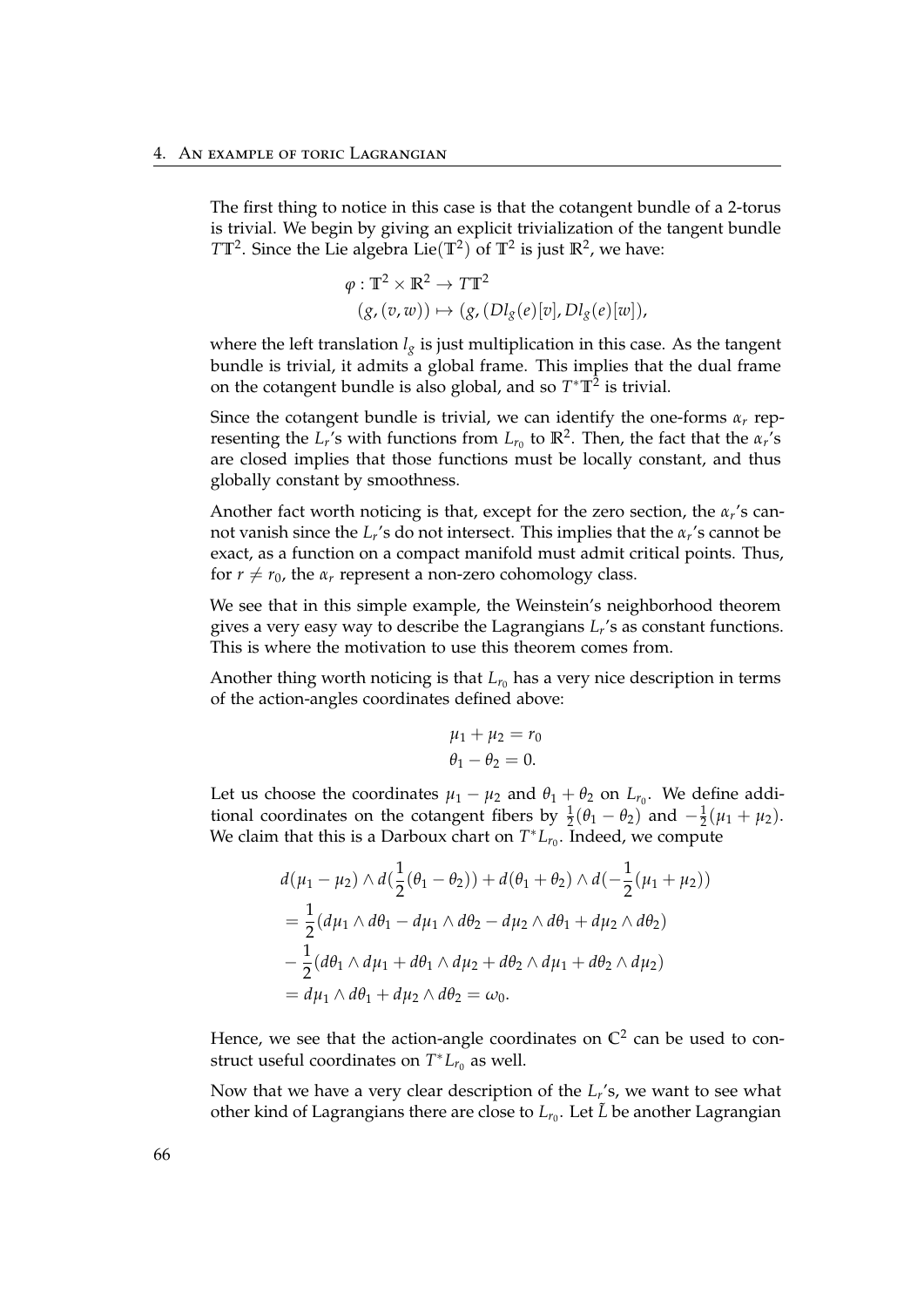The first thing to notice in this case is that the cotangent bundle of a 2-torus is trivial. We begin by giving an explicit trivialization of the tangent bundle $T\mathbb{T}^2$. Since the Lie algebra $\mathrm{Lie}(\mathbb{T}^2)$ of $\mathbb{T}^2$ is just $\mathbb{R}^2$, we have:

$$
\begin{aligned}
\varphi : \mathbb{T}^2 \times \mathbb{R}^2 &\to T\mathbb{T}^2 \\
(g, (v, w)) &\mapsto (g, (Dl_g(e)[v], Dl_g(e)[w]),
\end{aligned}
$$

where the left translation $l_g$ is just multiplication in this case. As the tangent bundle is trivial, it admits a global frame. This implies that the dual frame on the cotangent bundle is also global, and so $T^*\mathbb{T}^2$ is trivial.

Since the cotangent bundle is trivial, we can identify the one-forms $\alpha_r$ representing the $L_r$'s with functions from $L_{r_0}$ to $\mathbb{R}^2$. Then, the fact that the $\alpha_r$'s are closed implies that those functions must be locally constant, and thus globally constant by smoothness.

Another fact worth noticing is that, except for the zero section, the $\alpha_r$'s cannot vanish since the $L_r$'s do not intersect. This implies that the $\alpha_r$'s cannot be exact, as a function on a compact manifold must admit critical points. Thus, for $r \neq r_0$, the $\alpha_r$ represent a non-zero cohomology class.

We see that in this simple example, the Weinstein's neighborhood theorem gives a very easy way to describe the Lagrangians $L_r$'s as constant functions. This is where the motivation to use this theorem comes from.

Another thing worth noticing is that $L_{r_0}$ has a very nice description in terms of the action-angles coordinates defined above:

$$
\begin{aligned}
\mu_1 + \mu_2 &= r_0 \\
\theta_1 - \theta_2 &= 0.
\end{aligned}
$$

Let us choose the coordinates $\mu_1 - \mu_2$ and $\theta_1 + \theta_2$ on $L_{r_0}$. We define additional coordinates on the cotangent fibers by $\frac{1}{2}(\theta_1 - \theta_2)$ and $-\frac{1}{2}(\mu_1 + \mu_2)$. We claim that this is a Darboux chart on $T^*L_{r_0}$. Indeed, we compute

$$
\begin{aligned}
&d(\mu_1 - \mu_2) \wedge d(\frac{1}{2}(\theta_1 - \theta_2)) + d(\theta_1 + \theta_2) \wedge d(-\frac{1}{2}(\mu_1 + \mu_2)) \\
&= \frac{1}{2}(d\mu_1 \wedge d\theta_1 - d\mu_1 \wedge d\theta_2 - d\mu_2 \wedge d\theta_1 + d\mu_2 \wedge d\theta_2) \\
&- \frac{1}{2}(d\theta_1 \wedge d\mu_1 + d\theta_1 \wedge d\mu_2 + d\theta_2 \wedge d\mu_1 + d\theta_2 \wedge d\mu_2) \\
&= d\mu_1 \wedge d\theta_1 + d\mu_2 \wedge d\theta_2 = \omega_0.
\end{aligned}
$$

Hence, we see that the action-angle coordinates on $\mathbb{C}^2$ can be used to construct useful coordinates on $T^*L_{r_0}$ as well.

Now that we have a very clear description of the $L_r$'s, we want to see what other kind of Lagrangians there are close to $L_{r_0}$. Let $\tilde{L}$ be another Lagrangian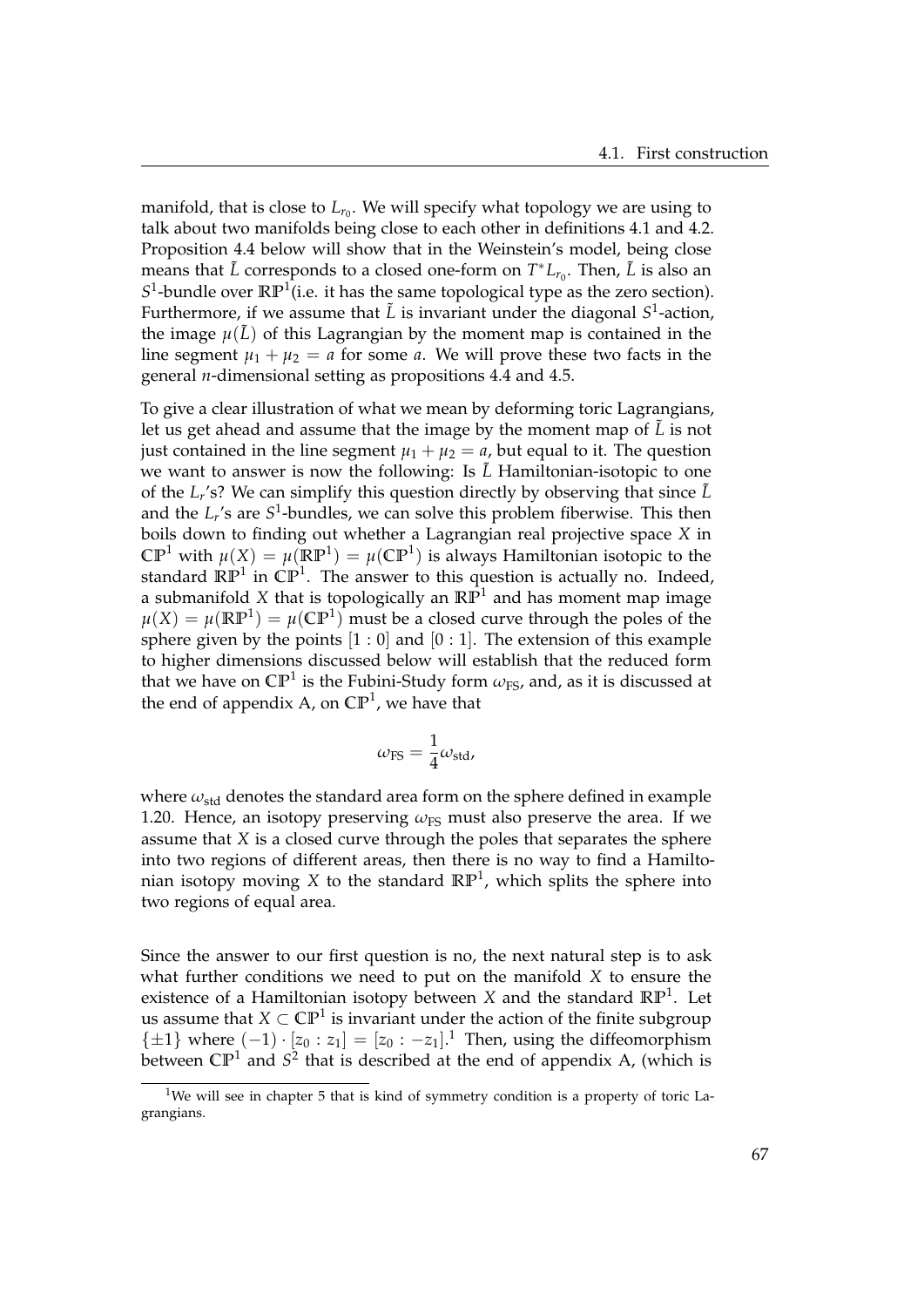manifold, that is close to $L_{r_0}$. We will specify what topology we are using to talk about two manifolds being close to each other in definitions 4.1 and 4.2. Proposition 4.4 below will show that in the Weinstein's model, being close means that $\tilde{L}$ corresponds to a closed one-form on $T^*L_{r_0}$. Then, $\tilde{L}$ is also an $S^1$-bundle over $\mathbb{RP}^1$(i.e. it has the same topological type as the zero section). Furthermore, if we assume that $\tilde{L}$ is invariant under the diagonal $S^1$-action, the image $\mu(\tilde{L})$ of this Lagrangian by the moment map is contained in the line segment $\mu_1 + \mu_2 = a$ for some $a$. We will prove these two facts in the general $n$-dimensional setting as propositions 4.4 and 4.5.

To give a clear illustration of what we mean by deforming toric Lagrangians, let us get ahead and assume that the image by the moment map of $\tilde{L}$ is not just contained in the line segment $\mu_1 + \mu_2 = a$, but equal to it. The question we want to answer is now the following: Is $\tilde{L}$ Hamiltonian-isotopic to one of the $L_r$'s? We can simplify this question directly by observing that since $\tilde{L}$ and the $L_r$'s are $S^1$-bundles, we can solve this problem fiberwise. This then boils down to finding out whether a Lagrangian real projective space $X$ in $\mathbb{CP}^1$ with $\mu(X) = \mu(\mathbb{RP}^1) = \mu(\mathbb{CP}^1)$ is always Hamiltonian isotopic to the standard $\mathbb{RP}^1$ in $\mathbb{CP}^1$. The answer to this question is actually no. Indeed, a submanifold $X$ that is topologically an $\mathbb{RP}^1$ and has moment map image $\mu(X) = \mu(\mathbb{RP}^1) = \mu(\mathbb{CP}^1)$ must be a closed curve through the poles of the sphere given by the points $[1:0]$ and $[0:1]$. The extension of this example to higher dimensions discussed below will establish that the reduced form that we have on $\mathbb{CP}^1$ is the Fubini-Study form $\omega_{\text{FS}}$, and, as it is discussed at the end of appendix A, on $\mathbb{CP}^1$, we have that

$$\omega_{\text{FS}} = \frac{1}{4}\omega_{\text{std}},$$

where $\omega_{\text{std}}$ denotes the standard area form on the sphere defined in example 1.20. Hence, an isotopy preserving $\omega_{\text{FS}}$ must also preserve the area. If we assume that $X$ is a closed curve through the poles that separates the sphere into two regions of different areas, then there is no way to find a Hamiltonian isotopy moving $X$ to the standard $\mathbb{RP}^1$, which splits the sphere into two regions of equal area.

Since the answer to our first question is no, the next natural step is to ask what further conditions we need to put on the manifold $X$ to ensure the existence of a Hamiltonian isotopy between $X$ and the standard $\mathbb{RP}^1$. Let us assume that $X \subset \mathbb{CP}^1$ is invariant under the action of the finite subgroup $\{\pm 1\}$ where $(-1) \cdot [z_0 : z_1] = [z_0 : -z_1]$.[1] Then, using the diffeomorphism between $\mathbb{CP}^1$ and $S^2$ that is described at the end of appendix A, (which is

[1] We will see in chapter 5 that is kind of symmetry condition is a property of toric Lagrangians.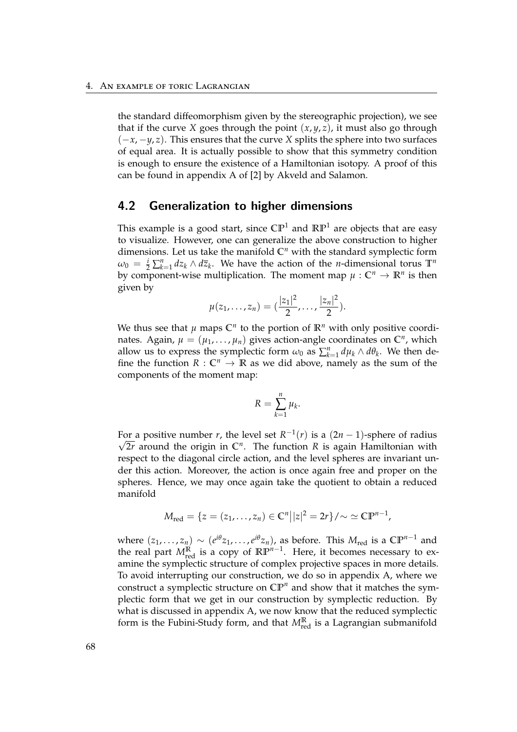the standard diffeomorphism given by the stereographic projection), we see that if the curve $X$ goes through the point $(x, y, z)$, it must also go through $(-x, -y, z)$. This ensures that the curve $X$ splits the sphere into two surfaces of equal area. It is actually possible to show that this symmetry condition is enough to ensure the existence of a Hamiltonian isotopy. A proof of this can be found in appendix A of [2] by Akveld and Salamon.

## 4.2 Generalization to higher dimensions

This example is a good start, since $\mathbb{CP}^1$ and $\mathbb{RP}^1$ are objects that are easy to visualize. However, one can generalize the above construction to higher dimensions. Let us take the manifold $\mathbb{C}^n$ with the standard symplectic form $\omega_0 = \frac{i}{2}\sum_{k=1}^n dz_k \wedge d\overline{z}_k$. We have the action of the $n$-dimensional torus $\mathbb{T}^n$ by component-wise multiplication. The moment map $\mu : \mathbb{C}^n \to \mathbb{R}^n$ is then given by

$$\mu(z_1, \dots, z_n) = (\frac{|z_1|^2}{2}, \dots, \frac{|z_n|^2}{2}).$$

We thus see that $\mu$ maps $\mathbb{C}^n$ to the portion of $\mathbb{R}^n$ with only positive coordinates. Again, $\mu = (\mu_1, \dots, \mu_n)$ gives action-angle coordinates on $\mathbb{C}^n$, which allow us to express the symplectic form $\omega_0$ as $\sum_{k=1}^n d\mu_k \wedge d\theta_k$. We then define the function $R : \mathbb{C}^n \to \mathbb{R}$ as we did above, namely as the sum of the components of the moment map:

$$R = \sum_{k=1}^n \mu_k.$$

For a positive number $r$, the level set $R^{-1}(r)$ is a $(2n-1)$-sphere of radius $\sqrt{2r}$ around the origin in $\mathbb{C}^n$. The function $R$ is again Hamiltonian with respect to the diagonal circle action, and the level spheres are invariant under this action. Moreover, the action is once again free and proper on the spheres. Hence, we may once again take the quotient to obtain a reduced manifold

$$M_{\text{red}} = \{z = (z_1, \dots, z_n) \in \mathbb{C}^n \big| |z|^2 = 2r\}/\sim \;\simeq \mathbb{CP}^{n-1},$$

where $(z_1, \dots, z_n) \sim (e^{i\theta}z_1, \dots, e^{i\theta}z_n)$, as before. This $M_{\text{red}}$ is a $\mathbb{CP}^{n-1}$ and the real part $M_{\text{red}}^{\mathbb{R}}$ is a copy of $\mathbb{RP}^{n-1}$. Here, it becomes necessary to examine the symplectic structure of complex projective spaces in more details. To avoid interrupting our construction, we do so in appendix A, where we construct a symplectic structure on $\mathbb{CP}^n$ and show that it matches the symplectic form that we get in our construction by symplectic reduction. By what is discussed in appendix A, we now know that the reduced symplectic form is the Fubini-Study form, and that $M_{\text{red}}^{\mathbb{R}}$ is a Lagrangian submanifold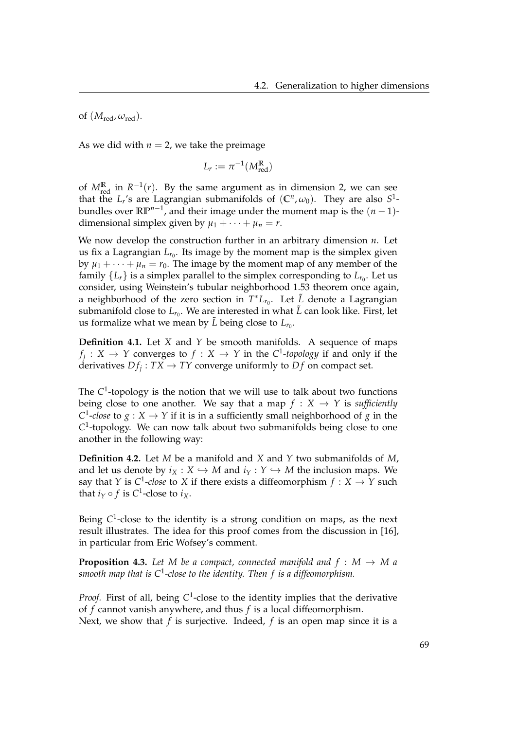of $(M_{\text{red}}, \omega_{\text{red}})$.

As we did with $n = 2$, we take the preimage

$$L_r := \pi^{-1}(M^{\mathbb{R}}_{\text{red}})$$

of $M^{\mathbb{R}}_{\text{red}}$ in $R^{-1}(r)$. By the same argument as in dimension 2, we can see that the $L_r$'s are Lagrangian submanifolds of $(\mathbb{C}^n, \omega_0)$. They are also $S^1$-bundles over $\mathbb{RP}^{n-1}$, and their image under the moment map is the $(n-1)$-dimensional simplex given by $\mu_1 + \cdots + \mu_n = r$.

We now develop the construction further in an arbitrary dimension $n$. Let us fix a Lagrangian $L_{r_0}$. Its image by the moment map is the simplex given by $\mu_1 + \cdots + \mu_n = r_0$. The image by the moment map of any member of the family $\{L_r\}$ is a simplex parallel to the simplex corresponding to $L_{r_0}$. Let us consider, using Weinstein's tubular neighborhood 1.53 theorem once again, a neighborhood of the zero section in $T^*L_{r_0}$. Let $\tilde{L}$ denote a Lagrangian submanifold close to $L_{r_0}$. We are interested in what $\tilde{L}$ can look like. First, let us formalize what we mean by $\tilde{L}$ being close to $L_{r_0}$.

**Definition 4.1.** Let $X$ and $Y$ be smooth manifolds. A sequence of maps $f_j : X \to Y$ converges to $f : X \to Y$ in the *$C^1$-topology* if and only if the derivatives $Df_j : TX \to TY$ converge uniformly to $Df$ on compact set.

The $C^1$-topology is the notion that we will use to talk about two functions being close to one another. We say that a map $f : X \to Y$ is *sufficiently $C^1$-close* to $g : X \to Y$ if it is in a sufficiently small neighborhood of $g$ in the $C^1$-topology. We can now talk about two submanifolds being close to one another in the following way:

**Definition 4.2.** Let $M$ be a manifold and $X$ and $Y$ two submanifolds of $M$, and let us denote by $i_X : X \hookrightarrow M$ and $i_Y : Y \hookrightarrow M$ the inclusion maps. We say that $Y$ is *$C^1$-close* to $X$ if there exists a diffeomorphism $f : X \to Y$ such that $i_Y \circ f$ is $C^1$-close to $i_X$.

Being $C^1$-close to the identity is a strong condition on maps, as the next result illustrates. The idea for this proof comes from the discussion in [16], in particular from Eric Wofsey's comment.

**Proposition 4.3.** *Let $M$ be a compact, connected manifold and $f : M \to M$ a smooth map that is $C^1$-close to the identity. Then $f$ is a diffeomorphism.*

*Proof.* First of all, being $C^1$-close to the identity implies that the derivative of $f$ cannot vanish anywhere, and thus $f$ is a local diffeomorphism.
Next, we show that $f$ is surjective. Indeed, $f$ is an open map since it is a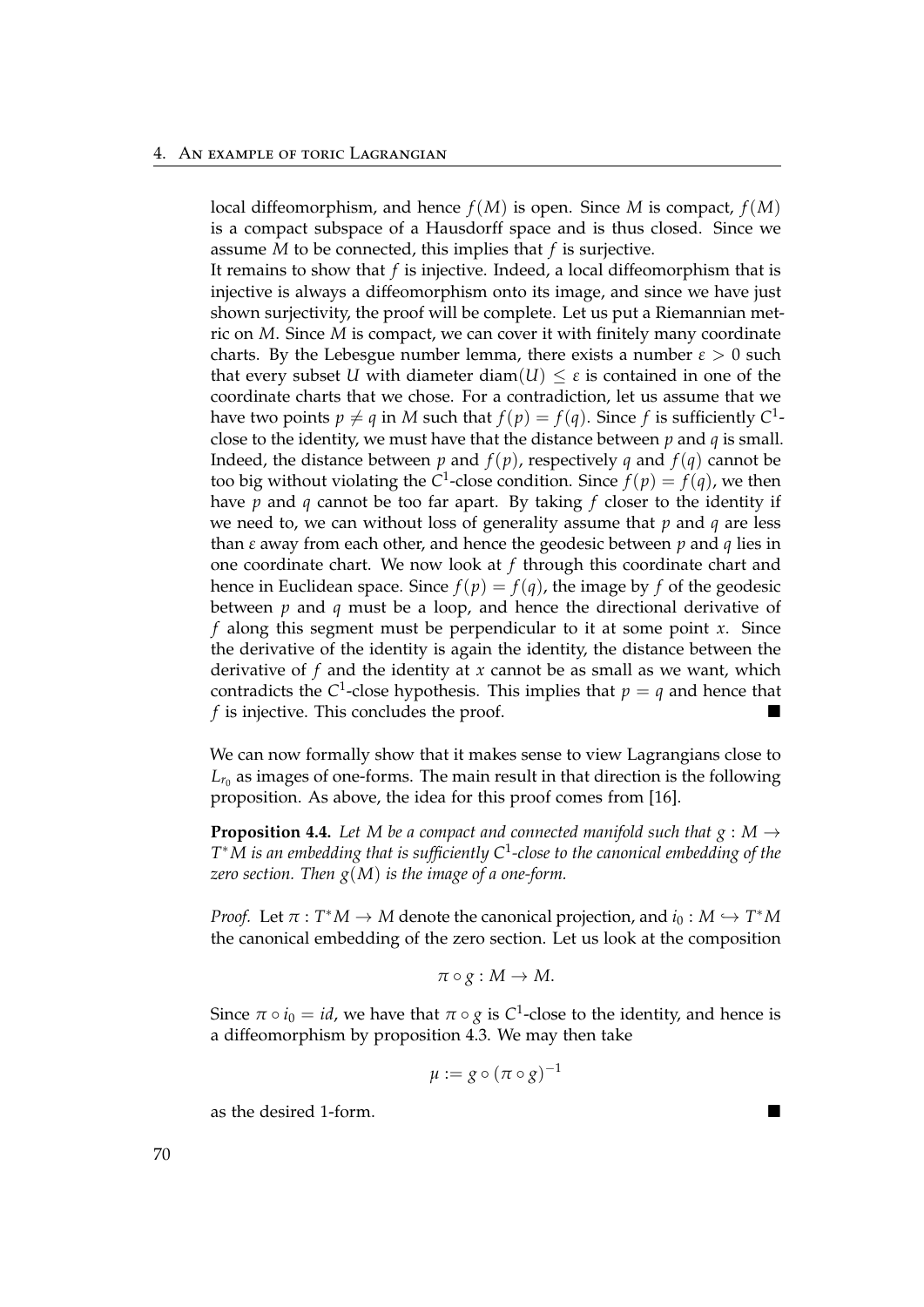local diffeomorphism, and hence $f(M)$ is open. Since $M$ is compact, $f(M)$ is a compact subspace of a Hausdorff space and is thus closed. Since we assume $M$ to be connected, this implies that $f$ is surjective.
It remains to show that $f$ is injective. Indeed, a local diffeomorphism that is injective is always a diffeomorphism onto its image, and since we have just shown surjectivity, the proof will be complete. Let us put a Riemannian metric on $M$. Since $M$ is compact, we can cover it with finitely many coordinate charts. By the Lebesgue number lemma, there exists a number $\varepsilon > 0$ such that every subset $U$ with diameter $\operatorname{diam}(U) \leq \varepsilon$ is contained in one of the coordinate charts that we chose. For a contradiction, let us assume that we have two points $p \neq q$ in $M$ such that $f(p) = f(q)$. Since $f$ is sufficiently $C^1$-close to the identity, we must have that the distance between $p$ and $q$ is small. Indeed, the distance between $p$ and $f(p)$, respectively $q$ and $f(q)$ cannot be too big without violating the $C^1$-close condition. Since $f(p) = f(q)$, we then have $p$ and $q$ cannot be too far apart. By taking $f$ closer to the identity if we need to, we can without loss of generality assume that $p$ and $q$ are less than $\varepsilon$ away from each other, and hence the geodesic between $p$ and $q$ lies in one coordinate chart. We now look at $f$ through this coordinate chart and hence in Euclidean space. Since $f(p) = f(q)$, the image by $f$ of the geodesic between $p$ and $q$ must be a loop, and hence the directional derivative of $f$ along this segment must be perpendicular to it at some point $x$. Since the derivative of the identity is again the identity, the distance between the derivative of $f$ and the identity at $x$ cannot be as small as we want, which contradicts the $C^1$-close hypothesis. This implies that $p = q$ and hence that $f$ is injective. This concludes the proof. ∎

We can now formally show that it makes sense to view Lagrangians close to $L_{r_0}$ as images of one-forms. The main result in that direction is the following proposition. As above, the idea for this proof comes from [16].

**Proposition 4.4.** *Let $M$ be a compact and connected manifold such that $g : M \to T^*M$ is an embedding that is sufficiently $C^1$-close to the canonical embedding of the zero section. Then $g(M)$ is the image of a one-form.*

*Proof.* Let $\pi : T^*M \to M$ denote the canonical projection, and $i_0 : M \hookrightarrow T^*M$ the canonical embedding of the zero section. Let us look at the composition

$$\pi \circ g : M \to M.$$

Since $\pi \circ i_0 = id$, we have that $\pi \circ g$ is $C^1$-close to the identity, and hence is a diffeomorphism by proposition 4.3. We may then take

$$\mu := g \circ (\pi \circ g)^{-1}$$

as the desired 1-form. ∎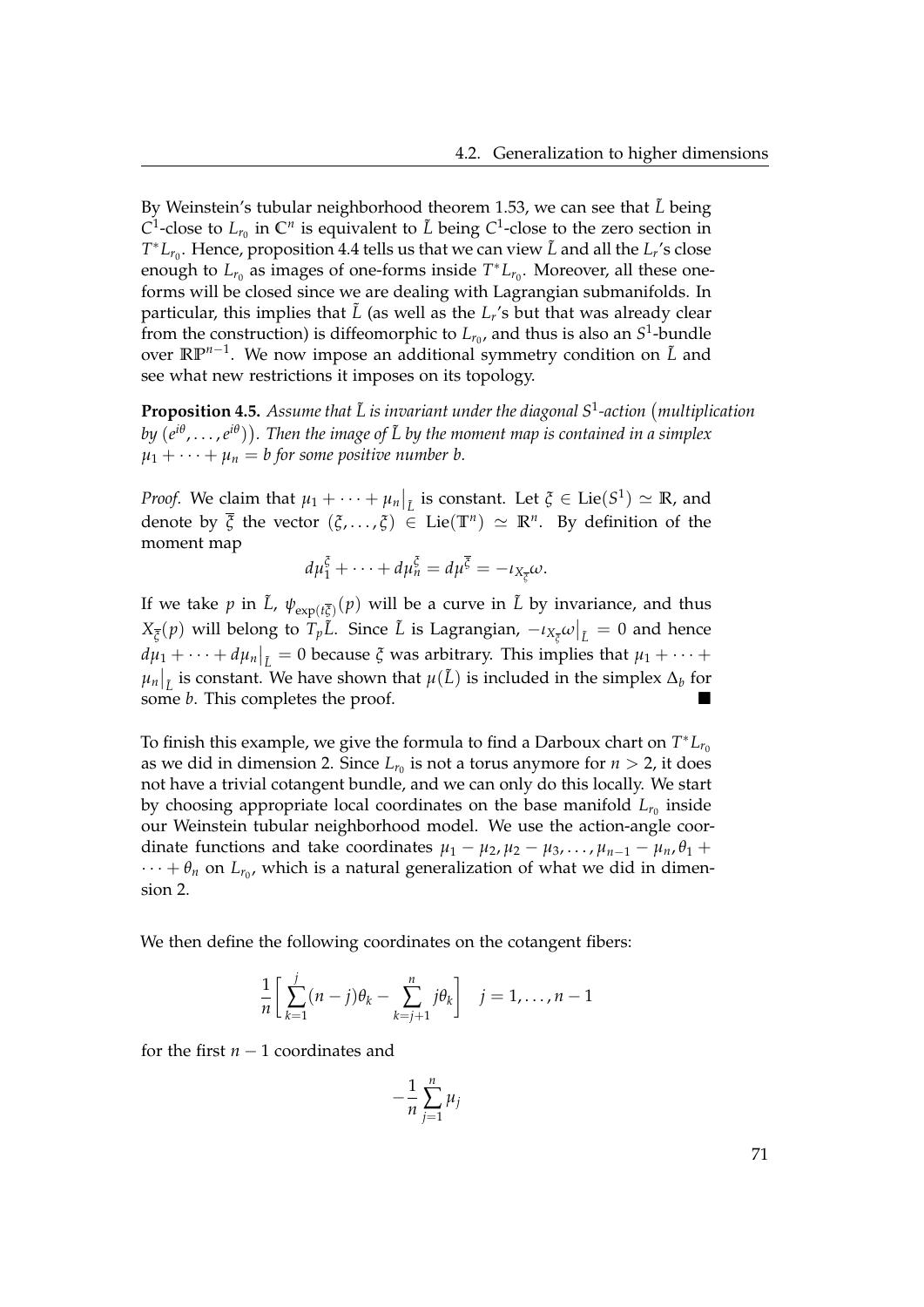By Weinstein's tubular neighborhood theorem 1.53, we can see that $\tilde{L}$ being $C^1$-close to $L_{r_0}$ in $\mathbb{C}^n$ is equivalent to $\tilde{L}$ being $C^1$-close to the zero section in $T^*L_{r_0}$. Hence, proposition 4.4 tells us that we can view $\tilde{L}$ and all the $L_r$'s close enough to $L_{r_0}$ as images of one-forms inside $T^*L_{r_0}$. Moreover, all these one-forms will be closed since we are dealing with Lagrangian submanifolds. In particular, this implies that $\tilde{L}$ (as well as the $L_r$'s but that was already clear from the construction) is diffeomorphic to $L_{r_0}$, and thus is also an $S^1$-bundle over $\mathbb{RP}^{n-1}$. We now impose an additional symmetry condition on $\tilde{L}$ and see what new restrictions it imposes on its topology.

**Proposition 4.5.** *Assume that $\tilde{L}$ is invariant under the diagonal $S^1$-action (multiplication by $(e^{i\theta}, \dots, e^{i\theta})$). Then the image of $\tilde{L}$ by the moment map is contained in a simplex $\mu_1 + \cdots + \mu_n = b$ for some positive number $b$.*

*Proof.* We claim that $\mu_1 + \cdots + \mu_n\big|_{\tilde{L}}$ is constant. Let $\xi \in \mathrm{Lie}(S^1) \simeq \mathbb{R}$, and denote by $\overline{\overline{\xi}}$ the vector $(\xi, \dots, \xi) \in \mathrm{Lie}(\mathbb{T}^n) \simeq \mathbb{R}^n$. By definition of the moment map

$$d\mu_1^{\xi} + \cdots + d\mu_n^{\xi} = d\mu^{\overline{\overline{\xi}}} = -\iota_{X_{\overline{\overline{\xi}}}}\omega.$$

If we take $p$ in $\tilde{L}$, $\psi_{\exp(t\overline{\overline{\xi}})}(p)$ will be a curve in $\tilde{L}$ by invariance, and thus $X_{\overline{\overline{\xi}}}(p)$ will belong to $T_p\tilde{L}$. Since $\tilde{L}$ is Lagrangian, $-\iota_{X_{\overline{\overline{\xi}}}}\omega\big|_{\tilde{L}} = 0$ and hence $d\mu_1 + \cdots + d\mu_n\big|_{\tilde{L}} = 0$ because $\xi$ was arbitrary. This implies that $\mu_1 + \cdots + \mu_n\big|_{\tilde{L}}$ is constant. We have shown that $\mu(\tilde{L})$ is included in the simplex $\Delta_b$ for some $b$. This completes the proof. ∎

To finish this example, we give the formula to find a Darboux chart on $T^*L_{r_0}$ as we did in dimension 2. Since $L_{r_0}$ is not a torus anymore for $n > 2$, it does not have a trivial cotangent bundle, and we can only do this locally. We start by choosing appropriate local coordinates on the base manifold $L_{r_0}$ inside our Weinstein tubular neighborhood model. We use the action-angle coordinate functions and take coordinates $\mu_1 - \mu_2, \mu_2 - \mu_3, \dots, \mu_{n-1} - \mu_n, \theta_1 + \cdots + \theta_n$ on $L_{r_0}$, which is a natural generalization of what we did in dimension 2.

We then define the following coordinates on the cotangent fibers:

$$\frac{1}{n}\left[\sum_{k=1}^{j}(n-j)\theta_k - \sum_{k=j+1}^{n} j\theta_k\right] \quad j = 1, \dots, n-1$$

for the first $n-1$ coordinates and

$$-\frac{1}{n}\sum_{j=1}^{n}\mu_j$$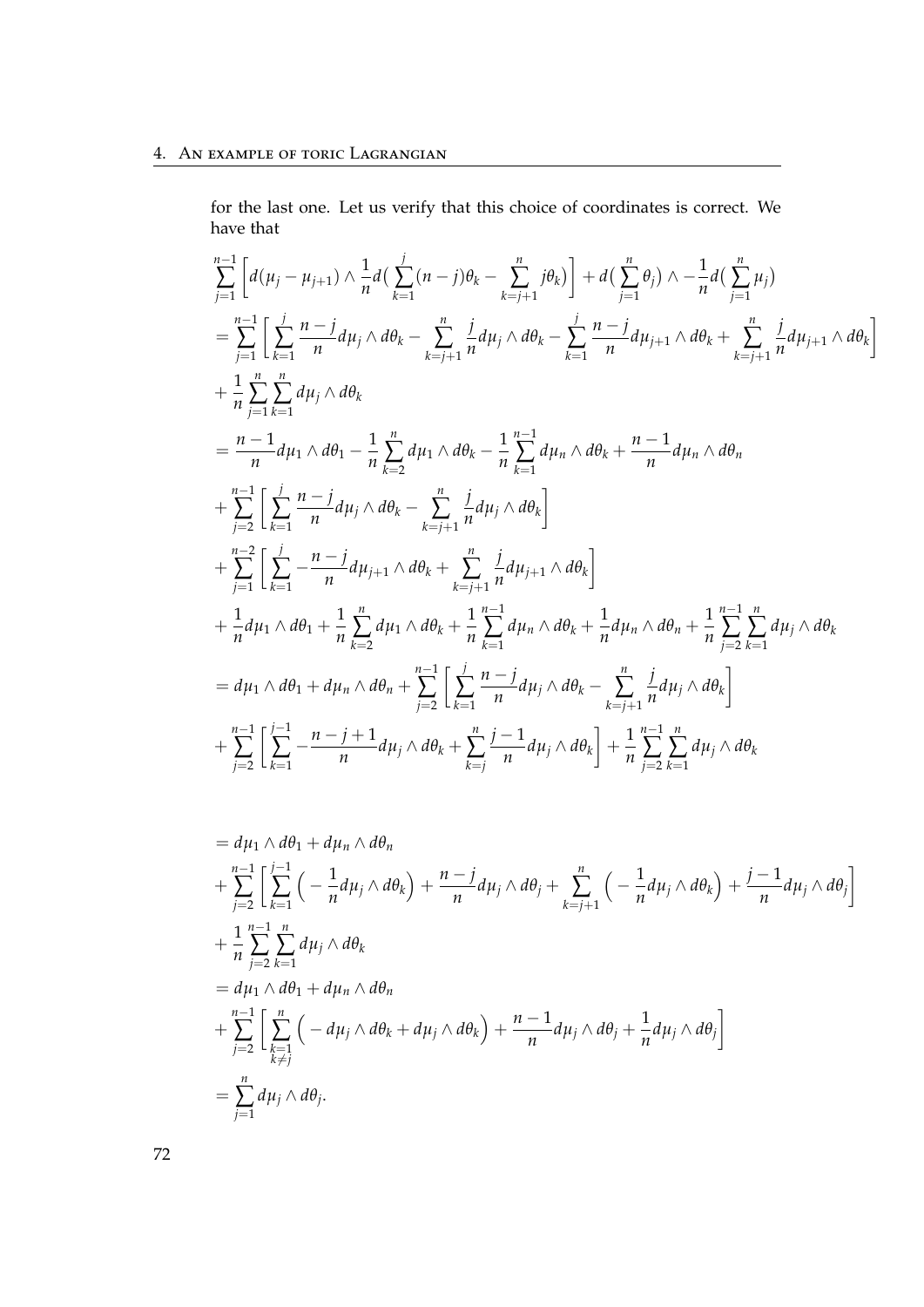for the last one. Let us verify that this choice of coordinates is correct. We have that

$$
\begin{aligned}
&\sum_{j=1}^{n-1}\left[d(\mu_j-\mu_{j+1})\wedge\frac{1}{n}d\Big(\sum_{k=1}^{j}(n-j)\theta_k-\sum_{k=j+1}^{n}j\theta_k\Big)\right]+d\Big(\sum_{j=1}^{n}\theta_j\Big)\wedge-\frac{1}{n}d\Big(\sum_{j=1}^{n}\mu_j\Big)\\
&=\sum_{j=1}^{n-1}\left[\sum_{k=1}^{j}\frac{n-j}{n}d\mu_j\wedge d\theta_k-\sum_{k=j+1}^{n}\frac{j}{n}d\mu_j\wedge d\theta_k-\sum_{k=1}^{j}\frac{n-j}{n}d\mu_{j+1}\wedge d\theta_k+\sum_{k=j+1}^{n}\frac{j}{n}d\mu_{j+1}\wedge d\theta_k\right]\\
&+\frac{1}{n}\sum_{j=1}^{n}\sum_{k=1}^{n}d\mu_j\wedge d\theta_k\\
&=\frac{n-1}{n}d\mu_1\wedge d\theta_1-\frac{1}{n}\sum_{k=2}^{n}d\mu_1\wedge d\theta_k-\frac{1}{n}\sum_{k=1}^{n-1}d\mu_n\wedge d\theta_k+\frac{n-1}{n}d\mu_n\wedge d\theta_n\\
&+\sum_{j=2}^{n-1}\left[\sum_{k=1}^{j}\frac{n-j}{n}d\mu_j\wedge d\theta_k-\sum_{k=j+1}^{n}\frac{j}{n}d\mu_j\wedge d\theta_k\right]\\
&+\sum_{j=1}^{n-2}\left[\sum_{k=1}^{j}-\frac{n-j}{n}d\mu_{j+1}\wedge d\theta_k+\sum_{k=j+1}^{n}\frac{j}{n}d\mu_{j+1}\wedge d\theta_k\right]\\
&+\frac{1}{n}d\mu_1\wedge d\theta_1+\frac{1}{n}\sum_{k=2}^{n}d\mu_1\wedge d\theta_k+\frac{1}{n}\sum_{k=1}^{n-1}d\mu_n\wedge d\theta_k+\frac{1}{n}d\mu_n\wedge d\theta_n+\frac{1}{n}\sum_{j=2}^{n-1}\sum_{k=1}^{n}d\mu_j\wedge d\theta_k\\
&=d\mu_1\wedge d\theta_1+d\mu_n\wedge d\theta_n+\sum_{j=2}^{n-1}\left[\sum_{k=1}^{j}\frac{n-j}{n}d\mu_j\wedge d\theta_k-\sum_{k=j+1}^{n}\frac{j}{n}d\mu_j\wedge d\theta_k\right]\\
&+\sum_{j=2}^{n-1}\left[\sum_{k=1}^{j-1}-\frac{n-j+1}{n}d\mu_j\wedge d\theta_k+\sum_{k=j}^{n}\frac{j-1}{n}d\mu_j\wedge d\theta_k\right]+\frac{1}{n}\sum_{j=2}^{n-1}\sum_{k=1}^{n}d\mu_j\wedge d\theta_k
\end{aligned}
$$

$$
\begin{aligned}
&=d\mu_1\wedge d\theta_1+d\mu_n\wedge d\theta_n\\
&+\sum_{j=2}^{n-1}\left[\sum_{k=1}^{j-1}\Big(-\frac{1}{n}d\mu_j\wedge d\theta_k\Big)+\frac{n-j}{n}d\mu_j\wedge d\theta_j+\sum_{k=j+1}^{n}\Big(-\frac{1}{n}d\mu_j\wedge d\theta_k\Big)+\frac{j-1}{n}d\mu_j\wedge d\theta_j\right]\\
&+\frac{1}{n}\sum_{j=2}^{n-1}\sum_{k=1}^{n}d\mu_j\wedge d\theta_k\\
&=d\mu_1\wedge d\theta_1+d\mu_n\wedge d\theta_n\\
&+\sum_{j=2}^{n-1}\left[\sum_{\substack{k=1\\k\neq j}}^{n}\Big(-d\mu_j\wedge d\theta_k+d\mu_j\wedge d\theta_k\Big)+\frac{n-1}{n}d\mu_j\wedge d\theta_j+\frac{1}{n}d\mu_j\wedge d\theta_j\right]\\
&=\sum_{j=1}^{n}d\mu_j\wedge d\theta_j.
\end{aligned}
$$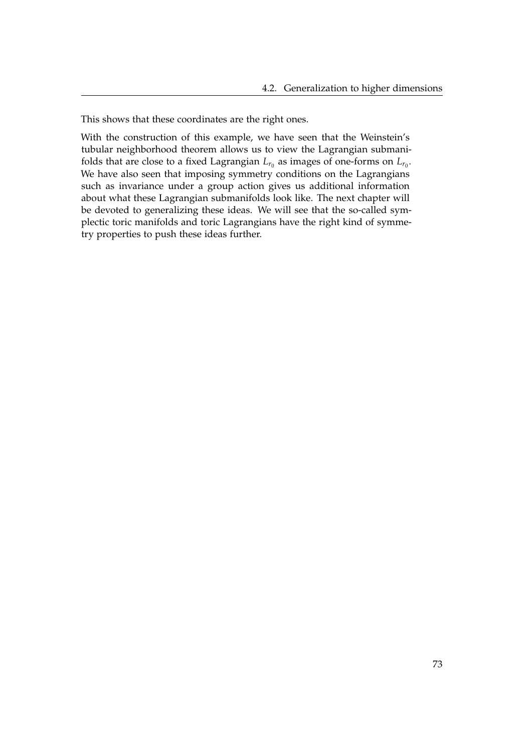This shows that these coordinates are the right ones.

With the construction of this example, we have seen that the Weinstein's tubular neighborhood theorem allows us to view the Lagrangian submanifolds that are close to a fixed Lagrangian $L_{r_0}$ as images of one-forms on $L_{r_0}$. We have also seen that imposing symmetry conditions on the Lagrangians such as invariance under a group action gives us additional information about what these Lagrangian submanifolds look like. The next chapter will be devoted to generalizing these ideas. We will see that the so-called symplectic toric manifolds and toric Lagrangians have the right kind of symmetry properties to push these ideas further.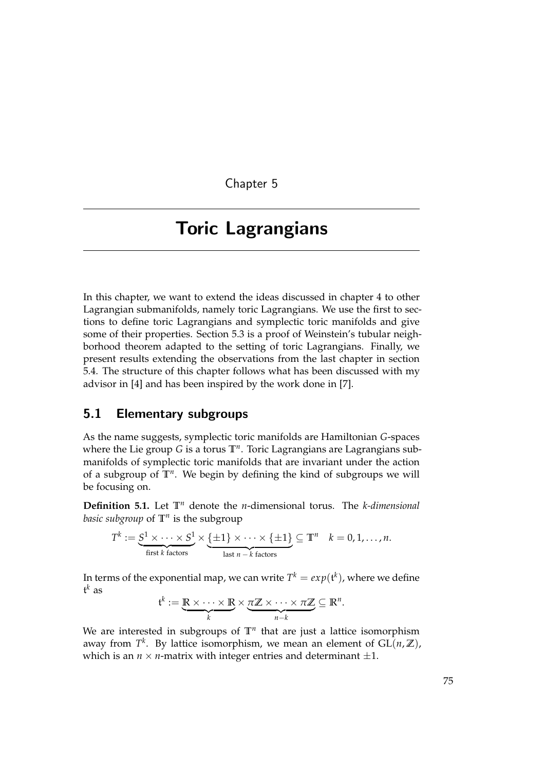Chapter 5

# Toric Lagrangians

In this chapter, we want to extend the ideas discussed in chapter 4 to other Lagrangian submanifolds, namely toric Lagrangians. We use the first to sections to define toric Lagrangians and symplectic toric manifolds and give some of their properties. Section 5.3 is a proof of Weinstein's tubular neighborhood theorem adapted to the setting of toric Lagrangians. Finally, we present results extending the observations from the last chapter in section 5.4. The structure of this chapter follows what has been discussed with my advisor in [4] and has been inspired by the work done in [7].

## 5.1 Elementary subgroups

As the name suggests, symplectic toric manifolds are Hamiltonian $G$-spaces where the Lie group $G$ is a torus $\mathbb{T}^n$. Toric Lagrangians are Lagrangians submanifolds of symplectic toric manifolds that are invariant under the action of a subgroup of $\mathbb{T}^n$. We begin by defining the kind of subgroups we will be focusing on.

**Definition 5.1.** Let $\mathbb{T}^n$ denote the $n$-dimensional torus. The *k-dimensional basic subgroup* of $\mathbb{T}^n$ is the subgroup

$$T^k := \underbrace{S^1 \times \cdots \times S^1}_{\text{first } k \text{ factors}} \times \underbrace{\{\pm 1\} \times \cdots \times \{\pm 1\}}_{\text{last } n-k \text{ factors}} \subseteq \mathbb{T}^n \quad k = 0, 1, \ldots, n.$$

In terms of the exponential map, we can write $T^k = exp(\mathfrak{t}^k)$, where we define $\mathfrak{t}^k$ as

$$\mathfrak{t}^k := \underbrace{\mathbb{R} \times \cdots \times \mathbb{R}}_{k} \times \underbrace{\pi\mathbb{Z} \times \cdots \times \pi\mathbb{Z}}_{n-k} \subseteq \mathbb{R}^n.$$

We are interested in subgroups of $\mathbb{T}^n$ that are just a lattice isomorphism away from $T^k$. By lattice isomorphism, we mean an element of $\mathrm{GL}(n, \mathbb{Z})$, which is an $n \times n$-matrix with integer entries and determinant $\pm 1$.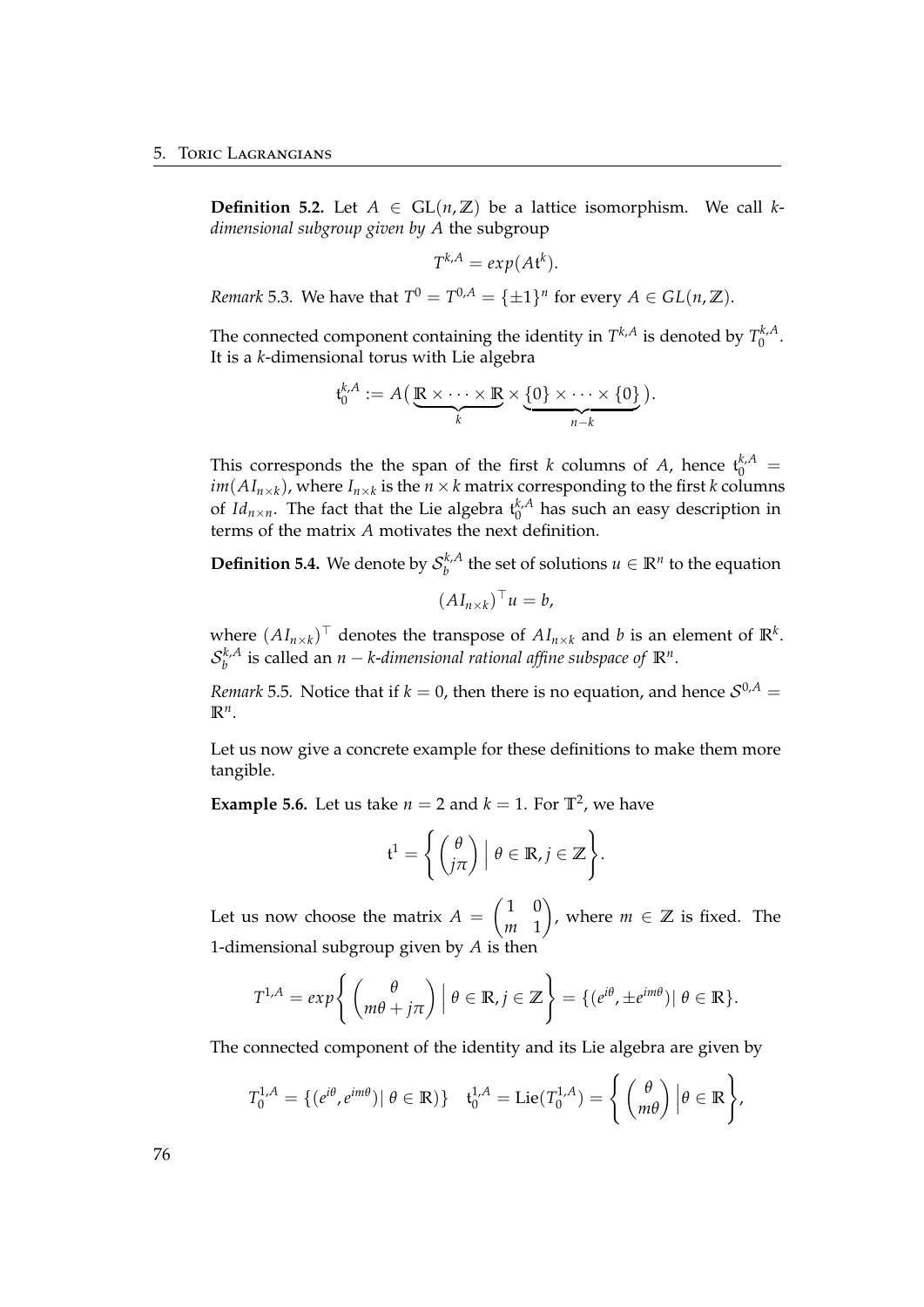**Definition 5.2.** Let $A \in \mathrm{GL}(n, \mathbb{Z})$ be a lattice isomorphism. We call *k-dimensional subgroup given by A* the subgroup

$$T^{k,A} = exp(A\mathfrak{t}^k).$$

*Remark* 5.3. We have that $T^0 = T^{0,A} = \{\pm 1\}^n$ for every $A \in GL(n, \mathbb{Z})$.

The connected component containing the identity in $T^{k,A}$ is denoted by $T_0^{k,A}$. It is a $k$-dimensional torus with Lie algebra

$$\mathfrak{t}_0^{k,A} := A\big(\underbrace{\mathbb{R} \times \cdots \times \mathbb{R}}_{k} \times \underbrace{\{0\} \times \cdots \times \{0\}}_{n-k}\big).$$

This corresponds the the span of the first $k$ columns of $A$, hence $\mathfrak{t}_0^{k,A} = im(AI_{n\times k})$, where $I_{n\times k}$ is the $n \times k$ matrix corresponding to the first $k$ columns of $Id_{n\times n}$. The fact that the Lie algebra $\mathfrak{t}_0^{k,A}$ has such an easy description in terms of the matrix $A$ motivates the next definition.

**Definition 5.4.** We denote by $\mathcal{S}_b^{k,A}$ the set of solutions $u \in \mathbb{R}^n$ to the equation

$$(AI_{n\times k})^\top u = b,$$

where $(AI_{n\times k})^\top$ denotes the transpose of $AI_{n\times k}$ and $b$ is an element of $\mathbb{R}^k$. $\mathcal{S}_b^{k,A}$ is called an *$n - k$-dimensional rational affine subspace of $\mathbb{R}^n$*.

*Remark* 5.5. Notice that if $k = 0$, then there is no equation, and hence $\mathcal{S}^{0,A} = \mathbb{R}^n$.

Let us now give a concrete example for these definitions to make them more tangible.

**Example 5.6.** Let us take $n = 2$ and $k = 1$. For $\mathbb{T}^2$, we have

$$\mathfrak{t}^1 = \left\{ \begin{pmatrix} \theta \\ j\pi \end{pmatrix} \,\Big|\, \theta \in \mathbb{R}, j \in \mathbb{Z} \right\}.$$

Let us now choose the matrix $A = \begin{pmatrix} 1 & 0 \\ m & 1 \end{pmatrix}$, where $m \in \mathbb{Z}$ is fixed. The 1-dimensional subgroup given by $A$ is then

$$T^{1,A} = exp\left\{ \begin{pmatrix} \theta \\ m\theta + j\pi \end{pmatrix} \,\Big|\, \theta \in \mathbb{R}, j \in \mathbb{Z} \right\} = \{(e^{i\theta}, \pm e^{im\theta}) |\, \theta \in \mathbb{R}\}.$$

The connected component of the identity and its Lie algebra are given by

$$T_0^{1,A} = \{(e^{i\theta}, e^{im\theta}) |\, \theta \in \mathbb{R})\} \quad \mathfrak{t}_0^{1,A} = \mathrm{Lie}(T_0^{1,A}) = \left\{ \begin{pmatrix} \theta \\ m\theta \end{pmatrix} \Big| \theta \in \mathbb{R} \right\},$$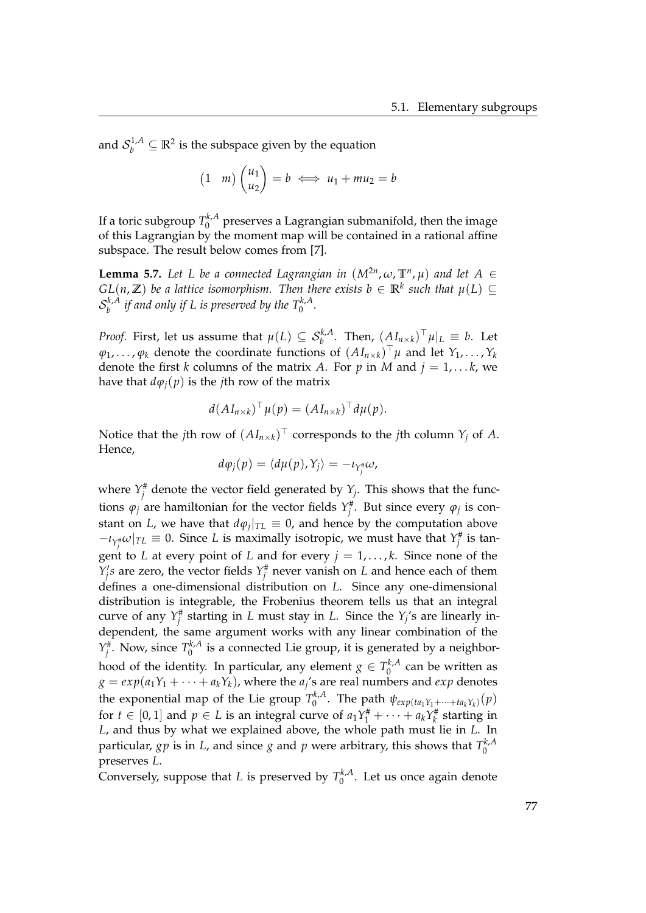and $\mathcal{S}_b^{1,A} \subseteq \mathbb{R}^2$ is the subspace given by the equation

$$\begin{pmatrix} 1 & m \end{pmatrix} \begin{pmatrix} u_1 \\ u_2 \end{pmatrix} = b \iff u_1 + mu_2 = b$$

If a toric subgroup $T_0^{k,A}$ preserves a Lagrangian submanifold, then the image of this Lagrangian by the moment map will be contained in a rational affine subspace. The result below comes from [7].

**Lemma 5.7.** *Let $L$ be a connected Lagrangian in $(M^{2n}, \omega, \mathbb{T}^n, \mu)$ and let $A \in GL(n, \mathbb{Z})$ be a lattice isomorphism. Then there exists $b \in \mathbb{R}^k$ such that $\mu(L) \subseteq \mathcal{S}_b^{k,A}$ if and only if $L$ is preserved by the $T_0^{k,A}$.*

*Proof.* First, let us assume that $\mu(L) \subseteq \mathcal{S}_b^{k,A}$. Then, $(AI_{n\times k})^\top \mu|_L \equiv b$. Let $\varphi_1, \ldots, \varphi_k$ denote the coordinate functions of $(AI_{n\times k})^\top \mu$ and let $Y_1, \ldots, Y_k$ denote the first $k$ columns of the matrix $A$. For $p$ in $M$ and $j = 1, \ldots k$, we have that $d\varphi_j(p)$ is the $j$th row of the matrix

$$d(AI_{n\times k})^\top \mu(p) = (AI_{n\times k})^\top d\mu(p).$$

Notice that the $j$th row of $(AI_{n\times k})^\top$ corresponds to the $j$th column $Y_j$ of $A$. Hence,

$$d\varphi_j(p) = \langle d\mu(p), Y_j \rangle = -\iota_{Y_j^\#}\omega,$$

where $Y_j^\#$ denote the vector field generated by $Y_j$. This shows that the functions $\varphi_j$ are hamiltonian for the vector fields $Y_j^\#$. But since every $\varphi_j$ is constant on $L$, we have that $d\varphi_j|_{TL} \equiv 0$, and hence by the computation above $-\iota_{Y_j^\#}\omega|_{TL} \equiv 0$. Since $L$ is maximally isotropic, we must have that $Y_j^\#$ is tangent to $L$ at every point of $L$ and for every $j = 1, \ldots, k$. Since none of the $Y_j's$ are zero, the vector fields $Y_j^\#$ never vanish on $L$ and hence each of them defines a one-dimensional distribution on $L$. Since any one-dimensional distribution is integrable, the Frobenius theorem tells us that an integral curve of any $Y_j^\#$ starting in $L$ must stay in $L$. Since the $Y_j$'s are linearly independent, the same argument works with any linear combination of the $Y_j^\#$. Now, since $T_0^{k,A}$ is a connected Lie group, it is generated by a neighborhood of the identity. In particular, any element $g \in T_0^{k,A}$ can be written as $g = exp(a_1 Y_1 + \cdots + a_k Y_k)$, where the $a_j$'s are real numbers and $exp$ denotes the exponential map of the Lie group $T_0^{k,A}$. The path $\psi_{exp(ta_1 Y_1 + \cdots + ta_k Y_k)}(p)$ for $t \in [0,1]$ and $p \in L$ is an integral curve of $a_1 Y_1^\# + \cdots + a_k Y_k^\#$ starting in $L$, and thus by what we explained above, the whole path must lie in $L$. In particular, $gp$ is in $L$, and since $g$ and $p$ were arbitrary, this shows that $T_0^{k,A}$ preserves $L$.

Conversely, suppose that $L$ is preserved by $T_0^{k,A}$. Let us once again denote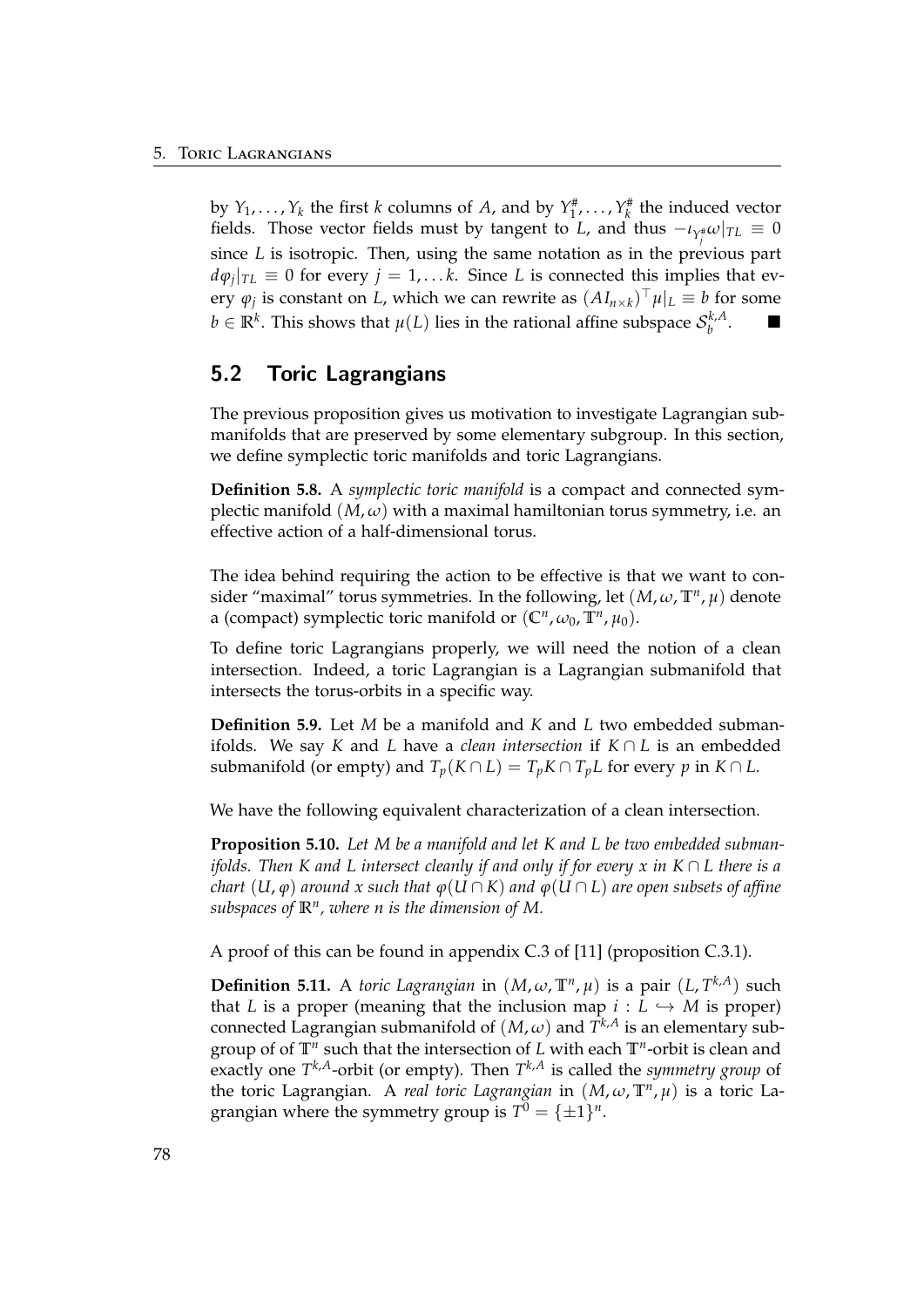by $Y_1, \ldots, Y_k$ the first $k$ columns of $A$, and by $Y_1^\#, \ldots, Y_k^\#$ the induced vector fields. Those vector fields must by tangent to $L$, and thus $-\iota_{Y_j^\#}\omega|_{TL} \equiv 0$ since $L$ is isotropic. Then, using the same notation as in the previous part $d\varphi_j|_{TL} \equiv 0$ for every $j = 1, \ldots k$. Since $L$ is connected this implies that every $\varphi_j$ is constant on $L$, which we can rewrite as $(AI_{n\times k})^\top \mu|_L \equiv b$ for some $b \in \mathbb{R}^k$. This shows that $\mu(L)$ lies in the rational affine subspace $\mathcal{S}_b^{k,A}$. ■

## 5.2 Toric Lagrangians

The previous proposition gives us motivation to investigate Lagrangian submanifolds that are preserved by some elementary subgroup. In this section, we define symplectic toric manifolds and toric Lagrangians.

**Definition 5.8.** A *symplectic toric manifold* is a compact and connected symplectic manifold $(M, \omega)$ with a maximal hamiltonian torus symmetry, i.e. an effective action of a half-dimensional torus.

The idea behind requiring the action to be effective is that we want to consider "maximal" torus symmetries. In the following, let $(M, \omega, \mathbb{T}^n, \mu)$ denote a (compact) symplectic toric manifold or $(\mathbb{C}^n, \omega_0, \mathbb{T}^n, \mu_0)$.

To define toric Lagrangians properly, we will need the notion of a clean intersection. Indeed, a toric Lagrangian is a Lagrangian submanifold that intersects the torus-orbits in a specific way.

**Definition 5.9.** Let $M$ be a manifold and $K$ and $L$ two embedded submanifolds. We say $K$ and $L$ have a *clean intersection* if $K \cap L$ is an embedded submanifold (or empty) and $T_p(K \cap L) = T_pK \cap T_pL$ for every $p$ in $K \cap L$.

We have the following equivalent characterization of a clean intersection.

**Proposition 5.10.** *Let $M$ be a manifold and let $K$ and $L$ be two embedded submanifolds. Then $K$ and $L$ intersect cleanly if and only if for every $x$ in $K \cap L$ there is a chart $(U, \varphi)$ around $x$ such that $\varphi(U \cap K)$ and $\varphi(U \cap L)$ are open subsets of affine subspaces of $\mathbb{R}^n$, where $n$ is the dimension of $M$.*

A proof of this can be found in appendix C.3 of [11] (proposition C.3.1).

**Definition 5.11.** A *toric Lagrangian* in $(M, \omega, \mathbb{T}^n, \mu)$ is a pair $(L, T^{k,A})$ such that $L$ is a proper (meaning that the inclusion map $i : L \hookrightarrow M$ is proper) connected Lagrangian submanifold of $(M, \omega)$ and $T^{k,A}$ is an elementary subgroup of of $\mathbb{T}^n$ such that the intersection of $L$ with each $\mathbb{T}^n$-orbit is clean and exactly one $T^{k,A}$-orbit (or empty). Then $T^{k,A}$ is called the *symmetry group* of the toric Lagrangian. A *real toric Lagrangian* in $(M, \omega, \mathbb{T}^n, \mu)$ is a toric Lagrangian where the symmetry group is $T^0 = \{\pm 1\}^n$.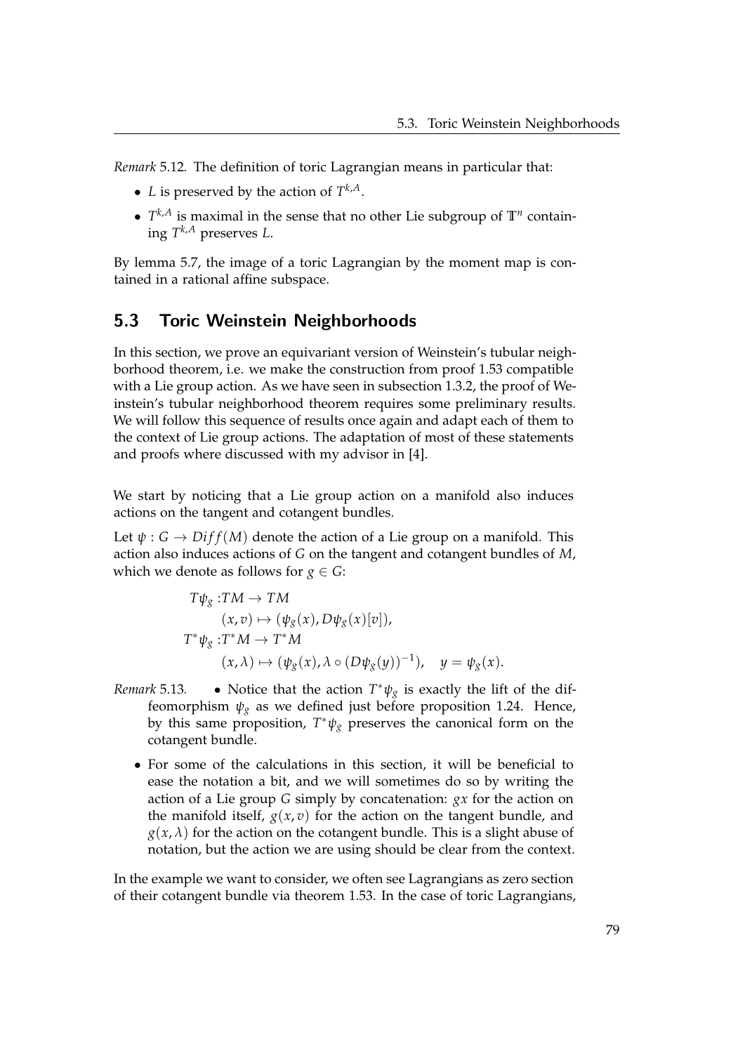*Remark* 5.12. The definition of toric Lagrangian means in particular that:

- $L$ is preserved by the action of $T^{k,A}$.
- $T^{k,A}$ is maximal in the sense that no other Lie subgroup of $\mathbb{T}^n$ containing $T^{k,A}$ preserves $L$.

By lemma 5.7, the image of a toric Lagrangian by the moment map is contained in a rational affine subspace.

## 5.3 Toric Weinstein Neighborhoods

In this section, we prove an equivariant version of Weinstein's tubular neighborhood theorem, i.e. we make the construction from proof 1.53 compatible with a Lie group action. As we have seen in subsection 1.3.2, the proof of Weinstein's tubular neighborhood theorem requires some preliminary results. We will follow this sequence of results once again and adapt each of them to the context of Lie group actions. The adaptation of most of these statements and proofs where discussed with my advisor in [4].

We start by noticing that a Lie group action on a manifold also induces actions on the tangent and cotangent bundles.

Let $\psi : G \to Diff(M)$ denote the action of a Lie group on a manifold. This action also induces actions of $G$ on the tangent and cotangent bundles of $M$, which we denote as follows for $g \in G$:

$$
\begin{aligned}
T\psi_g : & TM \to TM \\
& (x, v) \mapsto (\psi_g(x), D\psi_g(x)[v]), \\
T^*\psi_g : & T^*M \to T^*M \\
& (x, \lambda) \mapsto (\psi_g(x), \lambda \circ (D\psi_g(y))^{-1}), \quad y = \psi_g(x).
\end{aligned}
$$

*Remark* 5.13.

- Notice that the action $T^*\psi_g$ is exactly the lift of the diffeomorphism $\psi_g$ as we defined just before proposition 1.24. Hence, by this same proposition, $T^*\psi_g$ preserves the canonical form on the cotangent bundle.
- For some of the calculations in this section, it will be beneficial to ease the notation a bit, and we will sometimes do so by writing the action of a Lie group $G$ simply by concatenation: $gx$ for the action on the manifold itself, $g(x, v)$ for the action on the tangent bundle, and $g(x, \lambda)$ for the action on the cotangent bundle. This is a slight abuse of notation, but the action we are using should be clear from the context.

In the example we want to consider, we often see Lagrangians as zero section of their cotangent bundle via theorem 1.53. In the case of toric Lagrangians,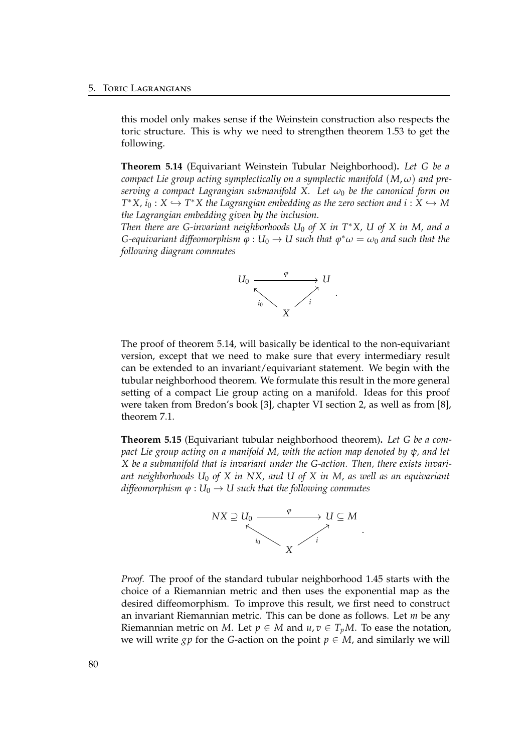this model only makes sense if the Weinstein construction also respects the toric structure. This is why we need to strengthen theorem 1.53 to get the following.

**Theorem 5.14** (Equivariant Weinstein Tubular Neighborhood)**.** *Let $G$ be a compact Lie group acting symplectically on a symplectic manifold $(M, \omega)$ and preserving a compact Lagrangian submanifold $X$. Let $\omega_0$ be the canonical form on $T^*X$, $i_0 : X \hookrightarrow T^*X$ the Lagrangian embedding as the zero section and $i : X \hookrightarrow M$ the Lagrangian embedding given by the inclusion.*
*Then there are $G$-invariant neighborhoods $U_0$ of $X$ in $T^*X$, $U$ of $X$ in $M$, and a $G$-equivariant diffeomorphism $\varphi : U_0 \to U$ such that $\varphi^*\omega = \omega_0$ and such that the following diagram commutes*

$$\begin{array}{ccc} U_0 & \xrightarrow{\quad\varphi\quad} & U \\ & {}_{i_0}\nwarrow \quad \nearrow_{i} & \\ & X & \end{array}.$$

The proof of theorem 5.14, will basically be identical to the non-equivariant version, except that we need to make sure that every intermediary result can be extended to an invariant/equivariant statement. We begin with the tubular neighborhood theorem. We formulate this result in the more general setting of a compact Lie group acting on a manifold. Ideas for this proof were taken from Bredon's book [3], chapter VI section 2, as well as from [8], theorem 7.1.

**Theorem 5.15** (Equivariant tubular neighborhood theorem)**.** *Let $G$ be a compact Lie group acting on a manifold $M$, with the action map denoted by $\psi$, and let $X$ be a submanifold that is invariant under the $G$-action. Then, there exists invariant neighborhoods $U_0$ of $X$ in $NX$, and $U$ of $X$ in $M$, as well as an equivariant diffeomorphism $\varphi : U_0 \to U$ such that the following commutes*

$$\begin{array}{ccc} NX \supseteq U_0 & \xrightarrow{\quad\varphi\quad} & U \subseteq M \\ & {}_{i_0}\nwarrow \quad \nearrow_{i} & \\ & X & \end{array}.$$

*Proof.* The proof of the standard tubular neighborhood 1.45 starts with the choice of a Riemannian metric and then uses the exponential map as the desired diffeomorphism. To improve this result, we first need to construct an invariant Riemannian metric. This can be done as follows. Let $m$ be any Riemannian metric on $M$. Let $p \in M$ and $u, v \in T_pM$. To ease the notation, we will write $gp$ for the $G$-action on the point $p \in M$, and similarly we will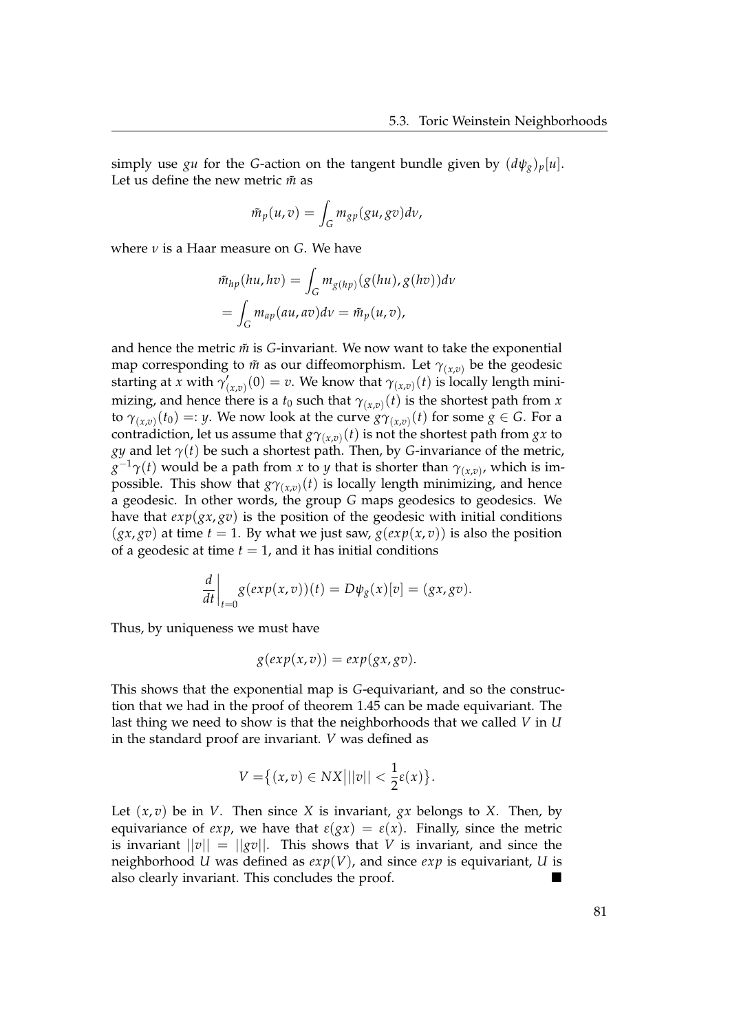simply use $gu$ for the $G$-action on the tangent bundle given by $(d\psi_g)_p[u]$. Let us define the new metric $\tilde{m}$ as

$$\tilde{m}_p(u,v) = \int_G m_{gp}(gu, gv) d\nu,$$

where $\nu$ is a Haar measure on $G$. We have

$$\begin{aligned}\tilde{m}_{hp}(hu, hv) &= \int_G m_{g(hp)}(g(hu), g(hv)) d\nu \\ &= \int_G m_{ap}(au, av) d\nu = \tilde{m}_p(u,v),\end{aligned}$$

and hence the metric $\tilde{m}$ is $G$-invariant. We now want to take the exponential map corresponding to $\tilde{m}$ as our diffeomorphism. Let $\gamma_{(x,v)}$ be the geodesic starting at $x$ with $\gamma'_{(x,v)}(0) = v$. We know that $\gamma_{(x,v)}(t)$ is locally length minimizing, and hence there is a $t_0$ such that $\gamma_{(x,v)}(t)$ is the shortest path from $x$ to $\gamma_{(x,v)}(t_0) =: y$. We now look at the curve $g\gamma_{(x,v)}(t)$ for some $g \in G$. For a contradiction, let us assume that $g\gamma_{(x,v)}(t)$ is not the shortest path from $gx$ to $gy$ and let $\gamma(t)$ be such a shortest path. Then, by $G$-invariance of the metric, $g^{-1}\gamma(t)$ would be a path from $x$ to $y$ that is shorter than $\gamma_{(x,v)}$, which is impossible. This show that $g\gamma_{(x,v)}(t)$ is locally length minimizing, and hence a geodesic. In other words, the group $G$ maps geodesics to geodesics. We have that $exp(gx, gv)$ is the position of the geodesic with initial conditions $(gx, gv)$ at time $t = 1$. By what we just saw, $g(exp(x,v))$ is also the position of a geodesic at time $t = 1$, and it has initial conditions

$$\left.\frac{d}{dt}\right|_{t=0} g(exp(x,v))(t) = D\psi_g(x)[v] = (gx, gv).$$

Thus, by uniqueness we must have

$$g(exp(x,v)) = exp(gx, gv).$$

This shows that the exponential map is $G$-equivariant, and so the construction that we had in the proof of theorem 1.45 can be made equivariant. The last thing we need to show is that the neighborhoods that we called $V$ in $U$ in the standard proof are invariant. $V$ was defined as

$$V = \{(x,v) \in NX \,\big|\, ||v|| < \frac{1}{2}\varepsilon(x)\}.$$

Let $(x, v)$ be in $V$. Then since $X$ is invariant, $gx$ belongs to $X$. Then, by equivariance of $exp$, we have that $\varepsilon(gx) = \varepsilon(x)$. Finally, since the metric is invariant $||v|| = ||gv||$. This shows that $V$ is invariant, and since the neighborhood $U$ was defined as $exp(V)$, and since $exp$ is equivariant, $U$ is also clearly invariant. This concludes the proof. ■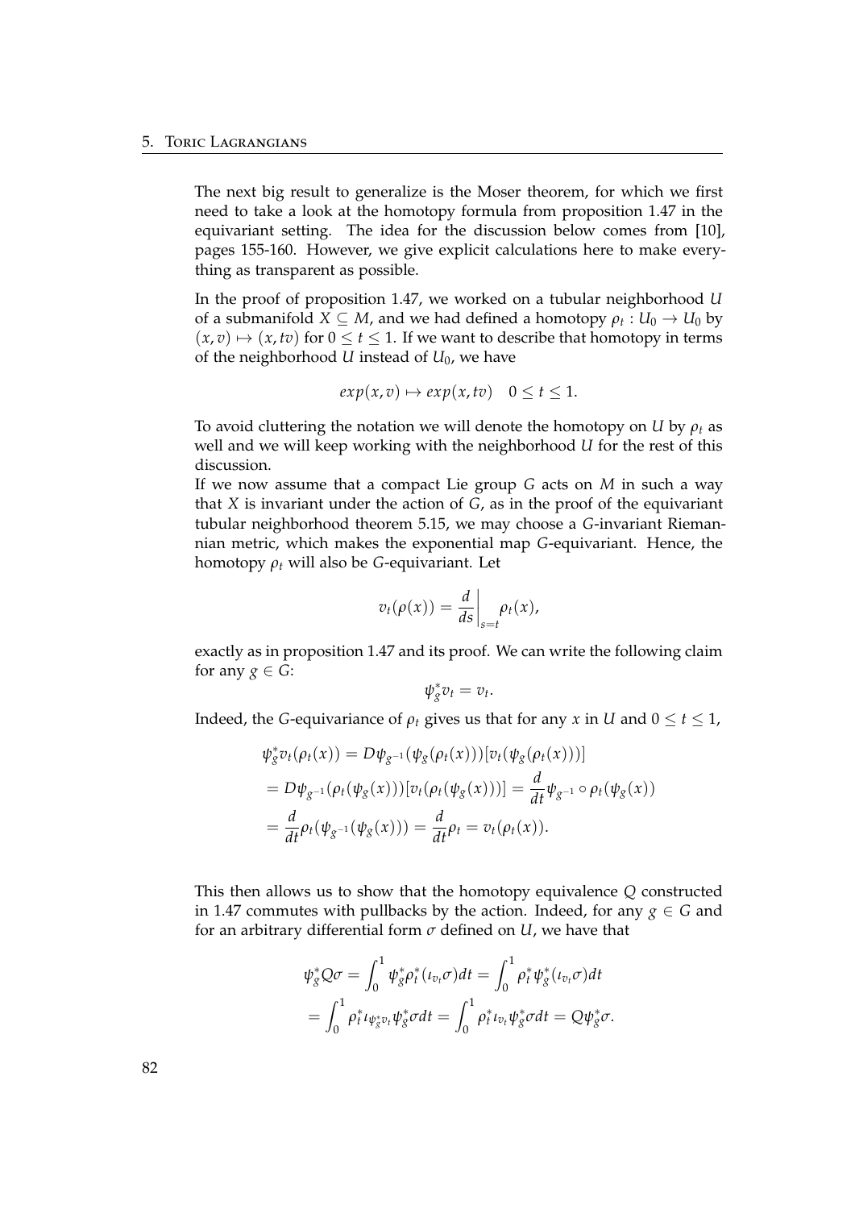The next big result to generalize is the Moser theorem, for which we first need to take a look at the homotopy formula from proposition 1.47 in the equivariant setting. The idea for the discussion below comes from [10], pages 155-160. However, we give explicit calculations here to make everything as transparent as possible.

In the proof of proposition 1.47, we worked on a tubular neighborhood $U$ of a submanifold $X \subseteq M$, and we had defined a homotopy $\rho_t : U_0 \to U_0$ by $(x, v) \mapsto (x, tv)$ for $0 \le t \le 1$. If we want to describe that homotopy in terms of the neighborhood $U$ instead of $U_0$, we have

$$exp(x, v) \mapsto exp(x, tv) \quad 0 \le t \le 1.$$

To avoid cluttering the notation we will denote the homotopy on $U$ by $\rho_t$ as well and we will keep working with the neighborhood $U$ for the rest of this discussion.

If we now assume that a compact Lie group $G$ acts on $M$ in such a way that $X$ is invariant under the action of $G$, as in the proof of the equivariant tubular neighborhood theorem 5.15, we may choose a $G$-invariant Riemannian metric, which makes the exponential map $G$-equivariant. Hence, the homotopy $\rho_t$ will also be $G$-equivariant. Let

$$v_t(\rho(x)) = \frac{d}{ds}\bigg|_{s=t} \rho_t(x),$$

exactly as in proposition 1.47 and its proof. We can write the following claim for any $g \in G$:

$$\psi_g^* v_t = v_t.$$

Indeed, the $G$-equivariance of $\rho_t$ gives us that for any $x$ in $U$ and $0 \le t \le 1$,

$$\begin{aligned}
\psi_g^* v_t(\rho_t(x)) &= D\psi_{g^{-1}}(\psi_g(\rho_t(x)))[v_t(\psi_g(\rho_t(x)))] \\
&= D\psi_{g^{-1}}(\rho_t(\psi_g(x)))[v_t(\rho_t(\psi_g(x)))] = \frac{d}{dt}\psi_{g^{-1}} \circ \rho_t(\psi_g(x)) \\
&= \frac{d}{dt}\rho_t(\psi_{g^{-1}}(\psi_g(x))) = \frac{d}{dt}\rho_t = v_t(\rho_t(x)).
\end{aligned}$$

This then allows us to show that the homotopy equivalence $Q$ constructed in 1.47 commutes with pullbacks by the action. Indeed, for any $g \in G$ and for an arbitrary differential form $\sigma$ defined on $U$, we have that

$$\begin{aligned}
\psi_g^* Q\sigma &= \int_0^1 \psi_g^* \rho_t^* (\iota_{v_t}\sigma) dt = \int_0^1 \rho_t^* \psi_g^* (\iota_{v_t}\sigma) dt \\
&= \int_0^1 \rho_t^* \iota_{\psi_g^* v_t} \psi_g^* \sigma dt = \int_0^1 \rho_t^* \iota_{v_t} \psi_g^* \sigma dt = Q\psi_g^* \sigma.
\end{aligned}$$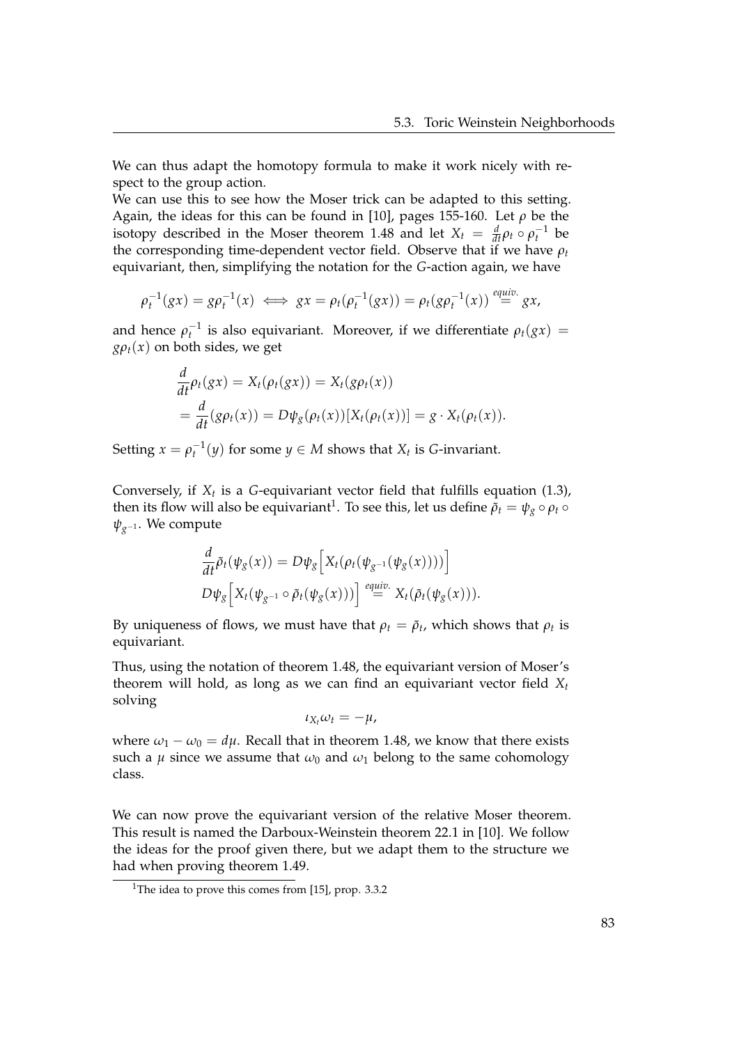We can thus adapt the homotopy formula to make it work nicely with respect to the group action.

We can use this to see how the Moser trick can be adapted to this setting. Again, the ideas for this can be found in [10], pages 155-160. Let $\rho$ be the isotopy described in the Moser theorem 1.48 and let $X_t = \frac{d}{dt}\rho_t \circ \rho_t^{-1}$ be the corresponding time-dependent vector field. Observe that if we have $\rho_t$ equivariant, then, simplifying the notation for the $G$-action again, we have

$$\rho_t^{-1}(gx) = g\rho_t^{-1}(x) \iff gx = \rho_t(\rho_t^{-1}(gx)) = \rho_t(g\rho_t^{-1}(x)) \overset{equiv.}{=} gx,$$

and hence $\rho_t^{-1}$ is also equivariant. Moreover, if we differentiate $\rho_t(gx) = g\rho_t(x)$ on both sides, we get

$$\begin{aligned} &\frac{d}{dt}\rho_t(gx) = X_t(\rho_t(gx)) = X_t(g\rho_t(x)) \\ &= \frac{d}{dt}(g\rho_t(x)) = D\psi_g(\rho_t(x))[X_t(\rho_t(x))] = g \cdot X_t(\rho_t(x)). \end{aligned}$$

Setting $x = \rho_t^{-1}(y)$ for some $y \in M$ shows that $X_t$ is $G$-invariant.

Conversely, if $X_t$ is a $G$-equivariant vector field that fulfills equation (1.3), then its flow will also be equivariant[1]. To see this, let us define $\tilde{\rho}_t = \psi_g \circ \rho_t \circ \psi_{g^{-1}}$. We compute

$$\begin{aligned} &\frac{d}{dt}\tilde{\rho}_t(\psi_g(x)) = D\psi_g\Big[X_t(\rho_t(\psi_{g^{-1}}(\psi_g(x))))\Big] \\ &D\psi_g\Big[X_t(\psi_{g^{-1}} \circ \tilde{\rho}_t(\psi_g(x)))\Big] \overset{equiv.}{=} X_t(\tilde{\rho}_t(\psi_g(x))). \end{aligned}$$

By uniqueness of flows, we must have that $\rho_t = \tilde{\rho}_t$, which shows that $\rho_t$ is equivariant.

Thus, using the notation of theorem 1.48, the equivariant version of Moser's theorem will hold, as long as we can find an equivariant vector field $X_t$ solving

$$\iota_{X_t}\omega_t = -\mu,$$

where $\omega_1 - \omega_0 = d\mu$. Recall that in theorem 1.48, we know that there exists such a $\mu$ since we assume that $\omega_0$ and $\omega_1$ belong to the same cohomology class.

We can now prove the equivariant version of the relative Moser theorem. This result is named the Darboux-Weinstein theorem 22.1 in [10]. We follow the ideas for the proof given there, but we adapt them to the structure we had when proving theorem 1.49.

[1] The idea to prove this comes from [15], prop. 3.3.2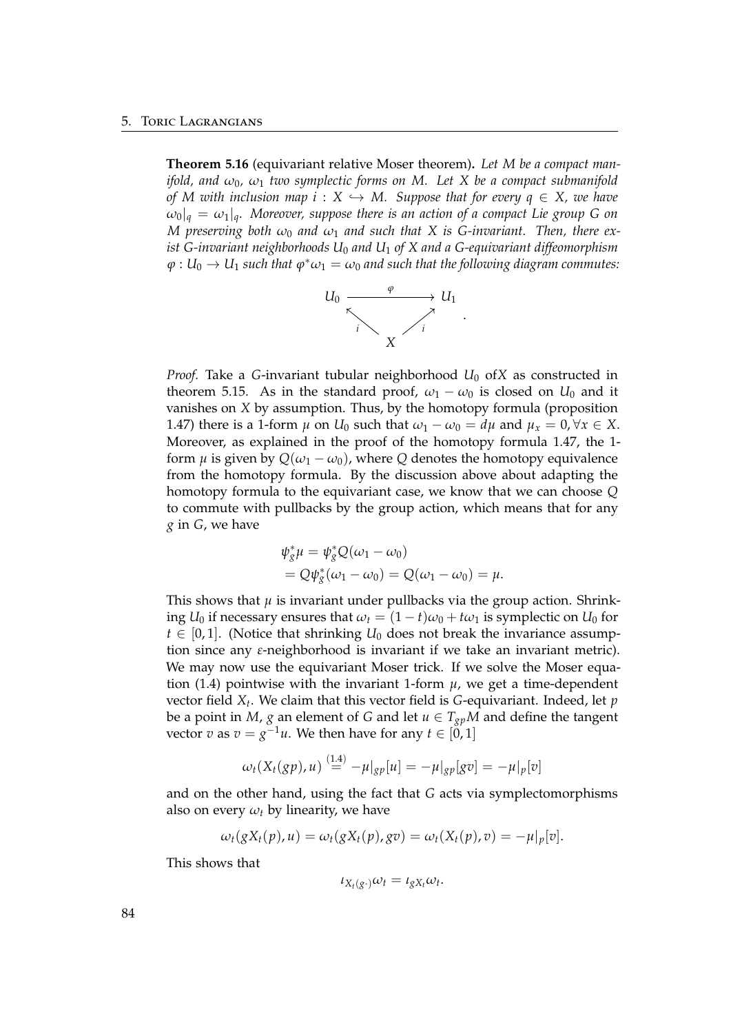**Theorem 5.16** (equivariant relative Moser theorem)**.** *Let $M$ be a compact manifold, and $\omega_0$, $\omega_1$ two symplectic forms on $M$. Let $X$ be a compact submanifold of $M$ with inclusion map $i : X \hookrightarrow M$. Suppose that for every $q \in X$, we have $\omega_0|_q = \omega_1|_q$. Moreover, suppose there is an action of a compact Lie group $G$ on $M$ preserving both $\omega_0$ and $\omega_1$ and such that $X$ is $G$-invariant. Then, there exist $G$-invariant neighborhoods $U_0$ and $U_1$ of $X$ and a $G$-equivariant diffeomorphism $\varphi : U_0 \to U_1$ such that $\varphi^*\omega_1 = \omega_0$ and such that the following diagram commutes:*

$$\begin{array}{ccc} U_0 & \xrightarrow{\quad\varphi\quad} & U_1 \\ & {}_{i}\nwarrow \quad \nearrow_{i} & \\ & X & \end{array}.$$

*Proof.* Take a $G$-invariant tubular neighborhood $U_0$ of$X$ as constructed in theorem 5.15. As in the standard proof, $\omega_1 - \omega_0$ is closed on $U_0$ and it vanishes on $X$ by assumption. Thus, by the homotopy formula (proposition 1.47) there is a 1-form $\mu$ on $U_0$ such that $\omega_1 - \omega_0 = d\mu$ and $\mu_x = 0, \forall x \in X$. Moreover, as explained in the proof of the homotopy formula 1.47, the 1-form $\mu$ is given by $Q(\omega_1 - \omega_0)$, where $Q$ denotes the homotopy equivalence from the homotopy formula. By the discussion above about adapting the homotopy formula to the equivariant case, we know that we can choose $Q$ to commute with pullbacks by the group action, which means that for any $g$ in $G$, we have

$$\begin{aligned} \psi_g^*\mu &= \psi_g^* Q(\omega_1 - \omega_0) \\ &= Q\psi_g^*(\omega_1 - \omega_0) = Q(\omega_1 - \omega_0) = \mu. \end{aligned}$$

This shows that $\mu$ is invariant under pullbacks via the group action. Shrinking $U_0$ if necessary ensures that $\omega_t = (1-t)\omega_0 + t\omega_1$ is symplectic on $U_0$ for $t \in [0,1]$. (Notice that shrinking $U_0$ does not break the invariance assumption since any $\varepsilon$-neighborhood is invariant if we take an invariant metric). We may now use the equivariant Moser trick. If we solve the Moser equation (1.4) pointwise with the invariant 1-form $\mu$, we get a time-dependent vector field $X_t$. We claim that this vector field is $G$-equivariant. Indeed, let $p$ be a point in $M$, $g$ an element of $G$ and let $u \in T_{gp}M$ and define the tangent vector $v$ as $v = g^{-1}u$. We then have for any $t \in [0,1]$

$$\omega_t(X_t(gp), u) \overset{(1.4)}{=} -\mu|_{gp}[u] = -\mu|_{gp}[gv] = -\mu|_p[v]$$

and on the other hand, using the fact that $G$ acts via symplectomorphisms also on every $\omega_t$ by linearity, we have

$$\omega_t(gX_t(p), u) = \omega_t(gX_t(p), gv) = \omega_t(X_t(p), v) = -\mu|_p[v].$$

This shows that

$$\iota_{X_t(g\cdot)}\omega_t = \iota_{gX_t}\omega_t.$$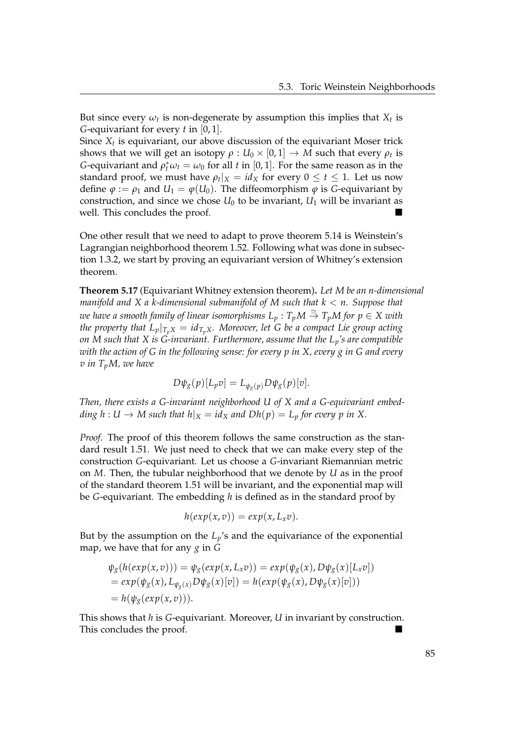But since every $\omega_t$ is non-degenerate by assumption this implies that $X_t$ is $G$-equivariant for every $t$ in $[0,1]$.
Since $X_t$ is equivariant, our above discussion of the equivariant Moser trick shows that we will get an isotopy $\rho : U_0 \times [0,1] \to M$ such that every $\rho_t$ is $G$-equivariant and $\rho_t^* \omega_t = \omega_0$ for all $t$ in $[0,1]$. For the same reason as in the standard proof, we must have $\rho_t|_X = id_X$ for every $0 \leq t \leq 1$. Let us now define $\varphi := \rho_1$ and $U_1 = \varphi(U_0)$. The diffeomorphism $\varphi$ is $G$-equivariant by construction, and since we chose $U_0$ to be invariant, $U_1$ will be invariant as well. This concludes the proof. ■

One other result that we need to adapt to prove theorem 5.14 is Weinstein's Lagrangian neighborhood theorem 1.52. Following what was done in subsection 1.3.2, we start by proving an equivariant version of Whitney's extension theorem.

**Theorem 5.17** (Equivariant Whitney extension theorem)**.** *Let $M$ be an $n$-dimensional manifold and $X$ a $k$-dimensional submanifold of $M$ such that $k < n$. Suppose that we have a smooth family of linear isomorphisms $L_p : T_pM \overset{\simeq}{\to} T_pM$ for $p \in X$ with the property that $L_p|_{T_pX} = id_{T_pX}$. Moreover, let $G$ be a compact Lie group acting on $M$ such that $X$ is $G$-invariant. Furthermore, assume that the $L_p$'s are compatible with the action of $G$ in the following sense: for every $p$ in $X$, every $g$ in $G$ and every $v$ in $T_pM$, we have*

$$D\psi_g(p)[L_p v] = L_{\psi_g(p)} D\psi_g(p)[v].$$

*Then, there exists a $G$-invariant neighborhood $U$ of $X$ and a $G$-equivariant embedding $h : U \to M$ such that $h|_X = id_X$ and $Dh(p) = L_p$ for every $p$ in $X$.*

*Proof.* The proof of this theorem follows the same construction as the standard result 1.51. We just need to check that we can make every step of the construction $G$-equivariant. Let us choose a $G$-invariant Riemannian metric on $M$. Then, the tubular neighborhood that we denote by $U$ as in the proof of the standard theorem 1.51 will be invariant, and the exponential map will be $G$-equivariant. The embedding $h$ is defined as in the standard proof by

$$h(exp(x,v)) = exp(x, L_x v).$$

But by the assumption on the $L_p$'s and the equivariance of the exponential map, we have that for any $g$ in $G$

$$\begin{aligned}
&\psi_g(h(exp(x,v))) = \psi_g(exp(x, L_x v)) = exp(\psi_g(x), D\psi_g(x)[L_x v]) \\
&= exp(\psi_g(x), L_{\psi_g(x)} D\psi_g(x)[v]) = h(exp(\psi_g(x), D\psi_g(x)[v])) \\
&= h(\psi_g(exp(x,v))).
\end{aligned}$$

This shows that $h$ is $G$-equivariant. Moreover, $U$ in invariant by construction. This concludes the proof. ■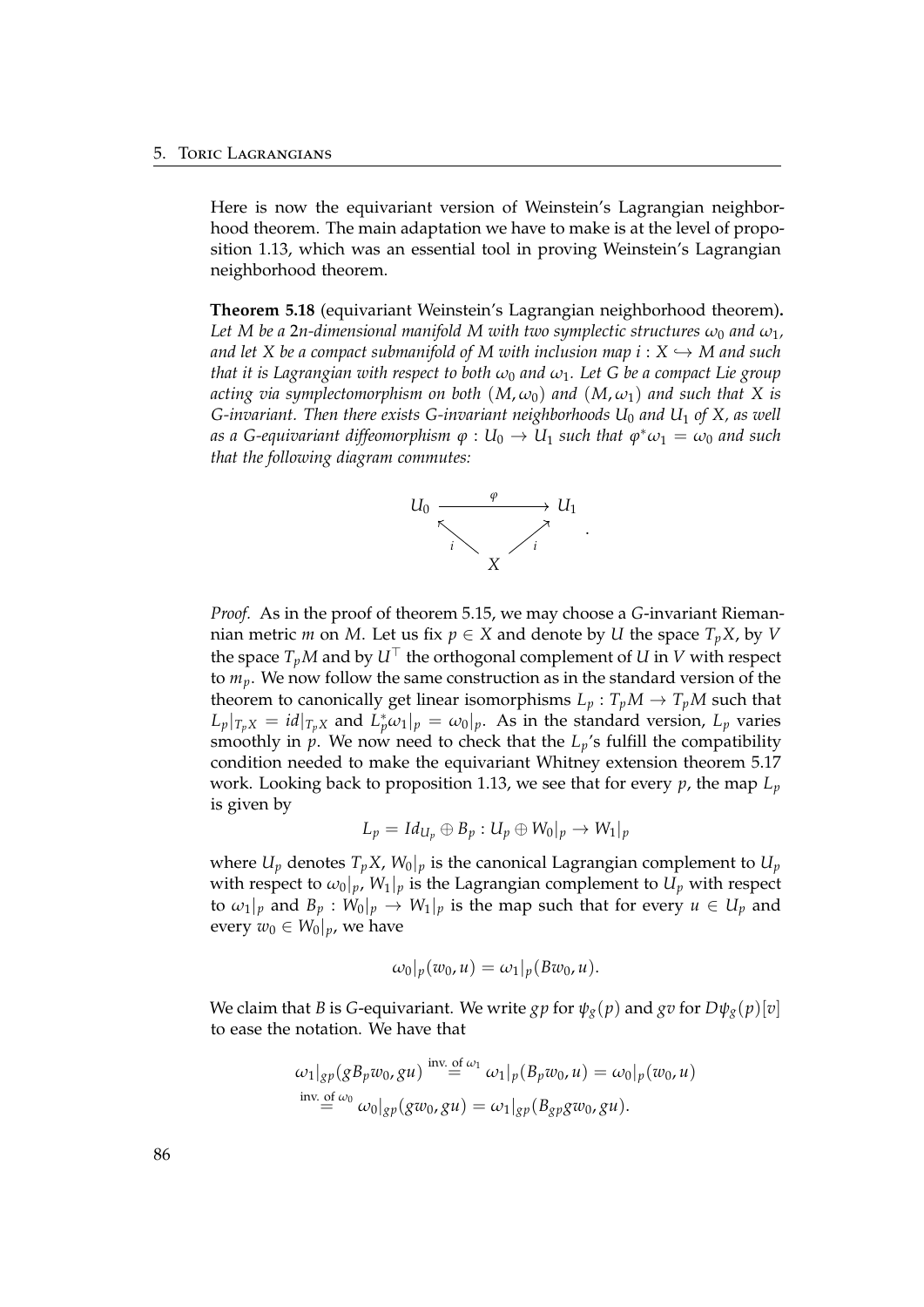Here is now the equivariant version of Weinstein's Lagrangian neighborhood theorem. The main adaptation we have to make is at the level of proposition 1.13, which was an essential tool in proving Weinstein's Lagrangian neighborhood theorem.

**Theorem 5.18** (equivariant Weinstein's Lagrangian neighborhood theorem)**.** *Let $M$ be a $2n$-dimensional manifold $M$ with two symplectic structures $\omega_0$ and $\omega_1$, and let $X$ be a compact submanifold of $M$ with inclusion map $i : X \hookrightarrow M$ and such that it is Lagrangian with respect to both $\omega_0$ and $\omega_1$. Let $G$ be a compact Lie group acting via symplectomorphism on both $(M, \omega_0)$ and $(M, \omega_1)$ and such that $X$ is $G$-invariant. Then there exists $G$-invariant neighborhoods $U_0$ and $U_1$ of $X$, as well as a $G$-equivariant diffeomorphism $\varphi : U_0 \to U_1$ such that $\varphi^*\omega_1 = \omega_0$ and such that the following diagram commutes:*

$$
\begin{array}{ccc}
U_0 & \xrightarrow{\quad\varphi\quad} & U_1 \\
{\scriptstyle i}\nwarrow & & \nearrow{\scriptstyle i} \\
& X &
\end{array}
.
$$

*Proof.* As in the proof of theorem 5.15, we may choose a $G$-invariant Riemannian metric $m$ on $M$. Let us fix $p \in X$ and denote by $U$ the space $T_pX$, by $V$ the space $T_pM$ and by $U^\top$ the orthogonal complement of $U$ in $V$ with respect to $m_p$. We now follow the same construction as in the standard version of the theorem to canonically get linear isomorphisms $L_p : T_pM \to T_pM$ such that $L_p|_{T_pX} = id|_{T_pX}$ and $L_p^*\omega_1|_p = \omega_0|_p$. As in the standard version, $L_p$ varies smoothly in $p$. We now need to check that the $L_p$'s fulfill the compatibility condition needed to make the equivariant Whitney extension theorem 5.17 work. Looking back to proposition 1.13, we see that for every $p$, the map $L_p$ is given by

$$L_p = Id_{U_p} \oplus B_p : U_p \oplus W_0|_p \to W_1|_p$$

where $U_p$ denotes $T_pX$, $W_0|_p$ is the canonical Lagrangian complement to $U_p$ with respect to $\omega_0|_p$, $W_1|_p$ is the Lagrangian complement to $U_p$ with respect to $\omega_1|_p$ and $B_p : W_0|_p \to W_1|_p$ is the map such that for every $u \in U_p$ and every $w_0 \in W_0|_p$, we have

$$\omega_0|_p(w_0, u) = \omega_1|_p(Bw_0, u).$$

We claim that $B$ is $G$-equivariant. We write $gp$ for $\psi_g(p)$ and $gv$ for $D\psi_g(p)[v]$ to ease the notation. We have that

$$
\begin{aligned}
\omega_1|_{gp}(gB_pw_0, gu) &\overset{\text{inv. of } \omega_1}{=} \omega_1|_p(B_pw_0, u) = \omega_0|_p(w_0, u) \\
&\overset{\text{inv. of } \omega_0}{=} \omega_0|_{gp}(gw_0, gu) = \omega_1|_{gp}(B_{gp}gw_0, gu).
\end{aligned}
$$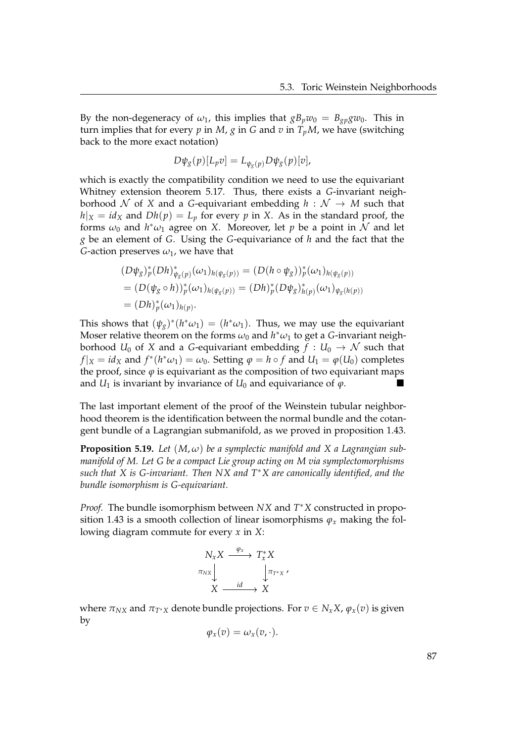By the non-degeneracy of $\omega_1$, this implies that $gB_p w_0 = B_{gp} g w_0$. This in turn implies that for every $p$ in $M$, $g$ in $G$ and $v$ in $T_p M$, we have (switching back to the more exact notation)

$$D\psi_g(p)[L_p v] = L_{\psi_g(p)} D\psi_g(p)[v],$$

which is exactly the compatibility condition we need to use the equivariant Whitney extension theorem 5.17. Thus, there exists a $G$-invariant neighborhood $\mathcal{N}$ of $X$ and a $G$-equivariant embedding $h : \mathcal{N} \to M$ such that $h|_X = id_X$ and $Dh(p) = L_p$ for every $p$ in $X$. As in the standard proof, the forms $\omega_0$ and $h^*\omega_1$ agree on $X$. Moreover, let $p$ be a point in $\mathcal{N}$ and let $g$ be an element of $G$. Using the $G$-equivariance of $h$ and the fact that the $G$-action preserves $\omega_1$, we have that

$$\begin{aligned}
&(D\psi_g)_p^*(Dh)_{\psi_g(p)}^*(\omega_1)_{h(\psi_g(p))} = (D(h \circ \psi_g))_p^*(\omega_1)_{h(\psi_g(p))} \\
&= (D(\psi_g \circ h))_p^*(\omega_1)_{h(\psi_g(p))} = (Dh)_p^*(D\psi_g)_{h(p)}^*(\omega_1)_{\psi_g(h(p))} \\
&= (Dh)_p^*(\omega_1)_{h(p)}.
\end{aligned}$$

This shows that $(\psi_g)^*(h^*\omega_1) = (h^*\omega_1)$. Thus, we may use the equivariant Moser relative theorem on the forms $\omega_0$ and $h^*\omega_1$ to get a $G$-invariant neighborhood $U_0$ of $X$ and a $G$-equivariant embedding $f : U_0 \to \mathcal{N}$ such that $f|_X = id_X$ and $f^*(h^*\omega_1) = \omega_0$. Setting $\varphi = h \circ f$ and $U_1 = \varphi(U_0)$ completes the proof, since $\varphi$ is equivariant as the composition of two equivariant maps and $U_1$ is invariant by invariance of $U_0$ and equivariance of $\varphi$. ∎

The last important element of the proof of the Weinstein tubular neighborhood theorem is the identification between the normal bundle and the cotangent bundle of a Lagrangian submanifold, as we proved in proposition 1.43.

**Proposition 5.19.** *Let $(M, \omega)$ be a symplectic manifold and $X$ a Lagrangian submanifold of $M$. Let $G$ be a compact Lie group acting on $M$ via symplectomorphisms such that $X$ is $G$-invariant. Then $NX$ and $T^*X$ are canonically identified, and the bundle isomorphism is $G$-equivariant.*

*Proof.* The bundle isomorphism between $NX$ and $T^*X$ constructed in proposition 1.43 is a smooth collection of linear isomorphisms $\varphi_x$ making the following diagram commute for every $x$ in $X$:

$$\begin{array}{ccc}
N_x X & \xrightarrow{\varphi_x} & T_x^* X \\
\pi_{NX} \downarrow & & \downarrow \pi_{T^*X} \\
X & \xrightarrow{id} & X
\end{array},$$

where $\pi_{NX}$ and $\pi_{T^*X}$ denote bundle projections. For $v \in N_x X$, $\varphi_x(v)$ is given by

$$\varphi_x(v) = \omega_x(v, \cdot).$$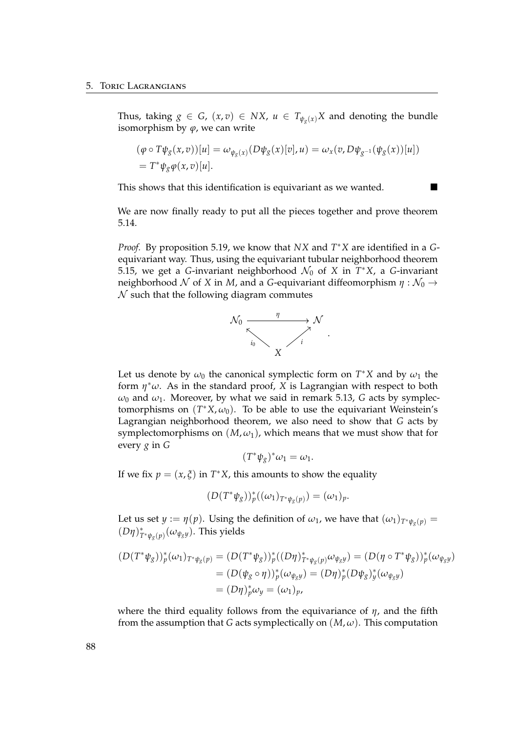Thus, taking $g \in G$, $(x, v) \in NX$, $u \in T_{\psi_g(x)}X$ and denoting the bundle isomorphism by $\varphi$, we can write

$$
\begin{aligned}
(\varphi \circ T\psi_g(x, v))[u] &= \omega_{\psi_g(x)}(D\psi_g(x)[v], u) = \omega_x(v, D\psi_{g^{-1}}(\psi_g(x))[u]) \\
&= T^*\psi_g \varphi(x, v)[u].
\end{aligned}
$$

This shows that this identification is equivariant as we wanted. ■

We are now finally ready to put all the pieces together and prove theorem 5.14.

*Proof.* By proposition 5.19, we know that $NX$ and $T^*X$ are identified in a $G$-equivariant way. Thus, using the equivariant tubular neighborhood theorem 5.15, we get a $G$-invariant neighborhood $\mathcal{N}_0$ of $X$ in $T^*X$, a $G$-invariant neighborhood $\mathcal{N}$ of $X$ in $M$, and a $G$-equivariant diffeomorphism $\eta : \mathcal{N}_0 \to \mathcal{N}$ such that the following diagram commutes

$$
\begin{array}{ccc}
\mathcal{N}_0 & \xrightarrow{\eta} & \mathcal{N} \\
{\scriptstyle i_0} \nwarrow & & \nearrow {\scriptstyle i} \\
& X &
\end{array}.
$$

Let us denote by $\omega_0$ the canonical symplectic form on $T^*X$ and by $\omega_1$ the form $\eta^*\omega$. As in the standard proof, $X$ is Lagrangian with respect to both $\omega_0$ and $\omega_1$. Moreover, by what we said in remark 5.13, $G$ acts by symplectomorphisms on $(T^*X, \omega_0)$. To be able to use the equivariant Weinstein's Lagrangian neighborhood theorem, we also need to show that $G$ acts by symplectomorphisms on $(M, \omega_1)$, which means that we must show that for every $g$ in $G$

$$
(T^*\psi_g)^*\omega_1 = \omega_1.
$$

If we fix $p = (x, \xi)$ in $T^*X$, this amounts to show the equality

$$
(D(T^*\psi_g))_p^*((\omega_1)_{T^*\psi_g(p)}) = (\omega_1)_p.
$$

Let us set $y := \eta(p)$. Using the definition of $\omega_1$, we have that $(\omega_1)_{T^*\psi_g(p)} = (D\eta)^*_{T^*\psi_g(p)}(\omega_{\psi_g y})$. This yields

$$
\begin{aligned}
(D(T^*\psi_g))_p^*(\omega_1)_{T^*\psi_g(p)} &= (D(T^*\psi_g))_p^*((D\eta)^*_{T^*\psi_g(p)}\omega_{\psi_g y}) = (D(\eta \circ T^*\psi_g))_p^*(\omega_{\psi_g y}) \\
&= (D(\psi_g \circ \eta))_p^*(\omega_{\psi_g y}) = (D\eta)_p^*(D\psi_g)_y^*(\omega_{\psi_g y}) \\
&= (D\eta)_p^*\omega_y = (\omega_1)_p,
\end{aligned}
$$

where the third equality follows from the equivariance of $\eta$, and the fifth from the assumption that $G$ acts symplectically on $(M, \omega)$. This computation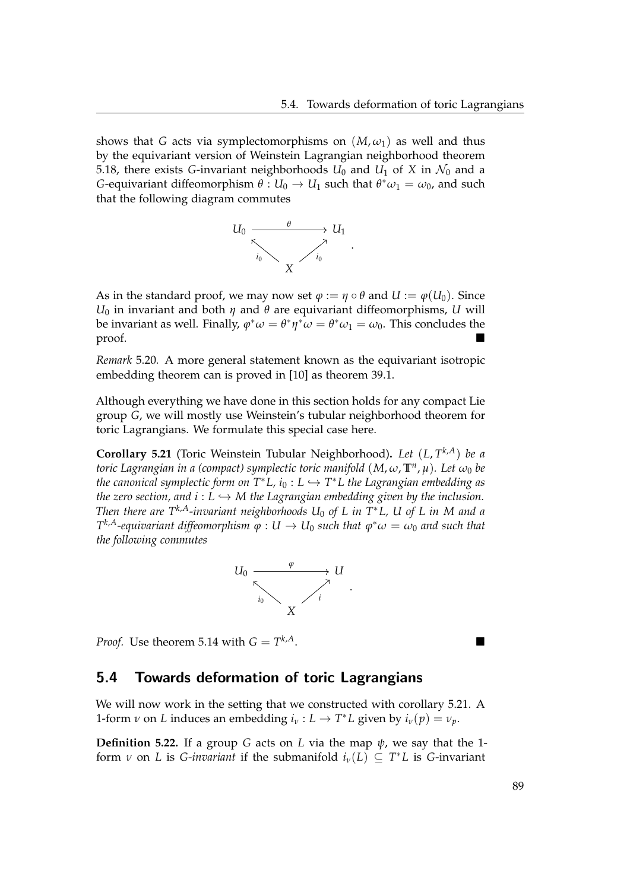shows that $G$ acts via symplectomorphisms on $(M, \omega_1)$ as well and thus by the equivariant version of Weinstein Lagrangian neighborhood theorem 5.18, there exists $G$-invariant neighborhoods $U_0$ and $U_1$ of $X$ in $\mathcal{N}_0$ and a $G$-equivariant diffeomorphism $\theta : U_0 \to U_1$ such that $\theta^*\omega_1 = \omega_0$, and such that the following diagram commutes

$$\begin{array}{ccc} U_0 & \xrightarrow{\theta} & U_1 \\ & {}_{i_0}\nwarrow \quad \nearrow_{i_0} & \\ & X & \end{array}.$$

As in the standard proof, we may now set $\varphi := \eta \circ \theta$ and $U := \varphi(U_0)$. Since $U_0$ in invariant and both $\eta$ and $\theta$ are equivariant diffeomorphisms, $U$ will be invariant as well. Finally, $\varphi^*\omega = \theta^*\eta^*\omega = \theta^*\omega_1 = \omega_0$. This concludes the proof. ∎

*Remark* 5.20. A more general statement known as the equivariant isotropic embedding theorem can is proved in [10] as theorem 39.1.

Although everything we have done in this section holds for any compact Lie group $G$, we will mostly use Weinstein's tubular neighborhood theorem for toric Lagrangians. We formulate this special case here.

**Corollary 5.21** (Toric Weinstein Tubular Neighborhood)**.** *Let $(L, T^{k,A})$ be a toric Lagrangian in a (compact) symplectic toric manifold $(M, \omega, \mathbb{T}^n, \mu)$. Let $\omega_0$ be the canonical symplectic form on $T^*L$, $i_0 : L \hookrightarrow T^*L$ the Lagrangian embedding as the zero section, and $i : L \hookrightarrow M$ the Lagrangian embedding given by the inclusion. Then there are $T^{k,A}$-invariant neighborhoods $U_0$ of $L$ in $T^*L$, $U$ of $L$ in $M$ and a $T^{k,A}$-equivariant diffeomorphism $\varphi : U \to U_0$ such that $\varphi^*\omega = \omega_0$ and such that the following commutes*

$$\begin{array}{ccc} U_0 & \xrightarrow{\varphi} & U \\ & {}_{i_0}\nwarrow \quad \nearrow_{i} & \\ & X & \end{array}.$$

*Proof.* Use theorem 5.14 with $G = T^{k,A}$. ∎

## 5.4 Towards deformation of toric Lagrangians

We will now work in the setting that we constructed with corollary 5.21. A 1-form $\nu$ on $L$ induces an embedding $i_\nu : L \to T^*L$ given by $i_\nu(p) = \nu_p$.

**Definition 5.22.** If a group $G$ acts on $L$ via the map $\psi$, we say that the 1-form $\nu$ on $L$ is *$G$-invariant* if the submanifold $i_\nu(L) \subseteq T^*L$ is $G$-invariant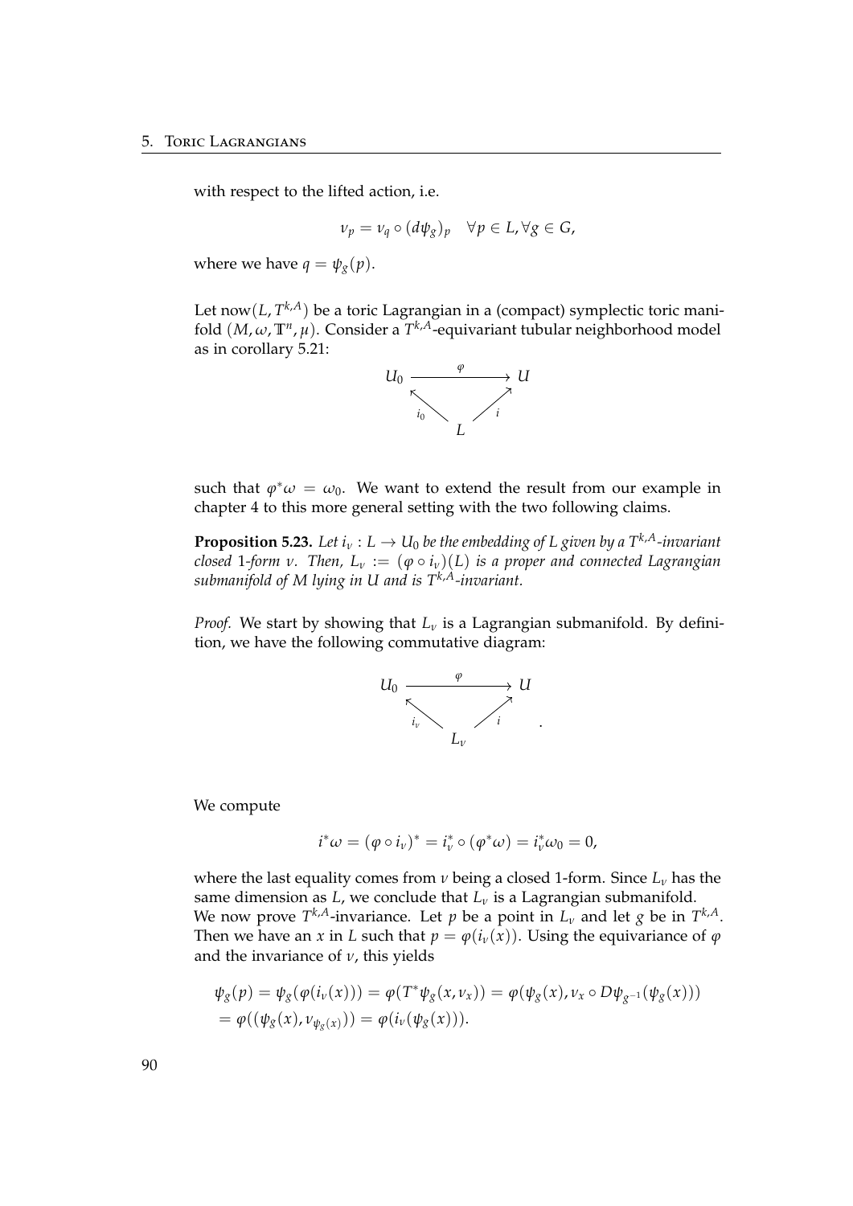with respect to the lifted action, i.e.

$$\nu_p = \nu_q \circ (d\psi_g)_p \quad \forall p \in L, \forall g \in G,$$

where we have $q = \psi_g(p)$.

Let now$(L, T^{k,A})$ be a toric Lagrangian in a (compact) symplectic toric manifold $(M, \omega, \mathbb{T}^n, \mu)$. Consider a $T^{k,A}$-equivariant tubular neighborhood model as in corollary 5.21:

$$\begin{array}{ccc} U_0 & \xrightarrow{\varphi} & U \\ & \nwarrow_{i_0} \quad \nearrow_{i} & \\ & L & \end{array}$$

such that $\varphi^*\omega = \omega_0$. We want to extend the result from our example in chapter 4 to this more general setting with the two following claims.

**Proposition 5.23.** *Let $i_\nu : L \to U_0$ be the embedding of $L$ given by a $T^{k,A}$-invariant closed 1-form $\nu$. Then, $L_\nu := (\varphi \circ i_\nu)(L)$ is a proper and connected Lagrangian submanifold of $M$ lying in $U$ and is $T^{k,A}$-invariant.*

*Proof.* We start by showing that $L_\nu$ is a Lagrangian submanifold. By definition, we have the following commutative diagram:

$$\begin{array}{ccc} U_0 & \xrightarrow{\varphi} & U \\ & \nwarrow_{i_\nu} \quad \nearrow_{i} & \\ & L_\nu & \end{array} .$$

We compute

$$i^*\omega = (\varphi \circ i_\nu)^* = i_\nu^* \circ (\varphi^*\omega) = i_\nu^*\omega_0 = 0,$$

where the last equality comes from $\nu$ being a closed 1-form. Since $L_\nu$ has the same dimension as $L$, we conclude that $L_\nu$ is a Lagrangian submanifold.
We now prove $T^{k,A}$-invariance. Let $p$ be a point in $L_\nu$ and let $g$ be in $T^{k,A}$. Then we have an $x$ in $L$ such that $p = \varphi(i_\nu(x))$. Using the equivariance of $\varphi$ and the invariance of $\nu$, this yields

$$\begin{aligned} &\psi_g(p) = \psi_g(\varphi(i_\nu(x))) = \varphi(T^*\psi_g(x, \nu_x)) = \varphi(\psi_g(x), \nu_x \circ D\psi_{g^{-1}}(\psi_g(x))) \\ &= \varphi((\psi_g(x), \nu_{\psi_g(x)})) = \varphi(i_\nu(\psi_g(x))). \end{aligned}$$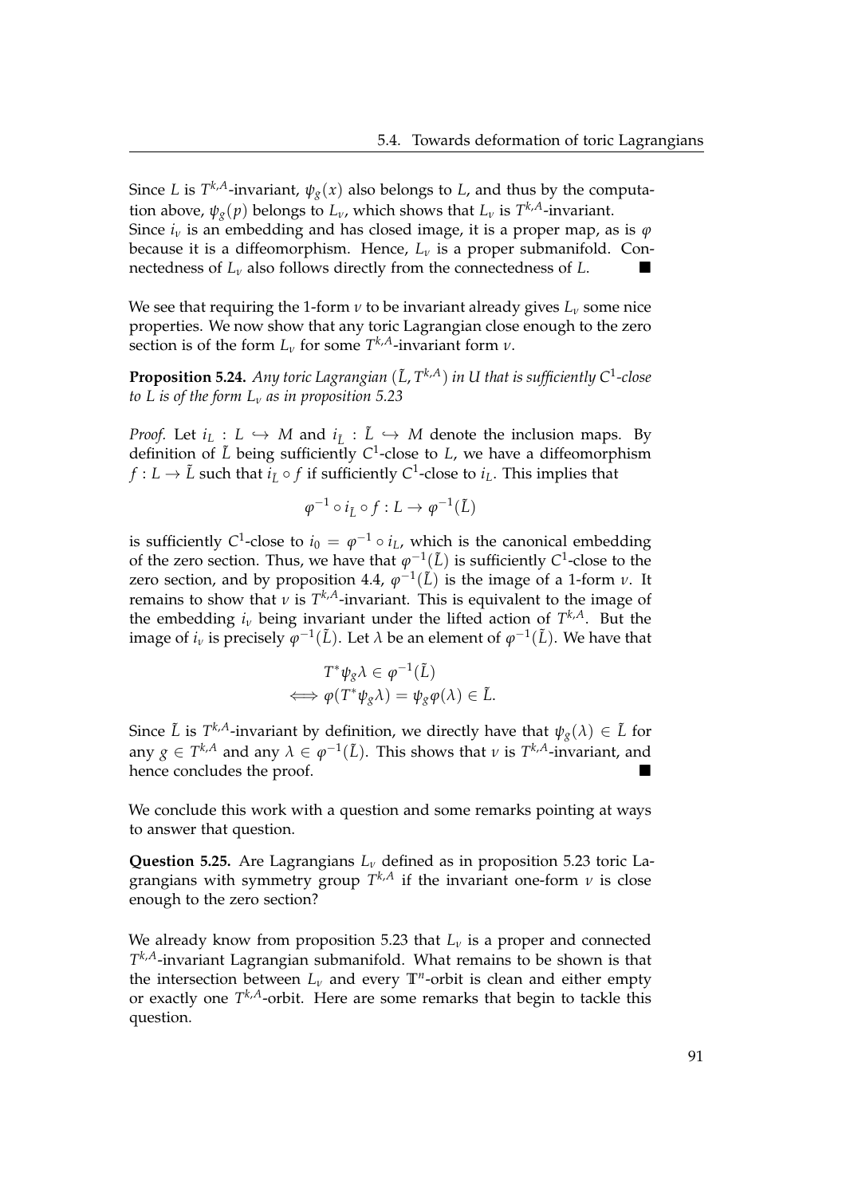Since $L$ is $T^{k,A}$-invariant, $\psi_g(x)$ also belongs to $L$, and thus by the computation above, $\psi_g(p)$ belongs to $L_\nu$, which shows that $L_\nu$ is $T^{k,A}$-invariant.
Since $i_\nu$ is an embedding and has closed image, it is a proper map, as is $\varphi$ because it is a diffeomorphism. Hence, $L_\nu$ is a proper submanifold. Connectedness of $L_\nu$ also follows directly from the connectedness of $L$. ■

We see that requiring the 1-form $\nu$ to be invariant already gives $L_\nu$ some nice properties. We now show that any toric Lagrangian close enough to the zero section is of the form $L_\nu$ for some $T^{k,A}$-invariant form $\nu$.

**Proposition 5.24.** *Any toric Lagrangian $(\tilde{L}, T^{k,A})$ in $U$ that is sufficiently $C^1$-close to $L$ is of the form $L_\nu$ as in proposition 5.23*

*Proof.* Let $i_L : L \hookrightarrow M$ and $i_{\tilde{L}} : \tilde{L} \hookrightarrow M$ denote the inclusion maps. By definition of $\tilde{L}$ being sufficiently $C^1$-close to $L$, we have a diffeomorphism $f : L \to \tilde{L}$ such that $i_{\tilde{L}} \circ f$ if sufficiently $C^1$-close to $i_L$. This implies that

$$\varphi^{-1} \circ i_{\tilde{L}} \circ f : L \to \varphi^{-1}(\tilde{L})$$

is sufficiently $C^1$-close to $i_0 = \varphi^{-1} \circ i_L$, which is the canonical embedding of the zero section. Thus, we have that $\varphi^{-1}(\tilde{L})$ is sufficiently $C^1$-close to the zero section, and by proposition 4.4, $\varphi^{-1}(\tilde{L})$ is the image of a 1-form $\nu$. It remains to show that $\nu$ is $T^{k,A}$-invariant. This is equivalent to the image of the embedding $i_\nu$ being invariant under the lifted action of $T^{k,A}$. But the image of $i_\nu$ is precisely $\varphi^{-1}(\tilde{L})$. Let $\lambda$ be an element of $\varphi^{-1}(\tilde{L})$. We have that

$$\begin{aligned} &T^*\psi_g \lambda \in \varphi^{-1}(\tilde{L}) \\ \iff &\varphi(T^*\psi_g \lambda) = \psi_g \varphi(\lambda) \in \tilde{L}. \end{aligned}$$

Since $\tilde{L}$ is $T^{k,A}$-invariant by definition, we directly have that $\psi_g(\lambda) \in \tilde{L}$ for any $g \in T^{k,A}$ and any $\lambda \in \varphi^{-1}(\tilde{L})$. This shows that $\nu$ is $T^{k,A}$-invariant, and hence concludes the proof. ■

We conclude this work with a question and some remarks pointing at ways to answer that question.

**Question 5.25.** Are Lagrangians $L_\nu$ defined as in proposition 5.23 toric Lagrangians with symmetry group $T^{k,A}$ if the invariant one-form $\nu$ is close enough to the zero section?

We already know from proposition 5.23 that $L_\nu$ is a proper and connected $T^{k,A}$-invariant Lagrangian submanifold. What remains to be shown is that the intersection between $L_\nu$ and every $\mathbb{T}^n$-orbit is clean and either empty or exactly one $T^{k,A}$-orbit. Here are some remarks that begin to tackle this question.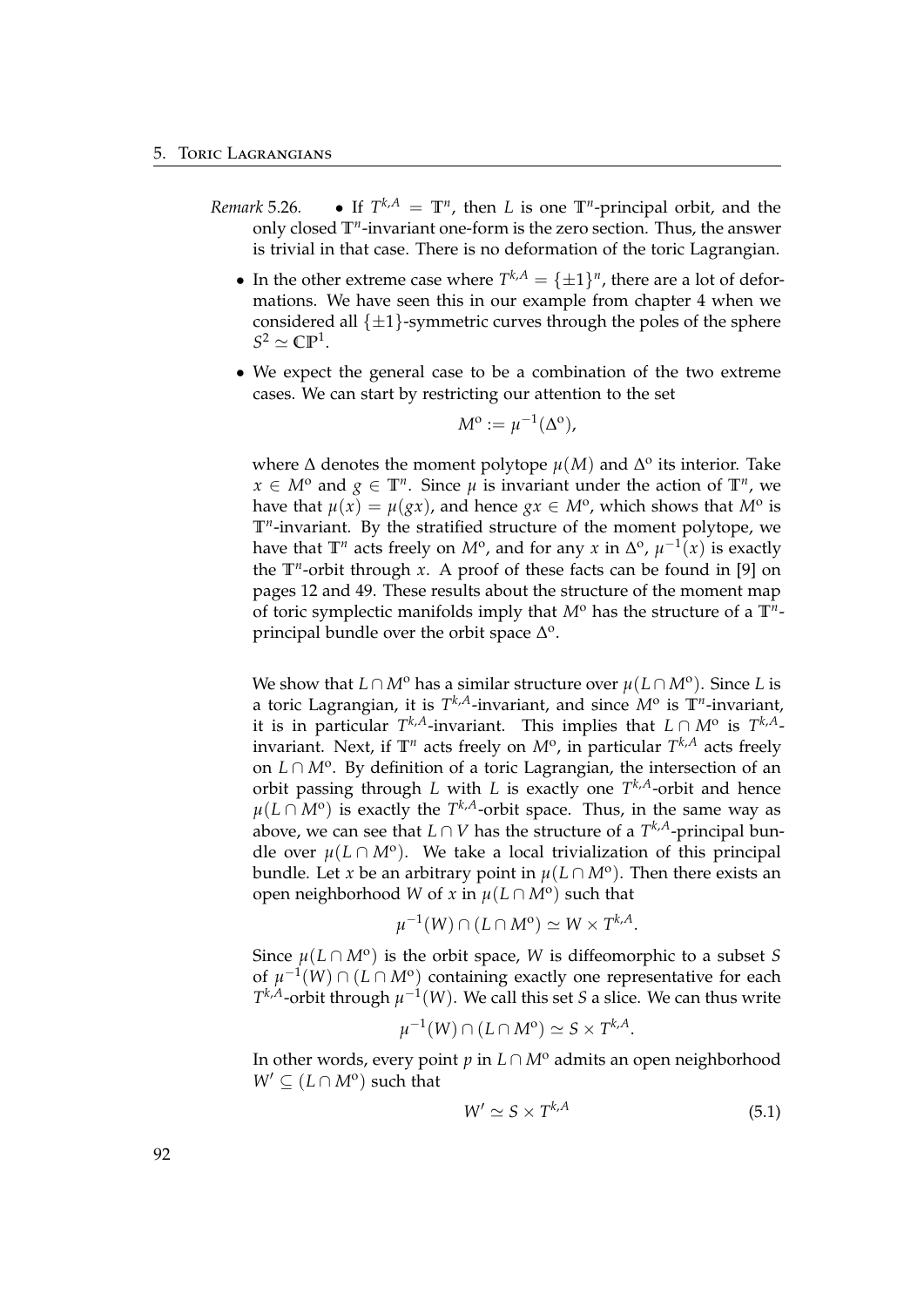*Remark* 5.26.

- If $T^{k,A} = \mathbb{T}^n$, then $L$ is one $\mathbb{T}^n$-principal orbit, and the only closed $\mathbb{T}^n$-invariant one-form is the zero section. Thus, the answer is trivial in that case. There is no deformation of the toric Lagrangian.
- In the other extreme case where $T^{k,A} = \{\pm 1\}^n$, there are a lot of deformations. We have seen this in our example from chapter 4 when we considered all $\{\pm 1\}$-symmetric curves through the poles of the sphere $S^2 \simeq \mathbb{CP}^1$.
- We expect the general case to be a combination of the two extreme cases. We can start by restricting our attention to the set

  $$M^{\mathrm{o}} := \mu^{-1}(\Delta^{\mathrm{o}}),$$

  where $\Delta$ denotes the moment polytope $\mu(M)$ and $\Delta^{\mathrm{o}}$ its interior. Take $x \in M^{\mathrm{o}}$ and $g \in \mathbb{T}^n$. Since $\mu$ is invariant under the action of $\mathbb{T}^n$, we have that $\mu(x) = \mu(gx)$, and hence $gx \in M^{\mathrm{o}}$, which shows that $M^{\mathrm{o}}$ is $\mathbb{T}^n$-invariant. By the stratified structure of the moment polytope, we have that $\mathbb{T}^n$ acts freely on $M^{\mathrm{o}}$, and for any $x$ in $\Delta^{\mathrm{o}}$, $\mu^{-1}(x)$ is exactly the $\mathbb{T}^n$-orbit through $x$. A proof of these facts can be found in [9] on pages 12 and 49. These results about the structure of the moment map of toric symplectic manifolds imply that $M^{\mathrm{o}}$ has the structure of a $\mathbb{T}^n$-principal bundle over the orbit space $\Delta^{\mathrm{o}}$.

  We show that $L \cap M^{\mathrm{o}}$ has a similar structure over $\mu(L \cap M^{\mathrm{o}})$. Since $L$ is a toric Lagrangian, it is $T^{k,A}$-invariant, and since $M^{\mathrm{o}}$ is $\mathbb{T}^n$-invariant, it is in particular $T^{k,A}$-invariant. This implies that $L \cap M^{\mathrm{o}}$ is $T^{k,A}$-invariant. Next, if $\mathbb{T}^n$ acts freely on $M^{\mathrm{o}}$, in particular $T^{k,A}$ acts freely on $L \cap M^{\mathrm{o}}$. By definition of a toric Lagrangian, the intersection of an orbit passing through $L$ with $L$ is exactly one $T^{k,A}$-orbit and hence $\mu(L \cap M^{\mathrm{o}})$ is exactly the $T^{k,A}$-orbit space. Thus, in the same way as above, we can see that $L \cap V$ has the structure of a $T^{k,A}$-principal bundle over $\mu(L \cap M^{\mathrm{o}})$. We take a local trivialization of this principal bundle. Let $x$ be an arbitrary point in $\mu(L \cap M^{\mathrm{o}})$. Then there exists an open neighborhood $W$ of $x$ in $\mu(L \cap M^{\mathrm{o}})$ such that

  $$\mu^{-1}(W) \cap (L \cap M^{\mathrm{o}}) \simeq W \times T^{k,A}.$$

  Since $\mu(L \cap M^{\mathrm{o}})$ is the orbit space, $W$ is diffeomorphic to a subset $S$ of $\mu^{-1}(W) \cap (L \cap M^{\mathrm{o}})$ containing exactly one representative for each $T^{k,A}$-orbit through $\mu^{-1}(W)$. We call this set $S$ a slice. We can thus write

  $$\mu^{-1}(W) \cap (L \cap M^{\mathrm{o}}) \simeq S \times T^{k,A}.$$

  In other words, every point $p$ in $L \cap M^{\mathrm{o}}$ admits an open neighborhood $W' \subseteq (L \cap M^{\mathrm{o}})$ such that

  $$W' \simeq S \times T^{k,A} \tag{5.1}$$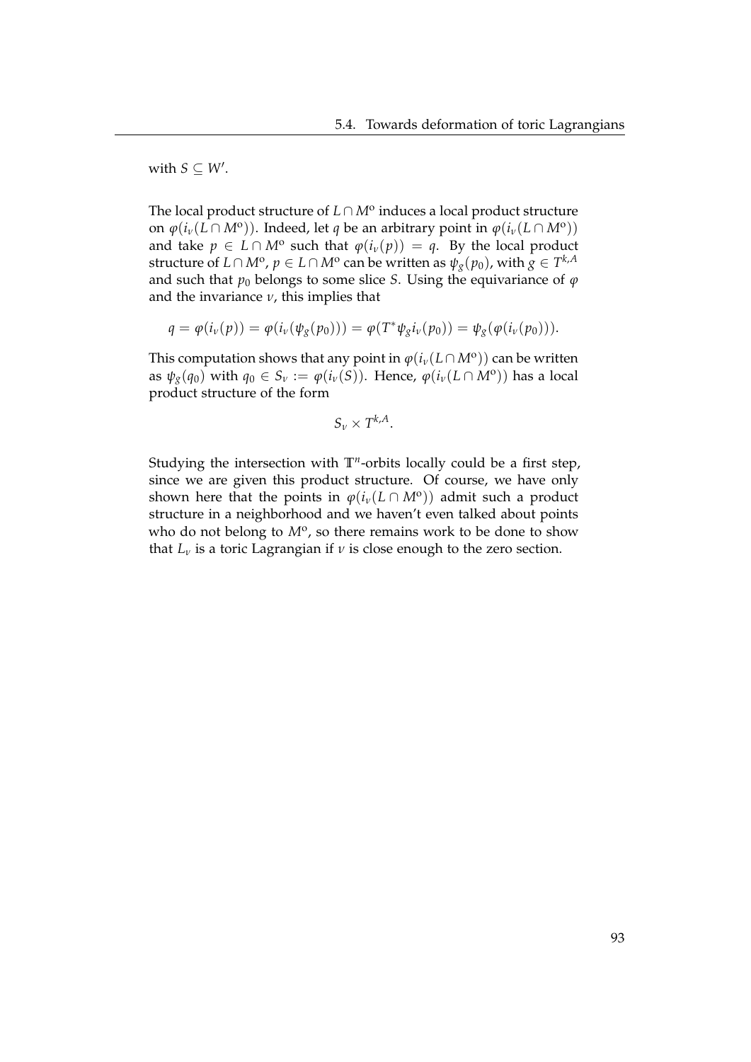with $S \subseteq W'$.

The local product structure of $L \cap M^o$ induces a local product structure on $\varphi(i_\nu(L \cap M^o))$. Indeed, let $q$ be an arbitrary point in $\varphi(i_\nu(L \cap M^o))$ and take $p \in L \cap M^o$ such that $\varphi(i_\nu(p)) = q$. By the local product structure of $L \cap M^o$, $p \in L \cap M^o$ can be written as $\psi_g(p_0)$, with $g \in T^{k,A}$ and such that $p_0$ belongs to some slice $S$. Using the equivariance of $\varphi$ and the invariance $\nu$, this implies that

$$q = \varphi(i_\nu(p)) = \varphi(i_\nu(\psi_g(p_0))) = \varphi(T^*\psi_g i_\nu(p_0)) = \psi_g(\varphi(i_\nu(p_0))).$$

This computation shows that any point in $\varphi(i_\nu(L \cap M^o))$ can be written as $\psi_g(q_0)$ with $q_0 \in S_\nu := \varphi(i_\nu(S))$. Hence, $\varphi(i_\nu(L \cap M^o))$ has a local product structure of the form

$$S_\nu \times T^{k,A}.$$

Studying the intersection with $\mathbb{T}^n$-orbits locally could be a first step, since we are given this product structure. Of course, we have only shown here that the points in $\varphi(i_\nu(L \cap M^o))$ admit such a product structure in a neighborhood and we haven't even talked about points who do not belong to $M^o$, so there remains work to be done to show that $L_\nu$ is a toric Lagrangian if $\nu$ is close enough to the zero section.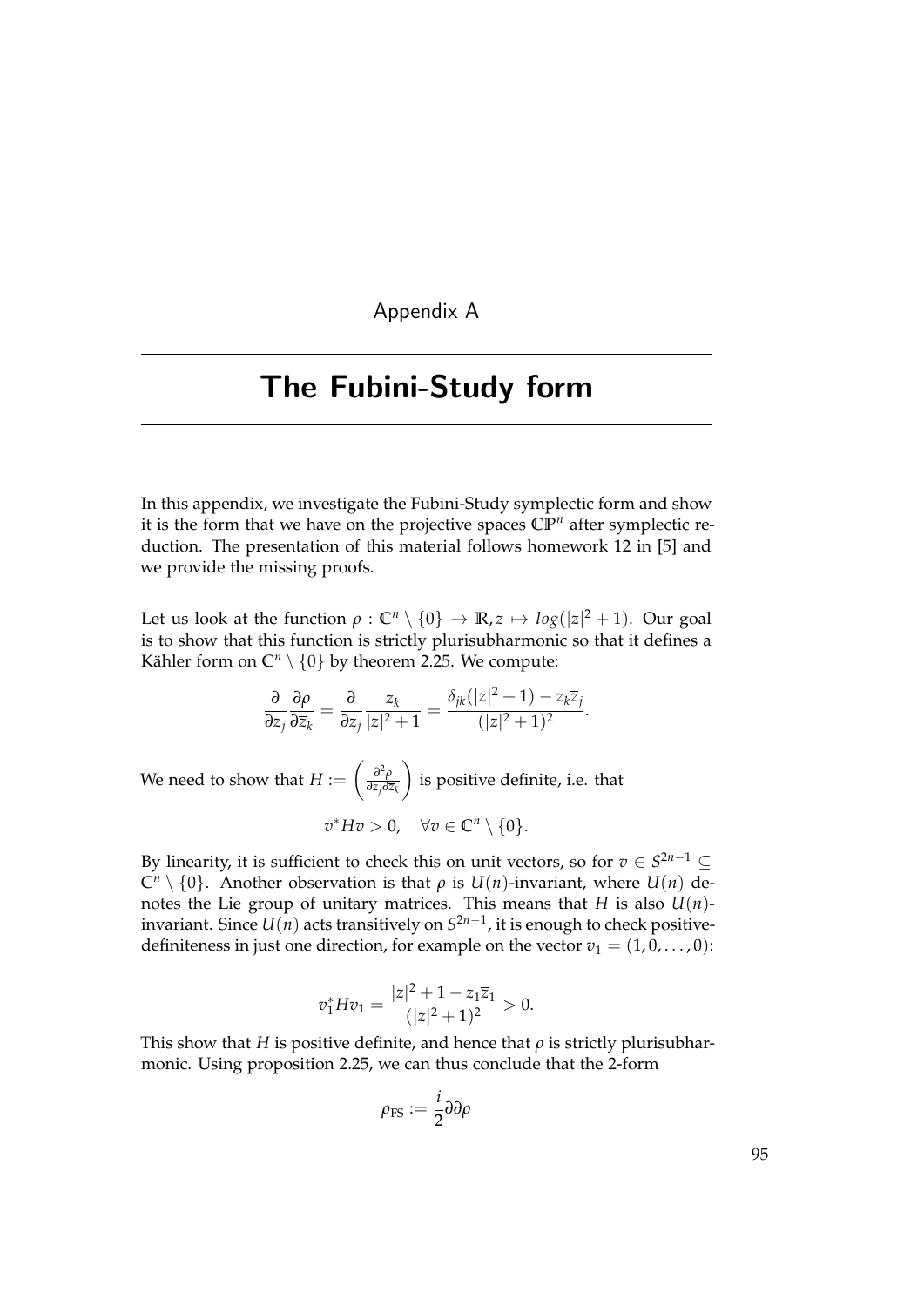Appendix A

# The Fubini-Study form

In this appendix, we investigate the Fubini-Study symplectic form and show it is the form that we have on the projective spaces $\mathbb{CP}^n$ after symplectic reduction. The presentation of this material follows homework 12 in [5] and we provide the missing proofs.

Let us look at the function $\rho : \mathbb{C}^n \setminus \{0\} \to \mathbb{R}, z \mapsto log(|z|^2 + 1)$. Our goal is to show that this function is strictly plurisubharmonic so that it defines a Kähler form on $\mathbb{C}^n \setminus \{0\}$ by theorem 2.25. We compute:

$$\frac{\partial}{\partial z_j}\frac{\partial \rho}{\partial \overline{z}_k} = \frac{\partial}{\partial z_j}\frac{z_k}{|z|^2+1} = \frac{\delta_{jk}(|z|^2+1) - z_k\overline{z}_j}{(|z|^2+1)^2}.$$

We need to show that $H := \left(\frac{\partial^2 \rho}{\partial z_j \partial \overline{z}_k}\right)$ is positive definite, i.e. that

$$v^* H v > 0, \quad \forall v \in \mathbb{C}^n \setminus \{0\}.$$

By linearity, it is sufficient to check this on unit vectors, so for $v \in S^{2n-1} \subseteq \mathbb{C}^n \setminus \{0\}$. Another observation is that $\rho$ is $U(n)$-invariant, where $U(n)$ denotes the Lie group of unitary matrices. This means that $H$ is also $U(n)$-invariant. Since $U(n)$ acts transitively on $S^{2n-1}$, it is enough to check positive-definiteness in just one direction, for example on the vector $v_1 = (1, 0, \ldots, 0)$:

$$v_1^* H v_1 = \frac{|z|^2 + 1 - z_1\overline{z}_1}{(|z|^2+1)^2} > 0.$$

This show that $H$ is positive definite, and hence that $\rho$ is strictly plurisubharmonic. Using proposition 2.25, we can thus conclude that the 2-form

$$\rho_{\text{FS}} := \frac{i}{2}\partial\overline{\partial}\rho$$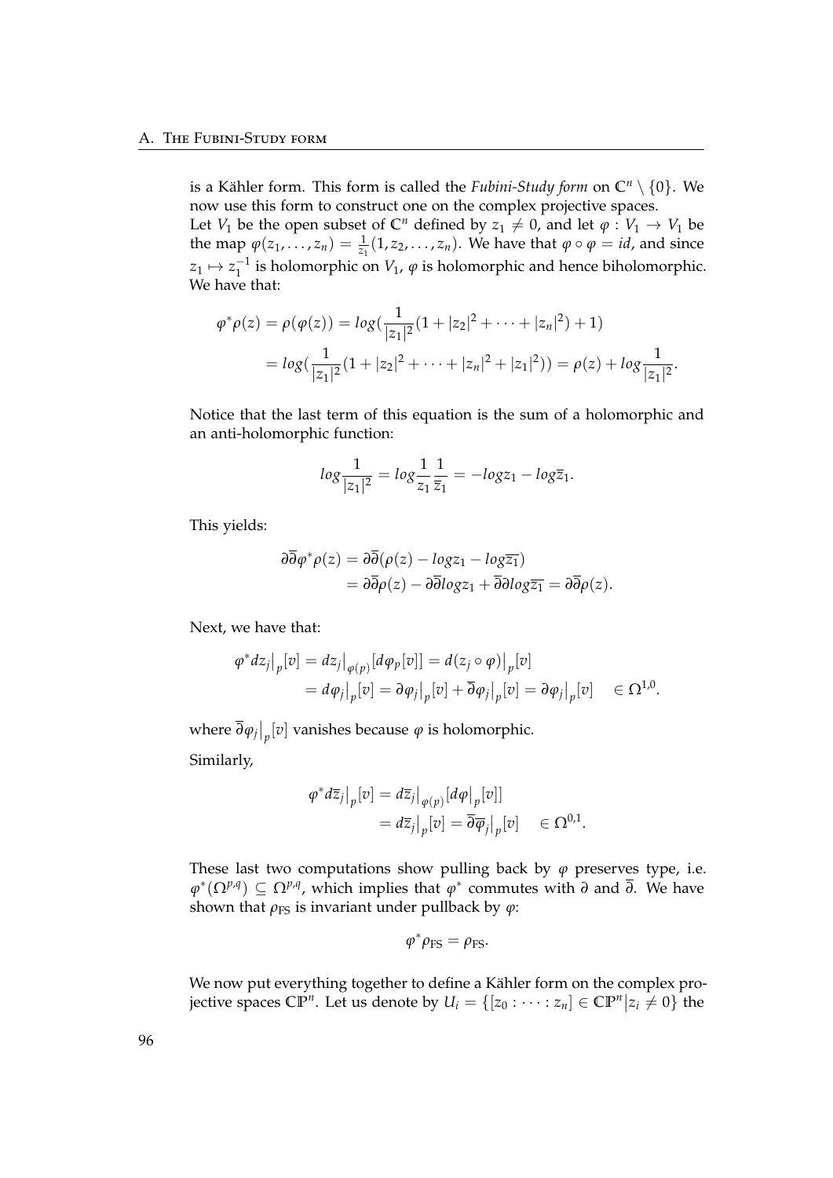is a Kähler form. This form is called the *Fubini-Study form* on $\mathbb{C}^n \setminus \{0\}$. We now use this form to construct one on the complex projective spaces.
Let $V_1$ be the open subset of $\mathbb{C}^n$ defined by $z_1 \neq 0$, and let $\varphi : V_1 \to V_1$ be the map $\varphi(z_1, \ldots, z_n) = \frac{1}{z_1}(1, z_2, \ldots, z_n)$. We have that $\varphi \circ \varphi = id$, and since $z_1 \mapsto z_1^{-1}$ is holomorphic on $V_1$, $\varphi$ is holomorphic and hence biholomorphic. We have that:

$$\begin{aligned}
\varphi^*\rho(z) = \rho(\varphi(z)) &= log(\frac{1}{|z_1|^2}(1 + |z_2|^2 + \cdots + |z_n|^2) + 1) \\
&= log(\frac{1}{|z_1|^2}(1 + |z_2|^2 + \cdots + |z_n|^2 + |z_1|^2)) = \rho(z) + log\frac{1}{|z_1|^2}.
\end{aligned}$$

Notice that the last term of this equation is the sum of a holomorphic and an anti-holomorphic function:

$$log\frac{1}{|z_1|^2} = log\frac{1}{z_1}\frac{1}{\overline{z}_1} = -log z_1 - log\overline{z}_1.$$

This yields:

$$\begin{aligned}
\partial\overline{\partial}\varphi^*\rho(z) &= \partial\overline{\partial}(\rho(z) - log z_1 - log\overline{z_1}) \\
&= \partial\overline{\partial}\rho(z) - \partial\overline{\partial}log z_1 + \overline{\partial}\partial log\overline{z_1} = \partial\overline{\partial}\rho(z).
\end{aligned}$$

Next, we have that:

$$\begin{aligned}
\varphi^* dz_j\big|_p[v] &= dz_j\big|_{\varphi(p)}[d\varphi_p[v]] = d(z_j \circ \varphi)\big|_p[v] \\
&= d\varphi_j\big|_p[v] = \partial\varphi_j\big|_p[v] + \overline{\partial}\varphi_j\big|_p[v] = \partial\varphi_j\big|_p[v] \quad \in \Omega^{1,0}.
\end{aligned}$$

where $\overline{\partial}\varphi_j\big|_p[v]$ vanishes because $\varphi$ is holomorphic.

Similarly,

$$\begin{aligned}
\varphi^* d\overline{z}_j\big|_p[v] &= d\overline{z}_j\big|_{\varphi(p)}[d\varphi\big|_p[v]] \\
&= d\overline{z}_j\big|_p[v] = \overline{\partial}\overline{\varphi}_j\big|_p[v] \quad \in \Omega^{0,1}.
\end{aligned}$$

These last two computations show pulling back by $\varphi$ preserves type, i.e. $\varphi^*(\Omega^{p,q}) \subseteq \Omega^{p,q}$, which implies that $\varphi^*$ commutes with $\partial$ and $\overline{\partial}$. We have shown that $\rho_{\text{FS}}$ is invariant under pullback by $\varphi$:

$$\varphi^*\rho_{\text{FS}} = \rho_{\text{FS}}.$$

We now put everything together to define a Kähler form on the complex projective spaces $\mathbb{CP}^n$. Let us denote by $U_i = \{[z_0 : \cdots : z_n] \in \mathbb{CP}^n | z_i \neq 0\}$ the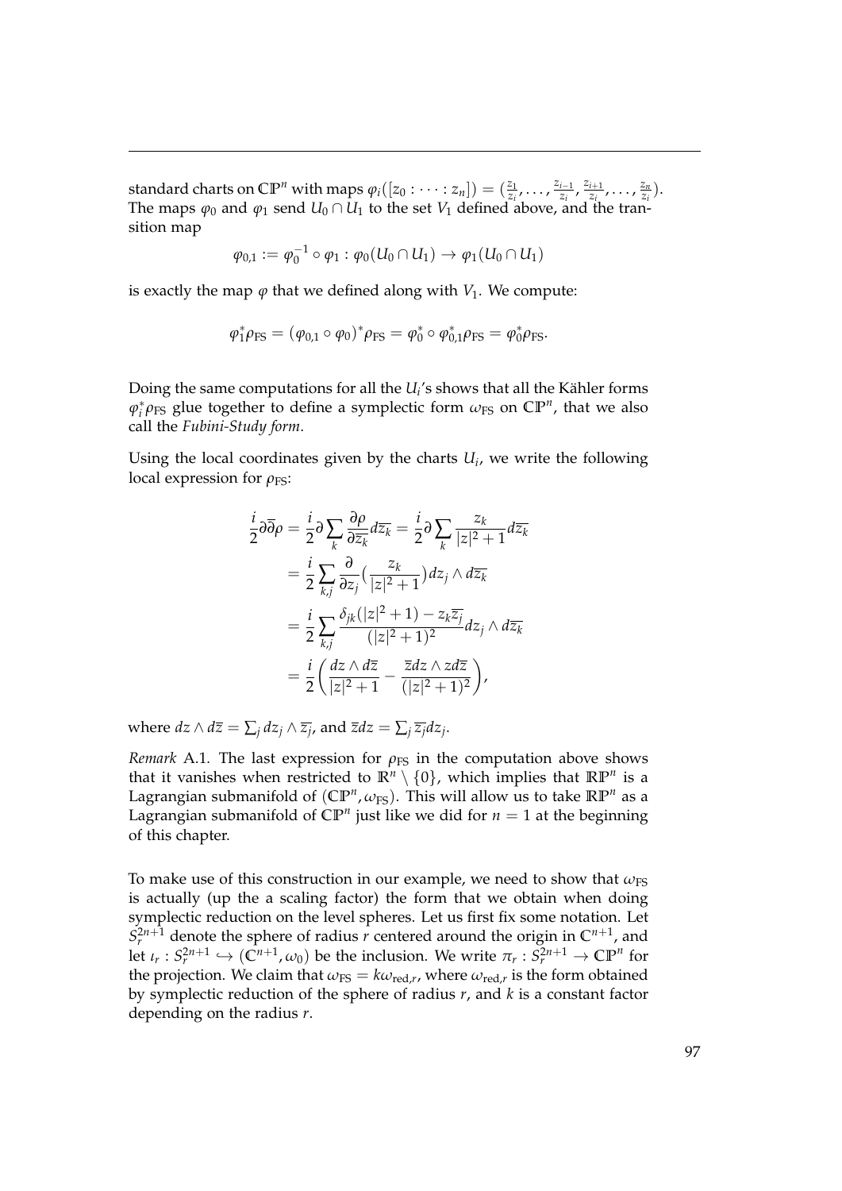standard charts on $\mathbb{CP}^n$ with maps $\varphi_i([z_0 : \cdots : z_n]) = (\frac{z_1}{z_i}, \ldots, \frac{z_{i-1}}{z_i}, \frac{z_{i+1}}{z_i}, \ldots, \frac{z_n}{z_i})$. The maps $\varphi_0$ and $\varphi_1$ send $U_0 \cap U_1$ to the set $V_1$ defined above, and the transition map

$$\varphi_{0,1} := \varphi_0^{-1} \circ \varphi_1 : \varphi_0(U_0 \cap U_1) \to \varphi_1(U_0 \cap U_1)$$

is exactly the map $\varphi$ that we defined along with $V_1$. We compute:

$$\varphi_1^* \rho_{\text{FS}} = (\varphi_{0,1} \circ \varphi_0)^* \rho_{\text{FS}} = \varphi_0^* \circ \varphi_{0,1}^* \rho_{\text{FS}} = \varphi_0^* \rho_{\text{FS}}.$$

Doing the same computations for all the $U_i$'s shows that all the Kähler forms $\varphi_i^* \rho_{\text{FS}}$ glue together to define a symplectic form $\omega_{\text{FS}}$ on $\mathbb{CP}^n$, that we also call the *Fubini-Study form*.

Using the local coordinates given by the charts $U_i$, we write the following local expression for $\rho_{\text{FS}}$:

$$\begin{aligned}
\frac{i}{2}\partial\overline{\partial}\rho &= \frac{i}{2}\partial \sum_k \frac{\partial \rho}{\partial \overline{z_k}} d\overline{z_k} = \frac{i}{2}\partial \sum_k \frac{z_k}{|z|^2+1} d\overline{z_k} \\
&= \frac{i}{2} \sum_{k,j} \frac{\partial}{\partial z_j}\Big(\frac{z_k}{|z|^2+1}\Big) dz_j \wedge d\overline{z_k} \\
&= \frac{i}{2} \sum_{k,j} \frac{\delta_{jk}(|z|^2+1) - z_k \overline{z_j}}{(|z|^2+1)^2} dz_j \wedge d\overline{z_k} \\
&= \frac{i}{2}\bigg( \frac{dz \wedge d\overline{z}}{|z|^2+1} - \frac{\overline{z}dz \wedge z d\overline{z}}{(|z|^2+1)^2} \bigg),
\end{aligned}$$

where $dz \wedge d\overline{z} = \sum_j dz_j \wedge \overline{z_j}$, and $\overline{z}dz = \sum_j \overline{z_j} dz_j$.

*Remark* A.1. The last expression for $\rho_{\text{FS}}$ in the computation above shows that it vanishes when restricted to $\mathbb{R}^n \setminus \{0\}$, which implies that $\mathbb{RP}^n$ is a Lagrangian submanifold of $(\mathbb{CP}^n, \omega_{\text{FS}})$. This will allow us to take $\mathbb{RP}^n$ as a Lagrangian submanifold of $\mathbb{CP}^n$ just like we did for $n = 1$ at the beginning of this chapter.

To make use of this construction in our example, we need to show that $\omega_{\text{FS}}$ is actually (up the a scaling factor) the form that we obtain when doing symplectic reduction on the level spheres. Let us first fix some notation. Let $S_r^{2n+1}$ denote the sphere of radius $r$ centered around the origin in $\mathbb{C}^{n+1}$, and let $\iota_r : S_r^{2n+1} \hookrightarrow (\mathbb{C}^{n+1}, \omega_0)$ be the inclusion. We write $\pi_r : S_r^{2n+1} \to \mathbb{CP}^n$ for the projection. We claim that $\omega_{\text{FS}} = k\omega_{\text{red},r}$, where $\omega_{\text{red},r}$ is the form obtained by symplectic reduction of the sphere of radius $r$, and $k$ is a constant factor depending on the radius $r$.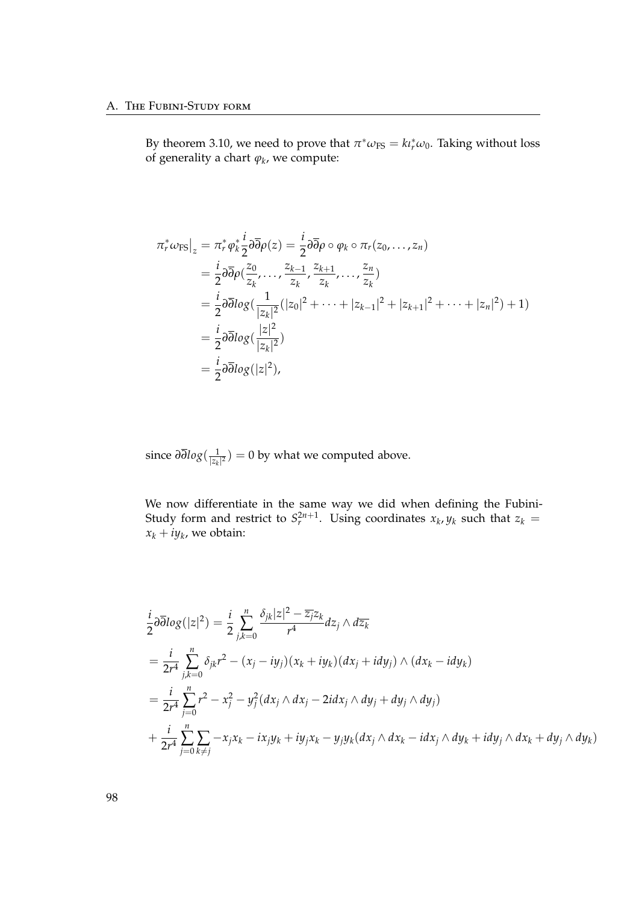By theorem 3.10, we need to prove that $\pi^*\omega_{\text{FS}} = k\iota_r^*\omega_0$. Taking without loss of generality a chart $\varphi_k$, we compute:

$$\begin{aligned}
\pi_r^*\omega_{\text{FS}}\big|_z &= \pi_r^*\varphi_k^*\frac{i}{2}\partial\overline{\partial}\rho(z) = \frac{i}{2}\partial\overline{\partial}\rho\circ\varphi_k\circ\pi_r(z_0,\ldots,z_n) \\
&= \frac{i}{2}\partial\overline{\partial}\rho(\frac{z_0}{z_k},\ldots,\frac{z_{k-1}}{z_k},\frac{z_{k+1}}{z_k},\ldots,\frac{z_n}{z_k}) \\
&= \frac{i}{2}\partial\overline{\partial}log(\frac{1}{|z_k|^2}(|z_0|^2+\cdots+|z_{k-1}|^2+|z_{k+1}|^2+\cdots+|z_n|^2)+1) \\
&= \frac{i}{2}\partial\overline{\partial}log(\frac{|z|^2}{|z_k|^2}) \\
&= \frac{i}{2}\partial\overline{\partial}log(|z|^2),
\end{aligned}$$

since $\partial\overline{\partial}log(\frac{1}{|z_k|^2}) = 0$ by what we computed above.

We now differentiate in the same way we did when defining the Fubini-Study form and restrict to $S_r^{2n+1}$. Using coordinates $x_k, y_k$ such that $z_k = x_k + iy_k$, we obtain:

$$\begin{aligned}
&\frac{i}{2}\partial\overline{\partial}log(|z|^2) = \frac{i}{2}\sum_{j,k=0}^{n}\frac{\delta_{jk}|z|^2-\overline{z_j}z_k}{r^4}dz_j\wedge d\overline{z_k} \\
&= \frac{i}{2r^4}\sum_{j,k=0}^{n}\delta_{jk}r^2-(x_j-iy_j)(x_k+iy_k)(dx_j+idy_j)\wedge(dx_k-idy_k) \\
&= \frac{i}{2r^4}\sum_{j=0}^{n}r^2-x_j^2-y_j^2(dx_j\wedge dx_j-2idx_j\wedge dy_j+dy_j\wedge dy_j) \\
&+ \frac{i}{2r^4}\sum_{j=0}^{n}\sum_{k\neq j}-x_jx_k-ix_jy_k+iy_jx_k-y_jy_k(dx_j\wedge dx_k-idx_j\wedge dy_k+idy_j\wedge dx_k+dy_j\wedge dy_k)
\end{aligned}$$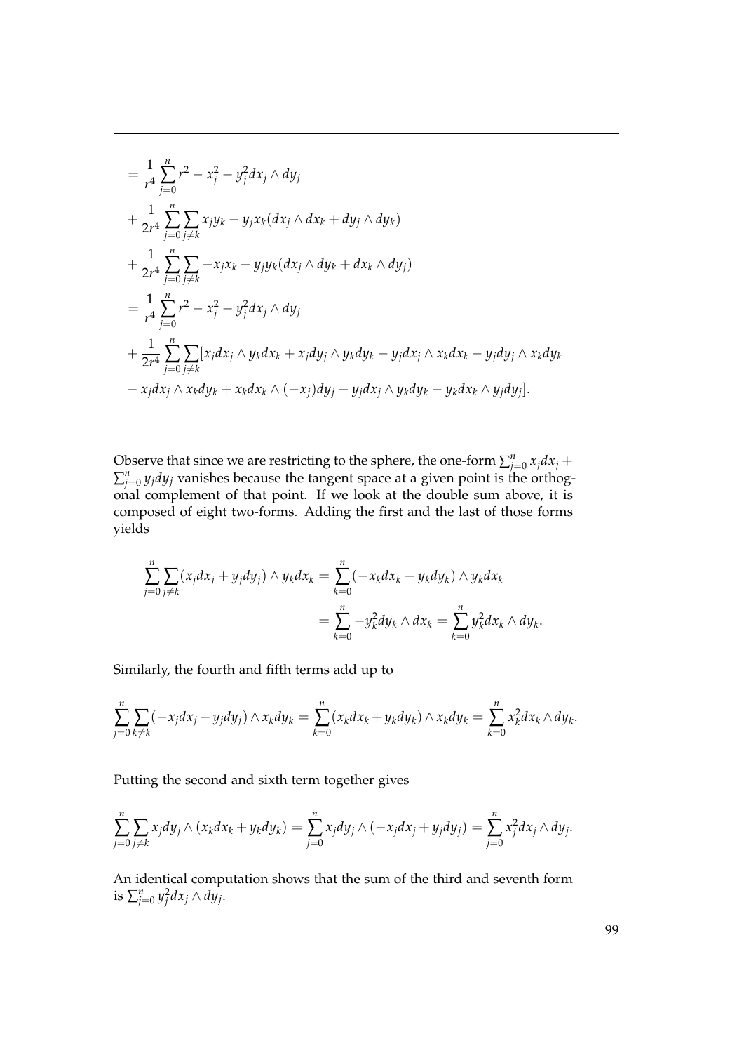$$
\begin{aligned}
&= \frac{1}{r^4} \sum_{j=0}^{n} r^2 - x_j^2 - y_j^2 dx_j \wedge dy_j \\
&+ \frac{1}{2r^4} \sum_{j=0}^{n} \sum_{j \neq k} x_j y_k - y_j x_k (dx_j \wedge dx_k + dy_j \wedge dy_k) \\
&+ \frac{1}{2r^4} \sum_{j=0}^{n} \sum_{j \neq k} -x_j x_k - y_j y_k (dx_j \wedge dy_k + dx_k \wedge dy_j) \\
&= \frac{1}{r^4} \sum_{j=0}^{n} r^2 - x_j^2 - y_j^2 dx_j \wedge dy_j \\
&+ \frac{1}{2r^4} \sum_{j=0}^{n} \sum_{j \neq k} [x_j dx_j \wedge y_k dx_k + x_j dy_j \wedge y_k dy_k - y_j dx_j \wedge x_k dx_k - y_j dy_j \wedge x_k dy_k \\
&- x_j dx_j \wedge x_k dy_k + x_k dx_k \wedge (-x_j) dy_j - y_j dx_j \wedge y_k dy_k - y_k dx_k \wedge y_j dy_j].
\end{aligned}
$$

Observe that since we are restricting to the sphere, the one-form $\sum_{j=0}^{n} x_j dx_j + \sum_{j=0}^{n} y_j dy_j$ vanishes because the tangent space at a given point is the orthogonal complement of that point. If we look at the double sum above, it is composed of eight two-forms. Adding the first and the last of those forms yields

$$
\begin{aligned}
\sum_{j=0}^{n} \sum_{j \neq k} (x_j dx_j + y_j dy_j) \wedge y_k dx_k &= \sum_{k=0}^{n} (-x_k dx_k - y_k dy_k) \wedge y_k dx_k \\
&= \sum_{k=0}^{n} -y_k^2 dy_k \wedge dx_k = \sum_{k=0}^{n} y_k^2 dx_k \wedge dy_k.
\end{aligned}
$$

Similarly, the fourth and fifth terms add up to

$$
\sum_{j=0}^{n} \sum_{k \neq k} (-x_j dx_j - y_j dy_j) \wedge x_k dy_k = \sum_{k=0}^{n} (x_k dx_k + y_k dy_k) \wedge x_k dy_k = \sum_{k=0}^{n} x_k^2 dx_k \wedge dy_k.
$$

Putting the second and sixth term together gives

$$
\sum_{j=0}^{n} \sum_{j \neq k} x_j dy_j \wedge (x_k dx_k + y_k dy_k) = \sum_{j=0}^{n} x_j dy_j \wedge (-x_j dx_j + y_j dy_j) = \sum_{j=0}^{n} x_j^2 dx_j \wedge dy_j.
$$

An identical computation shows that the sum of the third and seventh form is $\sum_{j=0}^{n} y_j^2 dx_j \wedge dy_j$.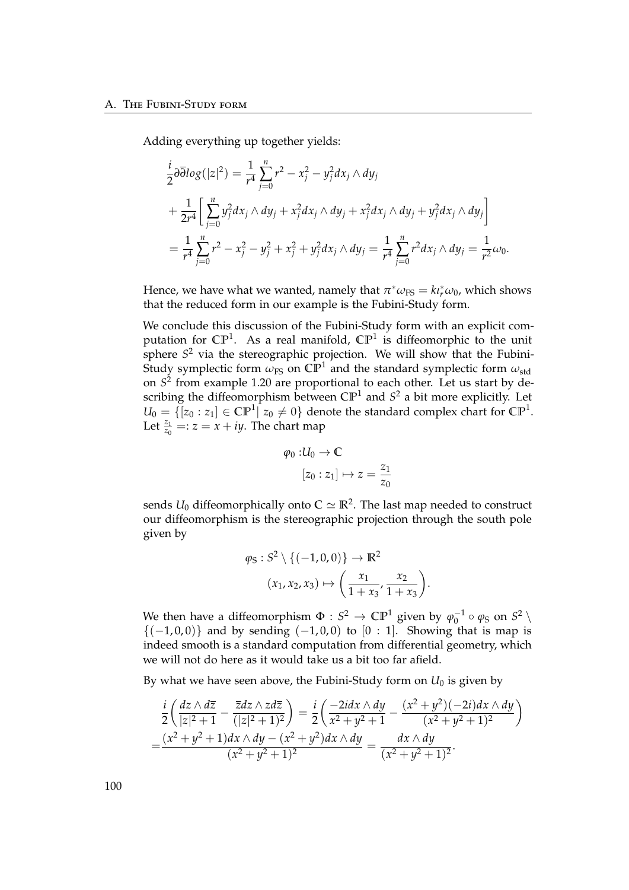Adding everything up together yields:

$$
\begin{aligned}
&\frac{i}{2}\partial\overline{\partial}log(|z|^2) = \frac{1}{r^4}\sum_{j=0}^{n} r^2 - x_j^2 - y_j^2 dx_j \wedge dy_j \\
&+ \frac{1}{2r^4}\left[\sum_{j=0}^{n} y_j^2 dx_j \wedge dy_j + x_j^2 dx_j \wedge dy_j + x_j^2 dx_j \wedge dy_j + y_j^2 dx_j \wedge dy_j\right] \\
&= \frac{1}{r^4}\sum_{j=0}^{n} r^2 - x_j^2 - y_j^2 + x_j^2 + y_j^2 dx_j \wedge dy_j = \frac{1}{r^4}\sum_{j=0}^{n} r^2 dx_j \wedge dy_j = \frac{1}{r^2}\omega_0.
\end{aligned}
$$

Hence, we have what we wanted, namely that $\pi^*\omega_{\text{FS}} = k\iota_r^*\omega_0$, which shows that the reduced form in our example is the Fubini-Study form.

We conclude this discussion of the Fubini-Study form with an explicit computation for $\mathbb{CP}^1$. As a real manifold, $\mathbb{CP}^1$ is diffeomorphic to the unit sphere $S^2$ via the stereographic projection. We will show that the Fubini-Study symplectic form $\omega_{\text{FS}}$ on $\mathbb{CP}^1$ and the standard symplectic form $\omega_{\text{std}}$ on $S^2$ from example 1.20 are proportional to each other. Let us start by describing the diffeomorphism between $\mathbb{CP}^1$ and $S^2$ a bit more explicitly. Let $U_0 = \{[z_0 : z_1] \in \mathbb{CP}^1 | \, z_0 \neq 0\}$ denote the standard complex chart for $\mathbb{CP}^1$. Let $\frac{z_1}{z_0} =: z = x + iy$. The chart map

$$
\begin{aligned}
\varphi_0 : &U_0 \to \mathbb{C} \\
&[z_0 : z_1] \mapsto z = \frac{z_1}{z_0}
\end{aligned}
$$

sends $U_0$ diffeomorphically onto $\mathbb{C} \simeq \mathbb{R}^2$. The last map needed to construct our diffeomorphism is the stereographic projection through the south pole given by

$$
\begin{aligned}
\varphi_S : S^2 \setminus \{(-1, 0, 0)\} &\to \mathbb{R}^2 \\
(x_1, x_2, x_3) &\mapsto \left(\frac{x_1}{1 + x_3}, \frac{x_2}{1 + x_3}\right).
\end{aligned}
$$

We then have a diffeomorphism $\Phi : S^2 \to \mathbb{CP}^1$ given by $\varphi_0^{-1} \circ \varphi_S$ on $S^2 \setminus \{(-1, 0, 0)\}$ and by sending $(-1, 0, 0)$ to $[0 : 1]$. Showing that is map is indeed smooth is a standard computation from differential geometry, which we will not do here as it would take us a bit too far afield.

By what we have seen above, the Fubini-Study form on $U_0$ is given by

$$
\begin{aligned}
&\frac{i}{2}\left(\frac{dz \wedge d\overline{z}}{|z|^2 + 1} - \frac{\overline{z}dz \wedge zd\overline{z}}{(|z|^2 + 1)^2}\right) = \frac{i}{2}\left(\frac{-2idx \wedge dy}{x^2 + y^2 + 1} - \frac{(x^2 + y^2)(-2i)dx \wedge dy}{(x^2 + y^2 + 1)^2}\right) \\
=&\frac{(x^2 + y^2 + 1)dx \wedge dy - (x^2 + y^2)dx \wedge dy}{(x^2 + y^2 + 1)^2} = \frac{dx \wedge dy}{(x^2 + y^2 + 1)^2}.
\end{aligned}
$$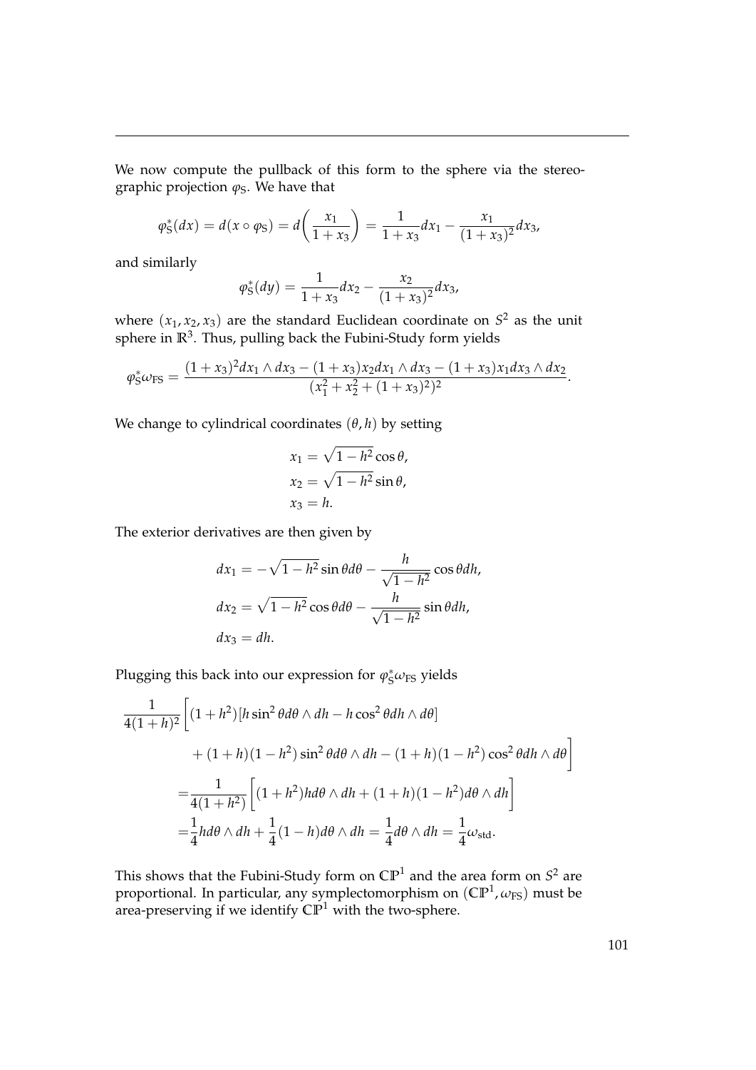We now compute the pullback of this form to the sphere via the stereographic projection $\varphi_S$. We have that

$$\varphi_S^*(dx) = d(x \circ \varphi_S) = d\left(\frac{x_1}{1+x_3}\right) = \frac{1}{1+x_3}dx_1 - \frac{x_1}{(1+x_3)^2}dx_3,$$

and similarly

$$\varphi_S^*(dy) = \frac{1}{1+x_3}dx_2 - \frac{x_2}{(1+x_3)^2}dx_3,$$

where $(x_1, x_2, x_3)$ are the standard Euclidean coordinate on $S^2$ as the unit sphere in $\mathbb{R}^3$. Thus, pulling back the Fubini-Study form yields

$$\varphi_S^*\omega_{\text{FS}} = \frac{(1+x_3)^2 dx_1 \wedge dx_3 - (1+x_3)x_2 dx_1 \wedge dx_3 - (1+x_3)x_1 dx_3 \wedge dx_2}{(x_1^2 + x_2^2 + (1+x_3)^2)^2}.$$

We change to cylindrical coordinates $(\theta, h)$ by setting

$$\begin{aligned}
x_1 &= \sqrt{1-h^2}\cos\theta, \\
x_2 &= \sqrt{1-h^2}\sin\theta, \\
x_3 &= h.
\end{aligned}$$

The exterior derivatives are then given by

$$\begin{aligned}
dx_1 &= -\sqrt{1-h^2}\sin\theta d\theta - \frac{h}{\sqrt{1-h^2}}\cos\theta dh, \\
dx_2 &= \sqrt{1-h^2}\cos\theta d\theta - \frac{h}{\sqrt{1-h^2}}\sin\theta dh, \\
dx_3 &= dh.
\end{aligned}$$

Plugging this back into our expression for $\varphi_S^*\omega_{\text{FS}}$ yields

$$\begin{aligned}
\frac{1}{4(1+h)^2}\Bigg[&(1+h^2)[h\sin^2\theta d\theta \wedge dh - h\cos^2\theta dh \wedge d\theta] \\
&+ (1+h)(1-h^2)\sin^2\theta d\theta \wedge dh - (1+h)(1-h^2)\cos^2\theta dh \wedge d\theta\Bigg] \\
=&\frac{1}{4(1+h^2)}\Bigg[(1+h^2)h d\theta \wedge dh + (1+h)(1-h^2)d\theta \wedge dh\Bigg] \\
=&\frac{1}{4}h d\theta \wedge dh + \frac{1}{4}(1-h)d\theta \wedge dh = \frac{1}{4}d\theta \wedge dh = \frac{1}{4}\omega_{\text{std}}.
\end{aligned}$$

This shows that the Fubini-Study form on $\mathbb{CP}^1$ and the area form on $S^2$ are proportional. In particular, any symplectomorphism on $(\mathbb{CP}^1, \omega_{\text{FS}})$ must be area-preserving if we identify $\mathbb{CP}^1$ with the two-sphere.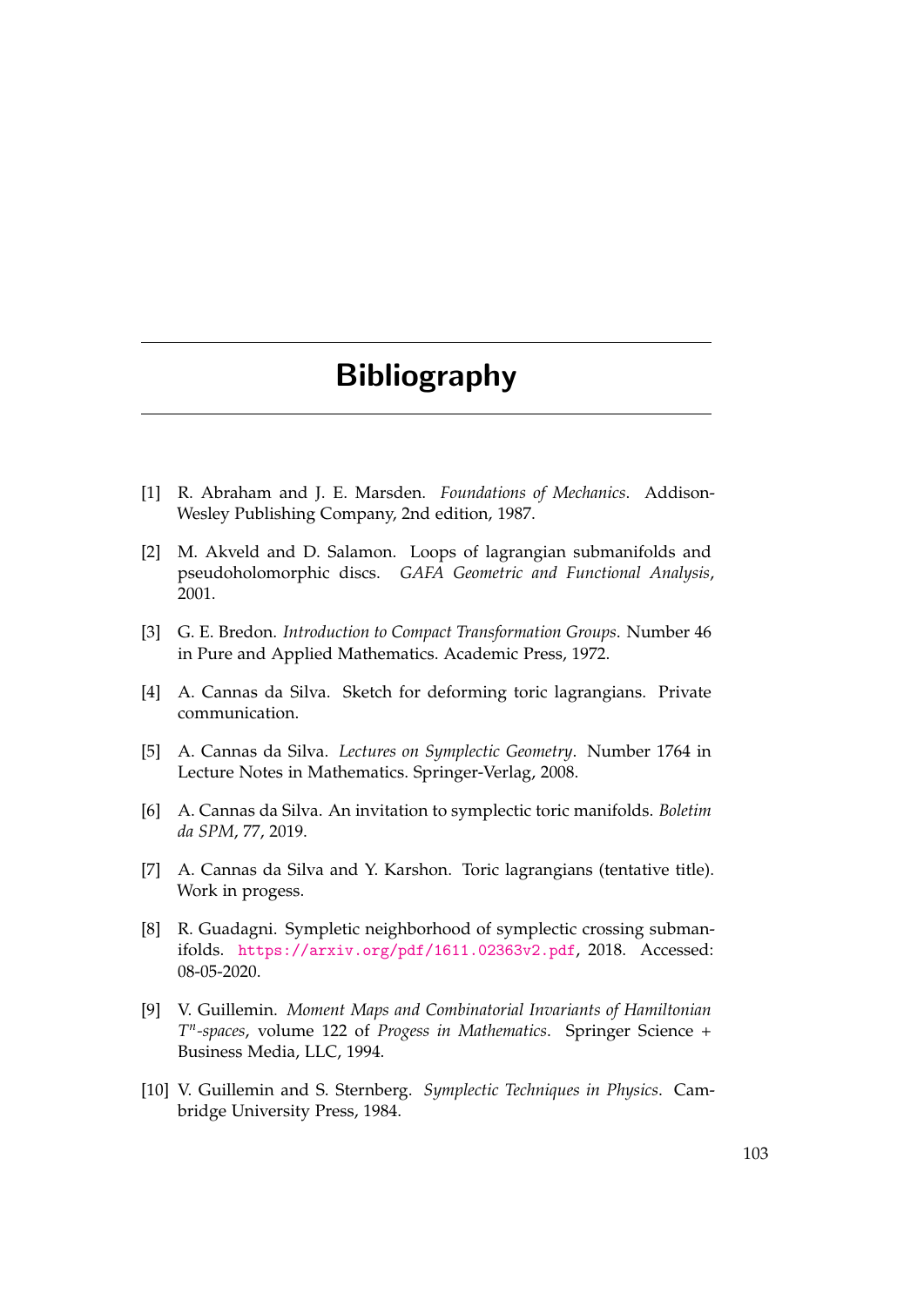# Bibliography

[1] R. Abraham and J. E. Marsden. *Foundations of Mechanics*. Addison-Wesley Publishing Company, 2nd edition, 1987.

[2] M. Akveld and D. Salamon. Loops of lagrangian submanifolds and pseudoholomorphic discs. *GAFA Geometric and Functional Analysis*, 2001.

[3] G. E. Bredon. *Introduction to Compact Transformation Groups*. Number 46 in Pure and Applied Mathematics. Academic Press, 1972.

[4] A. Cannas da Silva. Sketch for deforming toric lagrangians. Private communication.

[5] A. Cannas da Silva. *Lectures on Symplectic Geometry*. Number 1764 in Lecture Notes in Mathematics. Springer-Verlag, 2008.

[6] A. Cannas da Silva. An invitation to symplectic toric manifolds. *Boletim da SPM*, 77, 2019.

[7] A. Cannas da Silva and Y. Karshon. Toric lagrangians (tentative title). Work in progess.

[8] R. Guadagni. Sympletic neighborhood of symplectic crossing submanifolds. https://arxiv.org/pdf/1611.02363v2.pdf, 2018. Accessed: 08-05-2020.

[9] V. Guillemin. *Moment Maps and Combinatorial Invariants of Hamiltonian $T^n$-spaces*, volume 122 of *Progess in Mathematics*. Springer Science + Business Media, LLC, 1994.

[10] V. Guillemin and S. Sternberg. *Symplectic Techniques in Physics*. Cambridge University Press, 1984.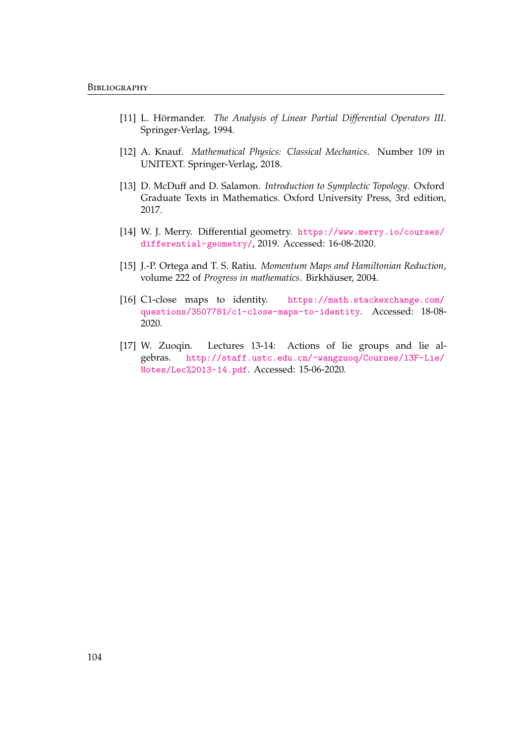[11] L. Hörmander. *The Analysis of Linear Partial Differential Operators III*. Springer-Verlag, 1994.

[12] A. Knauf. *Mathematical Physics: Classical Mechanics*. Number 109 in UNITEXT. Springer-Verlag, 2018.

[13] D. McDuff and D. Salamon. *Introduction to Symplectic Topology*. Oxford Graduate Texts in Mathematics. Oxford University Press, 3rd edition, 2017.

[14] W. J. Merry. Differential geometry. https://www.merry.io/courses/differential-geometry/, 2019. Accessed: 16-08-2020.

[15] J.-P. Ortega and T. S. Ratiu. *Momentum Maps and Hamiltonian Reduction*, volume 222 of *Progress in mathematics*. Birkhäuser, 2004.

[16] C1-close maps to identity. https://math.stackexchange.com/questions/3507781/c1-close-maps-to-identity. Accessed: 18-08-2020.

[17] W. Zuoqin. Lectures 13-14: Actions of lie groups and lie algebras. http://staff.ustc.edu.cn/~wangzuoq/Courses/13F-Lie/Notes/Lec%2013-14.pdf. Accessed: 15-06-2020.